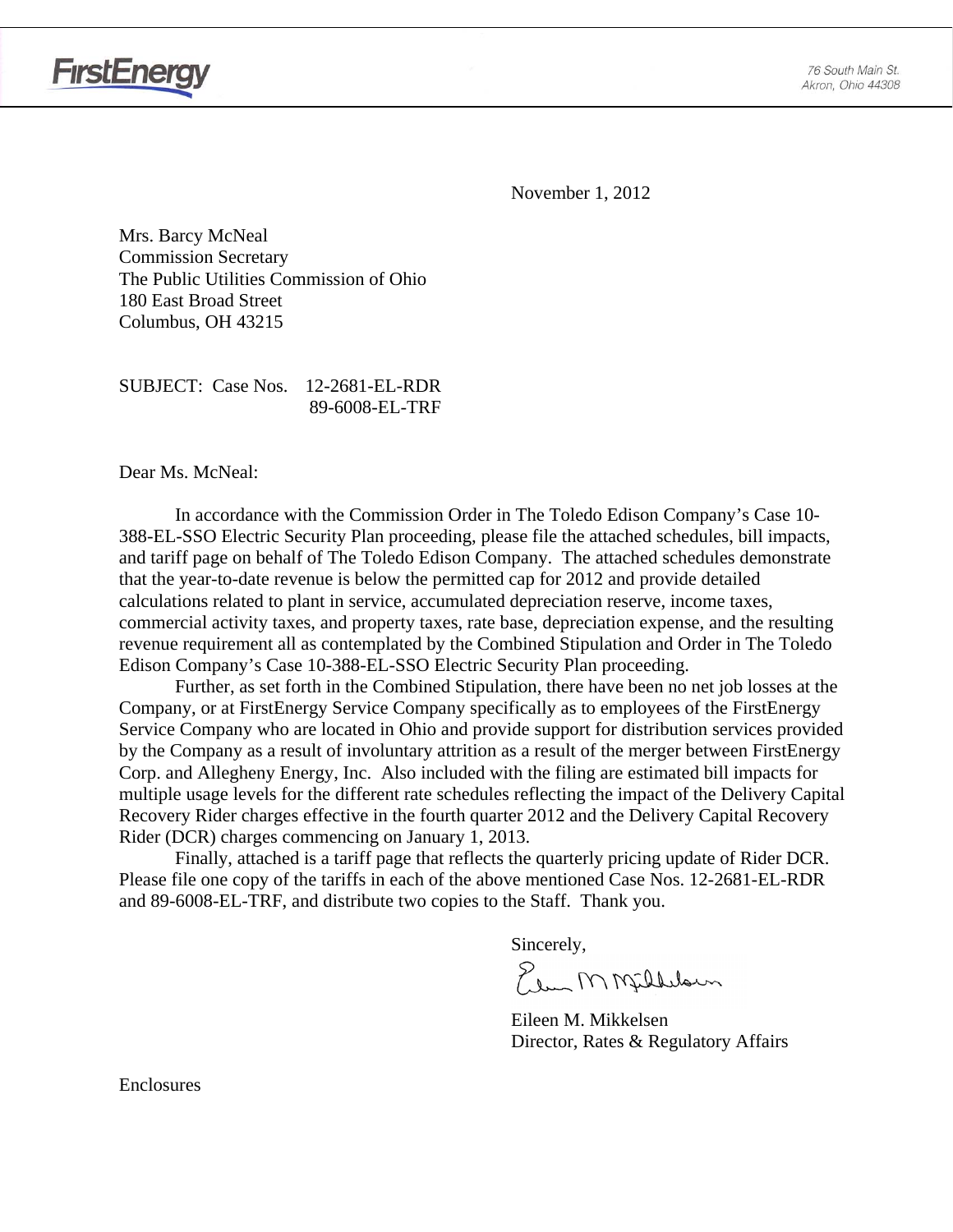FirstEnergy

76 South Main St.
Akron, Ohio 44308

November 1, 2012

Mrs. Barcy McNeal
Commission Secretary
The Public Utilities Commission of Ohio
180 East Broad Street
Columbus, OH 43215

SUBJECT: Case Nos. 12-2681-EL-RDR
89-6008-EL-TRF

Dear Ms. McNeal:

In accordance with the Commission Order in The Toledo Edison Company's Case 10-388-EL-SSO Electric Security Plan proceeding, please file the attached schedules, bill impacts, and tariff page on behalf of The Toledo Edison Company. The attached schedules demonstrate that the year-to-date revenue is below the permitted cap for 2012 and provide detailed calculations related to plant in service, accumulated depreciation reserve, income taxes, commercial activity taxes, and property taxes, rate base, depreciation expense, and the resulting revenue requirement all as contemplated by the Combined Stipulation and Order in The Toledo Edison Company's Case 10-388-EL-SSO Electric Security Plan proceeding.

Further, as set forth in the Combined Stipulation, there have been no net job losses at the Company, or at FirstEnergy Service Company specifically as to employees of the FirstEnergy Service Company who are located in Ohio and provide support for distribution services provided by the Company as a result of involuntary attrition as a result of the merger between FirstEnergy Corp. and Allegheny Energy, Inc. Also included with the filing are estimated bill impacts for multiple usage levels for the different rate schedules reflecting the impact of the Delivery Capital Recovery Rider charges effective in the fourth quarter 2012 and the Delivery Capital Recovery Rider (DCR) charges commencing on January 1, 2013.

Finally, attached is a tariff page that reflects the quarterly pricing update of Rider DCR. Please file one copy of the tariffs in each of the above mentioned Case Nos. 12-2681-EL-RDR and 89-6008-EL-TRF, and distribute two copies to the Staff. Thank you.

Sincerely,

Eileen M. Mikkelsen
Director, Rates & Regulatory Affairs

Enclosures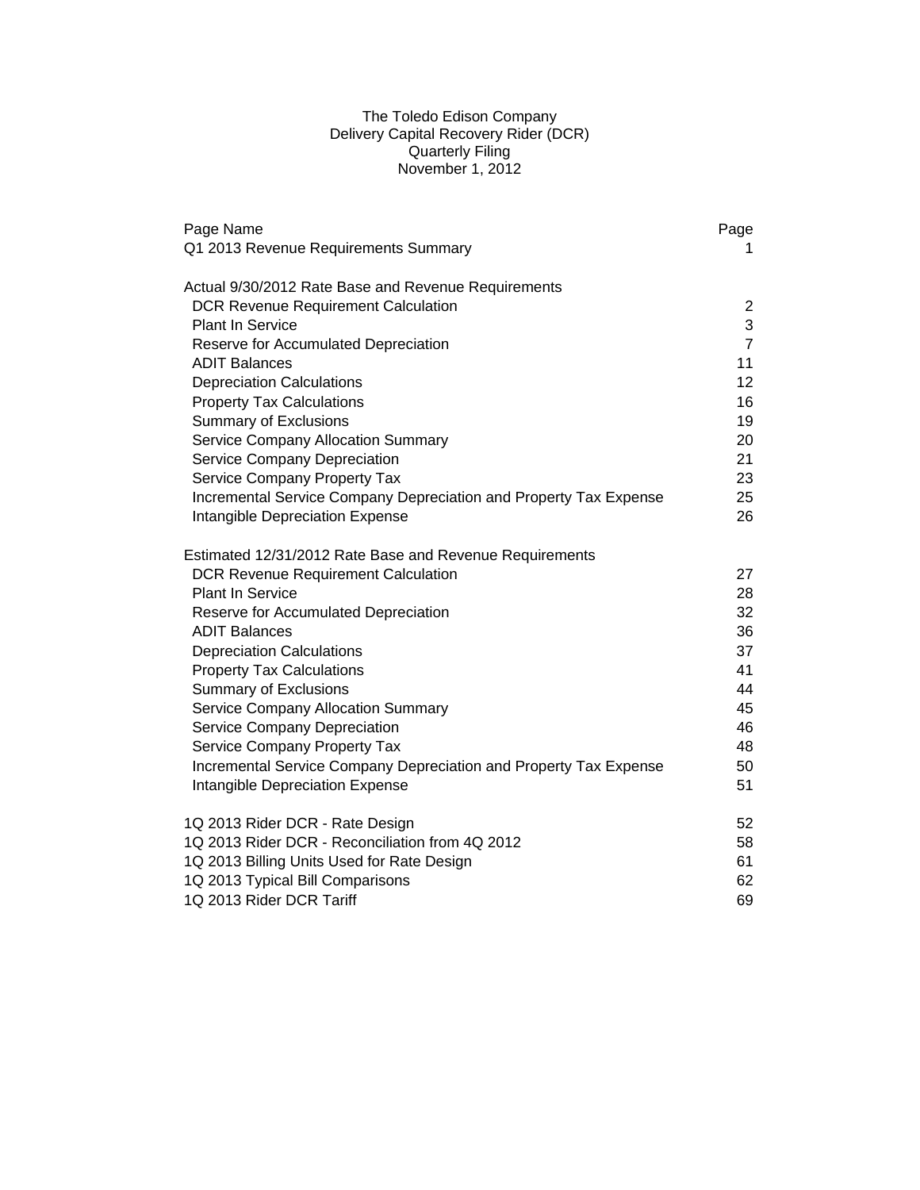# The Toledo Edison Company
## Delivery Capital Recovery Rider (DCR)
### Quarterly Filing
### November 1, 2012

| Page Name | Page |
|---|---|
| Q1 2013 Revenue Requirements Summary | 1 |
| | |
| **Actual 9/30/2012 Rate Base and Revenue Requirements** | |
| DCR Revenue Requirement Calculation | 2 |
| Plant In Service | 3 |
| Reserve for Accumulated Depreciation | 7 |
| ADIT Balances | 11 |
| Depreciation Calculations | 12 |
| Property Tax Calculations | 16 |
| Summary of Exclusions | 19 |
| Service Company Allocation Summary | 20 |
| Service Company Depreciation | 21 |
| Service Company Property Tax | 23 |
| Incremental Service Company Depreciation and Property Tax Expense | 25 |
| Intangible Depreciation Expense | 26 |
| | |
| **Estimated 12/31/2012 Rate Base and Revenue Requirements** | |
| DCR Revenue Requirement Calculation | 27 |
| Plant In Service | 28 |
| Reserve for Accumulated Depreciation | 32 |
| ADIT Balances | 36 |
| Depreciation Calculations | 37 |
| Property Tax Calculations | 41 |
| Summary of Exclusions | 44 |
| Service Company Allocation Summary | 45 |
| Service Company Depreciation | 46 |
| Service Company Property Tax | 48 |
| Incremental Service Company Depreciation and Property Tax Expense | 50 |
| Intangible Depreciation Expense | 51 |
| | |
| 1Q 2013 Rider DCR - Rate Design | 52 |
| 1Q 2013 Rider DCR - Reconciliation from 4Q 2012 | 58 |
| 1Q 2013 Billing Units Used for Rate Design | 61 |
| 1Q 2013 Typical Bill Comparisons | 62 |
| 1Q 2013 Rider DCR Tariff | 69 |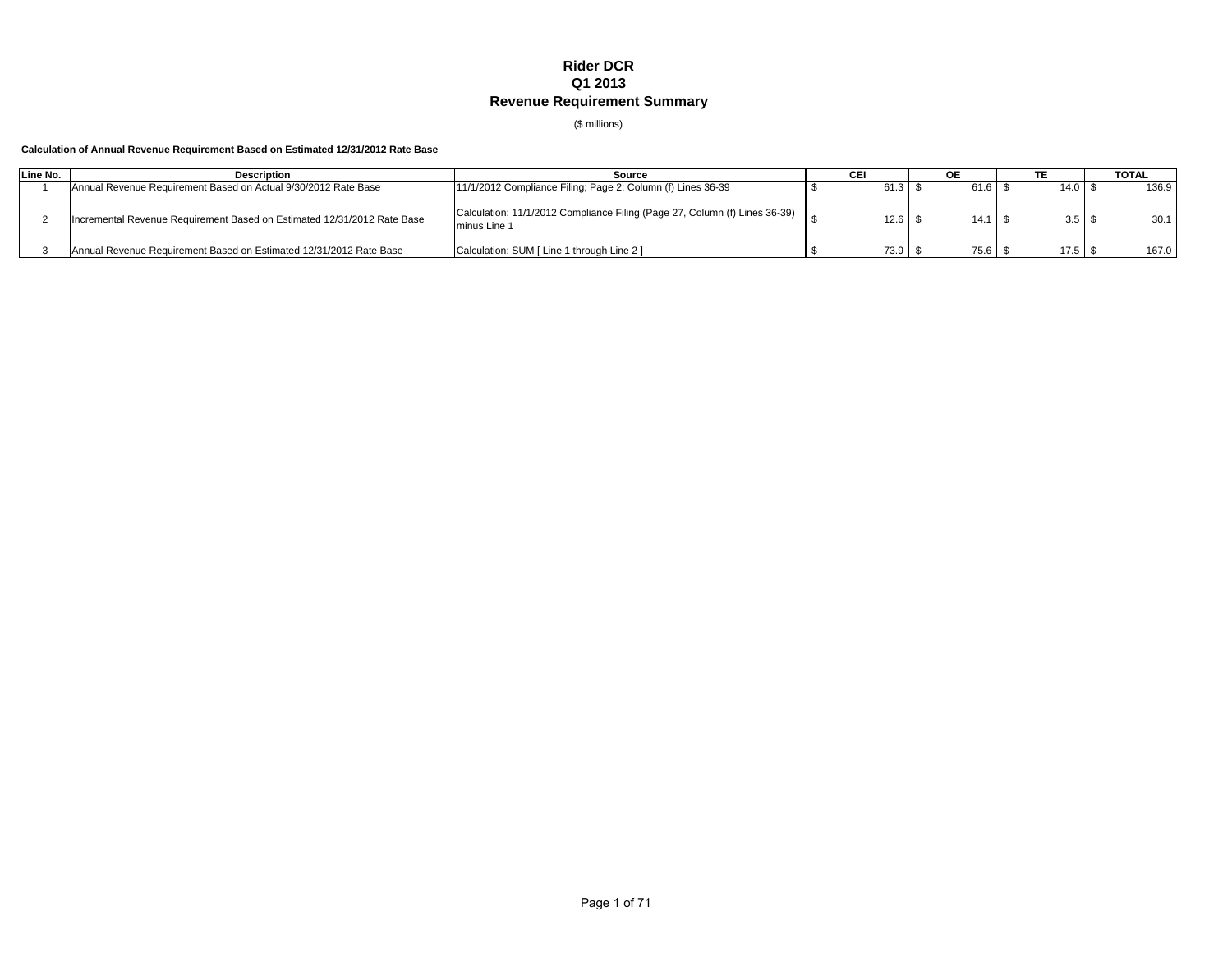# Rider DCR
## Q1 2013
## Revenue Requirement Summary

($ millions)

**Calculation of Annual Revenue Requirement Based on Estimated 12/31/2012 Rate Base**

| Line No. | Description | Source | CEI | OE | TE | TOTAL |
|---|---|---|---|---|---|---|
| 1 | Annual Revenue Requirement Based on Actual 9/30/2012 Rate Base | 11/1/2012 Compliance Filing; Page 2; Column (f) Lines 36-39 | $ 61.3 | $ 61.6 | $ 14.0 | $ 136.9 |
| 2 | Incremental Revenue Requirement Based on Estimated 12/31/2012 Rate Base | Calculation: 11/1/2012 Compliance Filing (Page 27, Column (f) Lines 36-39) minus Line 1 | $ 12.6 | $ 14.1 | $ 3.5 | $ 30.1 |
| 3 | Annual Revenue Requirement Based on Estimated 12/31/2012 Rate Base | Calculation: SUM [ Line 1 through Line 2 ] | $ 73.9 | $ 75.6 | $ 17.5 | $ 167.0 |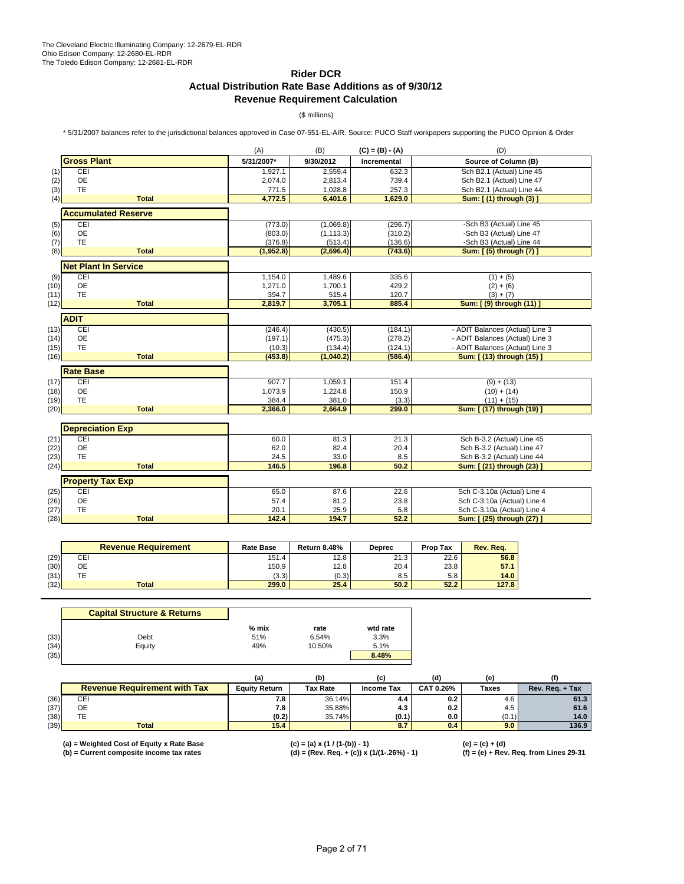The Cleveland Electric Illuminating Company: 12-2679-EL-RDR
Ohio Edison Company: 12-2680-EL-RDR
The Toledo Edison Company: 12-2681-EL-RDR

# Rider DCR
## Actual Distribution Rate Base Additions as of 9/30/12
## Revenue Requirement Calculation

($ millions)

\* 5/31/2007 balances refer to the jurisdictional balances approved in Case 07-551-EL-AIR. Source: PUCO Staff workpapers supporting the PUCO Opinion & Order

| | | (A) | (B) | (C) = (B) - (A) | (D) |
|---|---|---|---|---|---|
| | **Gross Plant** | **5/31/2007*** | **9/30/2012** | **Incremental** | **Source of Column (B)** |
| (1) | CEI | 1,927.1 | 2,559.4 | 632.3 | Sch B2.1 (Actual) Line 45 |
| (2) | OE | 2,074.0 | 2,813.4 | 739.4 | Sch B2.1 (Actual) Line 47 |
| (3) | TE | 771.5 | 1,028.8 | 257.3 | Sch B2.1 (Actual) Line 44 |
| (4) | **Total** | **4,772.5** | **6,401.6** | **1,629.0** | **Sum: [ (1) through (3) ]** |
| | **Accumulated Reserve** | | | | |
| (5) | CEI | (773.0) | (1,069.8) | (296.7) | -Sch B3 (Actual) Line 45 |
| (6) | OE | (803.0) | (1,113.3) | (310.2) | -Sch B3 (Actual) Line 47 |
| (7) | TE | (376.8) | (513.4) | (136.6) | -Sch B3 (Actual) Line 44 |
| (8) | **Total** | **(1,952.8)** | **(2,696.4)** | **(743.6)** | **Sum: [ (5) through (7) ]** |
| | **Net Plant In Service** | | | | |
| (9) | CEI | 1,154.0 | 1,489.6 | 335.6 | (1) + (5) |
| (10) | OE | 1,271.0 | 1,700.1 | 429.2 | (2) + (6) |
| (11) | TE | 394.7 | 515.4 | 120.7 | (3) + (7) |
| (12) | **Total** | **2,819.7** | **3,705.1** | **885.4** | **Sum: [ (9) through (11) ]** |
| | **ADIT** | | | | |
| (13) | CEI | (246.4) | (430.5) | (184.1) | - ADIT Balances (Actual) Line 3 |
| (14) | OE | (197.1) | (475.3) | (278.2) | - ADIT Balances (Actual) Line 3 |
| (15) | TE | (10.3) | (134.4) | (124.1) | - ADIT Balances (Actual) Line 3 |
| (16) | **Total** | **(453.8)** | **(1,040.2)** | **(586.4)** | **Sum: [ (13) through (15) ]** |
| | **Rate Base** | | | | |
| (17) | CEI | 907.7 | 1,059.1 | 151.4 | (9) + (13) |
| (18) | OE | 1,073.9 | 1,224.8 | 150.9 | (10) + (14) |
| (19) | TE | 384.4 | 381.0 | (3.3) | (11) + (15) |
| (20) | **Total** | **2,366.0** | **2,664.9** | **299.0** | **Sum: [ (17) through (19) ]** |
| | **Depreciation Exp** | | | | |
| (21) | CEI | 60.0 | 81.3 | 21.3 | Sch B-3.2 (Actual) Line 45 |
| (22) | OE | 62.0 | 82.4 | 20.4 | Sch B-3.2 (Actual) Line 47 |
| (23) | TE | 24.5 | 33.0 | 8.5 | Sch B-3.2 (Actual) Line 44 |
| (24) | **Total** | **146.5** | **196.8** | **50.2** | **Sum: [ (21) through (23) ]** |
| | **Property Tax Exp** | | | | |
| (25) | CEI | 65.0 | 87.6 | 22.6 | Sch C-3.10a (Actual) Line 4 |
| (26) | OE | 57.4 | 81.2 | 23.8 | Sch C-3.10a (Actual) Line 4 |
| (27) | TE | 20.1 | 25.9 | 5.8 | Sch C-3.10a (Actual) Line 4 |
| (28) | **Total** | **142.4** | **194.7** | **52.2** | **Sum: [ (25) through (27) ]** |

| | **Revenue Requirement** | **Rate Base** | **Return 8.48%** | **Deprec** | **Prop Tax** | **Rev. Req.** |
|---|---|---|---|---|---|---|
| (29) | CEI | 151.4 | 12.8 | 21.3 | 22.6 | **56.8** |
| (30) | OE | 150.9 | 12.8 | 20.4 | 23.8 | **57.1** |
| (31) | TE | (3.3) | (0.3) | 8.5 | 5.8 | **14.0** |
| (32) | **Total** | **299.0** | **25.4** | **50.2** | **52.2** | **127.8** |

| | **Capital Structure & Returns** | **% mix** | **rate** | **wtd rate** |
|---|---|---|---|---|
| (33) | Debt | 51% | 6.54% | 3.3% |
| (34) | Equity | 49% | 10.50% | 5.1% |
| (35) | | | | **8.48%** |

| | | (a) | (b) | (c) | (d) | (e) | (f) |
|---|---|---|---|---|---|---|---|
| | **Revenue Requirement with Tax** | **Equity Return** | **Tax Rate** | **Income Tax** | **CAT 0.26%** | **Taxes** | **Rev. Req. + Tax** |
| (36) | CEI | **7.8** | 36.14% | **4.4** | **0.2** | 4.6 | **61.3** |
| (37) | OE | **7.8** | 35.88% | **4.3** | **0.2** | 4.5 | **61.6** |
| (38) | TE | **(0.2)** | 35.74% | **(0.1)** | **0.0** | (0.1) | **14.0** |
| (39) | **Total** | **15.4** | | **8.7** | **0.4** | **9.0** | **136.9** |

**(a) = Weighted Cost of Equity x Rate Base**
**(b) = Current composite income tax rates**
**(c) = (a) x (1 / (1-(b)) - 1)**
**(d) = (Rev. Req. + (c)) x (1/(1-.26%) - 1)**
**(e) = (c) + (d)**
**(f) = (e) + Rev. Req. from Lines 29-31**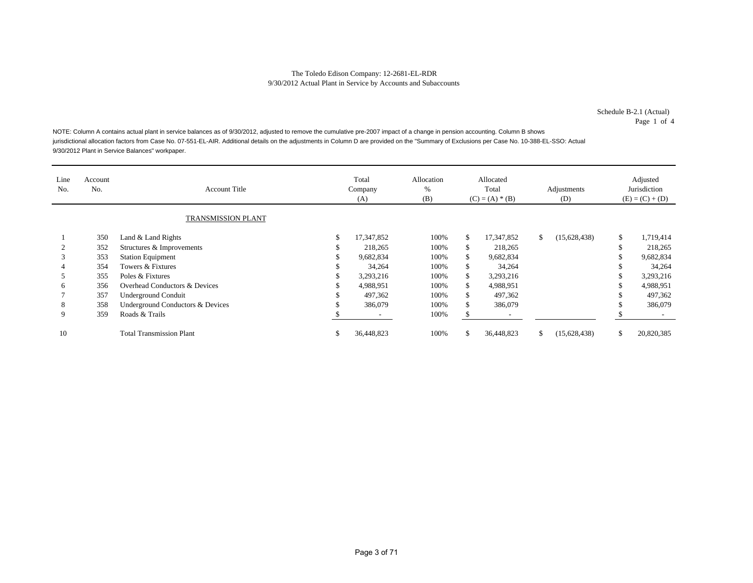The Toledo Edison Company: 12-2681-EL-RDR
9/30/2012 Actual Plant in Service by Accounts and Subaccounts

Schedule B-2.1 (Actual)
Page 1 of 4

NOTE: Column A contains actual plant in service balances as of 9/30/2012, adjusted to remove the cumulative pre-2007 impact of a change in pension accounting. Column B shows jurisdictional allocation factors from Case No. 07-551-EL-AIR. Additional details on the adjustments in Column D are provided on the "Summary of Exclusions per Case No. 10-388-EL-SSO: Actual 9/30/2012 Plant in Service Balances" workpaper.

| Line No. | Account No. | Account Title | Total Company (A) | Allocation % (B) | Allocated Total (C) = (A) * (B) | Adjustments (D) | Adjusted Jurisdiction (E) = (C) + (D) |
|---|---|---|---|---|---|---|---|
| | | TRANSMISSION PLANT | | | | | |
| 1 | 350 | Land & Land Rights | $ 17,347,852 | 100% | $ 17,347,852 | $ (15,628,438) | $ 1,719,414 |
| 2 | 352 | Structures & Improvements | $ 218,265 | 100% | $ 218,265 | | $ 218,265 |
| 3 | 353 | Station Equipment | $ 9,682,834 | 100% | $ 9,682,834 | | $ 9,682,834 |
| 4 | 354 | Towers & Fixtures | $ 34,264 | 100% | $ 34,264 | | $ 34,264 |
| 5 | 355 | Poles & Fixtures | $ 3,293,216 | 100% | $ 3,293,216 | | $ 3,293,216 |
| 6 | 356 | Overhead Conductors & Devices | $ 4,988,951 | 100% | $ 4,988,951 | | $ 4,988,951 |
| 7 | 357 | Underground Conduit | $ 497,362 | 100% | $ 497,362 | | $ 497,362 |
| 8 | 358 | Underground Conductors & Devices | $ 386,079 | 100% | $ 386,079 | | $ 386,079 |
| 9 | 359 | Roads & Trails | $ - | 100% | $ - | | $ - |
| 10 | | Total Transmission Plant | $ 36,448,823 | 100% | $ 36,448,823 | $ (15,628,438) | $ 20,820,385 |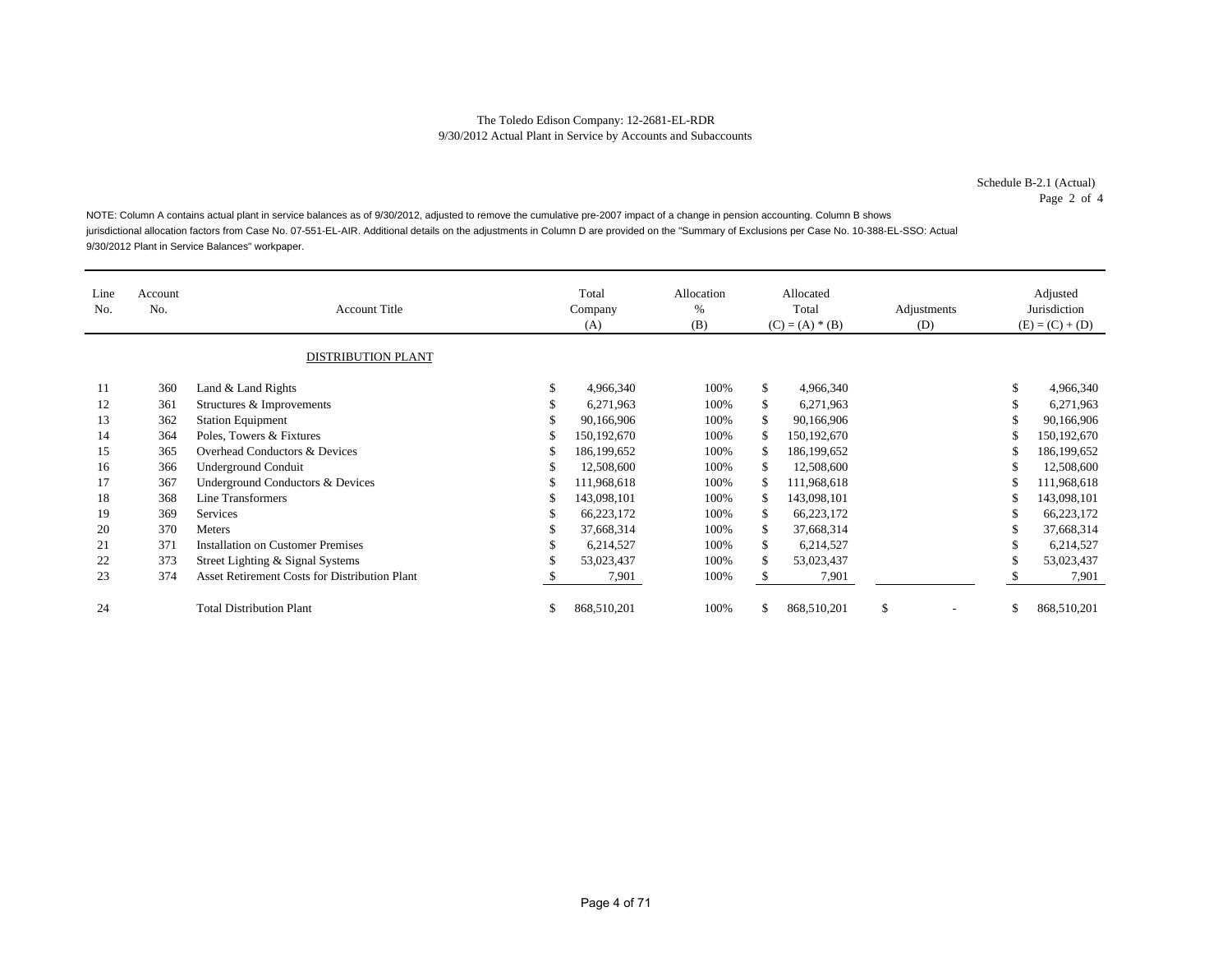The Toledo Edison Company: 12-2681-EL-RDR
9/30/2012 Actual Plant in Service by Accounts and Subaccounts

Schedule B-2.1 (Actual)
Page 2 of 4

NOTE: Column A contains actual plant in service balances as of 9/30/2012, adjusted to remove the cumulative pre-2007 impact of a change in pension accounting. Column B shows jurisdictional allocation factors from Case No. 07-551-EL-AIR. Additional details on the adjustments in Column D are provided on the "Summary of Exclusions per Case No. 10-388-EL-SSO: Actual 9/30/2012 Plant in Service Balances" workpaper.

| Line No. | Account No. | Account Title | Total Company (A) | Allocation % (B) | Allocated Total (C) = (A) * (B) | Adjustments (D) | Adjusted Jurisdiction (E) = (C) + (D) |
|---|---|---|---|---|---|---|---|
| | | DISTRIBUTION PLANT | | | | | |
| 11 | 360 | Land & Land Rights | $ 4,966,340 | 100% | $ 4,966,340 | | $ 4,966,340 |
| 12 | 361 | Structures & Improvements | $ 6,271,963 | 100% | $ 6,271,963 | | $ 6,271,963 |
| 13 | 362 | Station Equipment | $ 90,166,906 | 100% | $ 90,166,906 | | $ 90,166,906 |
| 14 | 364 | Poles, Towers & Fixtures | $ 150,192,670 | 100% | $ 150,192,670 | | $ 150,192,670 |
| 15 | 365 | Overhead Conductors & Devices | $ 186,199,652 | 100% | $ 186,199,652 | | $ 186,199,652 |
| 16 | 366 | Underground Conduit | $ 12,508,600 | 100% | $ 12,508,600 | | $ 12,508,600 |
| 17 | 367 | Underground Conductors & Devices | $ 111,968,618 | 100% | $ 111,968,618 | | $ 111,968,618 |
| 18 | 368 | Line Transformers | $ 143,098,101 | 100% | $ 143,098,101 | | $ 143,098,101 |
| 19 | 369 | Services | $ 66,223,172 | 100% | $ 66,223,172 | | $ 66,223,172 |
| 20 | 370 | Meters | $ 37,668,314 | 100% | $ 37,668,314 | | $ 37,668,314 |
| 21 | 371 | Installation on Customer Premises | $ 6,214,527 | 100% | $ 6,214,527 | | $ 6,214,527 |
| 22 | 373 | Street Lighting & Signal Systems | $ 53,023,437 | 100% | $ 53,023,437 | | $ 53,023,437 |
| 23 | 374 | Asset Retirement Costs for Distribution Plant | $ 7,901 | 100% | $ 7,901 | | $ 7,901 |
| 24 | | Total Distribution Plant | $ 868,510,201 | 100% | $ 868,510,201 | $ - | $ 868,510,201 |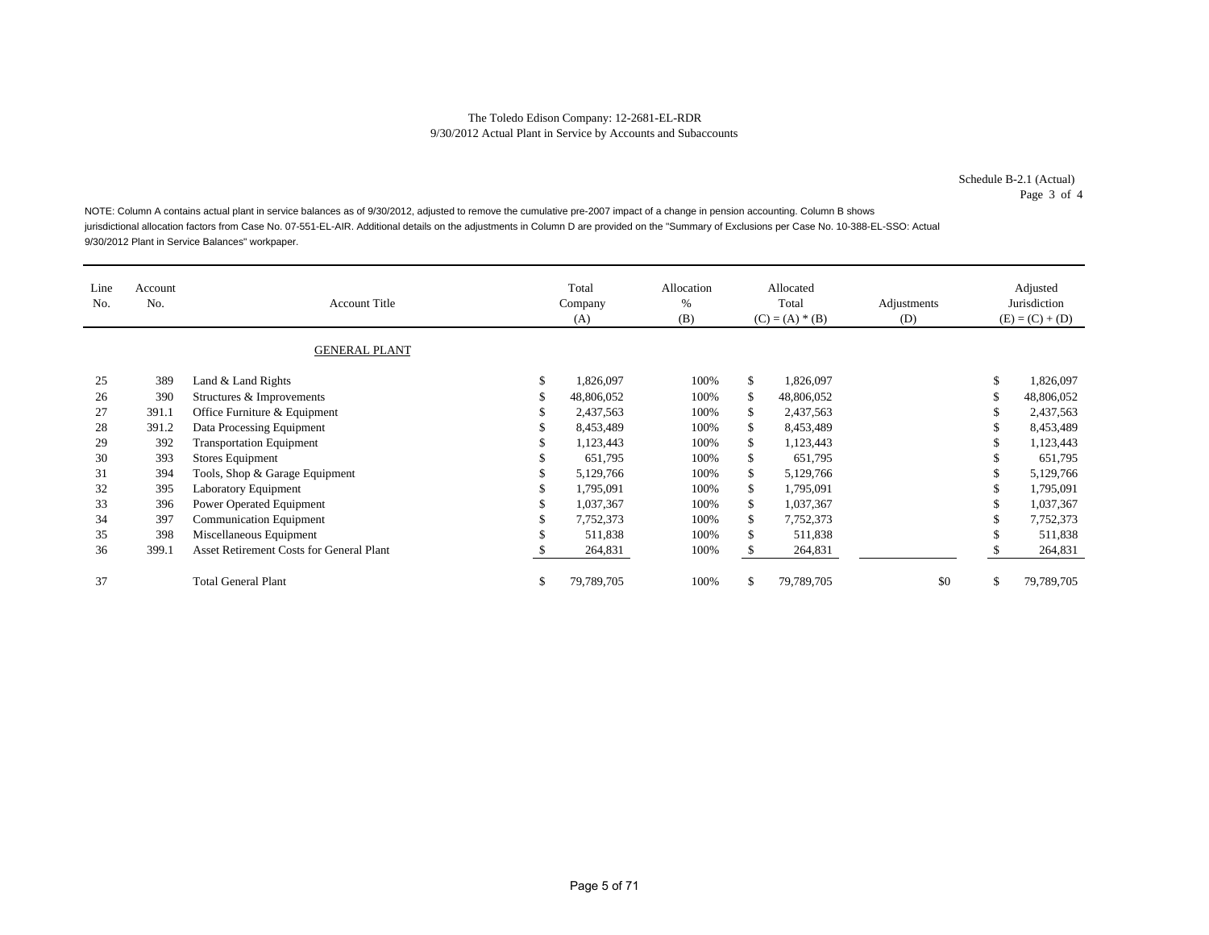The Toledo Edison Company: 12-2681-EL-RDR
9/30/2012 Actual Plant in Service by Accounts and Subaccounts

Schedule B-2.1 (Actual)
Page 3 of 4

NOTE: Column A contains actual plant in service balances as of 9/30/2012, adjusted to remove the cumulative pre-2007 impact of a change in pension accounting. Column B shows jurisdictional allocation factors from Case No. 07-551-EL-AIR. Additional details on the adjustments in Column D are provided on the "Summary of Exclusions per Case No. 10-388-EL-SSO: Actual 9/30/2012 Plant in Service Balances" workpaper.

| Line No. | Account No. | Account Title | Total Company (A) | Allocation % (B) | Allocated Total (C) = (A) * (B) | Adjustments (D) | Adjusted Jurisdiction (E) = (C) + (D) |
|---|---|---|---|---|---|---|---|
| | | GENERAL PLANT | | | | | |
| 25 | 389 | Land & Land Rights | $ 1,826,097 | 100% | $ 1,826,097 | | $ 1,826,097 |
| 26 | 390 | Structures & Improvements | $ 48,806,052 | 100% | $ 48,806,052 | | $ 48,806,052 |
| 27 | 391.1 | Office Furniture & Equipment | $ 2,437,563 | 100% | $ 2,437,563 | | $ 2,437,563 |
| 28 | 391.2 | Data Processing Equipment | $ 8,453,489 | 100% | $ 8,453,489 | | $ 8,453,489 |
| 29 | 392 | Transportation Equipment | $ 1,123,443 | 100% | $ 1,123,443 | | $ 1,123,443 |
| 30 | 393 | Stores Equipment | $ 651,795 | 100% | $ 651,795 | | $ 651,795 |
| 31 | 394 | Tools, Shop & Garage Equipment | $ 5,129,766 | 100% | $ 5,129,766 | | $ 5,129,766 |
| 32 | 395 | Laboratory Equipment | $ 1,795,091 | 100% | $ 1,795,091 | | $ 1,795,091 |
| 33 | 396 | Power Operated Equipment | $ 1,037,367 | 100% | $ 1,037,367 | | $ 1,037,367 |
| 34 | 397 | Communication Equipment | $ 7,752,373 | 100% | $ 7,752,373 | | $ 7,752,373 |
| 35 | 398 | Miscellaneous Equipment | $ 511,838 | 100% | $ 511,838 | | $ 511,838 |
| 36 | 399.1 | Asset Retirement Costs for General Plant | $ 264,831 | 100% | $ 264,831 | | $ 264,831 |
| 37 | | Total General Plant | $ 79,789,705 | 100% | $ 79,789,705 | $0 | $ 79,789,705 |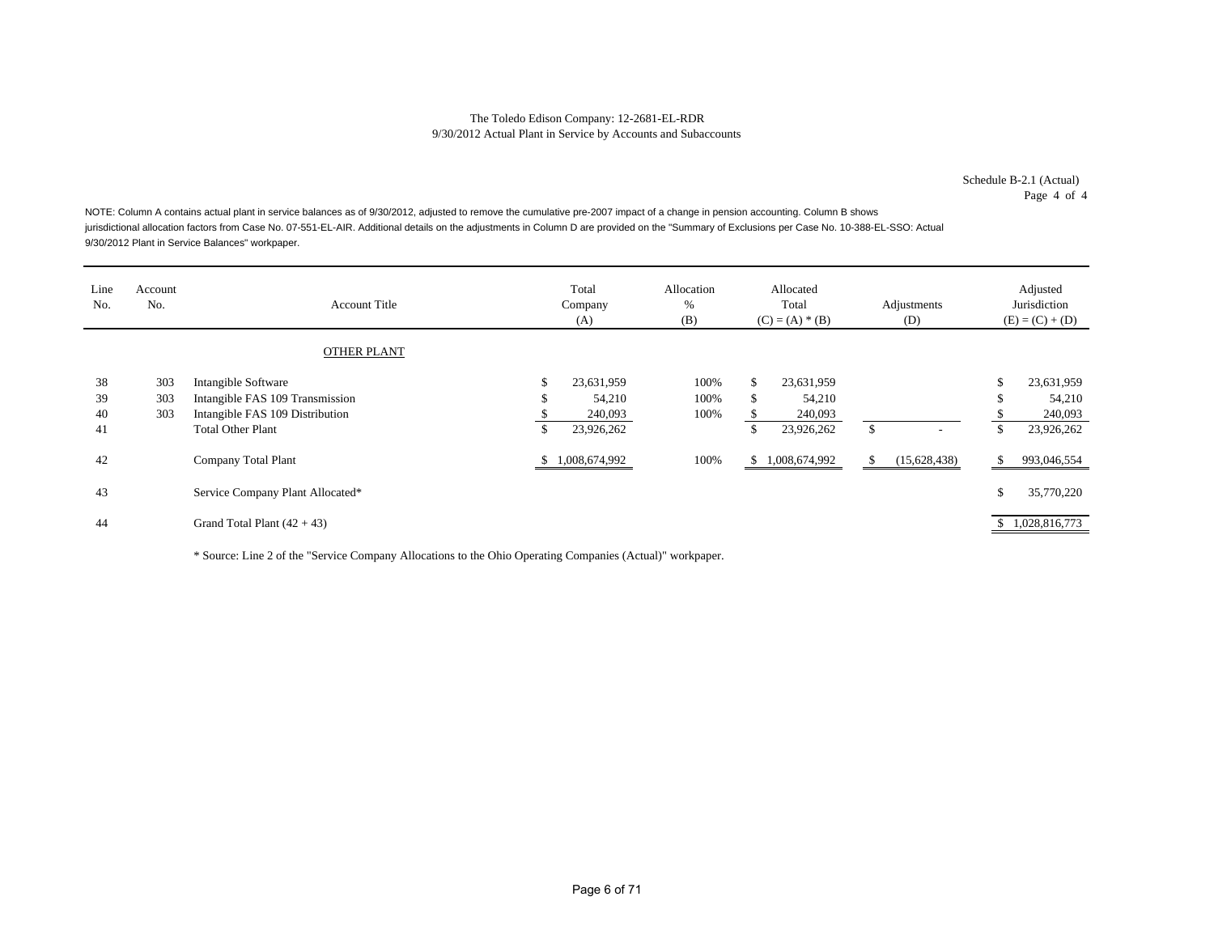The Toledo Edison Company: 12-2681-EL-RDR
9/30/2012 Actual Plant in Service by Accounts and Subaccounts

Schedule B-2.1 (Actual)
Page 4 of 4

NOTE: Column A contains actual plant in service balances as of 9/30/2012, adjusted to remove the cumulative pre-2007 impact of a change in pension accounting. Column B shows jurisdictional allocation factors from Case No. 07-551-EL-AIR. Additional details on the adjustments in Column D are provided on the "Summary of Exclusions per Case No. 10-388-EL-SSO: Actual 9/30/2012 Plant in Service Balances" workpaper.

| Line No. | Account No. | Account Title | Total Company (A) | Allocation % (B) | Allocated Total (C) = (A) * (B) | Adjustments (D) | Adjusted Jurisdiction (E) = (C) + (D) |
|---|---|---|---|---|---|---|---|
| | | OTHER PLANT | | | | | |
| 38 | 303 | Intangible Software | $ 23,631,959 | 100% | $ 23,631,959 | | $ 23,631,959 |
| 39 | 303 | Intangible FAS 109 Transmission | $ 54,210 | 100% | $ 54,210 | | $ 54,210 |
| 40 | 303 | Intangible FAS 109 Distribution | $ 240,093 | 100% | $ 240,093 | | $ 240,093 |
| 41 | | Total Other Plant | $ 23,926,262 | | $ 23,926,262 | $ - | $ 23,926,262 |
| 42 | | Company Total Plant | $ 1,008,674,992 | 100% | $ 1,008,674,992 | $ (15,628,438) | $ 993,046,554 |
| 43 | | Service Company Plant Allocated* | | | | | $ 35,770,220 |
| 44 | | Grand Total Plant (42 + 43) | | | | | $ 1,028,816,773 |

* Source: Line 2 of the "Service Company Allocations to the Ohio Operating Companies (Actual)" workpaper.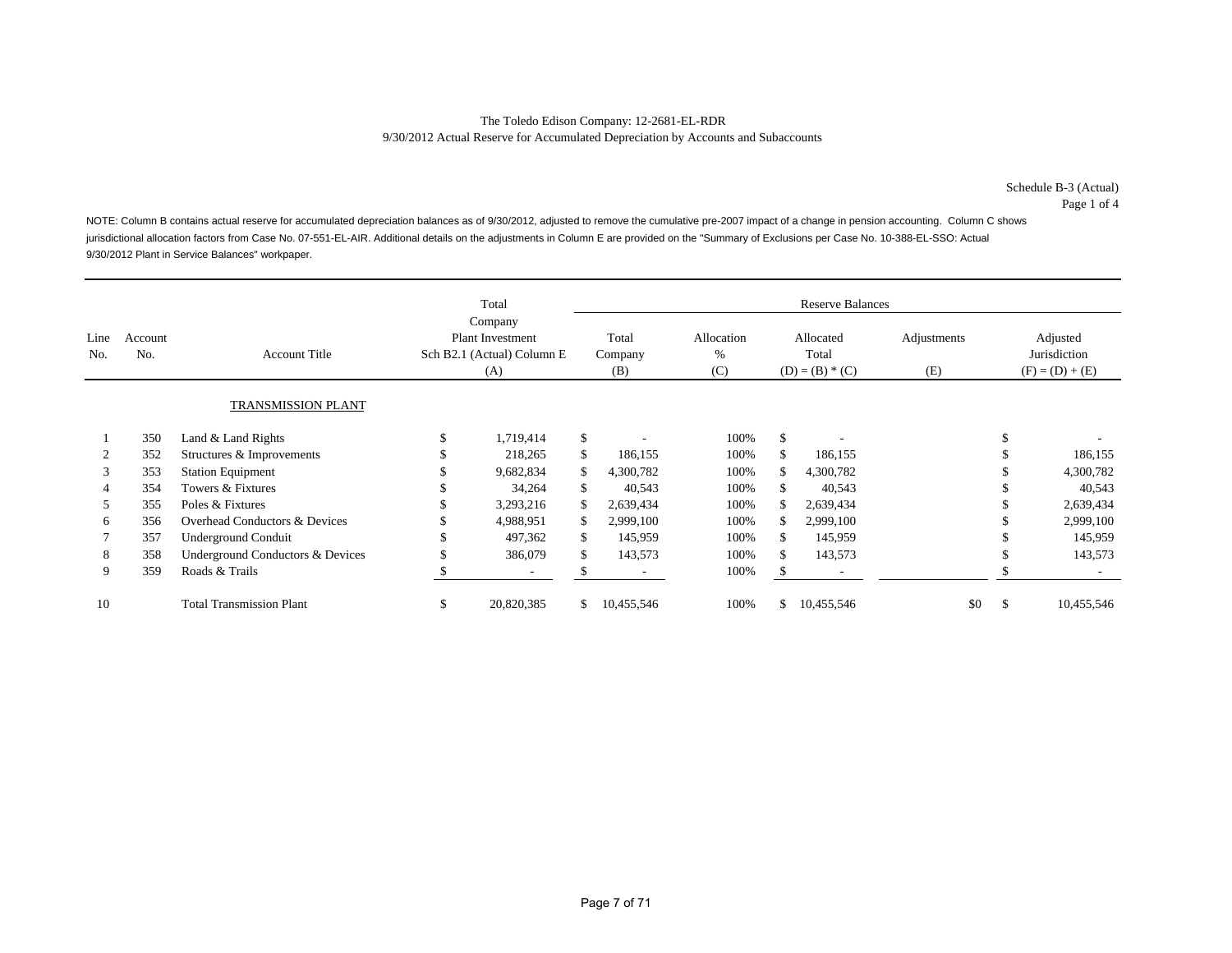The Toledo Edison Company: 12-2681-EL-RDR
9/30/2012 Actual Reserve for Accumulated Depreciation by Accounts and Subaccounts

Schedule B-3 (Actual)
Page 1 of 4

NOTE: Column B contains actual reserve for accumulated depreciation balances as of 9/30/2012, adjusted to remove the cumulative pre-2007 impact of a change in pension accounting. Column C shows jurisdictional allocation factors from Case No. 07-551-EL-AIR. Additional details on the adjustments in Column E are provided on the "Summary of Exclusions per Case No. 10-388-EL-SSO: Actual 9/30/2012 Plant in Service Balances" workpaper.

| Line No. | Account No. | Account Title | Total Company Plant Investment Sch B2.1 (Actual) Column E (A) | Reserve Balances Total Company (B) | Allocation % (C) | Allocated Total (D) = (B) * (C) | Adjustments (E) | Adjusted Jurisdiction (F) = (D) + (E) |
|---|---|---|---|---|---|---|---|---|
| | | TRANSMISSION PLANT | | | | | | |
| 1 | 350 | Land & Land Rights | $ 1,719,414 | $ - | 100% | $ - | | $ - |
| 2 | 352 | Structures & Improvements | $ 218,265 | $ 186,155 | 100% | $ 186,155 | | $ 186,155 |
| 3 | 353 | Station Equipment | $ 9,682,834 | $ 4,300,782 | 100% | $ 4,300,782 | | $ 4,300,782 |
| 4 | 354 | Towers & Fixtures | $ 34,264 | $ 40,543 | 100% | $ 40,543 | | $ 40,543 |
| 5 | 355 | Poles & Fixtures | $ 3,293,216 | $ 2,639,434 | 100% | $ 2,639,434 | | $ 2,639,434 |
| 6 | 356 | Overhead Conductors & Devices | $ 4,988,951 | $ 2,999,100 | 100% | $ 2,999,100 | | $ 2,999,100 |
| 7 | 357 | Underground Conduit | $ 497,362 | $ 145,959 | 100% | $ 145,959 | | $ 145,959 |
| 8 | 358 | Underground Conductors & Devices | $ 386,079 | $ 143,573 | 100% | $ 143,573 | | $ 143,573 |
| 9 | 359 | Roads & Trails | $ - | $ - | 100% | $ - | | $ - |
| 10 | | Total Transmission Plant | $ 20,820,385 | $ 10,455,546 | 100% | $ 10,455,546 | $0 | $ 10,455,546 |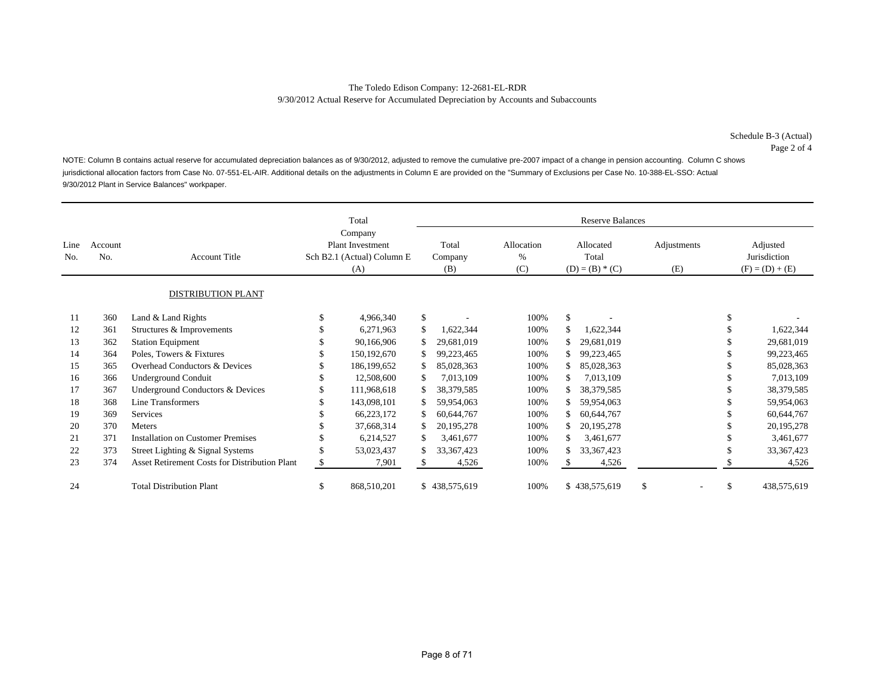The Toledo Edison Company: 12-2681-EL-RDR
9/30/2012 Actual Reserve for Accumulated Depreciation by Accounts and Subaccounts

Schedule B-3 (Actual)
Page 2 of 4

NOTE: Column B contains actual reserve for accumulated depreciation balances as of 9/30/2012, adjusted to remove the cumulative pre-2007 impact of a change in pension accounting. Column C shows jurisdictional allocation factors from Case No. 07-551-EL-AIR. Additional details on the adjustments in Column E are provided on the "Summary of Exclusions per Case No. 10-388-EL-SSO: Actual 9/30/2012 Plant in Service Balances" workpaper.

| Line No. | Account No. | Account Title | Total Company Plant Investment Sch B2.1 (Actual) Column E (A) | Reserve Balances Total Company (B) | Allocation % (C) | Allocated Total (D) = (B) * (C) | Adjustments (E) | Adjusted Jurisdiction (F) = (D) + (E) |
|---|---|---|---|---|---|---|---|---|
| | | DISTRIBUTION PLANT | | | | | | |
| 11 | 360 | Land & Land Rights | $ 4,966,340 | $ - | 100% | $ - | | $ - |
| 12 | 361 | Structures & Improvements | $ 6,271,963 | $ 1,622,344 | 100% | $ 1,622,344 | | $ 1,622,344 |
| 13 | 362 | Station Equipment | $ 90,166,906 | $ 29,681,019 | 100% | $ 29,681,019 | | $ 29,681,019 |
| 14 | 364 | Poles, Towers & Fixtures | $ 150,192,670 | $ 99,223,465 | 100% | $ 99,223,465 | | $ 99,223,465 |
| 15 | 365 | Overhead Conductors & Devices | $ 186,199,652 | $ 85,028,363 | 100% | $ 85,028,363 | | $ 85,028,363 |
| 16 | 366 | Underground Conduit | $ 12,508,600 | $ 7,013,109 | 100% | $ 7,013,109 | | $ 7,013,109 |
| 17 | 367 | Underground Conductors & Devices | $ 111,968,618 | $ 38,379,585 | 100% | $ 38,379,585 | | $ 38,379,585 |
| 18 | 368 | Line Transformers | $ 143,098,101 | $ 59,954,063 | 100% | $ 59,954,063 | | $ 59,954,063 |
| 19 | 369 | Services | $ 66,223,172 | $ 60,644,767 | 100% | $ 60,644,767 | | $ 60,644,767 |
| 20 | 370 | Meters | $ 37,668,314 | $ 20,195,278 | 100% | $ 20,195,278 | | $ 20,195,278 |
| 21 | 371 | Installation on Customer Premises | $ 6,214,527 | $ 3,461,677 | 100% | $ 3,461,677 | | $ 3,461,677 |
| 22 | 373 | Street Lighting & Signal Systems | $ 53,023,437 | $ 33,367,423 | 100% | $ 33,367,423 | | $ 33,367,423 |
| 23 | 374 | Asset Retirement Costs for Distribution Plant | $ 7,901 | $ 4,526 | 100% | $ 4,526 | | $ 4,526 |
| 24 | | Total Distribution Plant | $ 868,510,201 | $ 438,575,619 | 100% | $ 438,575,619 | $ - | $ 438,575,619 |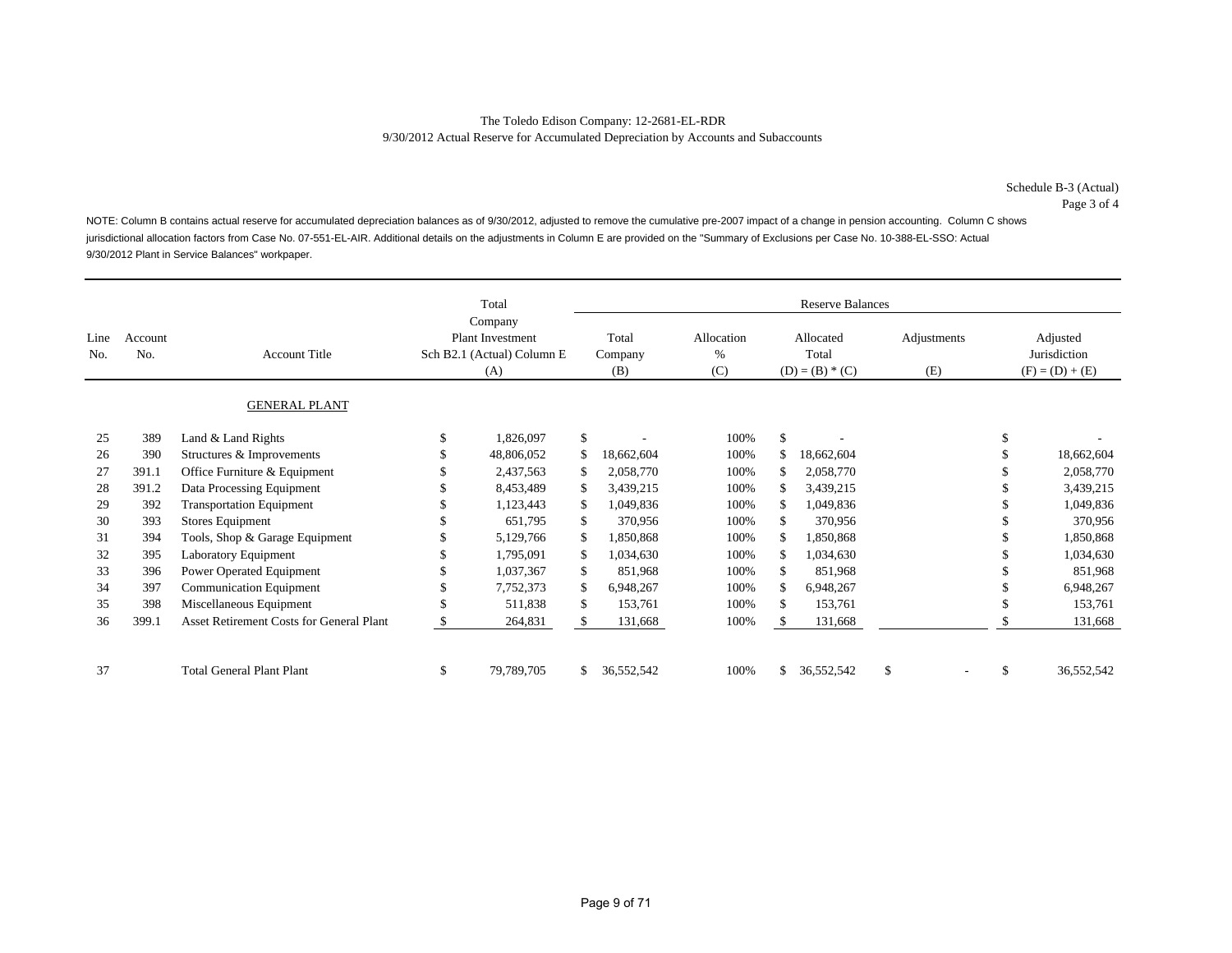The Toledo Edison Company: 12-2681-EL-RDR

9/30/2012 Actual Reserve for Accumulated Depreciation by Accounts and Subaccounts

Schedule B-3 (Actual)
Page 3 of 4

NOTE: Column B contains actual reserve for accumulated depreciation balances as of 9/30/2012, adjusted to remove the cumulative pre-2007 impact of a change in pension accounting. Column C shows jurisdictional allocation factors from Case No. 07-551-EL-AIR. Additional details on the adjustments in Column E are provided on the "Summary of Exclusions per Case No. 10-388-EL-SSO: Actual 9/30/2012 Plant in Service Balances" workpaper.

| | | | Total | Reserve Balances | | | | |
|---|---|---|---|---|---|---|---|---|
| Line No. | Account No. | Account Title | Company Plant Investment Sch B2.1 (Actual) Column E (A) | Total Company (B) | Allocation % (C) | Allocated Total (D) = (B) * (C) | Adjustments (E) | Adjusted Jurisdiction (F) = (D) + (E) |
| | | GENERAL PLANT | | | | | | |
| 25 | 389 | Land & Land Rights | $ 1,826,097 | $ - | 100% | $ - | | $ - |
| 26 | 390 | Structures & Improvements | $ 48,806,052 | $ 18,662,604 | 100% | $ 18,662,604 | | $ 18,662,604 |
| 27 | 391.1 | Office Furniture & Equipment | $ 2,437,563 | $ 2,058,770 | 100% | $ 2,058,770 | | $ 2,058,770 |
| 28 | 391.2 | Data Processing Equipment | $ 8,453,489 | $ 3,439,215 | 100% | $ 3,439,215 | | $ 3,439,215 |
| 29 | 392 | Transportation Equipment | $ 1,123,443 | $ 1,049,836 | 100% | $ 1,049,836 | | $ 1,049,836 |
| 30 | 393 | Stores Equipment | $ 651,795 | $ 370,956 | 100% | $ 370,956 | | $ 370,956 |
| 31 | 394 | Tools, Shop & Garage Equipment | $ 5,129,766 | $ 1,850,868 | 100% | $ 1,850,868 | | $ 1,850,868 |
| 32 | 395 | Laboratory Equipment | $ 1,795,091 | $ 1,034,630 | 100% | $ 1,034,630 | | $ 1,034,630 |
| 33 | 396 | Power Operated Equipment | $ 1,037,367 | $ 851,968 | 100% | $ 851,968 | | $ 851,968 |
| 34 | 397 | Communication Equipment | $ 7,752,373 | $ 6,948,267 | 100% | $ 6,948,267 | | $ 6,948,267 |
| 35 | 398 | Miscellaneous Equipment | $ 511,838 | $ 153,761 | 100% | $ 153,761 | | $ 153,761 |
| 36 | 399.1 | Asset Retirement Costs for General Plant | $ 264,831 | $ 131,668 | 100% | $ 131,668 | | $ 131,668 |
| 37 | | Total General Plant Plant | $ 79,789,705 | $ 36,552,542 | 100% | $ 36,552,542 | $ - | $ 36,552,542 |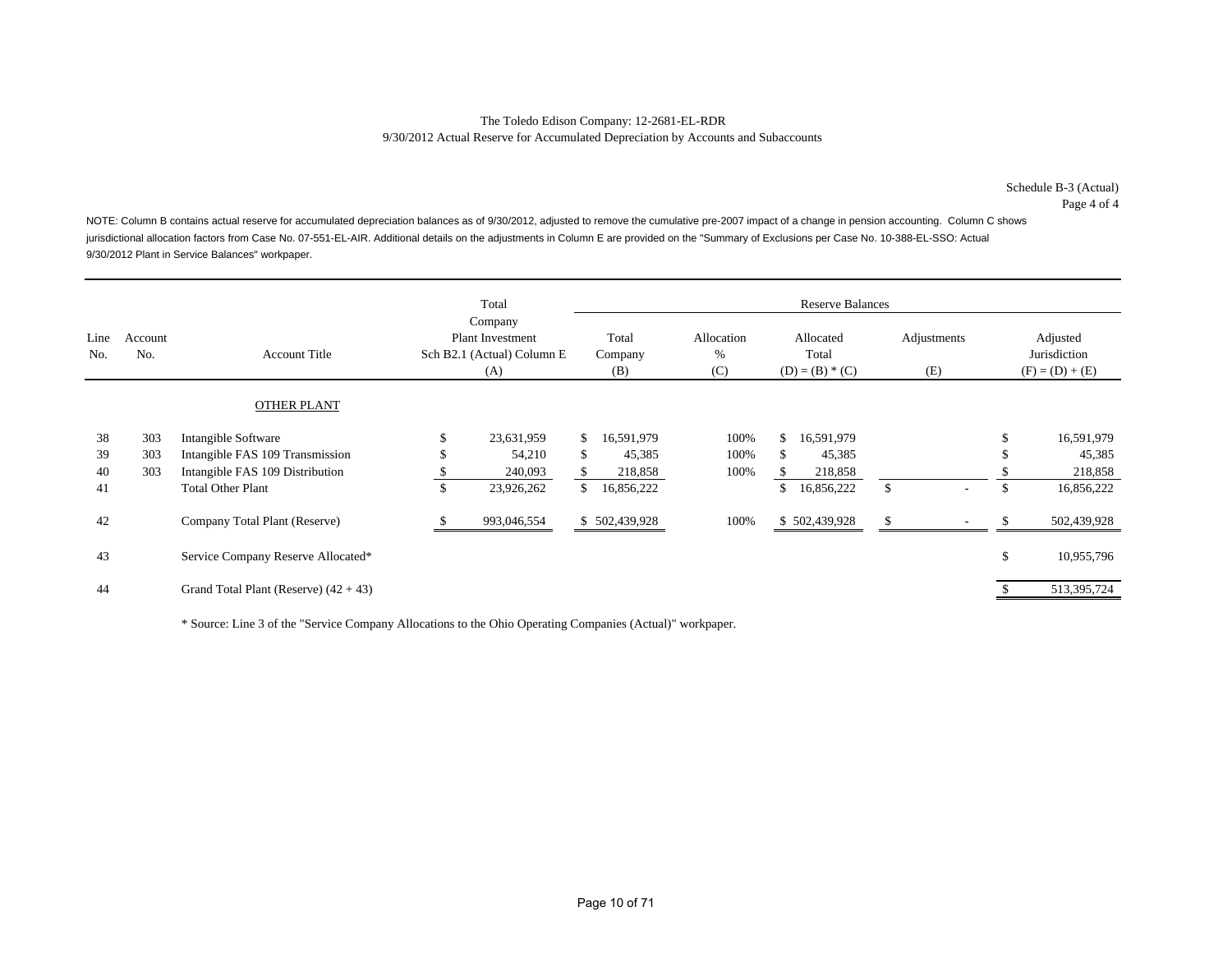The Toledo Edison Company: 12-2681-EL-RDR
9/30/2012 Actual Reserve for Accumulated Depreciation by Accounts and Subaccounts

Schedule B-3 (Actual)
Page 4 of 4

NOTE: Column B contains actual reserve for accumulated depreciation balances as of 9/30/2012, adjusted to remove the cumulative pre-2007 impact of a change in pension accounting. Column C shows jurisdictional allocation factors from Case No. 07-551-EL-AIR. Additional details on the adjustments in Column E are provided on the "Summary of Exclusions per Case No. 10-388-EL-SSO: Actual 9/30/2012 Plant in Service Balances" workpaper.

| Line No. | Account No. | Account Title | Total Company Plant Investment Sch B2.1 (Actual) Column E (A) | Reserve Balances Total Company (B) | Allocation % (C) | Allocated Total (D) = (B) * (C) | Adjustments (E) | Adjusted Jurisdiction (F) = (D) + (E) |
|---|---|---|---|---|---|---|---|---|
| | | OTHER PLANT | | | | | | |
| 38 | 303 | Intangible Software | $ 23,631,959 | $ 16,591,979 | 100% | $ 16,591,979 | | $ 16,591,979 |
| 39 | 303 | Intangible FAS 109 Transmission | $ 54,210 | $ 45,385 | 100% | $ 45,385 | | $ 45,385 |
| 40 | 303 | Intangible FAS 109 Distribution | $ 240,093 | $ 218,858 | 100% | $ 218,858 | | $ 218,858 |
| 41 | | Total Other Plant | $ 23,926,262 | $ 16,856,222 | | $ 16,856,222 | $ - | $ 16,856,222 |
| 42 | | Company Total Plant (Reserve) | $ 993,046,554 | $ 502,439,928 | 100% | $ 502,439,928 | $ - | $ 502,439,928 |
| 43 | | Service Company Reserve Allocated* | | | | | | $ 10,955,796 |
| 44 | | Grand Total Plant (Reserve) (42 + 43) | | | | | | $ 513,395,724 |

* Source: Line 3 of the "Service Company Allocations to the Ohio Operating Companies (Actual)" workpaper.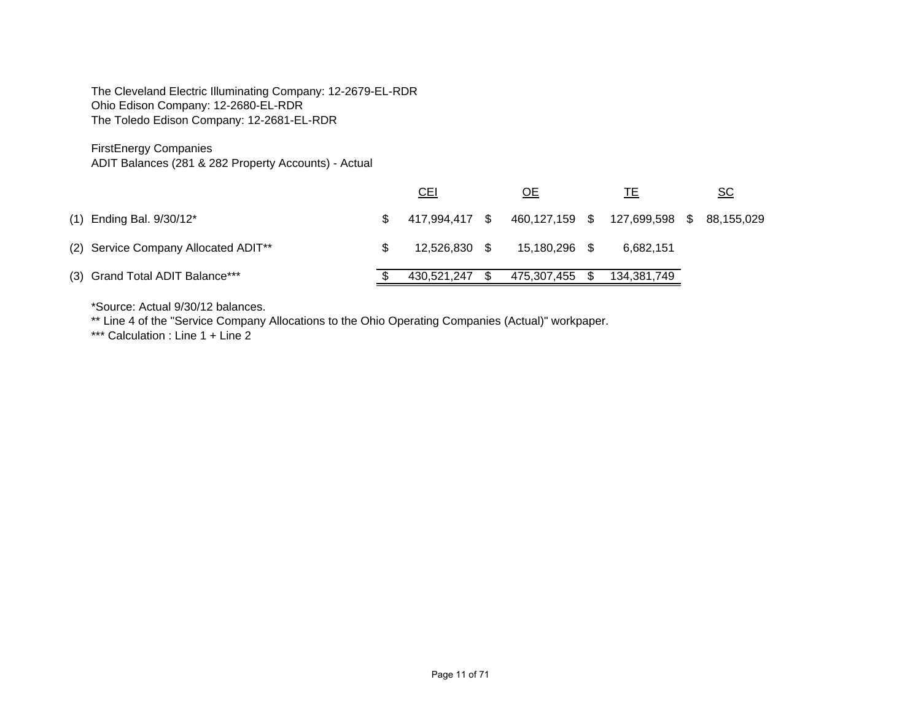The Cleveland Electric Illuminating Company: 12-2679-EL-RDR
Ohio Edison Company: 12-2680-EL-RDR
The Toledo Edison Company: 12-2681-EL-RDR

FirstEnergy Companies
ADIT Balances (281 & 282 Property Accounts) - Actual

| | | CEI | OE | TE | SC |
|---|---|---|---|---|---|
| (1) | Ending Bal. 9/30/12* | $ 417,994,417 | $ 460,127,159 | $ 127,699,598 | $ 88,155,029 |
| (2) | Service Company Allocated ADIT** | $ 12,526,830 | $ 15,180,296 | $ 6,682,151 | |
| (3) | Grand Total ADIT Balance*** | $ 430,521,247 | $ 475,307,455 | $ 134,381,749 | |

*Source: Actual 9/30/12 balances.
** Line 4 of the "Service Company Allocations to the Ohio Operating Companies (Actual)" workpaper.
*** Calculation : Line 1 + Line 2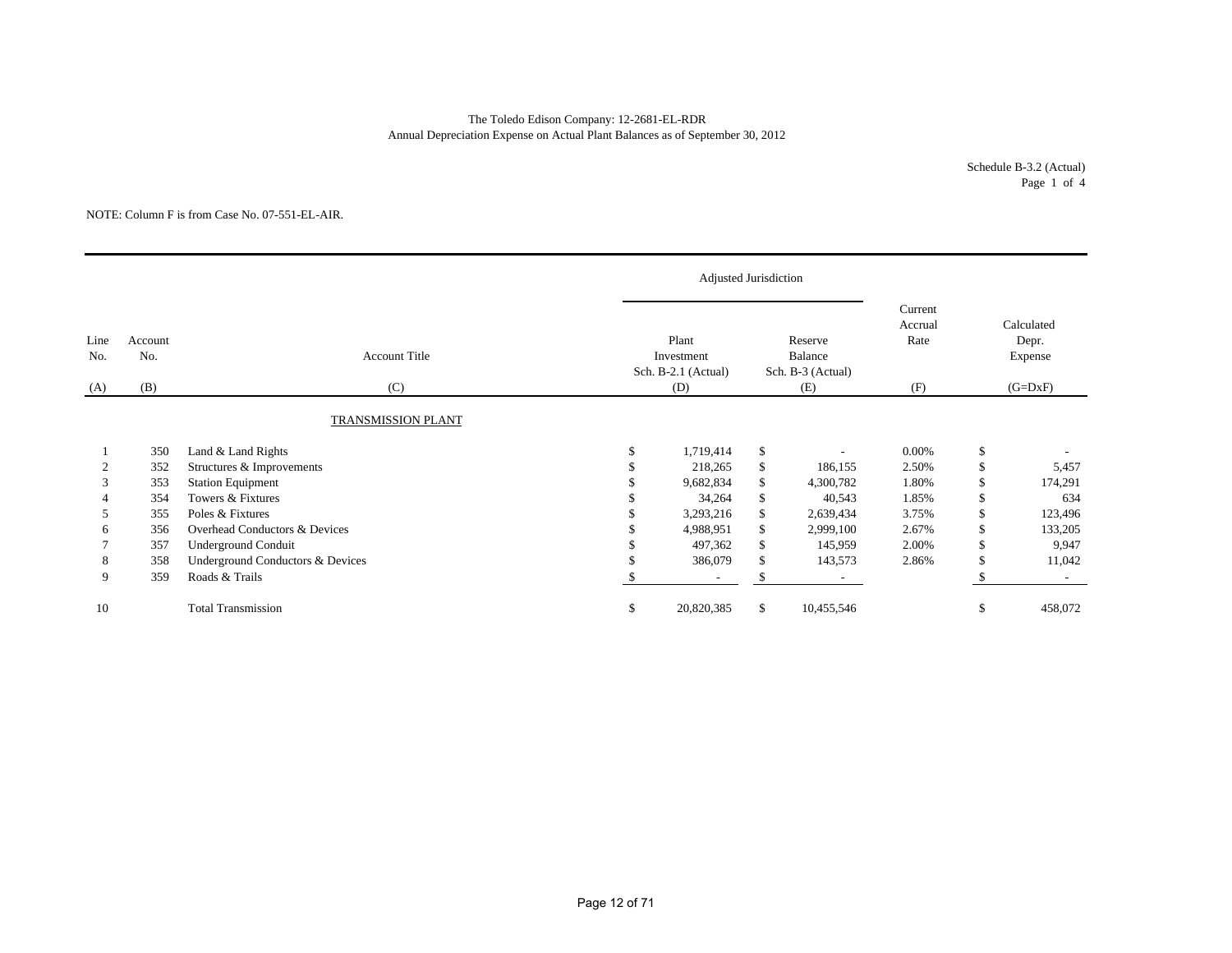The Toledo Edison Company: 12-2681-EL-RDR
Annual Depreciation Expense on Actual Plant Balances as of September 30, 2012

Schedule B-3.2 (Actual)
Page 1 of 4

NOTE: Column F is from Case No. 07-551-EL-AIR.

| | | | Adjusted Jurisdiction | | | |
|---|---|---|---|---|---|---|
| Line No. | Account No. | Account Title | Plant Investment Sch. B-2.1 (Actual) | Reserve Balance Sch. B-3 (Actual) | Current Accrual Rate | Calculated Depr. Expense |
| (A) | (B) | (C) | (D) | (E) | (F) | (G=DxF) |
| | | TRANSMISSION PLANT | | | | |
| 1 | 350 | Land & Land Rights | $ 1,719,414 | $ - | 0.00% | $ - |
| 2 | 352 | Structures & Improvements | $ 218,265 | $ 186,155 | 2.50% | $ 5,457 |
| 3 | 353 | Station Equipment | $ 9,682,834 | $ 4,300,782 | 1.80% | $ 174,291 |
| 4 | 354 | Towers & Fixtures | $ 34,264 | $ 40,543 | 1.85% | $ 634 |
| 5 | 355 | Poles & Fixtures | $ 3,293,216 | $ 2,639,434 | 3.75% | $ 123,496 |
| 6 | 356 | Overhead Conductors & Devices | $ 4,988,951 | $ 2,999,100 | 2.67% | $ 133,205 |
| 7 | 357 | Underground Conduit | $ 497,362 | $ 145,959 | 2.00% | $ 9,947 |
| 8 | 358 | Underground Conductors & Devices | $ 386,079 | $ 143,573 | 2.86% | $ 11,042 |
| 9 | 359 | Roads & Trails | $ - | $ - | | $ - |
| 10 | | Total Transmission | $ 20,820,385 | $ 10,455,546 | | $ 458,072 |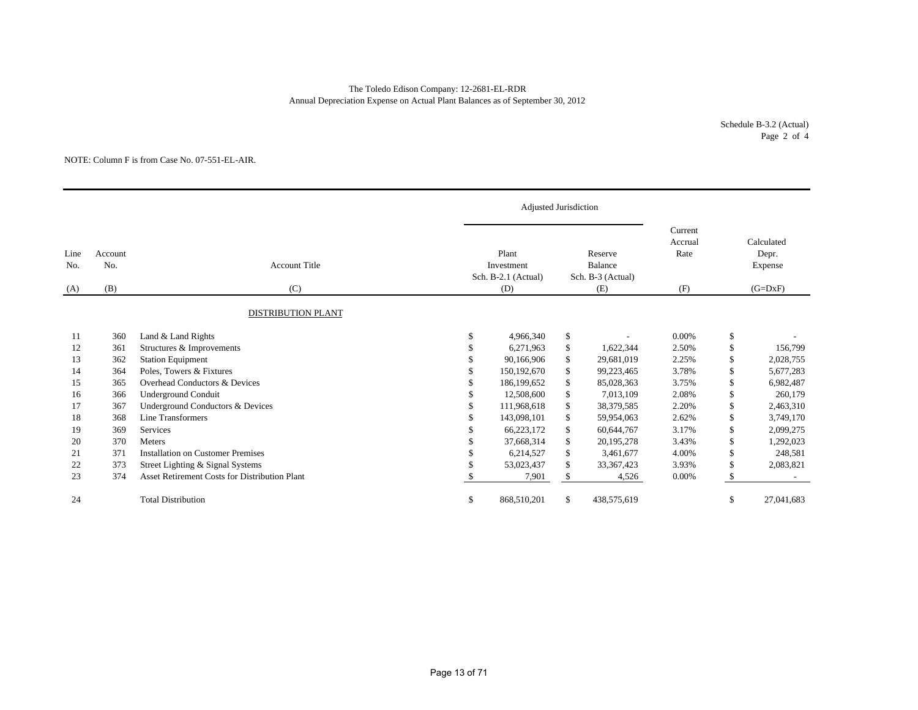The Toledo Edison Company: 12-2681-EL-RDR
Annual Depreciation Expense on Actual Plant Balances as of September 30, 2012

Schedule B-3.2 (Actual)
Page 2 of 4

NOTE: Column F is from Case No. 07-551-EL-AIR.

| Line No. | Account No. | Account Title | Adjusted Jurisdiction | | Current Accrual Rate | Calculated Depr. Expense |
|---|---|---|---|---|---|---|
| | | | Plant Investment Sch. B-2.1 (Actual) | Reserve Balance Sch. B-3 (Actual) | | |
| (A) | (B) | (C) | (D) | (E) | (F) | (G=DxF) |
| | | DISTRIBUTION PLANT | | | | |
| 11 | 360 | Land & Land Rights | $ 4,966,340 | $ - | 0.00% | $ - |
| 12 | 361 | Structures & Improvements | $ 6,271,963 | $ 1,622,344 | 2.50% | $ 156,799 |
| 13 | 362 | Station Equipment | $ 90,166,906 | $ 29,681,019 | 2.25% | $ 2,028,755 |
| 14 | 364 | Poles, Towers & Fixtures | $ 150,192,670 | $ 99,223,465 | 3.78% | $ 5,677,283 |
| 15 | 365 | Overhead Conductors & Devices | $ 186,199,652 | $ 85,028,363 | 3.75% | $ 6,982,487 |
| 16 | 366 | Underground Conduit | $ 12,508,600 | $ 7,013,109 | 2.08% | $ 260,179 |
| 17 | 367 | Underground Conductors & Devices | $ 111,968,618 | $ 38,379,585 | 2.20% | $ 2,463,310 |
| 18 | 368 | Line Transformers | $ 143,098,101 | $ 59,954,063 | 2.62% | $ 3,749,170 |
| 19 | 369 | Services | $ 66,223,172 | $ 60,644,767 | 3.17% | $ 2,099,275 |
| 20 | 370 | Meters | $ 37,668,314 | $ 20,195,278 | 3.43% | $ 1,292,023 |
| 21 | 371 | Installation on Customer Premises | $ 6,214,527 | $ 3,461,677 | 4.00% | $ 248,581 |
| 22 | 373 | Street Lighting & Signal Systems | $ 53,023,437 | $ 33,367,423 | 3.93% | $ 2,083,821 |
| 23 | 374 | Asset Retirement Costs for Distribution Plant | $ 7,901 | $ 4,526 | 0.00% | $ - |
| 24 | | Total Distribution | $ 868,510,201 | $ 438,575,619 | | $ 27,041,683 |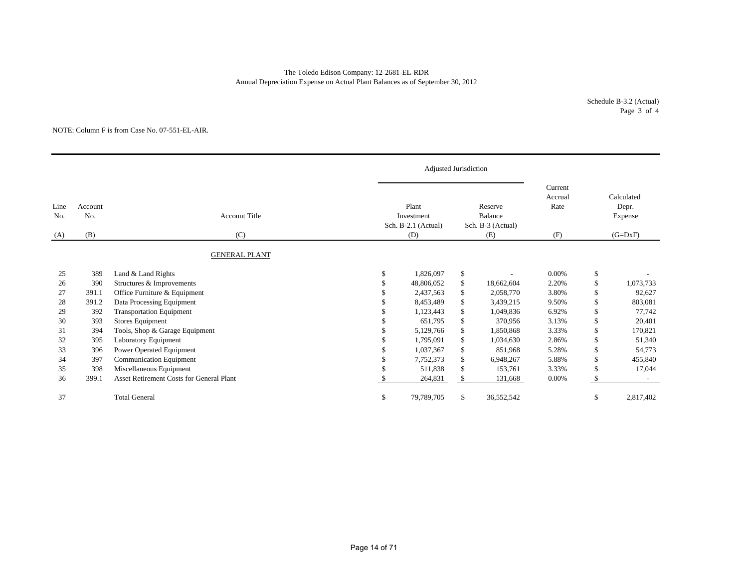The Toledo Edison Company: 12-2681-EL-RDR
Annual Depreciation Expense on Actual Plant Balances as of September 30, 2012

Schedule B-3.2 (Actual)
Page 3 of 4

NOTE: Column F is from Case No. 07-551-EL-AIR.

| | | | Adjusted Jurisdiction | | | |
|---|---|---|---|---|---|---|
| Line No. | Account No. | Account Title | Plant Investment Sch. B-2.1 (Actual) | Reserve Balance Sch. B-3 (Actual) | Current Accrual Rate | Calculated Depr. Expense |
| (A) | (B) | (C) | (D) | (E) | (F) | (G=DxF) |
| | | GENERAL PLANT | | | | |
| 25 | 389 | Land & Land Rights | $ 1,826,097 | $ - | 0.00% | $ - |
| 26 | 390 | Structures & Improvements | $ 48,806,052 | $ 18,662,604 | 2.20% | $ 1,073,733 |
| 27 | 391.1 | Office Furniture & Equipment | $ 2,437,563 | $ 2,058,770 | 3.80% | $ 92,627 |
| 28 | 391.2 | Data Processing Equipment | $ 8,453,489 | $ 3,439,215 | 9.50% | $ 803,081 |
| 29 | 392 | Transportation Equipment | $ 1,123,443 | $ 1,049,836 | 6.92% | $ 77,742 |
| 30 | 393 | Stores Equipment | $ 651,795 | $ 370,956 | 3.13% | $ 20,401 |
| 31 | 394 | Tools, Shop & Garage Equipment | $ 5,129,766 | $ 1,850,868 | 3.33% | $ 170,821 |
| 32 | 395 | Laboratory Equipment | $ 1,795,091 | $ 1,034,630 | 2.86% | $ 51,340 |
| 33 | 396 | Power Operated Equipment | $ 1,037,367 | $ 851,968 | 5.28% | $ 54,773 |
| 34 | 397 | Communication Equipment | $ 7,752,373 | $ 6,948,267 | 5.88% | $ 455,840 |
| 35 | 398 | Miscellaneous Equipment | $ 511,838 | $ 153,761 | 3.33% | $ 17,044 |
| 36 | 399.1 | Asset Retirement Costs for General Plant | $ 264,831 | $ 131,668 | 0.00% | $ - |
| 37 | | Total General | $ 79,789,705 | $ 36,552,542 | | $ 2,817,402 |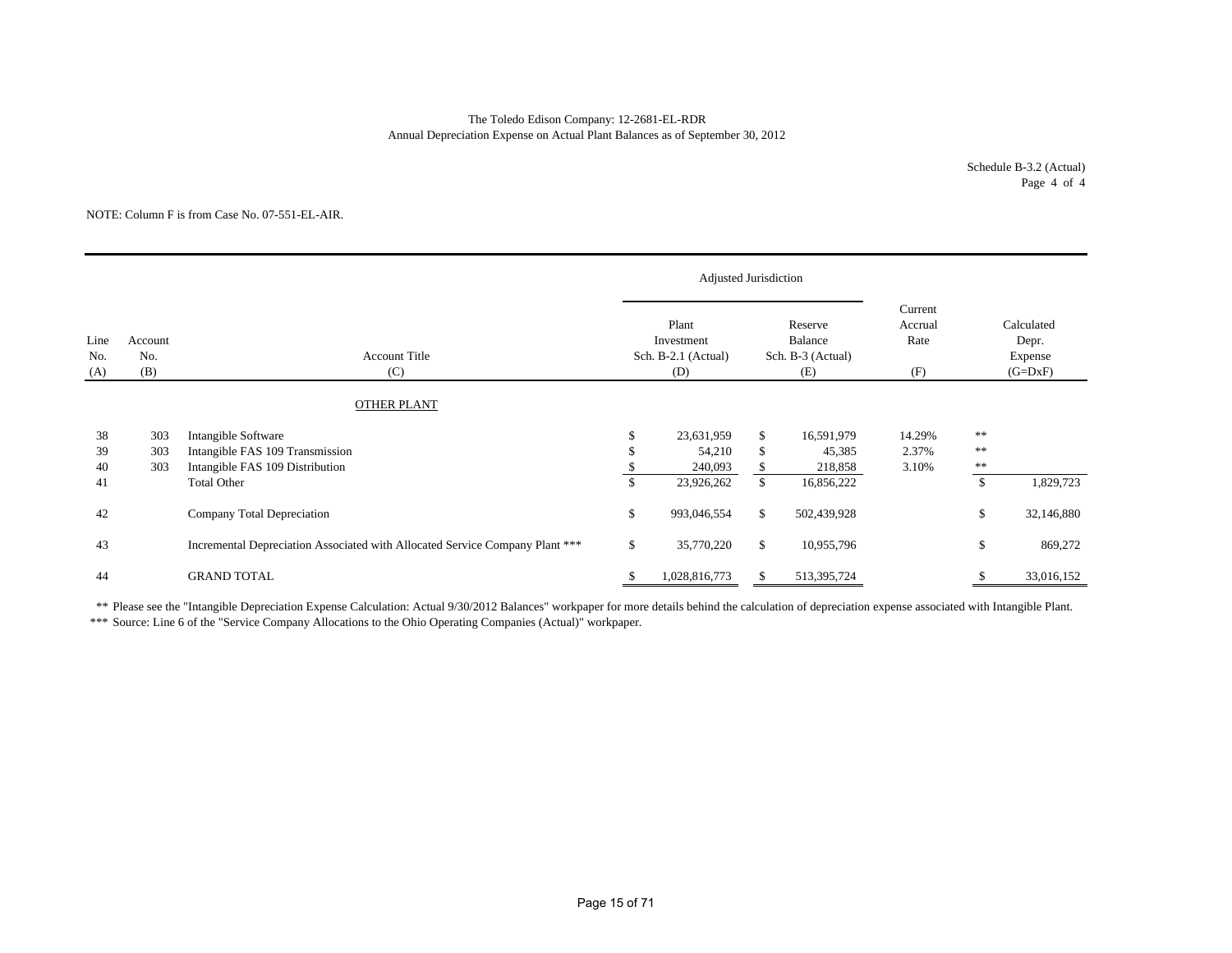The Toledo Edison Company: 12-2681-EL-RDR
Annual Depreciation Expense on Actual Plant Balances as of September 30, 2012

Schedule B-3.2 (Actual)
Page 4 of 4

NOTE: Column F is from Case No. 07-551-EL-AIR.

| | | | Adjusted Jurisdiction | | | |
|---|---|---|---|---|---|---|
| Line No. (A) | Account No. (B) | Account Title (C) | Plant Investment Sch. B-2.1 (Actual) (D) | Reserve Balance Sch. B-3 (Actual) (E) | Current Accrual Rate (F) | Calculated Depr. Expense (G=DxF) |
| | | OTHER PLANT | | | | |
| 38 | 303 | Intangible Software | $ 23,631,959 | $ 16,591,979 | 14.29% | ** |
| 39 | 303 | Intangible FAS 109 Transmission | $ 54,210 | $ 45,385 | 2.37% | ** |
| 40 | 303 | Intangible FAS 109 Distribution | $ 240,093 | $ 218,858 | 3.10% | ** |
| 41 | | Total Other | $ 23,926,262 | $ 16,856,222 | | $ 1,829,723 |
| 42 | | Company Total Depreciation | $ 993,046,554 | $ 502,439,928 | | $ 32,146,880 |
| 43 | | Incremental Depreciation Associated with Allocated Service Company Plant *** | $ 35,770,220 | $ 10,955,796 | | $ 869,272 |
| 44 | | GRAND TOTAL | $ 1,028,816,773 | $ 513,395,724 | | $ 33,016,152 |

** Please see the "Intangible Depreciation Expense Calculation: Actual 9/30/2012 Balances" workpaper for more details behind the calculation of depreciation expense associated with Intangible Plant.

*** Source: Line 6 of the "Service Company Allocations to the Ohio Operating Companies (Actual)" workpaper.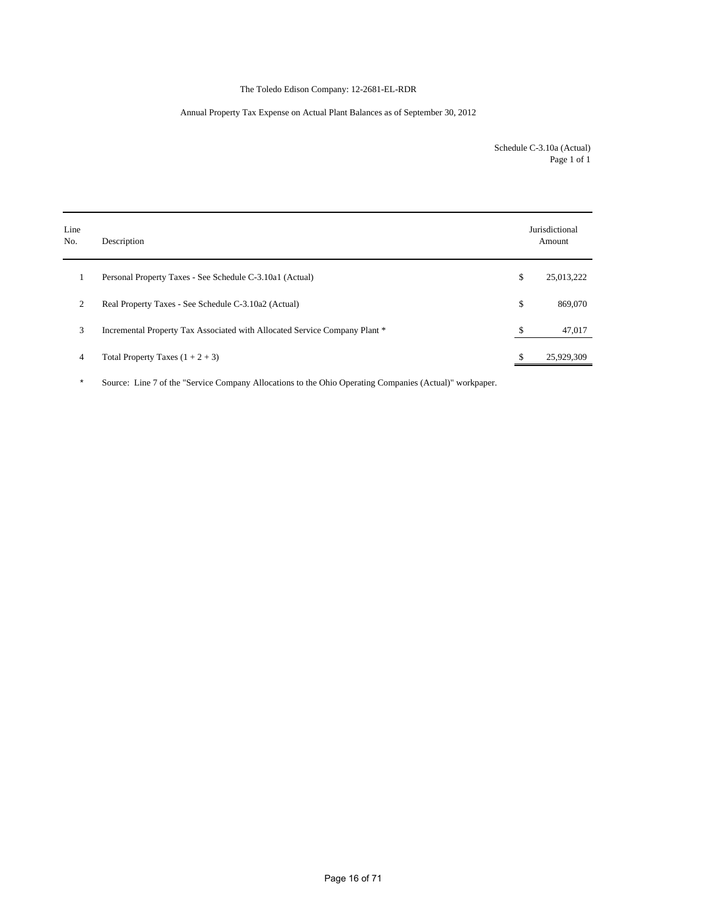The Toledo Edison Company: 12-2681-EL-RDR

Annual Property Tax Expense on Actual Plant Balances as of September 30, 2012

Schedule C-3.10a (Actual)
Page 1 of 1

| Line No. | Description | | Jurisdictional Amount |
|---|---|---|---|
| 1 | Personal Property Taxes - See Schedule C-3.10a1 (Actual) | $ | 25,013,222 |
| 2 | Real Property Taxes - See Schedule C-3.10a2 (Actual) | $ | 869,070 |
| 3 | Incremental Property Tax Associated with Allocated Service Company Plant * | $ | 47,017 |
| 4 | Total Property Taxes (1 + 2 + 3) | $ | 25,929,309 |

\* Source: Line 7 of the "Service Company Allocations to the Ohio Operating Companies (Actual)" workpaper.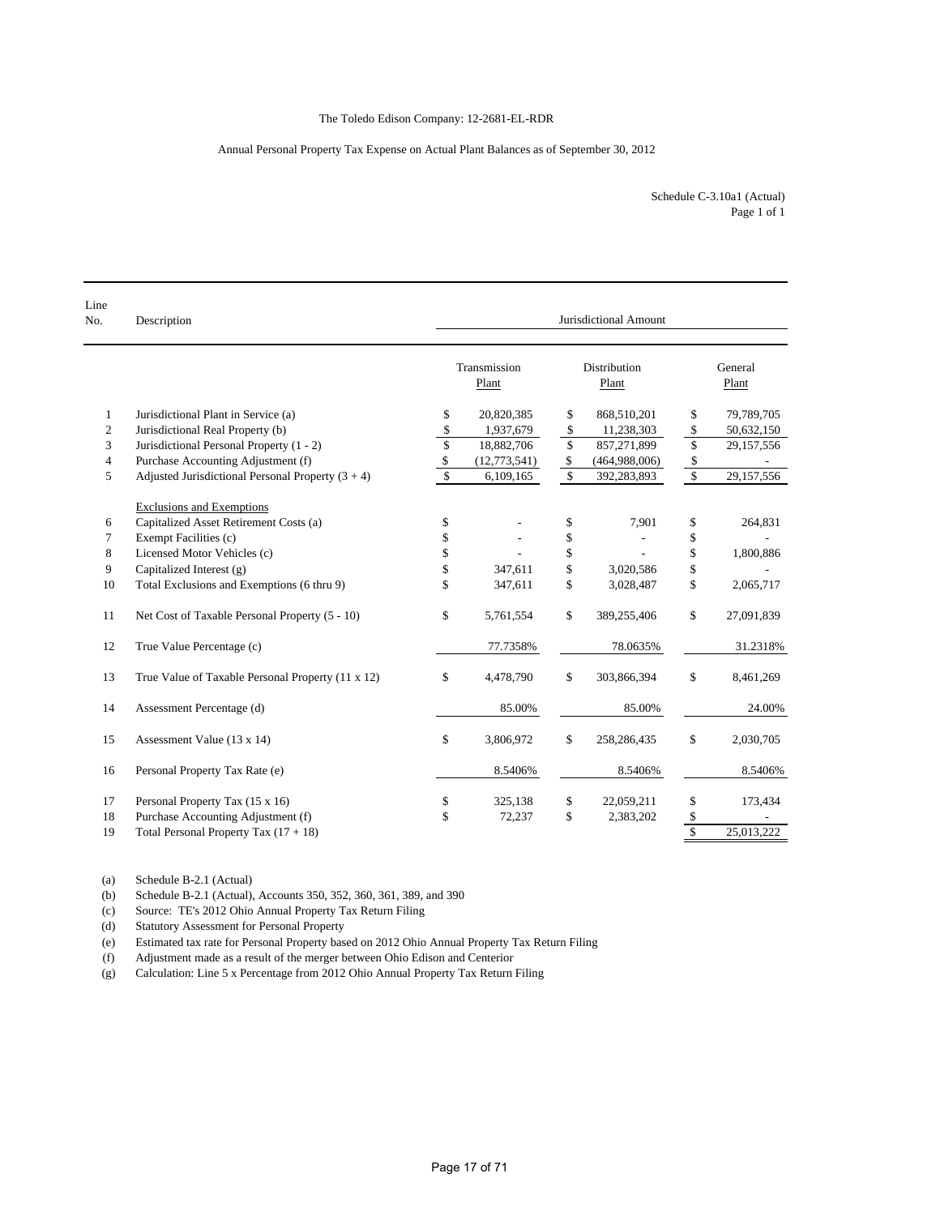The Toledo Edison Company: 12-2681-EL-RDR

Annual Personal Property Tax Expense on Actual Plant Balances as of September 30, 2012

Schedule C-3.10a1 (Actual)
Page 1 of 1

| Line No. | Description | Jurisdictional Amount | | |
|---|---|---|---|---|
| | | Transmission Plant | Distribution Plant | General Plant |
| 1 | Jurisdictional Plant in Service (a) | $ 20,820,385 | $ 868,510,201 | $ 79,789,705 |
| 2 | Jurisdictional Real Property (b) | $ 1,937,679 | $ 11,238,303 | $ 50,632,150 |
| 3 | Jurisdictional Personal Property (1 - 2) | $ 18,882,706 | $ 857,271,899 | $ 29,157,556 |
| 4 | Purchase Accounting Adjustment (f) | $ (12,773,541) | $ (464,988,006) | $ - |
| 5 | Adjusted Jurisdictional Personal Property (3 + 4) | $ 6,109,165 | $ 392,283,893 | $ 29,157,556 |
| | Exclusions and Exemptions | | | |
| 6 | Capitalized Asset Retirement Costs (a) | $ - | $ 7,901 | $ 264,831 |
| 7 | Exempt Facilities (c) | $ - | $ - | $ - |
| 8 | Licensed Motor Vehicles (c) | $ - | $ - | $ 1,800,886 |
| 9 | Capitalized Interest (g) | $ 347,611 | $ 3,020,586 | $ - |
| 10 | Total Exclusions and Exemptions (6 thru 9) | $ 347,611 | $ 3,028,487 | $ 2,065,717 |
| 11 | Net Cost of Taxable Personal Property (5 - 10) | $ 5,761,554 | $ 389,255,406 | $ 27,091,839 |
| 12 | True Value Percentage (c) | 77.7358% | 78.0635% | 31.2318% |
| 13 | True Value of Taxable Personal Property (11 x 12) | $ 4,478,790 | $ 303,866,394 | $ 8,461,269 |
| 14 | Assessment Percentage (d) | 85.00% | 85.00% | 24.00% |
| 15 | Assessment Value (13 x 14) | $ 3,806,972 | $ 258,286,435 | $ 2,030,705 |
| 16 | Personal Property Tax Rate (e) | 8.5406% | 8.5406% | 8.5406% |
| 17 | Personal Property Tax (15 x 16) | $ 325,138 | $ 22,059,211 | $ 173,434 |
| 18 | Purchase Accounting Adjustment (f) | $ 72,237 | $ 2,383,202 | $ - |
| 19 | Total Personal Property Tax (17 + 18) | | | $ 25,013,222 |

(a) Schedule B-2.1 (Actual)
(b) Schedule B-2.1 (Actual), Accounts 350, 352, 360, 361, 389, and 390
(c) Source: TE's 2012 Ohio Annual Property Tax Return Filing
(d) Statutory Assessment for Personal Property
(e) Estimated tax rate for Personal Property based on 2012 Ohio Annual Property Tax Return Filing
(f) Adjustment made as a result of the merger between Ohio Edison and Centerior
(g) Calculation: Line 5 x Percentage from 2012 Ohio Annual Property Tax Return Filing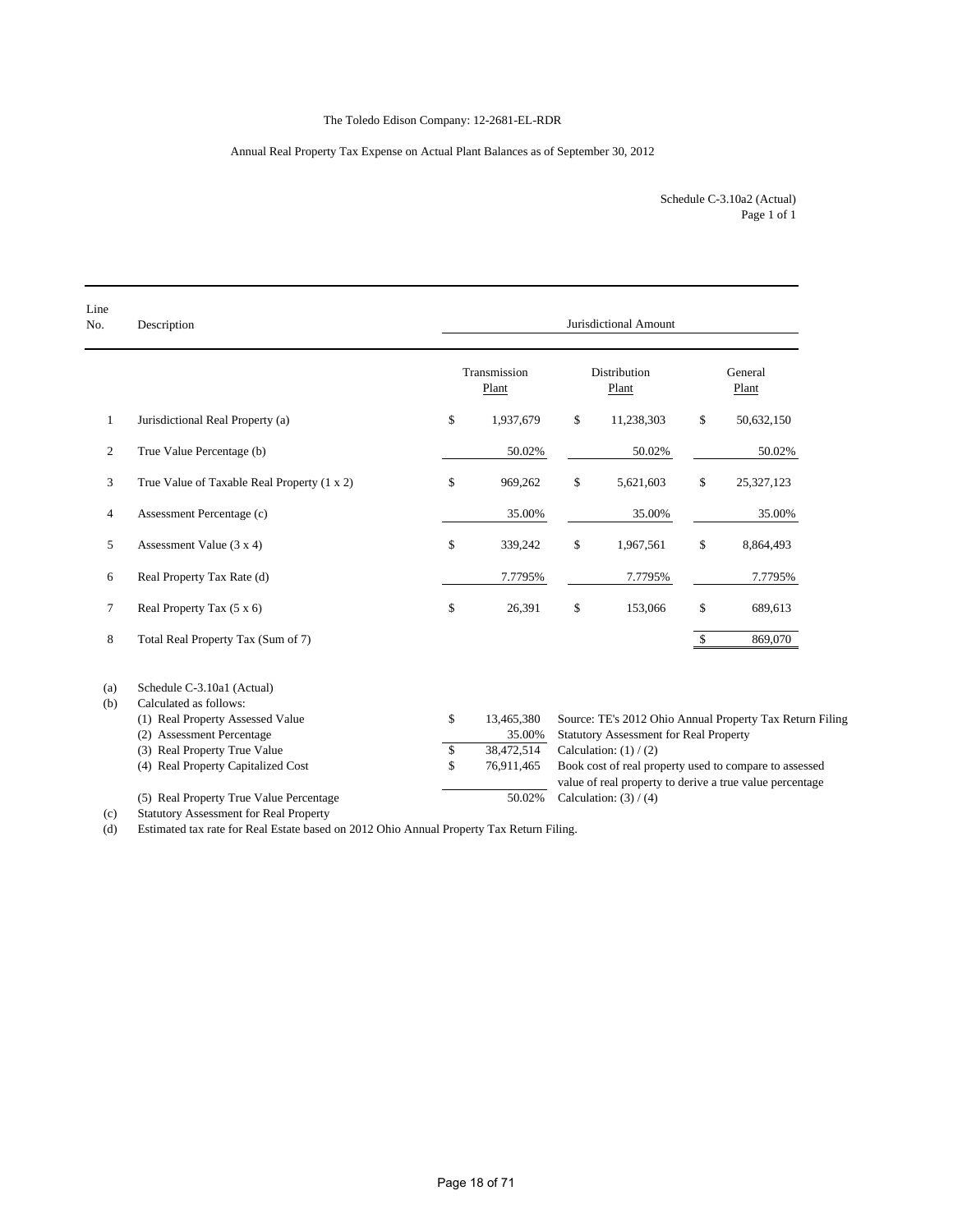The Toledo Edison Company: 12-2681-EL-RDR

Annual Real Property Tax Expense on Actual Plant Balances as of September 30, 2012

Schedule C-3.10a2 (Actual)
Page 1 of 1

| Line No. | Description | Jurisdictional Amount | | |
|---|---|---|---|---|
| | | Transmission Plant | Distribution Plant | General Plant |
| 1 | Jurisdictional Real Property (a) | $ 1,937,679 | $ 11,238,303 | $ 50,632,150 |
| 2 | True Value Percentage (b) | 50.02% | 50.02% | 50.02% |
| 3 | True Value of Taxable Real Property (1 x 2) | $ 969,262 | $ 5,621,603 | $ 25,327,123 |
| 4 | Assessment Percentage (c) | 35.00% | 35.00% | 35.00% |
| 5 | Assessment Value (3 x 4) | $ 339,242 | $ 1,967,561 | $ 8,864,493 |
| 6 | Real Property Tax Rate (d) | 7.7795% | 7.7795% | 7.7795% |
| 7 | Real Property Tax (5 x 6) | $ 26,391 | $ 153,066 | $ 689,613 |
| 8 | Total Real Property Tax (Sum of 7) | | | $ 869,070 |

(a) Schedule C-3.10a1 (Actual)

(b) Calculated as follows:

| | | |
|---|---|---|
| (1) Real Property Assessed Value | $ 13,465,380 | Source: TE's 2012 Ohio Annual Property Tax Return Filing |
| (2) Assessment Percentage | 35.00% | Statutory Assessment for Real Property |
| (3) Real Property True Value | $ 38,472,514 | Calculation: (1) / (2) |
| (4) Real Property Capitalized Cost | $ 76,911,465 | Book cost of real property used to compare to assessed value of real property to derive a true value percentage |
| (5) Real Property True Value Percentage | 50.02% | Calculation: (3) / (4) |

(c) Statutory Assessment for Real Property

(d) Estimated tax rate for Real Estate based on 2012 Ohio Annual Property Tax Return Filing.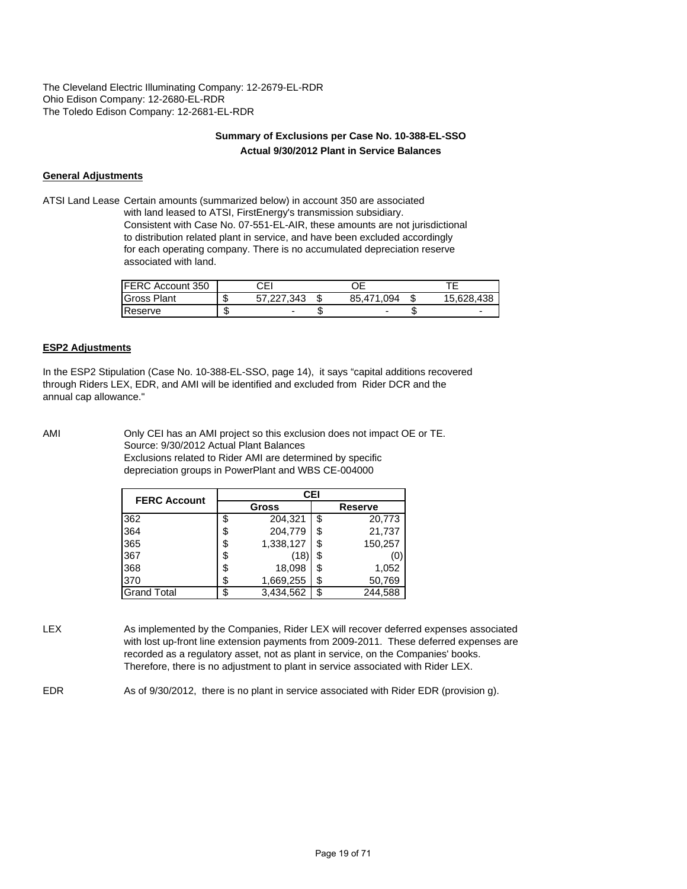The Cleveland Electric Illuminating Company: 12-2679-EL-RDR
Ohio Edison Company: 12-2680-EL-RDR
The Toledo Edison Company: 12-2681-EL-RDR

**Summary of Exclusions per Case No. 10-388-EL-SSO**
**Actual 9/30/2012 Plant in Service Balances**

**General Adjustments**

ATSI Land Lease Certain amounts (summarized below) in account 350 are associated with land leased to ATSI, FirstEnergy's transmission subsidiary. Consistent with Case No. 07-551-EL-AIR, these amounts are not jurisdictional to distribution related plant in service, and have been excluded accordingly for each operating company. There is no accumulated depreciation reserve associated with land.

| FERC Account 350 | CEI | OE | TE |
|---|---|---|---|
| Gross Plant | $ 57,227,343 | $ 85,471,094 | $ 15,628,438 |
| Reserve | $ - | $ - | $ - |

**ESP2 Adjustments**

In the ESP2 Stipulation (Case No. 10-388-EL-SSO, page 14), it says "capital additions recovered through Riders LEX, EDR, and AMI will be identified and excluded from Rider DCR and the annual cap allowance."

AMI Only CEI has an AMI project so this exclusion does not impact OE or TE.
Source: 9/30/2012 Actual Plant Balances
Exclusions related to Rider AMI are determined by specific depreciation groups in PowerPlant and WBS CE-004000

| FERC Account | CEI | |
|---|---|---|
| | Gross | Reserve |
| 362 | $ 204,321 | $ 20,773 |
| 364 | $ 204,779 | $ 21,737 |
| 365 | $ 1,338,127 | $ 150,257 |
| 367 | $ (18) | $ (0) |
| 368 | $ 18,098 | $ 1,052 |
| 370 | $ 1,669,255 | $ 50,769 |
| Grand Total | $ 3,434,562 | $ 244,588 |

LEX As implemented by the Companies, Rider LEX will recover deferred expenses associated with lost up-front line extension payments from 2009-2011. These deferred expenses are recorded as a regulatory asset, not as plant in service, on the Companies' books. Therefore, there is no adjustment to plant in service associated with Rider LEX.

EDR As of 9/30/2012, there is no plant in service associated with Rider EDR (provision g).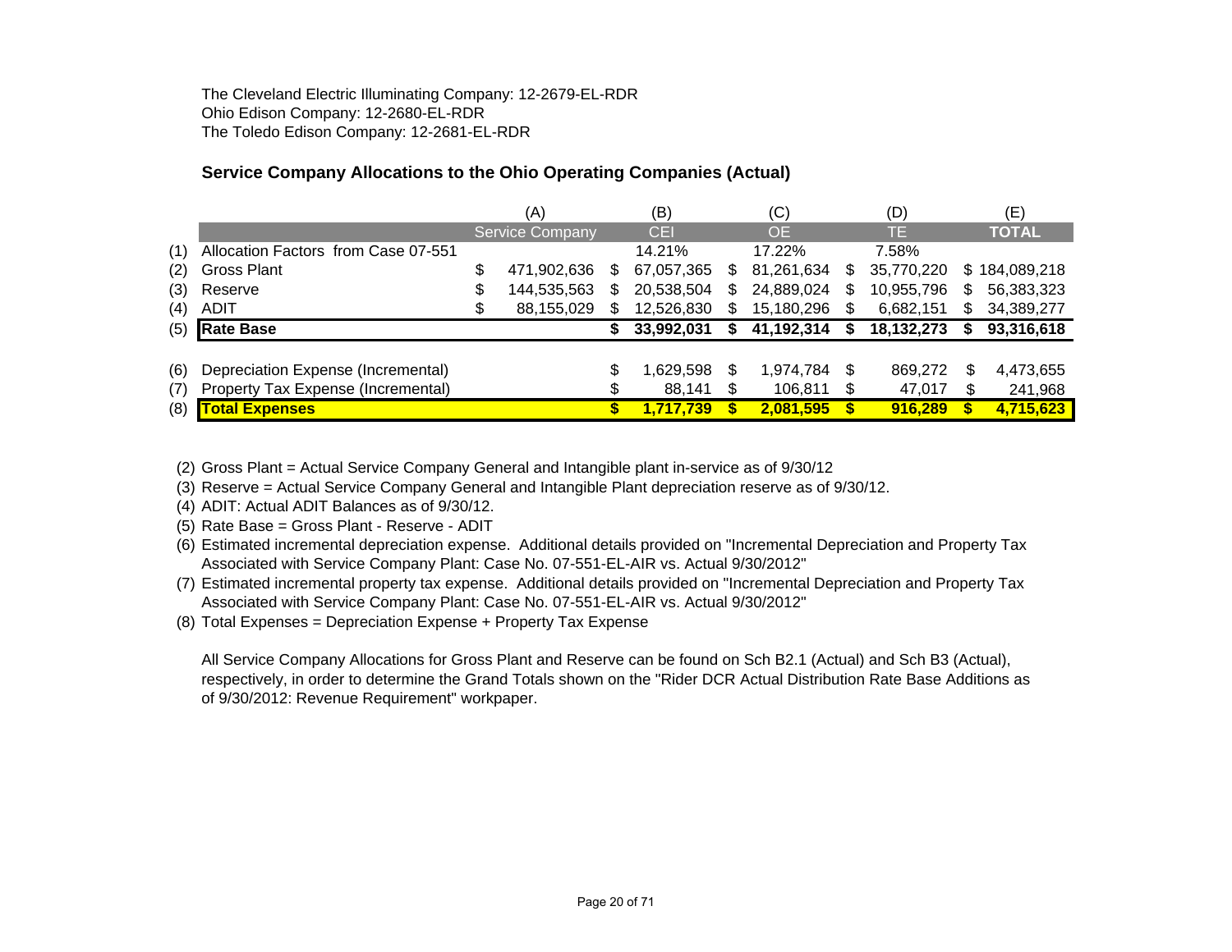The Cleveland Electric Illuminating Company: 12-2679-EL-RDR
Ohio Edison Company: 12-2680-EL-RDR
The Toledo Edison Company: 12-2681-EL-RDR

## Service Company Allocations to the Ohio Operating Companies (Actual)

| | | (A) | (B) | (C) | (D) | (E) |
|---|---|---|---|---|---|---|
| | | Service Company | CEI | OE | TE | **TOTAL** |
| (1) | Allocation Factors from Case 07-551 | | 14.21% | 17.22% | 7.58% | |
| (2) | Gross Plant | $ 471,902,636 | $ 67,057,365 | $ 81,261,634 | $ 35,770,220 | $ 184,089,218 |
| (3) | Reserve | $ 144,535,563 | $ 20,538,504 | $ 24,889,024 | $ 10,955,796 | $ 56,383,323 |
| (4) | ADIT | $ 88,155,029 | $ 12,526,830 | $ 15,180,296 | $ 6,682,151 | $ 34,389,277 |
| (5) | **Rate Base** | | **$ 33,992,031** | **$ 41,192,314** | **$ 18,132,273** | **$ 93,316,618** |
| | | | | | | |
| (6) | Depreciation Expense (Incremental) | | $ 1,629,598 | $ 1,974,784 | $ 869,272 | $ 4,473,655 |
| (7) | Property Tax Expense (Incremental) | | $ 88,141 | $ 106,811 | $ 47,017 | $ 241,968 |
| (8) | **Total Expenses** | | **$ 1,717,739** | **$ 2,081,595** | **$ 916,289** | **$ 4,715,623** |

(2) Gross Plant = Actual Service Company General and Intangible plant in-service as of 9/30/12
(3) Reserve = Actual Service Company General and Intangible Plant depreciation reserve as of 9/30/12.
(4) ADIT: Actual ADIT Balances as of 9/30/12.
(5) Rate Base = Gross Plant - Reserve - ADIT
(6) Estimated incremental depreciation expense. Additional details provided on "Incremental Depreciation and Property Tax Associated with Service Company Plant: Case No. 07-551-EL-AIR vs. Actual 9/30/2012"
(7) Estimated incremental property tax expense. Additional details provided on "Incremental Depreciation and Property Tax Associated with Service Company Plant: Case No. 07-551-EL-AIR vs. Actual 9/30/2012"
(8) Total Expenses = Depreciation Expense + Property Tax Expense

All Service Company Allocations for Gross Plant and Reserve can be found on Sch B2.1 (Actual) and Sch B3 (Actual), respectively, in order to determine the Grand Totals shown on the "Rider DCR Actual Distribution Rate Base Additions as of 9/30/2012: Revenue Requirement" workpaper.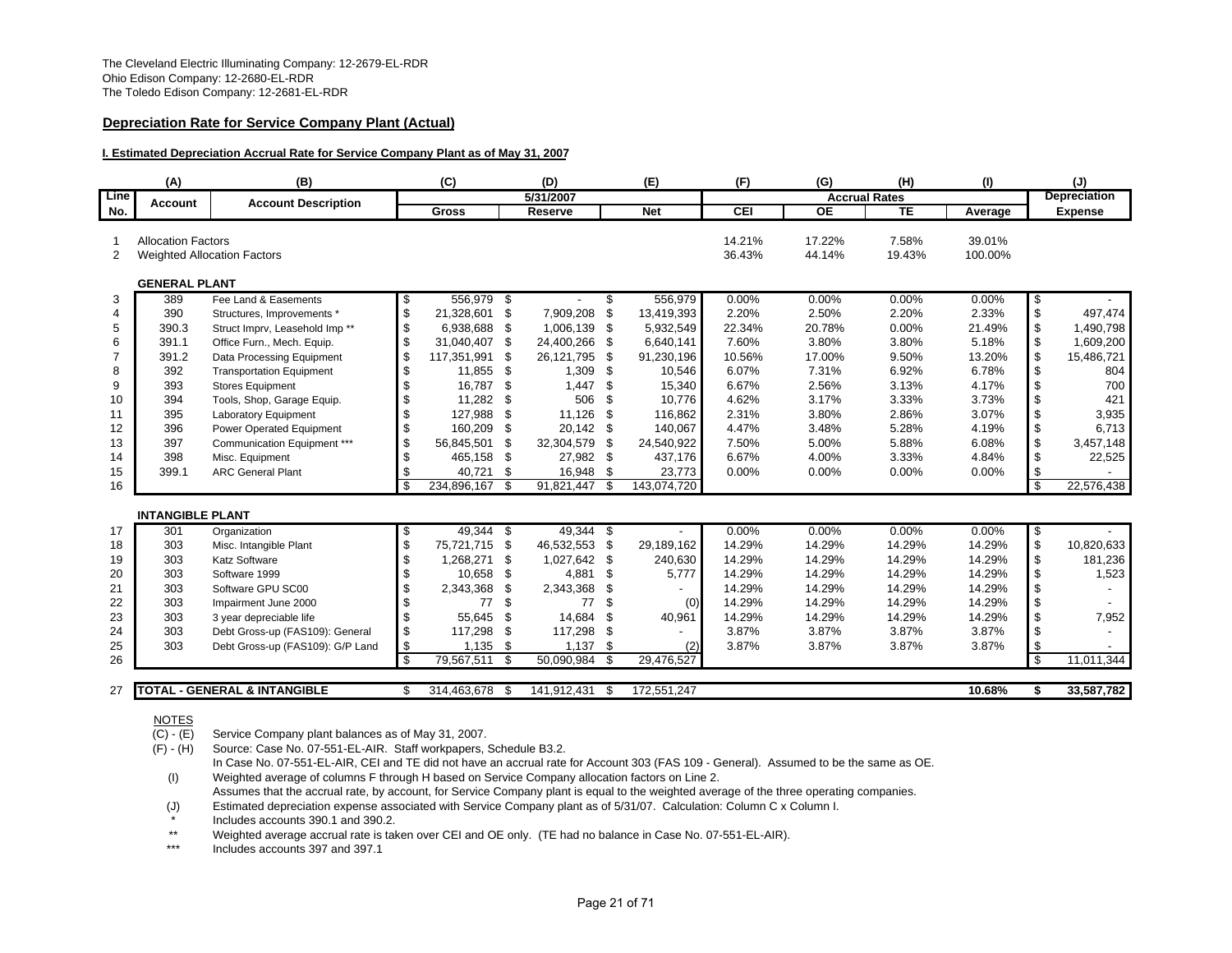The Cleveland Electric Illuminating Company: 12-2679-EL-RDR
Ohio Edison Company: 12-2680-EL-RDR
The Toledo Edison Company: 12-2681-EL-RDR

## Depreciation Rate for Service Company Plant (Actual)

### I. Estimated Depreciation Accrual Rate for Service Company Plant as of May 31, 2007

| | (A) | (B) | (C) | (D) | (E) | (F) | (G) | (H) | (I) | (J) |
|---|---|---|---|---|---|---|---|---|---|---|
| Line No. | Account | Account Description | 5/31/2007 Gross | Reserve | Net | Accrual Rates CEI | OE | TE | Average | Depreciation Expense |
| 1 | Allocation Factors | | | | | 14.21% | 17.22% | 7.58% | 39.01% | |
| 2 | Weighted Allocation Factors | | | | | 36.43% | 44.14% | 19.43% | 100.00% | |
| | **GENERAL PLANT** | | | | | | | | | |
| 3 | 389 | Fee Land & Easements | $ 556,979 | $ - | $ 556,979 | 0.00% | 0.00% | 0.00% | 0.00% | $ - |
| 4 | 390 | Structures, Improvements * | $ 21,328,601 | $ 7,909,208 | $ 13,419,393 | 2.20% | 2.50% | 2.20% | 2.33% | $ 497,474 |
| 5 | 390.3 | Struct Imprv, Leasehold Imp ** | $ 6,938,688 | $ 1,006,139 | $ 5,932,549 | 22.34% | 20.78% | 0.00% | 21.49% | $ 1,490,798 |
| 6 | 391.1 | Office Furn., Mech. Equip. | $ 31,040,407 | $ 24,400,266 | $ 6,640,141 | 7.60% | 3.80% | 3.80% | 5.18% | $ 1,609,200 |
| 7 | 391.2 | Data Processing Equipment | $ 117,351,991 | $ 26,121,795 | $ 91,230,196 | 10.56% | 17.00% | 9.50% | 13.20% | $ 15,486,721 |
| 8 | 392 | Transportation Equipment | $ 11,855 | $ 1,309 | $ 10,546 | 6.07% | 7.31% | 6.92% | 6.78% | $ 804 |
| 9 | 393 | Stores Equipment | $ 16,787 | $ 1,447 | $ 15,340 | 6.67% | 2.56% | 3.13% | 4.17% | $ 700 |
| 10 | 394 | Tools, Shop, Garage Equip. | $ 11,282 | $ 506 | $ 10,776 | 4.62% | 3.17% | 3.33% | 3.73% | $ 421 |
| 11 | 395 | Laboratory Equipment | $ 127,988 | $ 11,126 | $ 116,862 | 2.31% | 3.80% | 2.86% | 3.07% | $ 3,935 |
| 12 | 396 | Power Operated Equipment | $ 160,209 | $ 20,142 | $ 140,067 | 4.47% | 3.48% | 5.28% | 4.19% | $ 6,713 |
| 13 | 397 | Communication Equipment *** | $ 56,845,501 | $ 32,304,579 | $ 24,540,922 | 7.50% | 5.00% | 5.88% | 6.08% | $ 3,457,148 |
| 14 | 398 | Misc. Equipment | $ 465,158 | $ 27,982 | $ 437,176 | 6.67% | 4.00% | 3.33% | 4.84% | $ 22,525 |
| 15 | 399.1 | ARC General Plant | $ 40,721 | $ 16,948 | $ 23,773 | 0.00% | 0.00% | 0.00% | 0.00% | $ - |
| 16 | | | $ 234,896,167 | $ 91,821,447 | $ 143,074,720 | | | | | $ 22,576,438 |
| | **INTANGIBLE PLANT** | | | | | | | | | |
| 17 | 301 | Organization | $ 49,344 | $ 49,344 | $ - | 0.00% | 0.00% | 0.00% | 0.00% | $ - |
| 18 | 303 | Misc. Intangible Plant | $ 75,721,715 | $ 46,532,553 | $ 29,189,162 | 14.29% | 14.29% | 14.29% | 14.29% | $ 10,820,633 |
| 19 | 303 | Katz Software | $ 1,268,271 | $ 1,027,642 | $ 240,630 | 14.29% | 14.29% | 14.29% | 14.29% | $ 181,236 |
| 20 | 303 | Software 1999 | $ 10,658 | $ 4,881 | $ 5,777 | 14.29% | 14.29% | 14.29% | 14.29% | $ 1,523 |
| 21 | 303 | Software GPU SC00 | $ 2,343,368 | $ 2,343,368 | $ - | 14.29% | 14.29% | 14.29% | 14.29% | $ - |
| 22 | 303 | Impairment June 2000 | $ 77 | $ 77 | $ (0) | 14.29% | 14.29% | 14.29% | 14.29% | $ - |
| 23 | 303 | 3 year depreciable life | $ 55,645 | $ 14,684 | $ 40,961 | 14.29% | 14.29% | 14.29% | 14.29% | $ 7,952 |
| 24 | 303 | Debt Gross-up (FAS109): General | $ 117,298 | $ 117,298 | $ - | 3.87% | 3.87% | 3.87% | 3.87% | $ - |
| 25 | 303 | Debt Gross-up (FAS109): G/P Land | $ 1,135 | $ 1,137 | $ (2) | 3.87% | 3.87% | 3.87% | 3.87% | $ - |
| 26 | | | $ 79,567,511 | $ 50,090,984 | $ 29,476,527 | | | | | $ 11,011,344 |
| 27 | **TOTAL - GENERAL & INTANGIBLE** | | $ 314,463,678 | $ 141,912,431 | $ 172,551,247 | | | | **10.68%** | **$ 33,587,782** |

NOTES

(C) - (E) Service Company plant balances as of May 31, 2007.

(F) - (H) Source: Case No. 07-551-EL-AIR. Staff workpapers, Schedule B3.2.
In Case No. 07-551-EL-AIR, CEI and TE did not have an accrual rate for Account 303 (FAS 109 - General). Assumed to be the same as OE.

(I) Weighted average of columns F through H based on Service Company allocation factors on Line 2.
Assumes that the accrual rate, by account, for Service Company plant is equal to the weighted average of the three operating companies.

(J) Estimated depreciation expense associated with Service Company plant as of 5/31/07. Calculation: Column C x Column I.

\* Includes accounts 390.1 and 390.2.

\*\* Weighted average accrual rate is taken over CEI and OE only. (TE had no balance in Case No. 07-551-EL-AIR).

\*\*\* Includes accounts 397 and 397.1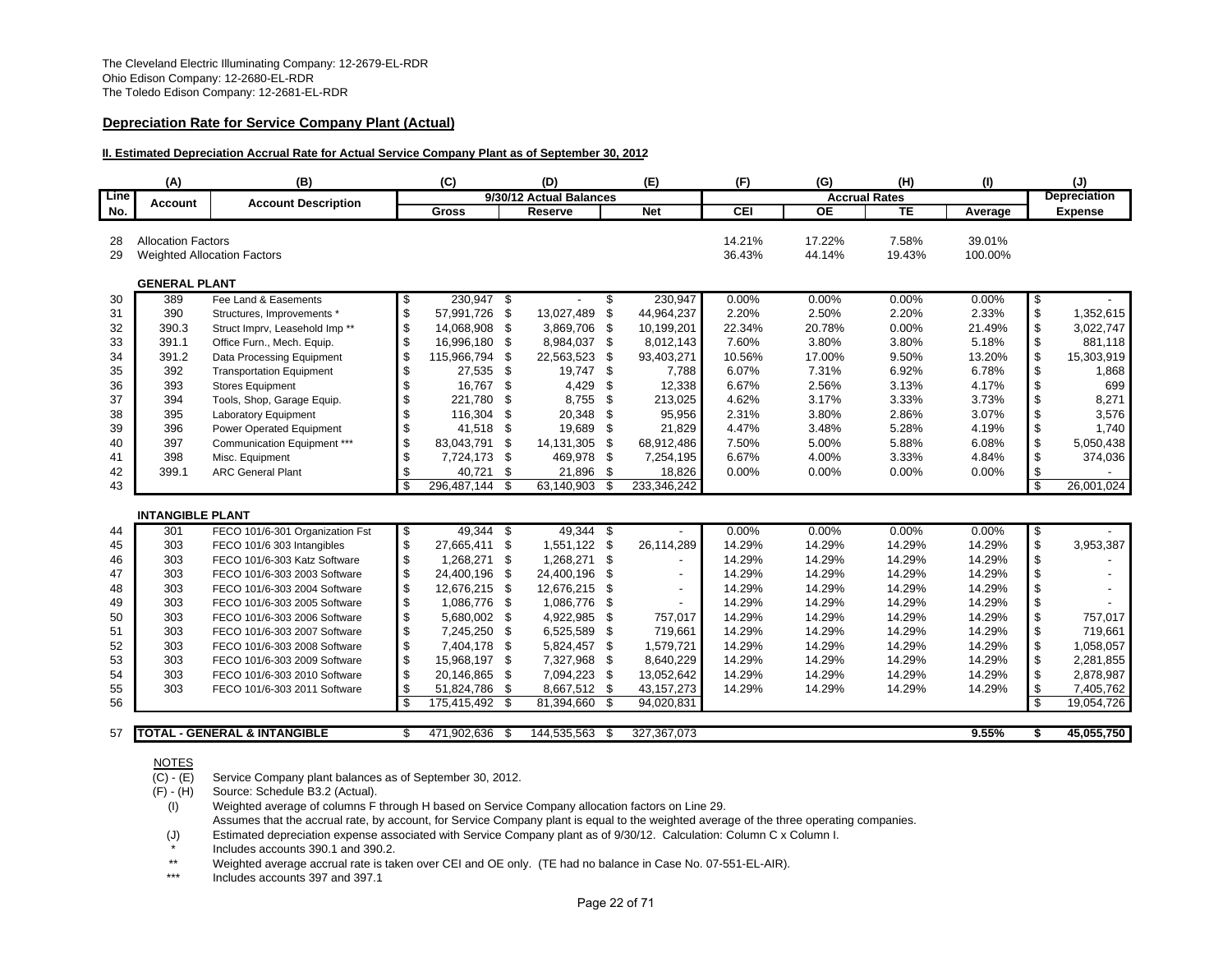The Cleveland Electric Illuminating Company: 12-2679-EL-RDR
Ohio Edison Company: 12-2680-EL-RDR
The Toledo Edison Company: 12-2681-EL-RDR

## Depreciation Rate for Service Company Plant (Actual)

### II. Estimated Depreciation Accrual Rate for Actual Service Company Plant as of September 30, 2012

| | (A) | (B) | (C) | (D) | (E) | (F) | (G) | (H) | (I) | (J) |
|---|---|---|---|---|---|---|---|---|---|---|
| Line No. | Account | Account Description | 9/30/12 Actual Balances | | | Accrual Rates | | | | Depreciation |
| | | | Gross | Reserve | Net | CEI | OE | TE | Average | Expense |
| 28 | Allocation Factors | | | | | 14.21% | 17.22% | 7.58% | 39.01% | |
| 29 | Weighted Allocation Factors | | | | | 36.43% | 44.14% | 19.43% | 100.00% | |
| | **GENERAL PLANT** | | | | | | | | | |
| 30 | 389 | Fee Land & Easements | $ 230,947 | $ - | $ 230,947 | 0.00% | 0.00% | 0.00% | 0.00% | $ - |
| 31 | 390 | Structures, Improvements * | $ 57,991,726 | $ 13,027,489 | $ 44,964,237 | 2.20% | 2.50% | 2.20% | 2.33% | $ 1,352,615 |
| 32 | 390.3 | Struct Imprv, Leasehold Imp ** | $ 14,068,908 | $ 3,869,706 | $ 10,199,201 | 22.34% | 20.78% | 0.00% | 21.49% | $ 3,022,747 |
| 33 | 391.1 | Office Furn., Mech. Equip. | $ 16,996,180 | $ 8,984,037 | $ 8,012,143 | 7.60% | 3.80% | 3.80% | 5.18% | $ 881,118 |
| 34 | 391.2 | Data Processing Equipment | $ 115,966,794 | $ 22,563,523 | $ 93,403,271 | 10.56% | 17.00% | 9.50% | 13.20% | $ 15,303,919 |
| 35 | 392 | Transportation Equipment | $ 27,535 | $ 19,747 | $ 7,788 | 6.07% | 7.31% | 6.92% | 6.78% | $ 1,868 |
| 36 | 393 | Stores Equipment | $ 16,767 | $ 4,429 | $ 12,338 | 6.67% | 2.56% | 3.13% | 4.17% | $ 699 |
| 37 | 394 | Tools, Shop, Garage Equip. | $ 221,780 | $ 8,755 | $ 213,025 | 4.62% | 3.17% | 3.33% | 3.73% | $ 8,271 |
| 38 | 395 | Laboratory Equipment | $ 116,304 | $ 20,348 | $ 95,956 | 2.31% | 3.80% | 2.86% | 3.07% | $ 3,576 |
| 39 | 396 | Power Operated Equipment | $ 41,518 | $ 19,689 | $ 21,829 | 4.47% | 3.48% | 5.28% | 4.19% | $ 1,740 |
| 40 | 397 | Communication Equipment *** | $ 83,043,791 | $ 14,131,305 | $ 68,912,486 | 7.50% | 5.00% | 5.88% | 6.08% | $ 5,050,438 |
| 41 | 398 | Misc. Equipment | $ 7,724,173 | $ 469,978 | $ 7,254,195 | 6.67% | 4.00% | 3.33% | 4.84% | $ 374,036 |
| 42 | 399.1 | ARC General Plant | $ 40,721 | $ 21,896 | $ 18,826 | 0.00% | 0.00% | 0.00% | 0.00% | $ - |
| 43 | | | $ 296,487,144 | $ 63,140,903 | $ 233,346,242 | | | | | $ 26,001,024 |
| | **INTANGIBLE PLANT** | | | | | | | | | |
| 44 | 301 | FECO 101/6-301 Organization Fst | $ 49,344 | $ 49,344 | $ - | 0.00% | 0.00% | 0.00% | 0.00% | $ - |
| 45 | 303 | FECO 101/6 303 Intangibles | $ 27,665,411 | $ 1,551,122 | $ 26,114,289 | 14.29% | 14.29% | 14.29% | 14.29% | $ 3,953,387 |
| 46 | 303 | FECO 101/6-303 Katz Software | $ 1,268,271 | $ 1,268,271 | $ - | 14.29% | 14.29% | 14.29% | 14.29% | $ - |
| 47 | 303 | FECO 101/6-303 2003 Software | $ 24,400,196 | $ 24,400,196 | $ - | 14.29% | 14.29% | 14.29% | 14.29% | $ - |
| 48 | 303 | FECO 101/6-303 2004 Software | $ 12,676,215 | $ 12,676,215 | $ - | 14.29% | 14.29% | 14.29% | 14.29% | $ - |
| 49 | 303 | FECO 101/6-303 2005 Software | $ 1,086,776 | $ 1,086,776 | $ - | 14.29% | 14.29% | 14.29% | 14.29% | $ - |
| 50 | 303 | FECO 101/6-303 2006 Software | $ 5,680,002 | $ 4,922,985 | $ 757,017 | 14.29% | 14.29% | 14.29% | 14.29% | $ 757,017 |
| 51 | 303 | FECO 101/6-303 2007 Software | $ 7,245,250 | $ 6,525,589 | $ 719,661 | 14.29% | 14.29% | 14.29% | 14.29% | $ 719,661 |
| 52 | 303 | FECO 101/6-303 2008 Software | $ 7,404,178 | $ 5,824,457 | $ 1,579,721 | 14.29% | 14.29% | 14.29% | 14.29% | $ 1,058,057 |
| 53 | 303 | FECO 101/6-303 2009 Software | $ 15,968,197 | $ 7,327,968 | $ 8,640,229 | 14.29% | 14.29% | 14.29% | 14.29% | $ 2,281,855 |
| 54 | 303 | FECO 101/6-303 2010 Software | $ 20,146,865 | $ 7,094,223 | $ 13,052,642 | 14.29% | 14.29% | 14.29% | 14.29% | $ 2,878,987 |
| 55 | 303 | FECO 101/6-303 2011 Software | $ 51,824,786 | $ 8,667,512 | $ 43,157,273 | 14.29% | 14.29% | 14.29% | 14.29% | $ 7,405,762 |
| 56 | | | $ 175,415,492 | $ 81,394,660 | $ 94,020,831 | | | | | $ 19,054,726 |
| 57 | **TOTAL - GENERAL & INTANGIBLE** | | $ 471,902,636 | $ 144,535,563 | $ 327,367,073 | | | | **9.55%** | **$ 45,055,750** |

NOTES

(C) - (E) Service Company plant balances as of September 30, 2012.
(F) - (H) Source: Schedule B3.2 (Actual).
(I) Weighted average of columns F through H based on Service Company allocation factors on Line 29.
Assumes that the accrual rate, by account, for Service Company plant is equal to the weighted average of the three operating companies.
(J) Estimated depreciation expense associated with Service Company plant as of 9/30/12. Calculation: Column C x Column I.
\* Includes accounts 390.1 and 390.2.
\*\* Weighted average accrual rate is taken over CEI and OE only. (TE had no balance in Case No. 07-551-EL-AIR).
\*\*\* Includes accounts 397 and 397.1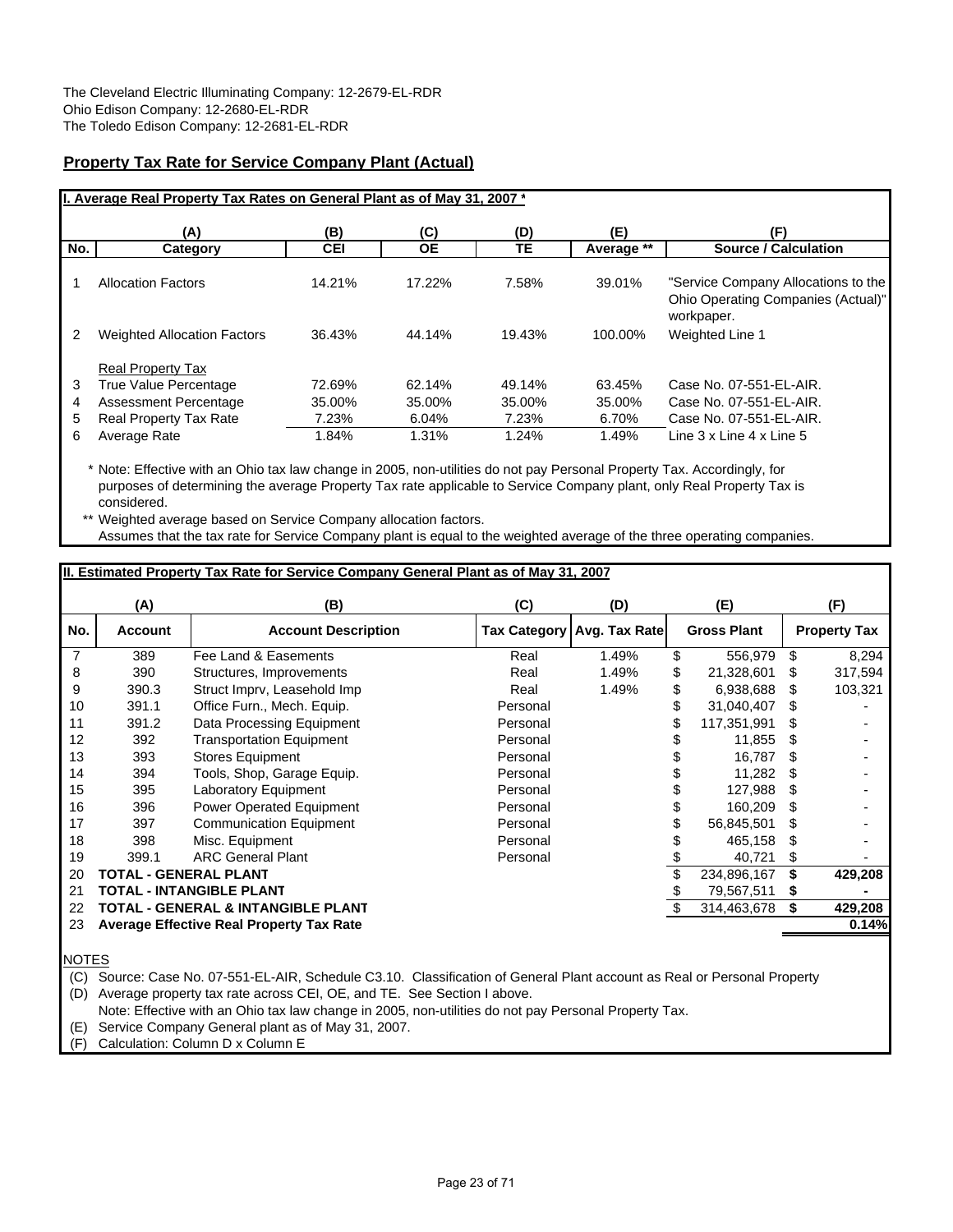The Cleveland Electric Illuminating Company: 12-2679-EL-RDR
Ohio Edison Company: 12-2680-EL-RDR
The Toledo Edison Company: 12-2681-EL-RDR

## Property Tax Rate for Service Company Plant (Actual)

### I. Average Real Property Tax Rates on General Plant as of May 31, 2007 *

| No. | (A) Category | (B) CEI | (C) OE | (D) TE | (E) Average ** | (F) Source / Calculation |
|---|---|---|---|---|---|---|
| 1 | Allocation Factors | 14.21% | 17.22% | 7.58% | 39.01% | "Service Company Allocations to the Ohio Operating Companies (Actual)" workpaper. |
| 2 | Weighted Allocation Factors | 36.43% | 44.14% | 19.43% | 100.00% | Weighted Line 1 |
| | Real Property Tax | | | | | |
| 3 | True Value Percentage | 72.69% | 62.14% | 49.14% | 63.45% | Case No. 07-551-EL-AIR. |
| 4 | Assessment Percentage | 35.00% | 35.00% | 35.00% | 35.00% | Case No. 07-551-EL-AIR. |
| 5 | Real Property Tax Rate | 7.23% | 6.04% | 7.23% | 6.70% | Case No. 07-551-EL-AIR. |
| 6 | Average Rate | 1.84% | 1.31% | 1.24% | 1.49% | Line 3 x Line 4 x Line 5 |

\* Note: Effective with an Ohio tax law change in 2005, non-utilities do not pay Personal Property Tax. Accordingly, for purposes of determining the average Property Tax rate applicable to Service Company plant, only Real Property Tax is considered.

\*\* Weighted average based on Service Company allocation factors.
Assumes that the tax rate for Service Company plant is equal to the weighted average of the three operating companies.

### II. Estimated Property Tax Rate for Service Company General Plant as of May 31, 2007

| No. | (A) Account | (B) Account Description | (C) Tax Category | (D) Avg. Tax Rate | (E) Gross Plant | (F) Property Tax |
|---|---|---|---|---|---|---|
| 7 | 389 | Fee Land & Easements | Real | 1.49% | $ 556,979 | $ 8,294 |
| 8 | 390 | Structures, Improvements | Real | 1.49% | $ 21,328,601 | $ 317,594 |
| 9 | 390.3 | Struct Imprv, Leasehold Imp | Real | 1.49% | $ 6,938,688 | $ 103,321 |
| 10 | 391.1 | Office Furn., Mech. Equip. | Personal | | $ 31,040,407 | $ - |
| 11 | 391.2 | Data Processing Equipment | Personal | | $ 117,351,991 | $ - |
| 12 | 392 | Transportation Equipment | Personal | | $ 11,855 | $ - |
| 13 | 393 | Stores Equipment | Personal | | $ 16,787 | $ - |
| 14 | 394 | Tools, Shop, Garage Equip. | Personal | | $ 11,282 | $ - |
| 15 | 395 | Laboratory Equipment | Personal | | $ 127,988 | $ - |
| 16 | 396 | Power Operated Equipment | Personal | | $ 160,209 | $ - |
| 17 | 397 | Communication Equipment | Personal | | $ 56,845,501 | $ - |
| 18 | 398 | Misc. Equipment | Personal | | $ 465,158 | $ - |
| 19 | 399.1 | ARC General Plant | Personal | | $ 40,721 | $ - |
| 20 | **TOTAL - GENERAL PLANT** | | | | $ 234,896,167 | **$ 429,208** |
| 21 | **TOTAL - INTANGIBLE PLANT** | | | | $ 79,567,511 | **$ -** |
| 22 | **TOTAL - GENERAL & INTANGIBLE PLANT** | | | | $ 314,463,678 | **$ 429,208** |
| 23 | **Average Effective Real Property Tax Rate** | | | | | **0.14%** |

NOTES

(C) Source: Case No. 07-551-EL-AIR, Schedule C3.10. Classification of General Plant account as Real or Personal Property
(D) Average property tax rate across CEI, OE, and TE. See Section I above.
Note: Effective with an Ohio tax law change in 2005, non-utilities do not pay Personal Property Tax.
(E) Service Company General plant as of May 31, 2007.
(F) Calculation: Column D x Column E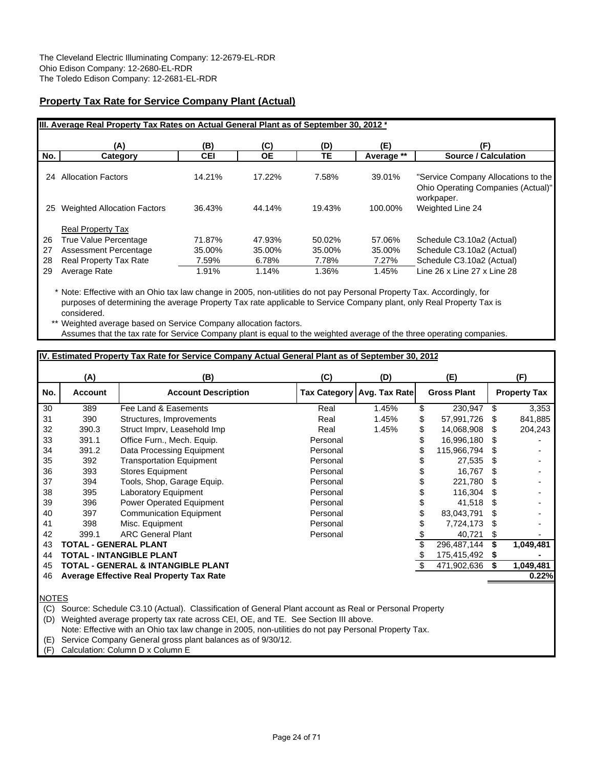The Cleveland Electric Illuminating Company: 12-2679-EL-RDR
Ohio Edison Company: 12-2680-EL-RDR
The Toledo Edison Company: 12-2681-EL-RDR

## Property Tax Rate for Service Company Plant (Actual)

### III. Average Real Property Tax Rates on Actual General Plant as of September 30, 2012 *

| | (A) | (B) | (C) | (D) | (E) | (F) |
|---|---|---|---|---|---|---|
| No. | Category | CEI | OE | TE | Average ** | Source / Calculation |
| 24 | Allocation Factors | 14.21% | 17.22% | 7.58% | 39.01% | "Service Company Allocations to the Ohio Operating Companies (Actual)" workpaper. |
| 25 | Weighted Allocation Factors | 36.43% | 44.14% | 19.43% | 100.00% | Weighted Line 24 |
| | Real Property Tax | | | | | |
| 26 | True Value Percentage | 71.87% | 47.93% | 50.02% | 57.06% | Schedule C3.10a2 (Actual) |
| 27 | Assessment Percentage | 35.00% | 35.00% | 35.00% | 35.00% | Schedule C3.10a2 (Actual) |
| 28 | Real Property Tax Rate | 7.59% | 6.78% | 7.78% | 7.27% | Schedule C3.10a2 (Actual) |
| 29 | Average Rate | 1.91% | 1.14% | 1.36% | 1.45% | Line 26 x Line 27 x Line 28 |

\* Note: Effective with an Ohio tax law change in 2005, non-utilities do not pay Personal Property Tax. Accordingly, for purposes of determining the average Property Tax rate applicable to Service Company plant, only Real Property Tax is considered.

\*\* Weighted average based on Service Company allocation factors.
Assumes that the tax rate for Service Company plant is equal to the weighted average of the three operating companies.

### IV. Estimated Property Tax Rate for Service Company Actual General Plant as of September 30, 2012

| | (A) | (B) | (C) | (D) | (E) | (F) |
|---|---|---|---|---|---|---|
| No. | Account | Account Description | Tax Category | Avg. Tax Rate | Gross Plant | Property Tax |
| 30 | 389 | Fee Land & Easements | Real | 1.45% | $ 230,947 | $ 3,353 |
| 31 | 390 | Structures, Improvements | Real | 1.45% | $ 57,991,726 | $ 841,885 |
| 32 | 390.3 | Struct Imprv, Leasehold Imp | Real | 1.45% | $ 14,068,908 | $ 204,243 |
| 33 | 391.1 | Office Furn., Mech. Equip. | Personal | | $ 16,996,180 | $ - |
| 34 | 391.2 | Data Processing Equipment | Personal | | $ 115,966,794 | $ - |
| 35 | 392 | Transportation Equipment | Personal | | $ 27,535 | $ - |
| 36 | 393 | Stores Equipment | Personal | | $ 16,767 | $ - |
| 37 | 394 | Tools, Shop, Garage Equip. | Personal | | $ 221,780 | $ - |
| 38 | 395 | Laboratory Equipment | Personal | | $ 116,304 | $ - |
| 39 | 396 | Power Operated Equipment | Personal | | $ 41,518 | $ - |
| 40 | 397 | Communication Equipment | Personal | | $ 83,043,791 | $ - |
| 41 | 398 | Misc. Equipment | Personal | | $ 7,724,173 | $ - |
| 42 | 399.1 | ARC General Plant | Personal | | $ 40,721 | $ - |
| 43 | **TOTAL - GENERAL PLANT** | | | | $ 296,487,144 | **$ 1,049,481** |
| 44 | **TOTAL - INTANGIBLE PLANT** | | | | $ 175,415,492 | **$ -** |
| 45 | **TOTAL - GENERAL & INTANGIBLE PLANT** | | | | $ 471,902,636 | **$ 1,049,481** |
| 46 | **Average Effective Real Property Tax Rate** | | | | | **0.22%** |

NOTES
(C) Source: Schedule C3.10 (Actual). Classification of General Plant account as Real or Personal Property
(D) Weighted average property tax rate across CEI, OE, and TE. See Section III above.
Note: Effective with an Ohio tax law change in 2005, non-utilities do not pay Personal Property Tax.
(E) Service Company General gross plant balances as of 9/30/12.
(F) Calculation: Column D x Column E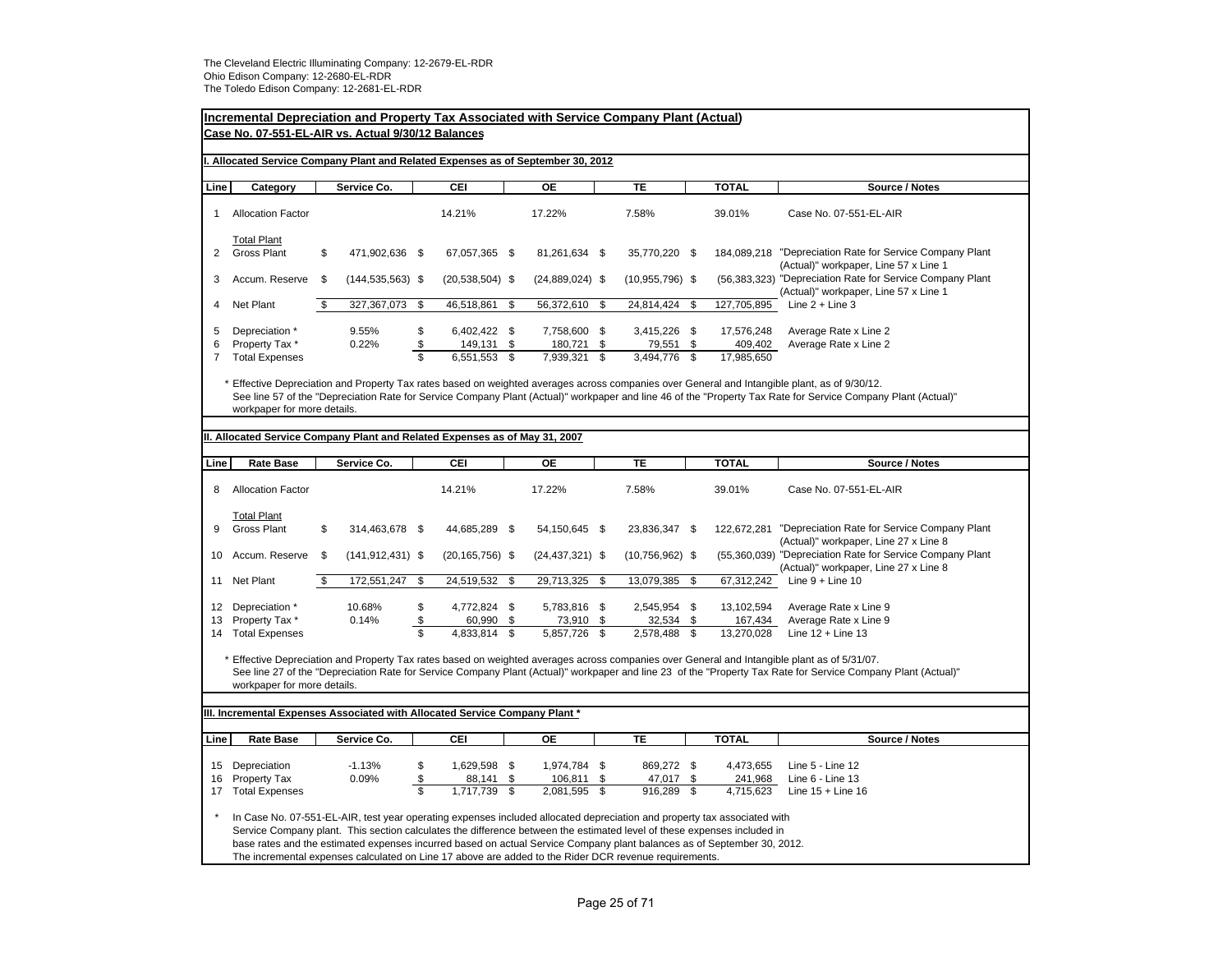The Cleveland Electric Illuminating Company: 12-2679-EL-RDR
Ohio Edison Company: 12-2680-EL-RDR
The Toledo Edison Company: 12-2681-EL-RDR

## Incremental Depreciation and Property Tax Associated with Service Company Plant (Actual)

### Case No. 07-551-EL-AIR vs. Actual 9/30/12 Balances

#### I. Allocated Service Company Plant and Related Expenses as of September 30, 2012

| Line | Category | Service Co. | CEI | OE | TE | TOTAL | Source / Notes |
|---|---|---|---|---|---|---|---|
| 1 | Allocation Factor | | 14.21% | 17.22% | 7.58% | 39.01% | Case No. 07-551-EL-AIR |
| | Total Plant | | | | | | |
| 2 | Gross Plant | $ 471,902,636 | $ 67,057,365 | $ 81,261,634 | $ 35,770,220 | $ 184,089,218 | "Depreciation Rate for Service Company Plant (Actual)" workpaper, Line 57 x Line 1 |
| 3 | Accum. Reserve | $ (144,535,563) | $ (20,538,504) | $ (24,889,024) | $ (10,955,796) | $ (56,383,323) | "Depreciation Rate for Service Company Plant (Actual)" workpaper, Line 57 x Line 1 |
| 4 | Net Plant | $ 327,367,073 | $ 46,518,861 | $ 56,372,610 | $ 24,814,424 | $ 127,705,895 | Line 2 + Line 3 |
| 5 | Depreciation * | 9.55% | $ 6,402,422 | $ 7,758,600 | $ 3,415,226 | $ 17,576,248 | Average Rate x Line 2 |
| 6 | Property Tax * | 0.22% | $ 149,131 | $ 180,721 | $ 79,551 | $ 409,402 | Average Rate x Line 2 |
| 7 | Total Expenses | | $ 6,551,553 | $ 7,939,321 | $ 3,494,776 | $ 17,985,650 | |

\* Effective Depreciation and Property Tax rates based on weighted averages across companies over General and Intangible plant, as of 9/30/12. See line 57 of the "Depreciation Rate for Service Company Plant (Actual)" workpaper and line 46 of the "Property Tax Rate for Service Company Plant (Actual)" workpaper for more details.

#### II. Allocated Service Company Plant and Related Expenses as of May 31, 2007

| Line | Rate Base | Service Co. | CEI | OE | TE | TOTAL | Source / Notes |
|---|---|---|---|---|---|---|---|
| 8 | Allocation Factor | | 14.21% | 17.22% | 7.58% | 39.01% | Case No. 07-551-EL-AIR |
| | Total Plant | | | | | | |
| 9 | Gross Plant | $ 314,463,678 | $ 44,685,289 | $ 54,150,645 | $ 23,836,347 | $ 122,672,281 | "Depreciation Rate for Service Company Plant (Actual)" workpaper, Line 27 x Line 8 |
| 10 | Accum. Reserve | $ (141,912,431) | $ (20,165,756) | $ (24,437,321) | $ (10,756,962) | $ (55,360,039) | "Depreciation Rate for Service Company Plant (Actual)" workpaper, Line 27 x Line 8 |
| 11 | Net Plant | $ 172,551,247 | $ 24,519,532 | $ 29,713,325 | $ 13,079,385 | $ 67,312,242 | Line 9 + Line 10 |
| 12 | Depreciation * | 10.68% | $ 4,772,824 | $ 5,783,816 | $ 2,545,954 | $ 13,102,594 | Average Rate x Line 9 |
| 13 | Property Tax * | 0.14% | $ 60,990 | $ 73,910 | $ 32,534 | $ 167,434 | Average Rate x Line 9 |
| 14 | Total Expenses | | $ 4,833,814 | $ 5,857,726 | $ 2,578,488 | $ 13,270,028 | Line 12 + Line 13 |

\* Effective Depreciation and Property Tax rates based on weighted averages across companies over General and Intangible plant as of 5/31/07. See line 27 of the "Depreciation Rate for Service Company Plant (Actual)" workpaper and line 23 of the "Property Tax Rate for Service Company Plant (Actual)" workpaper for more details.

#### III. Incremental Expenses Associated with Allocated Service Company Plant *

| Line | Rate Base | Service Co. | CEI | OE | TE | TOTAL | Source / Notes |
|---|---|---|---|---|---|---|---|
| 15 | Depreciation | -1.13% | $ 1,629,598 | $ 1,974,784 | $ 869,272 | $ 4,473,655 | Line 5 - Line 12 |
| 16 | Property Tax | 0.09% | $ 88,141 | $ 106,811 | $ 47,017 | $ 241,968 | Line 6 - Line 13 |
| 17 | Total Expenses | | $ 1,717,739 | $ 2,081,595 | $ 916,289 | $ 4,715,623 | Line 15 + Line 16 |

\* In Case No. 07-551-EL-AIR, test year operating expenses included allocated depreciation and property tax associated with Service Company plant. This section calculates the difference between the estimated level of these expenses included in base rates and the estimated expenses incurred based on actual Service Company plant balances as of September 30, 2012. The incremental expenses calculated on Line 17 above are added to the Rider DCR revenue requirements.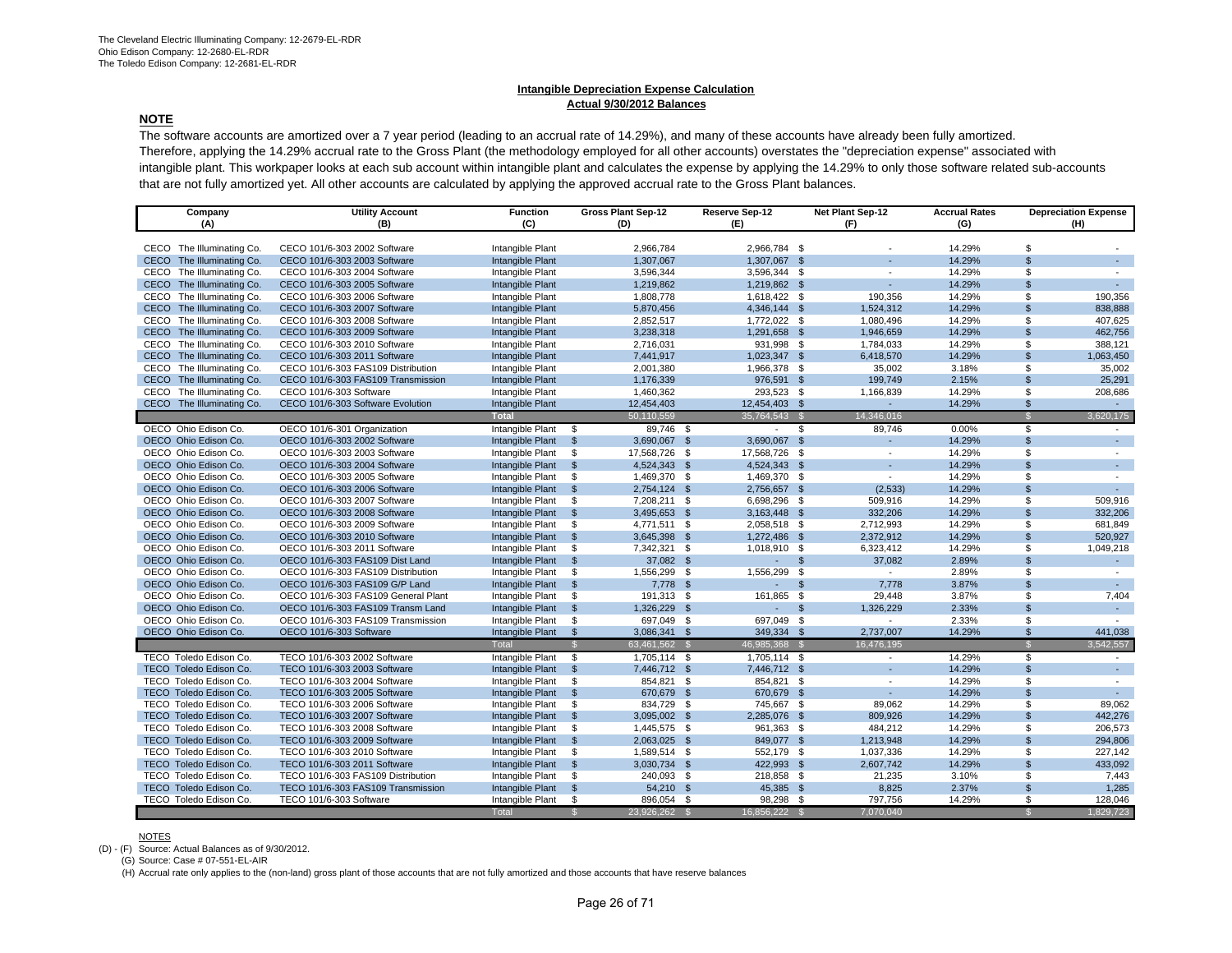The Cleveland Electric Illuminating Company: 12-2679-EL-RDR
Ohio Edison Company: 12-2680-EL-RDR
The Toledo Edison Company: 12-2681-EL-RDR

**Intangible Depreciation Expense Calculation**
**Actual 9/30/2012 Balances**

## NOTE

The software accounts are amortized over a 7 year period (leading to an accrual rate of 14.29%), and many of these accounts have already been fully amortized. Therefore, applying the 14.29% accrual rate to the Gross Plant (the methodology employed for all other accounts) overstates the "depreciation expense" associated with intangible plant. This workpaper looks at each sub account within intangible plant and calculates the expense by applying the 14.29% to only those software related sub-accounts that are not fully amortized yet. All other accounts are calculated by applying the approved accrual rate to the Gross Plant balances.

| Company (A) | Utility Account (B) | Function (C) | Gross Plant Sep-12 (D) | Reserve Sep-12 (E) | Net Plant Sep-12 (F) | Accrual Rates (G) | Depreciation Expense (H) |
|---|---|---|---|---|---|---|---|
| CECO The Illuminating Co. | CECO 101/6-303 2002 Software | Intangible Plant | 2,966,784 | 2,966,784 | $ - | 14.29% | $ - |
| CECO The Illuminating Co. | CECO 101/6-303 2003 Software | Intangible Plant | 1,307,067 | 1,307,067 | $ - | 14.29% | $ - |
| CECO The Illuminating Co. | CECO 101/6-303 2004 Software | Intangible Plant | 3,596,344 | 3,596,344 | $ - | 14.29% | $ - |
| CECO The Illuminating Co. | CECO 101/6-303 2005 Software | Intangible Plant | 1,219,862 | 1,219,862 | $ - | 14.29% | $ - |
| CECO The Illuminating Co. | CECO 101/6-303 2006 Software | Intangible Plant | 1,808,778 | 1,618,422 | $ 190,356 | 14.29% | $ 190,356 |
| CECO The Illuminating Co. | CECO 101/6-303 2007 Software | Intangible Plant | 5,870,456 | 4,346,144 | $ 1,524,312 | 14.29% | $ 838,888 |
| CECO The Illuminating Co. | CECO 101/6-303 2008 Software | Intangible Plant | 2,852,517 | 1,772,022 | $ 1,080,496 | 14.29% | $ 407,625 |
| CECO The Illuminating Co. | CECO 101/6-303 2009 Software | Intangible Plant | 3,238,318 | 1,291,658 | $ 1,946,659 | 14.29% | $ 462,756 |
| CECO The Illuminating Co. | CECO 101/6-303 2010 Software | Intangible Plant | 2,716,031 | 931,998 | $ 1,784,033 | 14.29% | $ 388,121 |
| CECO The Illuminating Co. | CECO 101/6-303 2011 Software | Intangible Plant | 7,441,917 | 1,023,347 | $ 6,418,570 | 14.29% | $ 1,063,450 |
| CECO The Illuminating Co. | CECO 101/6-303 FAS109 Distribution | Intangible Plant | 2,001,380 | 1,966,378 | $ 35,002 | 3.18% | $ 35,002 |
| CECO The Illuminating Co. | CECO 101/6-303 FAS109 Transmission | Intangible Plant | 1,176,339 | 976,591 | $ 199,749 | 2.15% | $ 25,291 |
| CECO The Illuminating Co. | CECO 101/6-303 Software | Intangible Plant | 1,460,362 | 293,523 | $ 1,166,839 | 14.29% | $ 208,686 |
| CECO The Illuminating Co. | CECO 101/6-303 Software Evolution | Intangible Plant | 12,454,403 | 12,454,403 | $ - | 14.29% | $ - |
| | | **Total** | 50,110,559 | 35,764,543 | $ 14,346,016 | | $ 3,620,175 |
| OECO Ohio Edison Co. | OECO 101/6-301 Organization | Intangible Plant | $ 89,746 | $ - | $ 89,746 | 0.00% | $ - |
| OECO Ohio Edison Co. | OECO 101/6-303 2002 Software | Intangible Plant | $ 3,690,067 | $ 3,690,067 | $ - | 14.29% | $ - |
| OECO Ohio Edison Co. | OECO 101/6-303 2003 Software | Intangible Plant | $ 17,568,726 | $ 17,568,726 | $ - | 14.29% | $ - |
| OECO Ohio Edison Co. | OECO 101/6-303 2004 Software | Intangible Plant | $ 4,524,343 | $ 4,524,343 | $ - | 14.29% | $ - |
| OECO Ohio Edison Co. | OECO 101/6-303 2005 Software | Intangible Plant | $ 1,469,370 | $ 1,469,370 | $ - | 14.29% | $ - |
| OECO Ohio Edison Co. | OECO 101/6-303 2006 Software | Intangible Plant | $ 2,754,124 | $ 2,756,657 | $ (2,533) | 14.29% | $ - |
| OECO Ohio Edison Co. | OECO 101/6-303 2007 Software | Intangible Plant | $ 7,208,211 | $ 6,698,296 | $ 509,916 | 14.29% | $ 509,916 |
| OECO Ohio Edison Co. | OECO 101/6-303 2008 Software | Intangible Plant | $ 3,495,653 | $ 3,163,448 | $ 332,206 | 14.29% | $ 332,206 |
| OECO Ohio Edison Co. | OECO 101/6-303 2009 Software | Intangible Plant | $ 4,771,511 | $ 2,058,518 | $ 2,712,993 | 14.29% | $ 681,849 |
| OECO Ohio Edison Co. | OECO 101/6-303 2010 Software | Intangible Plant | $ 3,645,398 | $ 1,272,486 | $ 2,372,912 | 14.29% | $ 520,927 |
| OECO Ohio Edison Co. | OECO 101/6-303 2011 Software | Intangible Plant | $ 7,342,321 | $ 1,018,910 | $ 6,323,412 | 14.29% | $ 1,049,218 |
| OECO Ohio Edison Co. | OECO 101/6-303 FAS109 Dist Land | Intangible Plant | $ 37,082 | $ - | $ 37,082 | 2.89% | $ - |
| OECO Ohio Edison Co. | OECO 101/6-303 FAS109 Distribution | Intangible Plant | $ 1,556,299 | $ 1,556,299 | $ - | 2.89% | $ - |
| OECO Ohio Edison Co. | OECO 101/6-303 FAS109 G/P Land | Intangible Plant | $ 7,778 | $ - | $ 7,778 | 3.87% | $ - |
| OECO Ohio Edison Co. | OECO 101/6-303 FAS109 General Plant | Intangible Plant | $ 191,313 | $ 161,865 | $ 29,448 | 3.87% | $ 7,404 |
| OECO Ohio Edison Co. | OECO 101/6-303 FAS109 Transm Land | Intangible Plant | $ 1,326,229 | $ - | $ 1,326,229 | 2.33% | $ - |
| OECO Ohio Edison Co. | OECO 101/6-303 FAS109 Transmission | Intangible Plant | $ 697,049 | $ 697,049 | $ - | 2.33% | $ - |
| OECO Ohio Edison Co. | OECO 101/6-303 Software | Intangible Plant | $ 3,086,341 | $ 349,334 | $ 2,737,007 | 14.29% | $ 441,038 |
| | | Total | $ 63,461,562 | $ 46,985,368 | $ 16,476,195 | | $ 3,542,557 |
| TECO Toledo Edison Co. | TECO 101/6-303 2002 Software | Intangible Plant | $ 1,705,114 | $ 1,705,114 | $ - | 14.29% | $ - |
| TECO Toledo Edison Co. | TECO 101/6-303 2003 Software | Intangible Plant | $ 7,446,712 | $ 7,446,712 | $ - | 14.29% | $ - |
| TECO Toledo Edison Co. | TECO 101/6-303 2004 Software | Intangible Plant | $ 854,821 | $ 854,821 | $ - | 14.29% | $ - |
| TECO Toledo Edison Co. | TECO 101/6-303 2005 Software | Intangible Plant | $ 670,679 | $ 670,679 | $ - | 14.29% | $ - |
| TECO Toledo Edison Co. | TECO 101/6-303 2006 Software | Intangible Plant | $ 834,729 | $ 745,667 | $ 89,062 | 14.29% | $ 89,062 |
| TECO Toledo Edison Co. | TECO 101/6-303 2007 Software | Intangible Plant | $ 3,095,002 | $ 2,285,076 | $ 809,926 | 14.29% | $ 442,276 |
| TECO Toledo Edison Co. | TECO 101/6-303 2008 Software | Intangible Plant | $ 1,445,575 | $ 961,363 | $ 484,212 | 14.29% | $ 206,573 |
| TECO Toledo Edison Co. | TECO 101/6-303 2009 Software | Intangible Plant | $ 2,063,025 | $ 849,077 | $ 1,213,948 | 14.29% | $ 294,806 |
| TECO Toledo Edison Co. | TECO 101/6-303 2010 Software | Intangible Plant | $ 1,589,514 | $ 552,179 | $ 1,037,336 | 14.29% | $ 227,142 |
| TECO Toledo Edison Co. | TECO 101/6-303 2011 Software | Intangible Plant | $ 3,030,734 | $ 422,993 | $ 2,607,742 | 14.29% | $ 433,092 |
| TECO Toledo Edison Co. | TECO 101/6-303 FAS109 Distribution | Intangible Plant | $ 240,093 | $ 218,858 | $ 21,235 | 3.10% | $ 7,443 |
| TECO Toledo Edison Co. | TECO 101/6-303 FAS109 Transmission | Intangible Plant | $ 54,210 | $ 45,385 | $ 8,825 | 2.37% | $ 1,285 |
| TECO Toledo Edison Co. | TECO 101/6-303 Software | Intangible Plant | $ 896,054 | $ 98,298 | $ 797,756 | 14.29% | $ 128,046 |
| | | Total | $ 23,926,262 | $ 16,856,222 | $ 7,070,040 | | $ 1,829,723 |

NOTES

(D) - (F) Source: Actual Balances as of 9/30/2012.

(G) Source: Case # 07-551-EL-AIR

(H) Accrual rate only applies to the (non-land) gross plant of those accounts that are not fully amortized and those accounts that have reserve balances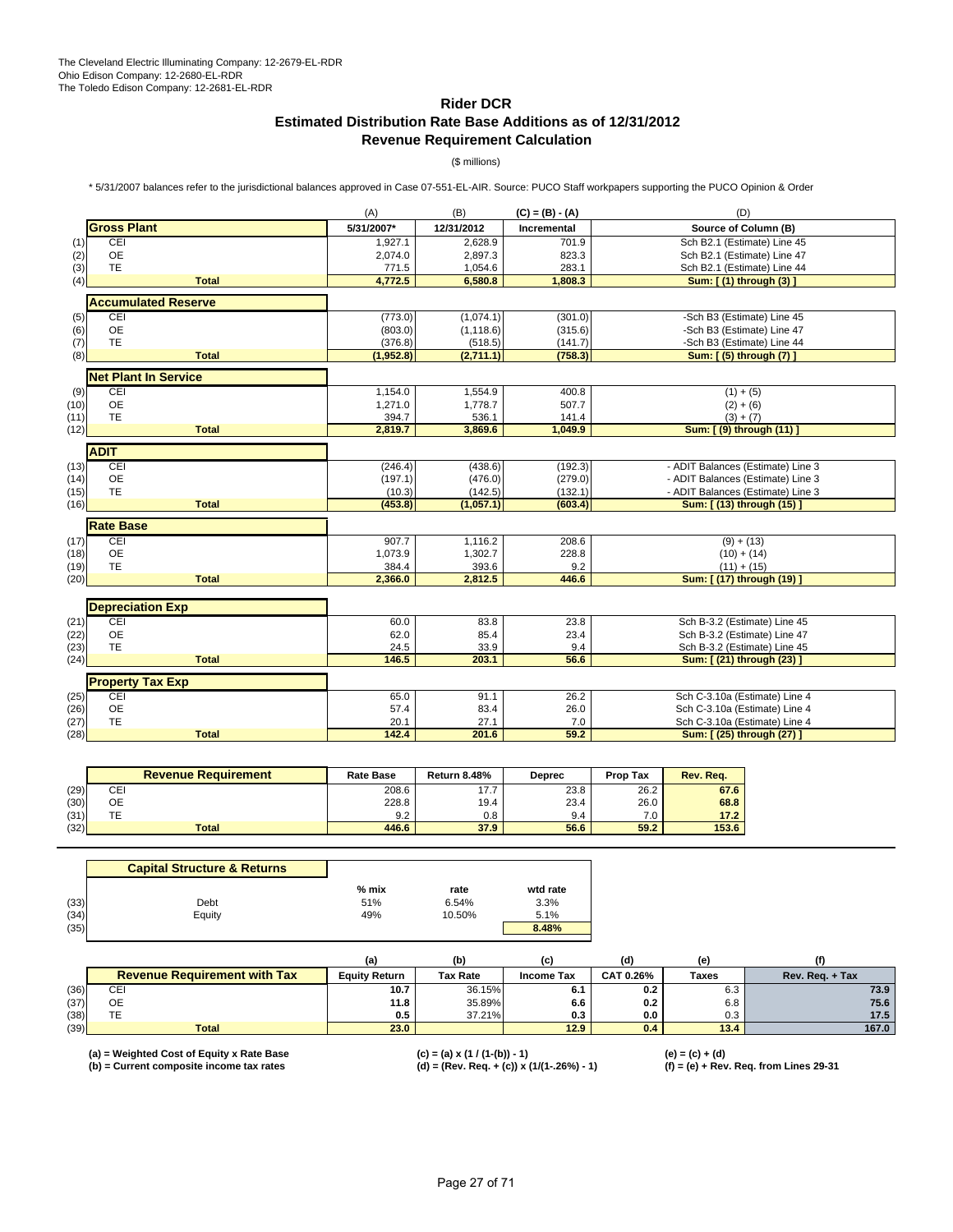The Cleveland Electric Illuminating Company: 12-2679-EL-RDR
Ohio Edison Company: 12-2680-EL-RDR
The Toledo Edison Company: 12-2681-EL-RDR

# Rider DCR
## Estimated Distribution Rate Base Additions as of 12/31/2012
## Revenue Requirement Calculation

($ millions)

* 5/31/2007 balances refer to the jurisdictional balances approved in Case 07-551-EL-AIR. Source: PUCO Staff workpapers supporting the PUCO Opinion & Order

| | | (A) | (B) | (C) = (B) - (A) | (D) |
|---|---|---|---|---|---|
| | **Gross Plant** | **5/31/2007*** | **12/31/2012** | **Incremental** | **Source of Column (B)** |
| (1) | CEI | 1,927.1 | 2,628.9 | 701.9 | Sch B2.1 (Estimate) Line 45 |
| (2) | OE | 2,074.0 | 2,897.3 | 823.3 | Sch B2.1 (Estimate) Line 47 |
| (3) | TE | 771.5 | 1,054.6 | 283.1 | Sch B2.1 (Estimate) Line 44 |
| (4) | **Total** | **4,772.5** | **6,580.8** | **1,808.3** | **Sum: [ (1) through (3) ]** |
| | **Accumulated Reserve** | | | | |
| (5) | CEI | (773.0) | (1,074.1) | (301.0) | -Sch B3 (Estimate) Line 45 |
| (6) | OE | (803.0) | (1,118.6) | (315.6) | -Sch B3 (Estimate) Line 47 |
| (7) | TE | (376.8) | (518.5) | (141.7) | -Sch B3 (Estimate) Line 44 |
| (8) | **Total** | **(1,952.8)** | **(2,711.1)** | **(758.3)** | **Sum: [ (5) through (7) ]** |
| | **Net Plant In Service** | | | | |
| (9) | CEI | 1,154.0 | 1,554.9 | 400.8 | (1) + (5) |
| (10) | OE | 1,271.0 | 1,778.7 | 507.7 | (2) + (6) |
| (11) | TE | 394.7 | 536.1 | 141.4 | (3) + (7) |
| (12) | **Total** | **2,819.7** | **3,869.6** | **1,049.9** | **Sum: [ (9) through (11) ]** |
| | **ADIT** | | | | |
| (13) | CEI | (246.4) | (438.6) | (192.3) | - ADIT Balances (Estimate) Line 3 |
| (14) | OE | (197.1) | (476.0) | (279.0) | - ADIT Balances (Estimate) Line 3 |
| (15) | TE | (10.3) | (142.5) | (132.1) | - ADIT Balances (Estimate) Line 3 |
| (16) | **Total** | **(453.8)** | **(1,057.1)** | **(603.4)** | **Sum: [ (13) through (15) ]** |
| | **Rate Base** | | | | |
| (17) | CEI | 907.7 | 1,116.2 | 208.6 | (9) + (13) |
| (18) | OE | 1,073.9 | 1,302.7 | 228.8 | (10) + (14) |
| (19) | TE | 384.4 | 393.6 | 9.2 | (11) + (15) |
| (20) | **Total** | **2,366.0** | **2,812.5** | **446.6** | **Sum: [ (17) through (19) ]** |
| | **Depreciation Exp** | | | | |
| (21) | CEI | 60.0 | 83.8 | 23.8 | Sch B-3.2 (Estimate) Line 45 |
| (22) | OE | 62.0 | 85.4 | 23.4 | Sch B-3.2 (Estimate) Line 47 |
| (23) | TE | 24.5 | 33.9 | 9.4 | Sch B-3.2 (Estimate) Line 45 |
| (24) | **Total** | **146.5** | **203.1** | **56.6** | **Sum: [ (21) through (23) ]** |
| | **Property Tax Exp** | | | | |
| (25) | CEI | 65.0 | 91.1 | 26.2 | Sch C-3.10a (Estimate) Line 4 |
| (26) | OE | 57.4 | 83.4 | 26.0 | Sch C-3.10a (Estimate) Line 4 |
| (27) | TE | 20.1 | 27.1 | 7.0 | Sch C-3.10a (Estimate) Line 4 |
| (28) | **Total** | **142.4** | **201.6** | **59.2** | **Sum: [ (25) through (27) ]** |

| | **Revenue Requirement** | **Rate Base** | **Return 8.48%** | **Deprec** | **Prop Tax** | **Rev. Req.** |
|---|---|---|---|---|---|---|
| (29) | CEI | 208.6 | 17.7 | 23.8 | 26.2 | **67.6** |
| (30) | OE | 228.8 | 19.4 | 23.4 | 26.0 | **68.8** |
| (31) | TE | 9.2 | 0.8 | 9.4 | 7.0 | **17.2** |
| (32) | **Total** | **446.6** | **37.9** | **56.6** | **59.2** | **153.6** |

| | **Capital Structure & Returns** | **% mix** | **rate** | **wtd rate** |
|---|---|---|---|---|
| (33) | Debt | 51% | 6.54% | 3.3% |
| (34) | Equity | 49% | 10.50% | 5.1% |
| (35) | | | | **8.48%** |

| | | (a) | (b) | (c) | (d) | (e) | (f) |
|---|---|---|---|---|---|---|---|
| | **Revenue Requirement with Tax** | **Equity Return** | **Tax Rate** | **Income Tax** | **CAT 0.26%** | **Taxes** | **Rev. Req. + Tax** |
| (36) | CEI | **10.7** | 36.15% | **6.1** | **0.2** | 6.3 | **73.9** |
| (37) | OE | **11.8** | 35.89% | **6.6** | **0.2** | 6.8 | **75.6** |
| (38) | TE | **0.5** | 37.21% | **0.3** | **0.0** | 0.3 | **17.5** |
| (39) | **Total** | **23.0** | | **12.9** | **0.4** | **13.4** | **167.0** |

**(a) = Weighted Cost of Equity x Rate Base**
**(b) = Current composite income tax rates**
**(c) = (a) x (1 / (1-(b)) - 1)**
**(d) = (Rev. Req. + (c)) x (1/(1-.26%) - 1)**
**(e) = (c) + (d)**
**(f) = (e) + Rev. Req. from Lines 29-31**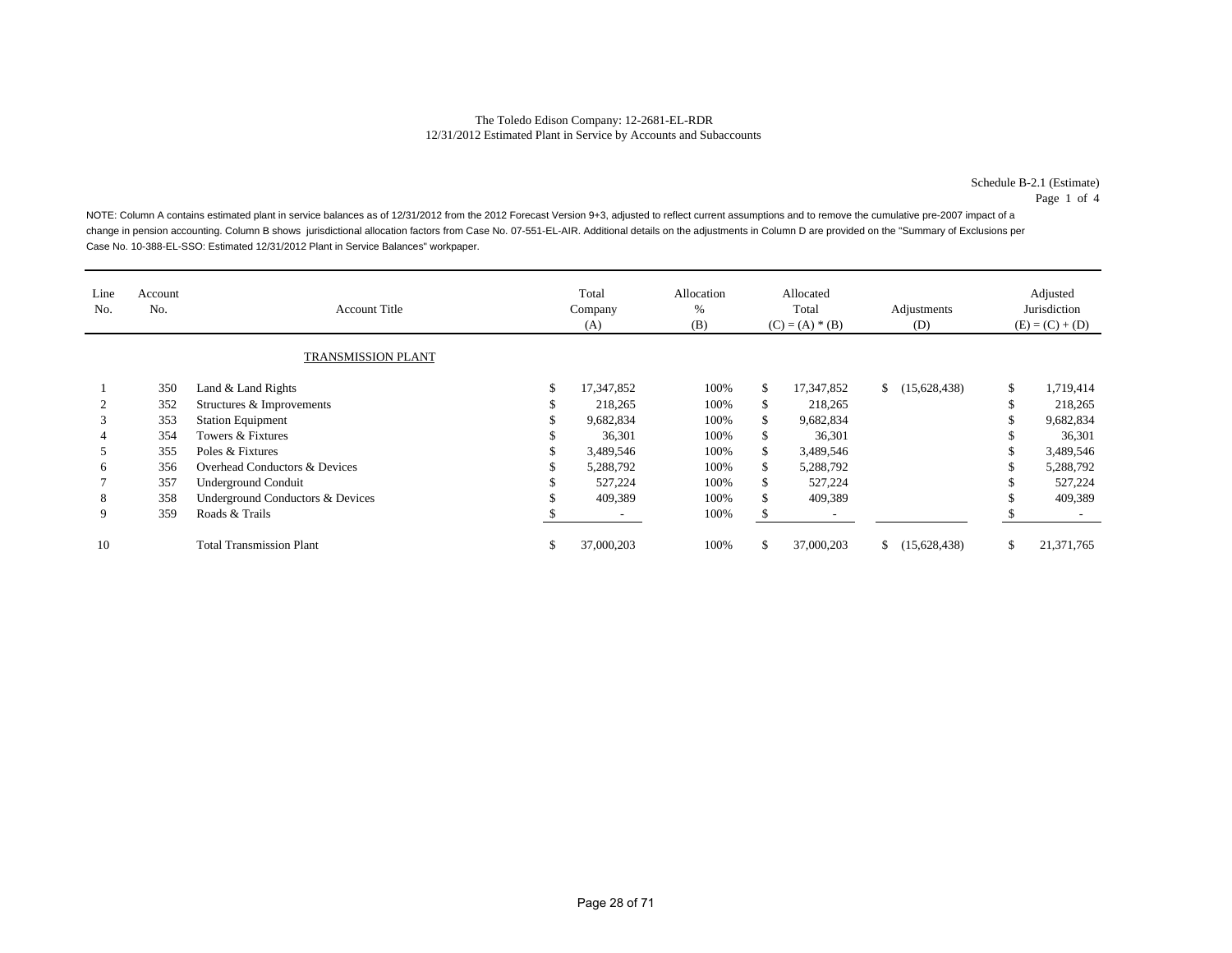The Toledo Edison Company: 12-2681-EL-RDR
12/31/2012 Estimated Plant in Service by Accounts and Subaccounts

Schedule B-2.1 (Estimate)
Page 1 of 4

NOTE: Column A contains estimated plant in service balances as of 12/31/2012 from the 2012 Forecast Version 9+3, adjusted to reflect current assumptions and to remove the cumulative pre-2007 impact of a change in pension accounting. Column B shows jurisdictional allocation factors from Case No. 07-551-EL-AIR. Additional details on the adjustments in Column D are provided on the "Summary of Exclusions per Case No. 10-388-EL-SSO: Estimated 12/31/2012 Plant in Service Balances" workpaper.

| Line No. | Account No. | Account Title | Total Company (A) | Allocation % (B) | Allocated Total (C) = (A) * (B) | Adjustments (D) | Adjusted Jurisdiction (E) = (C) + (D) |
|---|---|---|---|---|---|---|---|
| | | TRANSMISSION PLANT | | | | | |
| 1 | 350 | Land & Land Rights | $ 17,347,852 | 100% | $ 17,347,852 | $ (15,628,438) | $ 1,719,414 |
| 2 | 352 | Structures & Improvements | $ 218,265 | 100% | $ 218,265 | | $ 218,265 |
| 3 | 353 | Station Equipment | $ 9,682,834 | 100% | $ 9,682,834 | | $ 9,682,834 |
| 4 | 354 | Towers & Fixtures | $ 36,301 | 100% | $ 36,301 | | $ 36,301 |
| 5 | 355 | Poles & Fixtures | $ 3,489,546 | 100% | $ 3,489,546 | | $ 3,489,546 |
| 6 | 356 | Overhead Conductors & Devices | $ 5,288,792 | 100% | $ 5,288,792 | | $ 5,288,792 |
| 7 | 357 | Underground Conduit | $ 527,224 | 100% | $ 527,224 | | $ 527,224 |
| 8 | 358 | Underground Conductors & Devices | $ 409,389 | 100% | $ 409,389 | | $ 409,389 |
| 9 | 359 | Roads & Trails | $ - | 100% | $ - | | $ - |
| 10 | | Total Transmission Plant | $ 37,000,203 | 100% | $ 37,000,203 | $ (15,628,438) | $ 21,371,765 |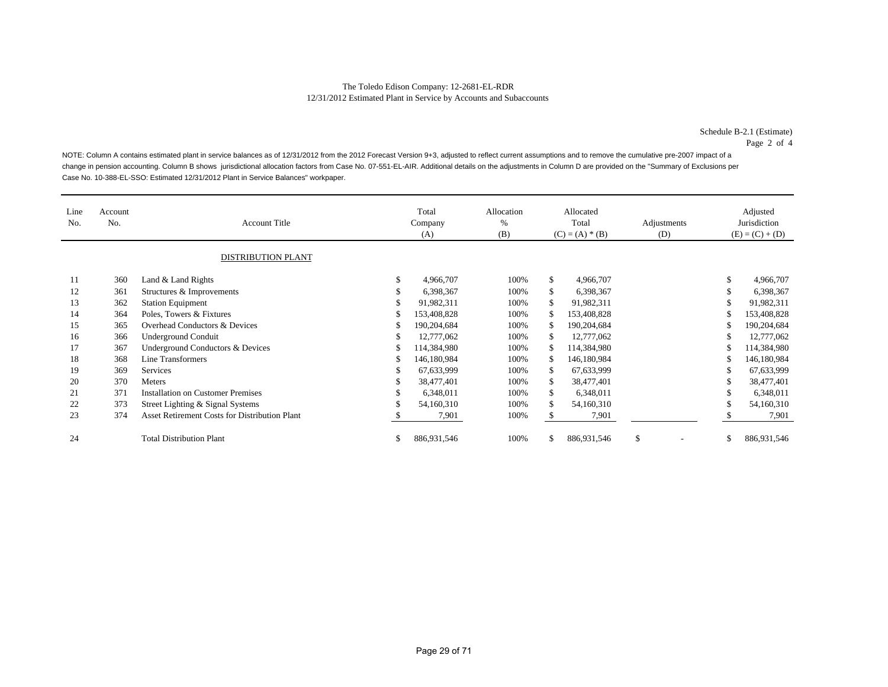The Toledo Edison Company: 12-2681-EL-RDR
12/31/2012 Estimated Plant in Service by Accounts and Subaccounts

Schedule B-2.1 (Estimate)
Page 2 of 4

NOTE: Column A contains estimated plant in service balances as of 12/31/2012 from the 2012 Forecast Version 9+3, adjusted to reflect current assumptions and to remove the cumulative pre-2007 impact of a change in pension accounting. Column B shows jurisdictional allocation factors from Case No. 07-551-EL-AIR. Additional details on the adjustments in Column D are provided on the "Summary of Exclusions per Case No. 10-388-EL-SSO: Estimated 12/31/2012 Plant in Service Balances" workpaper.

| Line No. | Account No. | Account Title | Total Company (A) | Allocation % (B) | Allocated Total (C) = (A) * (B) | Adjustments (D) | Adjusted Jurisdiction (E) = (C) + (D) |
|---|---|---|---|---|---|---|---|
| | | DISTRIBUTION PLANT | | | | | |
| 11 | 360 | Land & Land Rights | $ 4,966,707 | 100% | $ 4,966,707 | | $ 4,966,707 |
| 12 | 361 | Structures & Improvements | $ 6,398,367 | 100% | $ 6,398,367 | | $ 6,398,367 |
| 13 | 362 | Station Equipment | $ 91,982,311 | 100% | $ 91,982,311 | | $ 91,982,311 |
| 14 | 364 | Poles, Towers & Fixtures | $ 153,408,828 | 100% | $ 153,408,828 | | $ 153,408,828 |
| 15 | 365 | Overhead Conductors & Devices | $ 190,204,684 | 100% | $ 190,204,684 | | $ 190,204,684 |
| 16 | 366 | Underground Conduit | $ 12,777,062 | 100% | $ 12,777,062 | | $ 12,777,062 |
| 17 | 367 | Underground Conductors & Devices | $ 114,384,980 | 100% | $ 114,384,980 | | $ 114,384,980 |
| 18 | 368 | Line Transformers | $ 146,180,984 | 100% | $ 146,180,984 | | $ 146,180,984 |
| 19 | 369 | Services | $ 67,633,999 | 100% | $ 67,633,999 | | $ 67,633,999 |
| 20 | 370 | Meters | $ 38,477,401 | 100% | $ 38,477,401 | | $ 38,477,401 |
| 21 | 371 | Installation on Customer Premises | $ 6,348,011 | 100% | $ 6,348,011 | | $ 6,348,011 |
| 22 | 373 | Street Lighting & Signal Systems | $ 54,160,310 | 100% | $ 54,160,310 | | $ 54,160,310 |
| 23 | 374 | Asset Retirement Costs for Distribution Plant | $ 7,901 | 100% | $ 7,901 | | $ 7,901 |
| 24 | | Total Distribution Plant | $ 886,931,546 | 100% | $ 886,931,546 | $ - | $ 886,931,546 |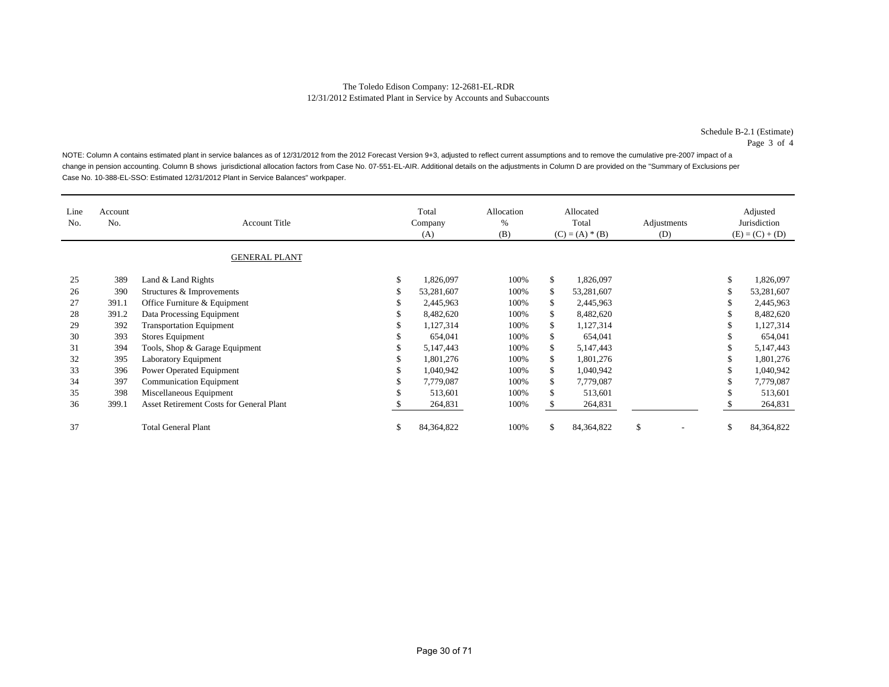The Toledo Edison Company: 12-2681-EL-RDR
12/31/2012 Estimated Plant in Service by Accounts and Subaccounts

Schedule B-2.1 (Estimate)
Page 3 of 4

NOTE: Column A contains estimated plant in service balances as of 12/31/2012 from the 2012 Forecast Version 9+3, adjusted to reflect current assumptions and to remove the cumulative pre-2007 impact of a change in pension accounting. Column B shows jurisdictional allocation factors from Case No. 07-551-EL-AIR. Additional details on the adjustments in Column D are provided on the "Summary of Exclusions per Case No. 10-388-EL-SSO: Estimated 12/31/2012 Plant in Service Balances" workpaper.

| Line No. | Account No. | Account Title | Total Company (A) | Allocation % (B) | Allocated Total (C) = (A) * (B) | Adjustments (D) | Adjusted Jurisdiction (E) = (C) + (D) |
|---|---|---|---|---|---|---|---|
| | | GENERAL PLANT | | | | | |
| 25 | 389 | Land & Land Rights | $ 1,826,097 | 100% | $ 1,826,097 | | $ 1,826,097 |
| 26 | 390 | Structures & Improvements | $ 53,281,607 | 100% | $ 53,281,607 | | $ 53,281,607 |
| 27 | 391.1 | Office Furniture & Equipment | $ 2,445,963 | 100% | $ 2,445,963 | | $ 2,445,963 |
| 28 | 391.2 | Data Processing Equipment | $ 8,482,620 | 100% | $ 8,482,620 | | $ 8,482,620 |
| 29 | 392 | Transportation Equipment | $ 1,127,314 | 100% | $ 1,127,314 | | $ 1,127,314 |
| 30 | 393 | Stores Equipment | $ 654,041 | 100% | $ 654,041 | | $ 654,041 |
| 31 | 394 | Tools, Shop & Garage Equipment | $ 5,147,443 | 100% | $ 5,147,443 | | $ 5,147,443 |
| 32 | 395 | Laboratory Equipment | $ 1,801,276 | 100% | $ 1,801,276 | | $ 1,801,276 |
| 33 | 396 | Power Operated Equipment | $ 1,040,942 | 100% | $ 1,040,942 | | $ 1,040,942 |
| 34 | 397 | Communication Equipment | $ 7,779,087 | 100% | $ 7,779,087 | | $ 7,779,087 |
| 35 | 398 | Miscellaneous Equipment | $ 513,601 | 100% | $ 513,601 | | $ 513,601 |
| 36 | 399.1 | Asset Retirement Costs for General Plant | $ 264,831 | 100% | $ 264,831 | | $ 264,831 |
| 37 | | Total General Plant | $ 84,364,822 | 100% | $ 84,364,822 | $ - | $ 84,364,822 |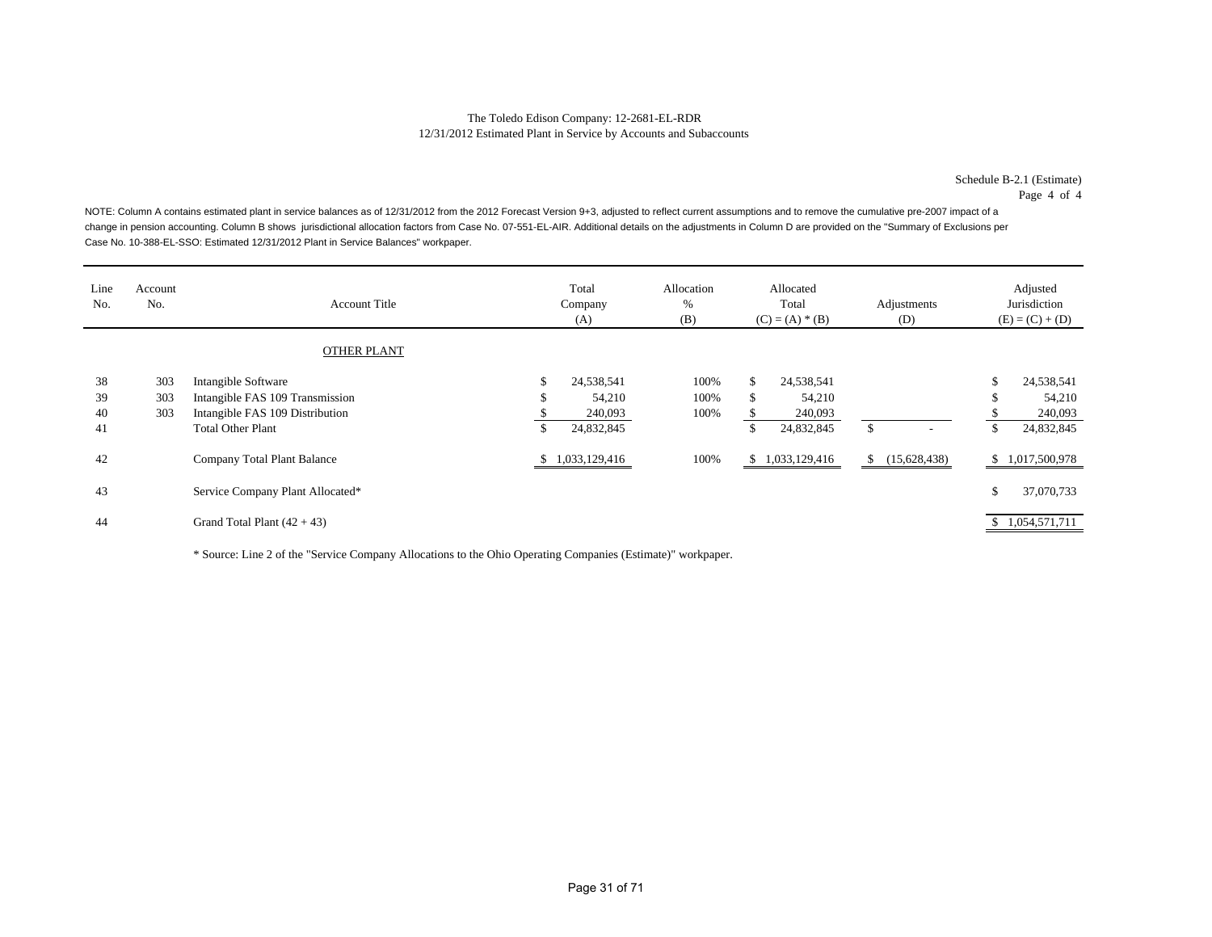The Toledo Edison Company: 12-2681-EL-RDR
12/31/2012 Estimated Plant in Service by Accounts and Subaccounts

Schedule B-2.1 (Estimate)
Page 4 of 4

NOTE: Column A contains estimated plant in service balances as of 12/31/2012 from the 2012 Forecast Version 9+3, adjusted to reflect current assumptions and to remove the cumulative pre-2007 impact of a change in pension accounting. Column B shows jurisdictional allocation factors from Case No. 07-551-EL-AIR. Additional details on the adjustments in Column D are provided on the "Summary of Exclusions per Case No. 10-388-EL-SSO: Estimated 12/31/2012 Plant in Service Balances" workpaper.

| Line No. | Account No. | Account Title | Total Company (A) | Allocation % (B) | Allocated Total (C) = (A) * (B) | Adjustments (D) | Adjusted Jurisdiction (E) = (C) + (D) |
|---|---|---|---|---|---|---|---|
| | | OTHER PLANT | | | | | |
| 38 | 303 | Intangible Software | $ 24,538,541 | 100% | $ 24,538,541 | | $ 24,538,541 |
| 39 | 303 | Intangible FAS 109 Transmission | $ 54,210 | 100% | $ 54,210 | | $ 54,210 |
| 40 | 303 | Intangible FAS 109 Distribution | $ 240,093 | 100% | $ 240,093 | | $ 240,093 |
| 41 | | Total Other Plant | $ 24,832,845 | | $ 24,832,845 | $ - | $ 24,832,845 |
| 42 | | Company Total Plant Balance | $ 1,033,129,416 | 100% | $ 1,033,129,416 | $ (15,628,438) | $ 1,017,500,978 |
| 43 | | Service Company Plant Allocated* | | | | | $ 37,070,733 |
| 44 | | Grand Total Plant (42 + 43) | | | | | $ 1,054,571,711 |

* Source: Line 2 of the "Service Company Allocations to the Ohio Operating Companies (Estimate)" workpaper.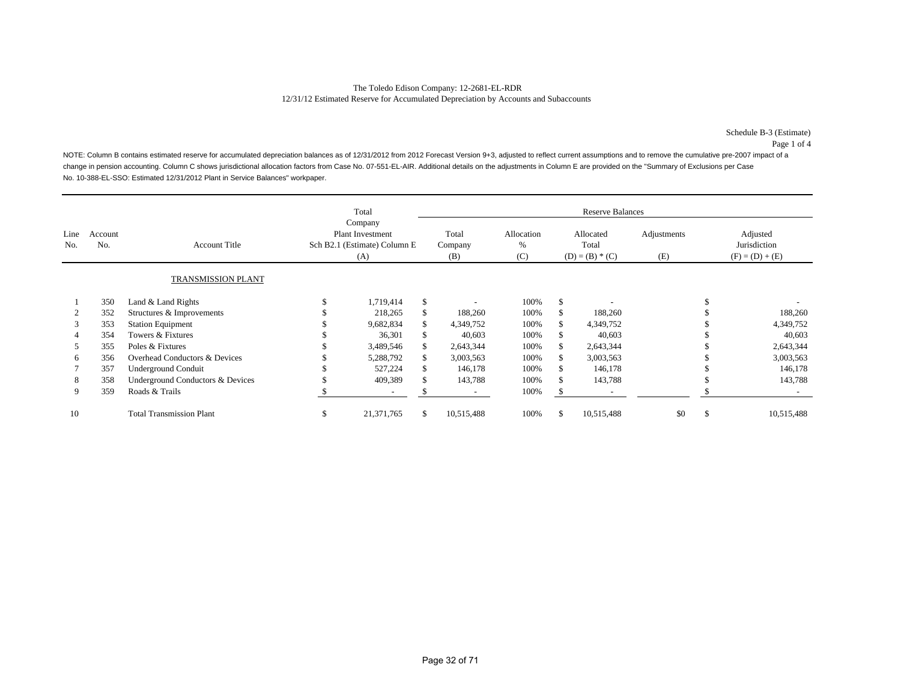The Toledo Edison Company: 12-2681-EL-RDR
12/31/12 Estimated Reserve for Accumulated Depreciation by Accounts and Subaccounts

Schedule B-3 (Estimate)
Page 1 of 4

NOTE: Column B contains estimated reserve for accumulated depreciation balances as of 12/31/2012 from 2012 Forecast Version 9+3, adjusted to reflect current assumptions and to remove the cumulative pre-2007 impact of a change in pension accounting. Column C shows jurisdictional allocation factors from Case No. 07-551-EL-AIR. Additional details on the adjustments in Column E are provided on the "Summary of Exclusions per Case No. 10-388-EL-SSO: Estimated 12/31/2012 Plant in Service Balances" workpaper.

| | | | Total | Reserve Balances | | | | |
|---|---|---|---|---|---|---|---|---|
| Line No. | Account No. | Account Title | Company Plant Investment Sch B2.1 (Estimate) Column E (A) | Total Company (B) | Allocation % (C) | Allocated Total (D) = (B) * (C) | Adjustments (E) | Adjusted Jurisdiction (F) = (D) + (E) |
| | | TRANSMISSION PLANT | | | | | | |
| 1 | 350 | Land & Land Rights | $ 1,719,414 | $ - | 100% | $ - | | $ - |
| 2 | 352 | Structures & Improvements | $ 218,265 | $ 188,260 | 100% | $ 188,260 | | $ 188,260 |
| 3 | 353 | Station Equipment | $ 9,682,834 | $ 4,349,752 | 100% | $ 4,349,752 | | $ 4,349,752 |
| 4 | 354 | Towers & Fixtures | $ 36,301 | $ 40,603 | 100% | $ 40,603 | | $ 40,603 |
| 5 | 355 | Poles & Fixtures | $ 3,489,546 | $ 2,643,344 | 100% | $ 2,643,344 | | $ 2,643,344 |
| 6 | 356 | Overhead Conductors & Devices | $ 5,288,792 | $ 3,003,563 | 100% | $ 3,003,563 | | $ 3,003,563 |
| 7 | 357 | Underground Conduit | $ 527,224 | $ 146,178 | 100% | $ 146,178 | | $ 146,178 |
| 8 | 358 | Underground Conductors & Devices | $ 409,389 | $ 143,788 | 100% | $ 143,788 | | $ 143,788 |
| 9 | 359 | Roads & Trails | $ - | $ - | 100% | $ - | | $ - |
| 10 | | Total Transmission Plant | $ 21,371,765 | $ 10,515,488 | 100% | $ 10,515,488 | $0 | $ 10,515,488 |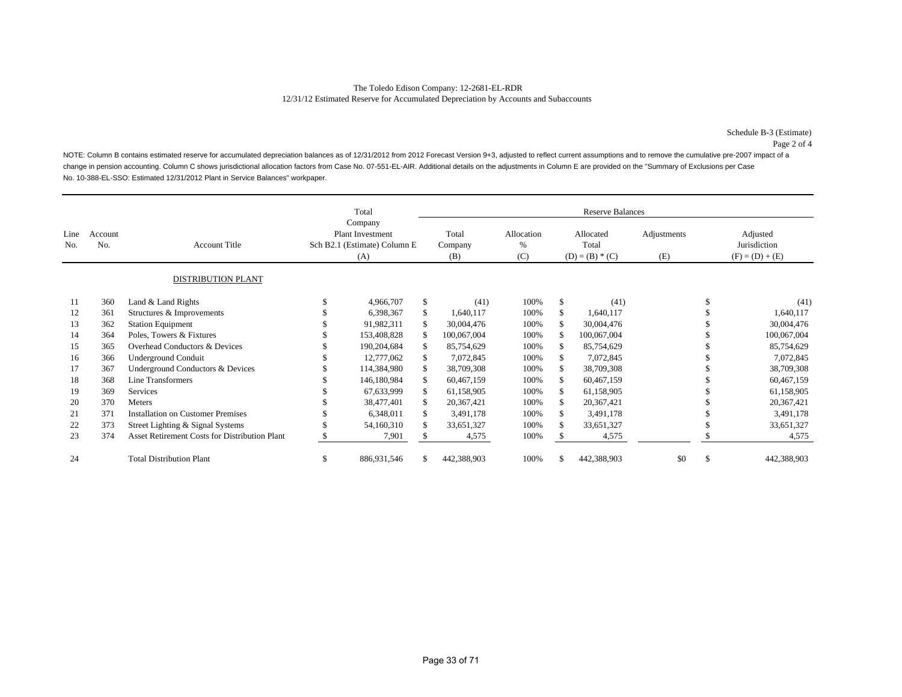The Toledo Edison Company: 12-2681-EL-RDR
12/31/12 Estimated Reserve for Accumulated Depreciation by Accounts and Subaccounts

Schedule B-3 (Estimate)
Page 2 of 4

NOTE: Column B contains estimated reserve for accumulated depreciation balances as of 12/31/2012 from 2012 Forecast Version 9+3, adjusted to reflect current assumptions and to remove the cumulative pre-2007 impact of a change in pension accounting. Column C shows jurisdictional allocation factors from Case No. 07-551-EL-AIR. Additional details on the adjustments in Column E are provided on the "Summary of Exclusions per Case No. 10-388-EL-SSO: Estimated 12/31/2012 Plant in Service Balances" workpaper.

| Line No. | Account No. | Account Title | Total Company Plant Investment Sch B2.1 (Estimate) Column E (A) | Reserve Balances Total Company (B) | Allocation % (C) | Allocated Total (D) = (B) * (C) | Adjustments (E) | Adjusted Jurisdiction (F) = (D) + (E) |
|---|---|---|---|---|---|---|---|---|
| | | DISTRIBUTION PLANT | | | | | | |
| 11 | 360 | Land & Land Rights | $ 4,966,707 | $ (41) | 100% | $ (41) | | $ (41) |
| 12 | 361 | Structures & Improvements | $ 6,398,367 | $ 1,640,117 | 100% | $ 1,640,117 | | $ 1,640,117 |
| 13 | 362 | Station Equipment | $ 91,982,311 | $ 30,004,476 | 100% | $ 30,004,476 | | $ 30,004,476 |
| 14 | 364 | Poles, Towers & Fixtures | $ 153,408,828 | $ 100,067,004 | 100% | $ 100,067,004 | | $ 100,067,004 |
| 15 | 365 | Overhead Conductors & Devices | $ 190,204,684 | $ 85,754,629 | 100% | $ 85,754,629 | | $ 85,754,629 |
| 16 | 366 | Underground Conduit | $ 12,777,062 | $ 7,072,845 | 100% | $ 7,072,845 | | $ 7,072,845 |
| 17 | 367 | Underground Conductors & Devices | $ 114,384,980 | $ 38,709,308 | 100% | $ 38,709,308 | | $ 38,709,308 |
| 18 | 368 | Line Transformers | $ 146,180,984 | $ 60,467,159 | 100% | $ 60,467,159 | | $ 60,467,159 |
| 19 | 369 | Services | $ 67,633,999 | $ 61,158,905 | 100% | $ 61,158,905 | | $ 61,158,905 |
| 20 | 370 | Meters | $ 38,477,401 | $ 20,367,421 | 100% | $ 20,367,421 | | $ 20,367,421 |
| 21 | 371 | Installation on Customer Premises | $ 6,348,011 | $ 3,491,178 | 100% | $ 3,491,178 | | $ 3,491,178 |
| 22 | 373 | Street Lighting & Signal Systems | $ 54,160,310 | $ 33,651,327 | 100% | $ 33,651,327 | | $ 33,651,327 |
| 23 | 374 | Asset Retirement Costs for Distribution Plant | $ 7,901 | $ 4,575 | 100% | $ 4,575 | | $ 4,575 |
| 24 | | Total Distribution Plant | $ 886,931,546 | $ 442,388,903 | 100% | $ 442,388,903 | $0 | $ 442,388,903 |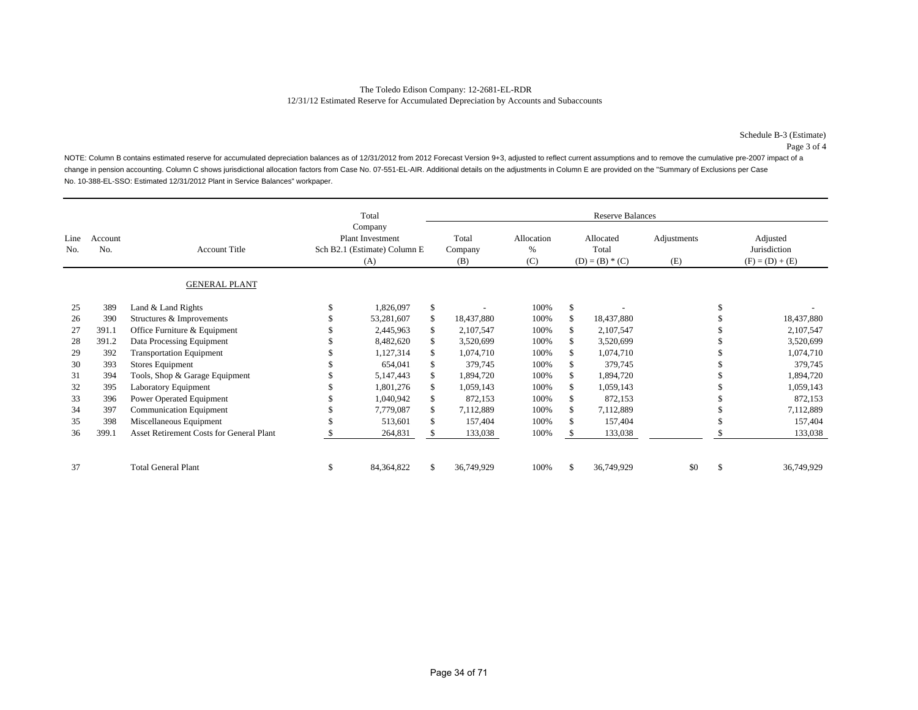The Toledo Edison Company: 12-2681-EL-RDR
12/31/12 Estimated Reserve for Accumulated Depreciation by Accounts and Subaccounts

Schedule B-3 (Estimate)
Page 3 of 4

NOTE: Column B contains estimated reserve for accumulated depreciation balances as of 12/31/2012 from 2012 Forecast Version 9+3, adjusted to reflect current assumptions and to remove the cumulative pre-2007 impact of a change in pension accounting. Column C shows jurisdictional allocation factors from Case No. 07-551-EL-AIR. Additional details on the adjustments in Column E are provided on the "Summary of Exclusions per Case No. 10-388-EL-SSO: Estimated 12/31/2012 Plant in Service Balances" workpaper.

| | | | Total | Reserve Balances | | | | |
|---|---|---|---|---|---|---|---|---|
| Line No. | Account No. | Account Title | Company Plant Investment Sch B2.1 (Estimate) Column E (A) | Total Company (B) | Allocation % (C) | Allocated Total (D) = (B) * (C) | Adjustments (E) | Adjusted Jurisdiction (F) = (D) + (E) |
| | | GENERAL PLANT | | | | | | |
| 25 | 389 | Land & Land Rights | $ 1,826,097 | $ - | 100% | $ - | | $ - |
| 26 | 390 | Structures & Improvements | $ 53,281,607 | $ 18,437,880 | 100% | $ 18,437,880 | | $ 18,437,880 |
| 27 | 391.1 | Office Furniture & Equipment | $ 2,445,963 | $ 2,107,547 | 100% | $ 2,107,547 | | $ 2,107,547 |
| 28 | 391.2 | Data Processing Equipment | $ 8,482,620 | $ 3,520,699 | 100% | $ 3,520,699 | | $ 3,520,699 |
| 29 | 392 | Transportation Equipment | $ 1,127,314 | $ 1,074,710 | 100% | $ 1,074,710 | | $ 1,074,710 |
| 30 | 393 | Stores Equipment | $ 654,041 | $ 379,745 | 100% | $ 379,745 | | $ 379,745 |
| 31 | 394 | Tools, Shop & Garage Equipment | $ 5,147,443 | $ 1,894,720 | 100% | $ 1,894,720 | | $ 1,894,720 |
| 32 | 395 | Laboratory Equipment | $ 1,801,276 | $ 1,059,143 | 100% | $ 1,059,143 | | $ 1,059,143 |
| 33 | 396 | Power Operated Equipment | $ 1,040,942 | $ 872,153 | 100% | $ 872,153 | | $ 872,153 |
| 34 | 397 | Communication Equipment | $ 7,779,087 | $ 7,112,889 | 100% | $ 7,112,889 | | $ 7,112,889 |
| 35 | 398 | Miscellaneous Equipment | $ 513,601 | $ 157,404 | 100% | $ 157,404 | | $ 157,404 |
| 36 | 399.1 | Asset Retirement Costs for General Plant | $ 264,831 | $ 133,038 | 100% | $ 133,038 | | $ 133,038 |
| 37 | | Total General Plant | $ 84,364,822 | $ 36,749,929 | 100% | $ 36,749,929 | $0 | $ 36,749,929 |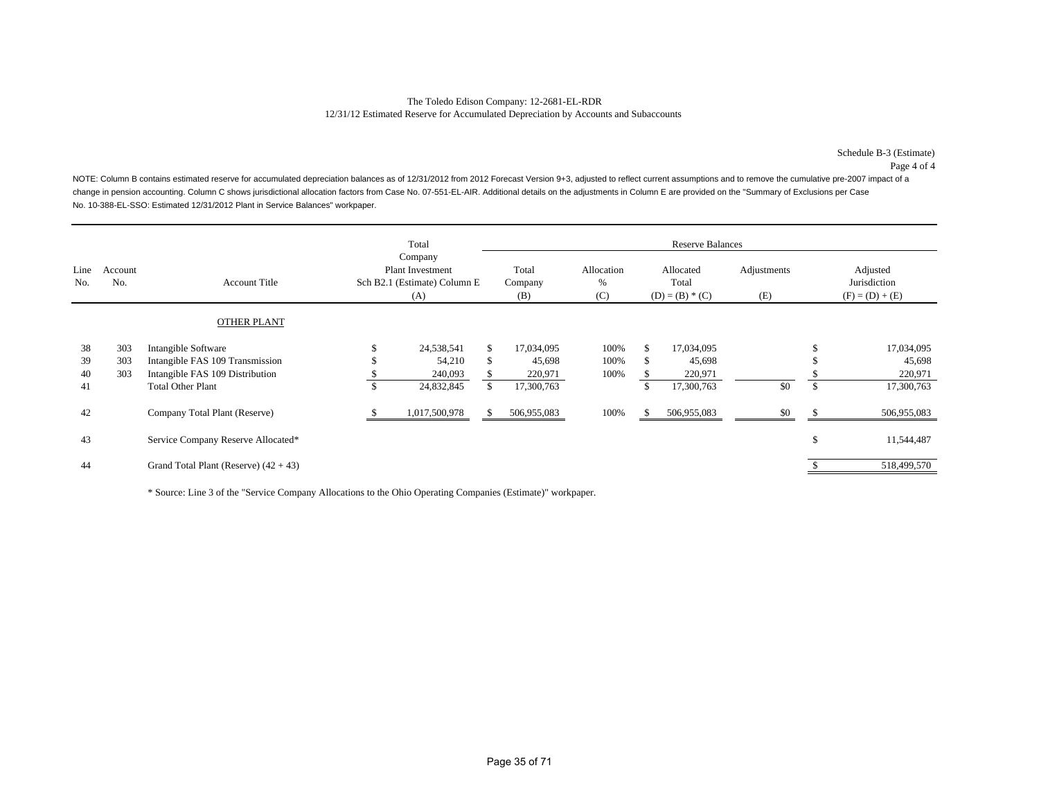The Toledo Edison Company: 12-2681-EL-RDR
12/31/12 Estimated Reserve for Accumulated Depreciation by Accounts and Subaccounts

Schedule B-3 (Estimate)
Page 4 of 4

NOTE: Column B contains estimated reserve for accumulated depreciation balances as of 12/31/2012 from 2012 Forecast Version 9+3, adjusted to reflect current assumptions and to remove the cumulative pre-2007 impact of a change in pension accounting. Column C shows jurisdictional allocation factors from Case No. 07-551-EL-AIR. Additional details on the adjustments in Column E are provided on the "Summary of Exclusions per Case No. 10-388-EL-SSO: Estimated 12/31/2012 Plant in Service Balances" workpaper.

| Line No. | Account No. | Account Title | Total Company Plant Investment Sch B2.1 (Estimate) Column E (A) | Reserve Balances: Total Company (B) | Allocation % (C) | Allocated Total (D) = (B) * (C) | Adjustments (E) | Adjusted Jurisdiction (F) = (D) + (E) |
|---|---|---|---|---|---|---|---|---|
| | | OTHER PLANT | | | | | | |
| 38 | 303 | Intangible Software | $ 24,538,541 | $ 17,034,095 | 100% | $ 17,034,095 | | $ 17,034,095 |
| 39 | 303 | Intangible FAS 109 Transmission | $ 54,210 | $ 45,698 | 100% | $ 45,698 | | $ 45,698 |
| 40 | 303 | Intangible FAS 109 Distribution | $ 240,093 | $ 220,971 | 100% | $ 220,971 | | $ 220,971 |
| 41 | | Total Other Plant | $ 24,832,845 | $ 17,300,763 | | $ 17,300,763 | $0 | $ 17,300,763 |
| 42 | | Company Total Plant (Reserve) | $ 1,017,500,978 | $ 506,955,083 | 100% | $ 506,955,083 | $0 | $ 506,955,083 |
| 43 | | Service Company Reserve Allocated* | | | | | | $ 11,544,487 |
| 44 | | Grand Total Plant (Reserve) (42 + 43) | | | | | | $ 518,499,570 |

* Source: Line 3 of the "Service Company Allocations to the Ohio Operating Companies (Estimate)" workpaper.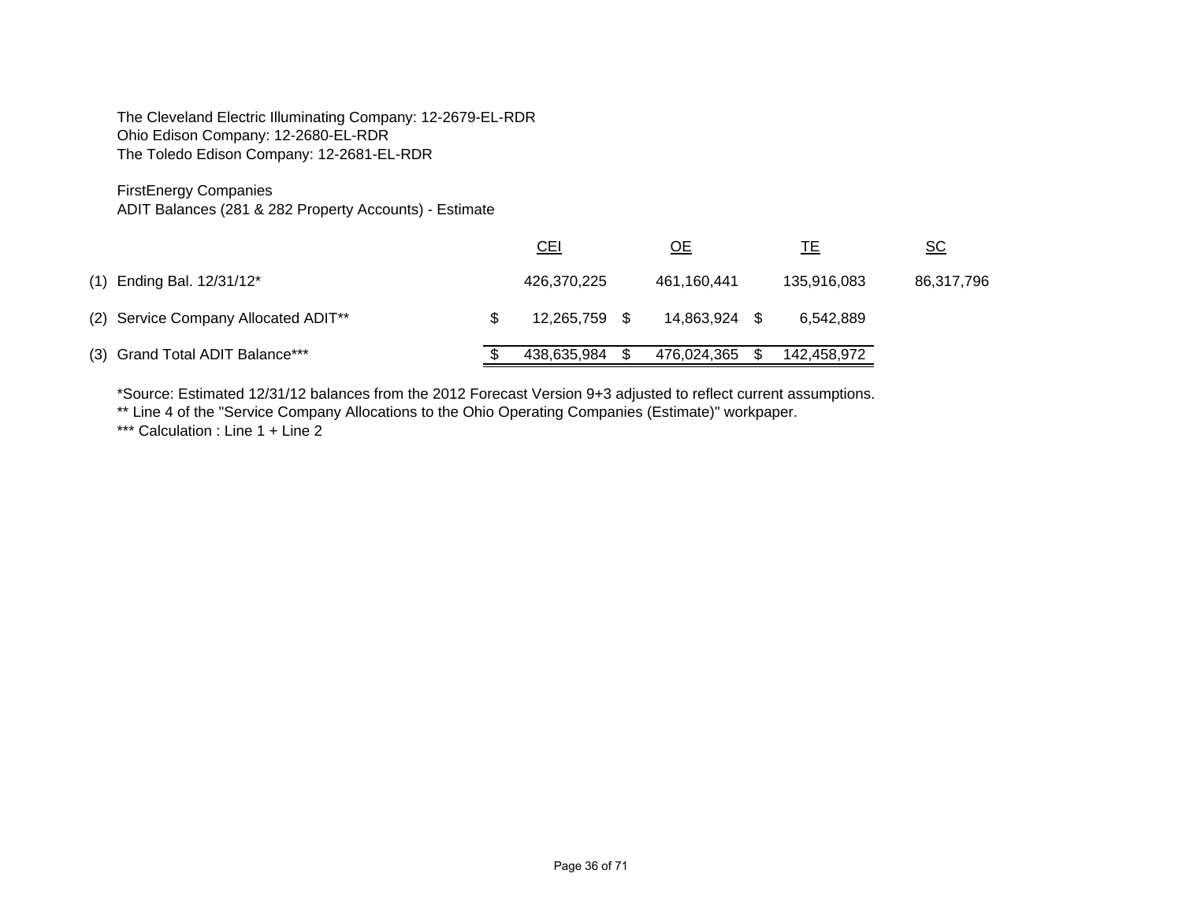The Cleveland Electric Illuminating Company: 12-2679-EL-RDR
Ohio Edison Company: 12-2680-EL-RDR
The Toledo Edison Company: 12-2681-EL-RDR

FirstEnergy Companies
ADIT Balances (281 & 282 Property Accounts) - Estimate

| | | CEI | OE | TE | SC |
|---|---|---|---|---|---|
| (1) | Ending Bal. 12/31/12* | 426,370,225 | 461,160,441 | 135,916,083 | 86,317,796 |
| (2) | Service Company Allocated ADIT** | $ 12,265,759 | $ 14,863,924 | $ 6,542,889 | |
| (3) | Grand Total ADIT Balance*** | $ 438,635,984 | $ 476,024,365 | $ 142,458,972 | |

*Source: Estimated 12/31/12 balances from the 2012 Forecast Version 9+3 adjusted to reflect current assumptions.
** Line 4 of the "Service Company Allocations to the Ohio Operating Companies (Estimate)" workpaper.
*** Calculation : Line 1 + Line 2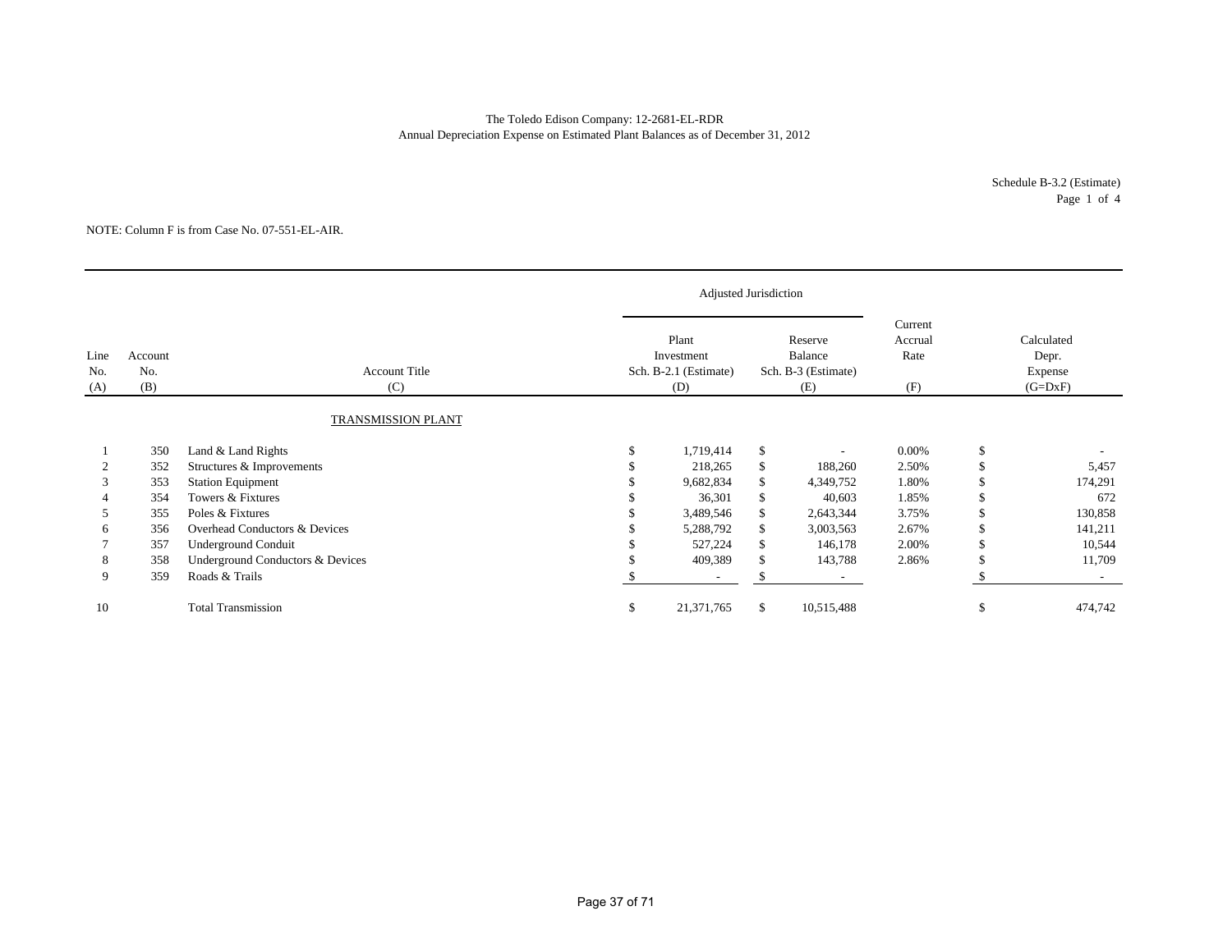The Toledo Edison Company: 12-2681-EL-RDR
Annual Depreciation Expense on Estimated Plant Balances as of December 31, 2012

Schedule B-3.2 (Estimate)
Page 1 of 4

NOTE: Column F is from Case No. 07-551-EL-AIR.

| | | | Adjusted Jurisdiction | | | |
|---|---|---|---|---|---|---|
| Line No. (A) | Account No. (B) | Account Title (C) | Plant Investment Sch. B-2.1 (Estimate) (D) | Reserve Balance Sch. B-3 (Estimate) (E) | Current Accrual Rate (F) | Calculated Depr. Expense (G=DxF) |
| | | TRANSMISSION PLANT | | | | |
| 1 | 350 | Land & Land Rights | $ 1,719,414 | $ - | 0.00% | $ - |
| 2 | 352 | Structures & Improvements | $ 218,265 | $ 188,260 | 2.50% | $ 5,457 |
| 3 | 353 | Station Equipment | $ 9,682,834 | $ 4,349,752 | 1.80% | $ 174,291 |
| 4 | 354 | Towers & Fixtures | $ 36,301 | $ 40,603 | 1.85% | $ 672 |
| 5 | 355 | Poles & Fixtures | $ 3,489,546 | $ 2,643,344 | 3.75% | $ 130,858 |
| 6 | 356 | Overhead Conductors & Devices | $ 5,288,792 | $ 3,003,563 | 2.67% | $ 141,211 |
| 7 | 357 | Underground Conduit | $ 527,224 | $ 146,178 | 2.00% | $ 10,544 |
| 8 | 358 | Underground Conductors & Devices | $ 409,389 | $ 143,788 | 2.86% | $ 11,709 |
| 9 | 359 | Roads & Trails | $ - | $ - | | $ - |
| 10 | | Total Transmission | $ 21,371,765 | $ 10,515,488 | | $ 474,742 |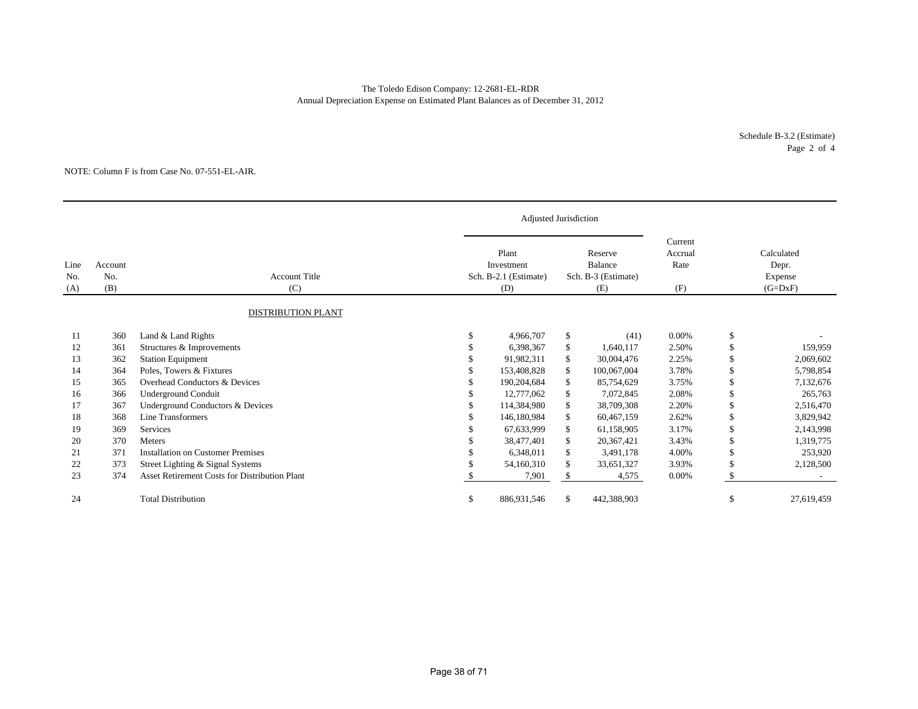The Toledo Edison Company: 12-2681-EL-RDR
Annual Depreciation Expense on Estimated Plant Balances as of December 31, 2012

Schedule B-3.2 (Estimate)
Page 2 of 4

NOTE: Column F is from Case No. 07-551-EL-AIR.

| | | | Adjusted Jurisdiction | | | |
|---|---|---|---|---|---|---|
| Line No. (A) | Account No. (B) | Account Title (C) | Plant Investment Sch. B-2.1 (Estimate) (D) | Reserve Balance Sch. B-3 (Estimate) (E) | Current Accrual Rate (F) | Calculated Depr. Expense (G=DxF) |
| | | DISTRIBUTION PLANT | | | | |
| 11 | 360 | Land & Land Rights | $ 4,966,707 | $ (41) | 0.00% | $ - |
| 12 | 361 | Structures & Improvements | $ 6,398,367 | $ 1,640,117 | 2.50% | $ 159,959 |
| 13 | 362 | Station Equipment | $ 91,982,311 | $ 30,004,476 | 2.25% | $ 2,069,602 |
| 14 | 364 | Poles, Towers & Fixtures | $ 153,408,828 | $ 100,067,004 | 3.78% | $ 5,798,854 |
| 15 | 365 | Overhead Conductors & Devices | $ 190,204,684 | $ 85,754,629 | 3.75% | $ 7,132,676 |
| 16 | 366 | Underground Conduit | $ 12,777,062 | $ 7,072,845 | 2.08% | $ 265,763 |
| 17 | 367 | Underground Conductors & Devices | $ 114,384,980 | $ 38,709,308 | 2.20% | $ 2,516,470 |
| 18 | 368 | Line Transformers | $ 146,180,984 | $ 60,467,159 | 2.62% | $ 3,829,942 |
| 19 | 369 | Services | $ 67,633,999 | $ 61,158,905 | 3.17% | $ 2,143,998 |
| 20 | 370 | Meters | $ 38,477,401 | $ 20,367,421 | 3.43% | $ 1,319,775 |
| 21 | 371 | Installation on Customer Premises | $ 6,348,011 | $ 3,491,178 | 4.00% | $ 253,920 |
| 22 | 373 | Street Lighting & Signal Systems | $ 54,160,310 | $ 33,651,327 | 3.93% | $ 2,128,500 |
| 23 | 374 | Asset Retirement Costs for Distribution Plant | $ 7,901 | $ 4,575 | 0.00% | $ - |
| 24 | | Total Distribution | $ 886,931,546 | $ 442,388,903 | | $ 27,619,459 |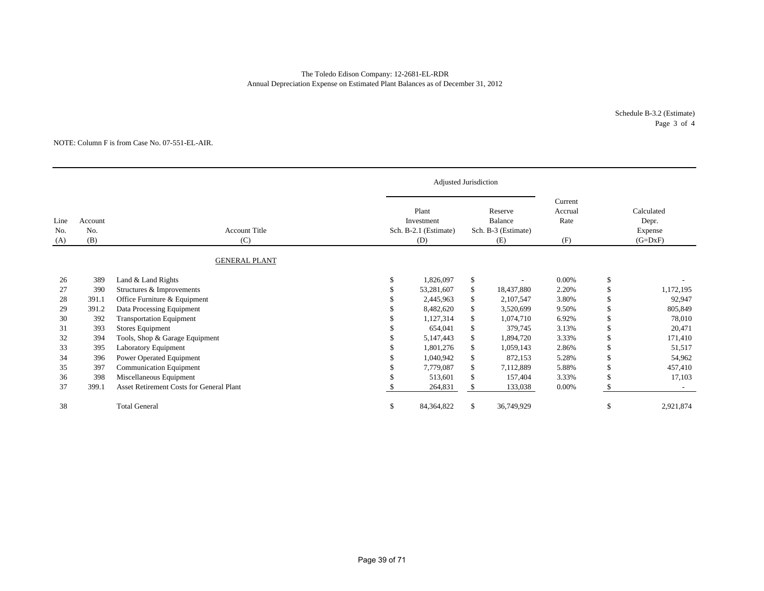The Toledo Edison Company: 12-2681-EL-RDR
Annual Depreciation Expense on Estimated Plant Balances as of December 31, 2012

Schedule B-3.2 (Estimate)
Page 3 of 4

NOTE: Column F is from Case No. 07-551-EL-AIR.

| | | | Adjusted Jurisdiction | | | |
|---|---|---|---|---|---|---|
| Line No. (A) | Account No. (B) | Account Title (C) | Plant Investment Sch. B-2.1 (Estimate) (D) | Reserve Balance Sch. B-3 (Estimate) (E) | Current Accrual Rate (F) | Calculated Depr. Expense (G=DxF) |
| | | GENERAL PLANT | | | | |
| 26 | 389 | Land & Land Rights | $ 1,826,097 | $ - | 0.00% | $ - |
| 27 | 390 | Structures & Improvements | $ 53,281,607 | $ 18,437,880 | 2.20% | $ 1,172,195 |
| 28 | 391.1 | Office Furniture & Equipment | $ 2,445,963 | $ 2,107,547 | 3.80% | $ 92,947 |
| 29 | 391.2 | Data Processing Equipment | $ 8,482,620 | $ 3,520,699 | 9.50% | $ 805,849 |
| 30 | 392 | Transportation Equipment | $ 1,127,314 | $ 1,074,710 | 6.92% | $ 78,010 |
| 31 | 393 | Stores Equipment | $ 654,041 | $ 379,745 | 3.13% | $ 20,471 |
| 32 | 394 | Tools, Shop & Garage Equipment | $ 5,147,443 | $ 1,894,720 | 3.33% | $ 171,410 |
| 33 | 395 | Laboratory Equipment | $ 1,801,276 | $ 1,059,143 | 2.86% | $ 51,517 |
| 34 | 396 | Power Operated Equipment | $ 1,040,942 | $ 872,153 | 5.28% | $ 54,962 |
| 35 | 397 | Communication Equipment | $ 7,779,087 | $ 7,112,889 | 5.88% | $ 457,410 |
| 36 | 398 | Miscellaneous Equipment | $ 513,601 | $ 157,404 | 3.33% | $ 17,103 |
| 37 | 399.1 | Asset Retirement Costs for General Plant | $ 264,831 | $ 133,038 | 0.00% | $ - |
| 38 | | Total General | $ 84,364,822 | $ 36,749,929 | | $ 2,921,874 |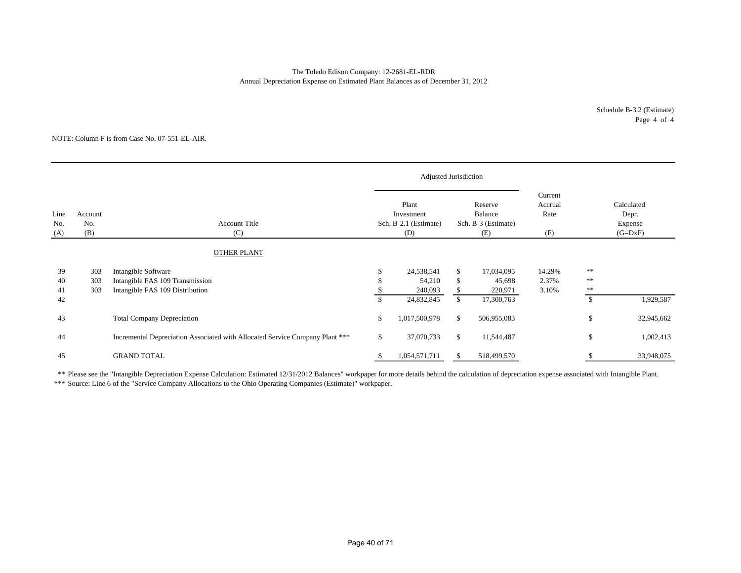The Toledo Edison Company: 12-2681-EL-RDR
Annual Depreciation Expense on Estimated Plant Balances as of December 31, 2012

Schedule B-3.2 (Estimate)
Page 4 of 4

NOTE: Column F is from Case No. 07-551-EL-AIR.

| | | | Adjusted Jurisdiction | | | | |
|---|---|---|---|---|---|---|---|
| Line No. (A) | Account No. (B) | Account Title (C) | Plant Investment Sch. B-2.1 (Estimate) (D) | Reserve Balance Sch. B-3 (Estimate) (E) | Current Accrual Rate (F) | | Calculated Depr. Expense (G=DxF) |
| | | OTHER PLANT | | | | | |
| 39 | 303 | Intangible Software | $ 24,538,541 | $ 17,034,095 | 14.29% | ** | |
| 40 | 303 | Intangible FAS 109 Transmission | $ 54,210 | $ 45,698 | 2.37% | ** | |
| 41 | 303 | Intangible FAS 109 Distribution | $ 240,093 | $ 220,971 | 3.10% | ** | |
| 42 | | | $ 24,832,845 | $ 17,300,763 | | | $ 1,929,587 |
| 43 | | Total Company Depreciation | $ 1,017,500,978 | $ 506,955,083 | | | $ 32,945,662 |
| 44 | | Incremental Depreciation Associated with Allocated Service Company Plant *** | $ 37,070,733 | $ 11,544,487 | | | $ 1,002,413 |
| 45 | | GRAND TOTAL | $ 1,054,571,711 | $ 518,499,570 | | | $ 33,948,075 |

** Please see the "Intangible Depreciation Expense Calculation: Estimated 12/31/2012 Balances" workpaper for more details behind the calculation of depreciation expense associated with Intangible Plant.
*** Source: Line 6 of the "Service Company Allocations to the Ohio Operating Companies (Estimate)" workpaper.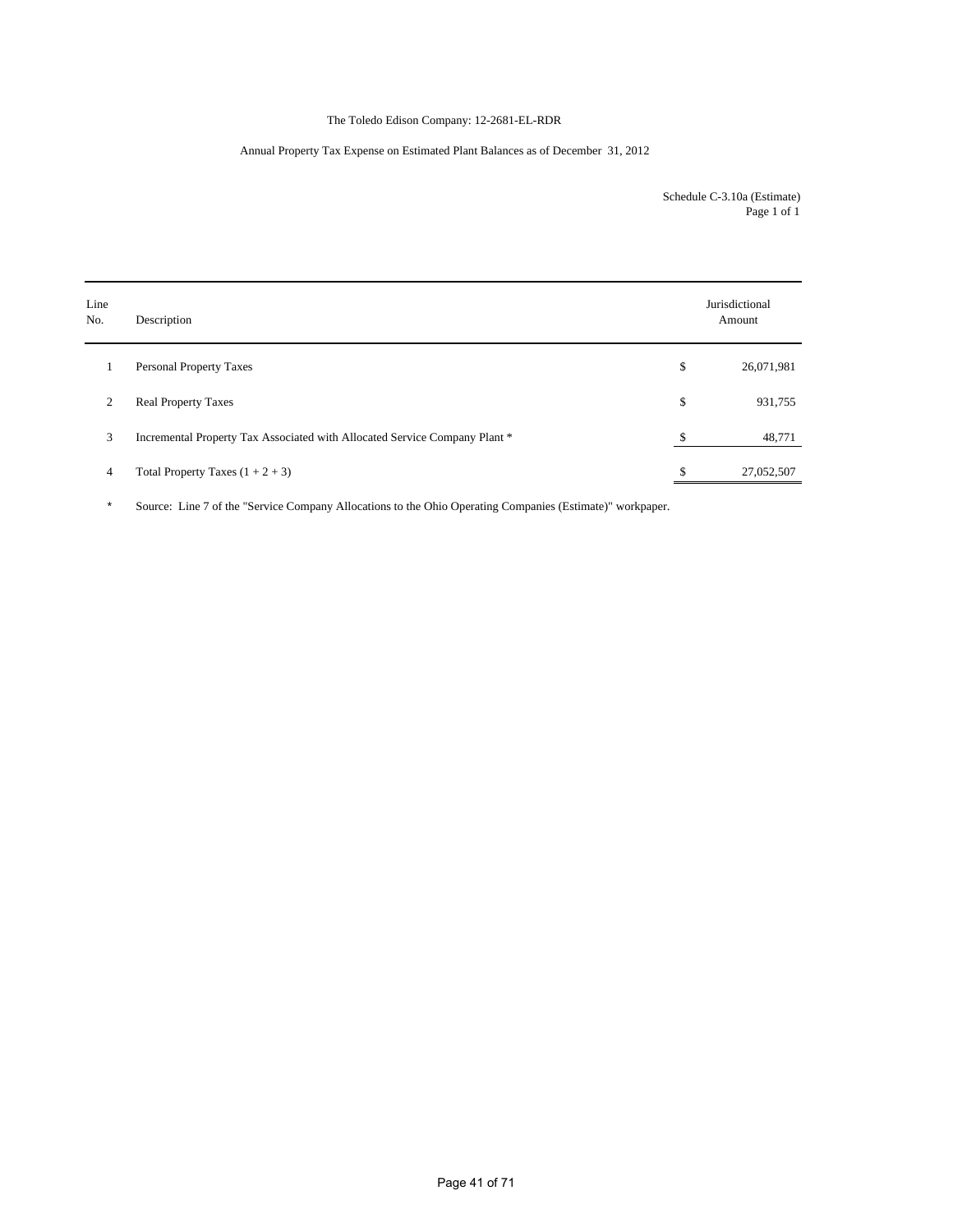The Toledo Edison Company: 12-2681-EL-RDR

Annual Property Tax Expense on Estimated Plant Balances as of December 31, 2012

Schedule C-3.10a (Estimate)
Page 1 of 1

| Line No. | Description | | Jurisdictional Amount |
|---|---|---|---|
| 1 | Personal Property Taxes | $ | 26,071,981 |
| 2 | Real Property Taxes | $ | 931,755 |
| 3 | Incremental Property Tax Associated with Allocated Service Company Plant * | $ | 48,771 |
| 4 | Total Property Taxes (1 + 2 + 3) | $ | 27,052,507 |

\* Source: Line 7 of the "Service Company Allocations to the Ohio Operating Companies (Estimate)" workpaper.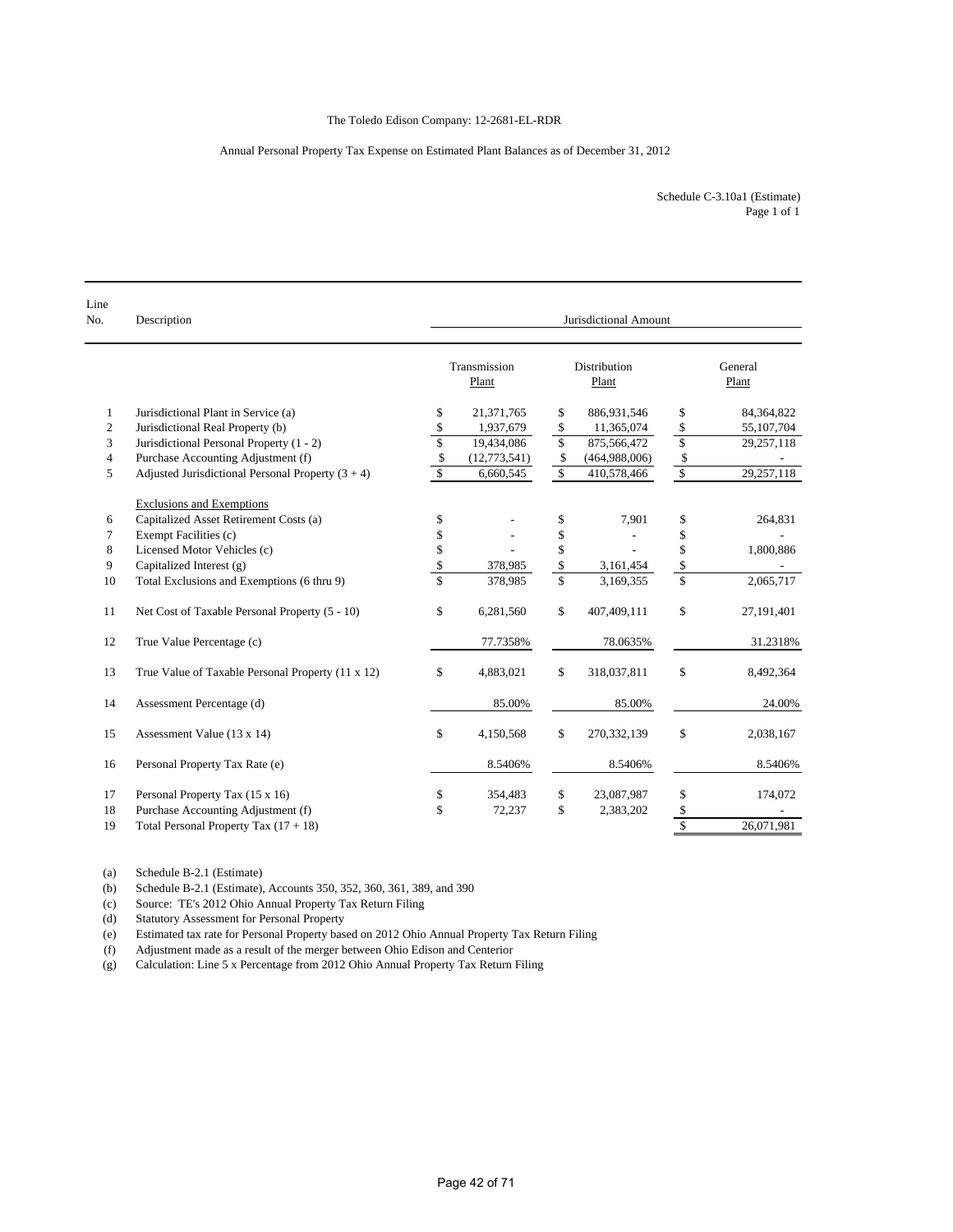The Toledo Edison Company: 12-2681-EL-RDR

Annual Personal Property Tax Expense on Estimated Plant Balances as of December 31, 2012

Schedule C-3.10a1 (Estimate)
Page 1 of 1

| Line No. | Description | Jurisdictional Amount | | |
|---|---|---|---|---|
| | | Transmission Plant | Distribution Plant | General Plant |
| 1 | Jurisdictional Plant in Service (a) | $ 21,371,765 | $ 886,931,546 | $ 84,364,822 |
| 2 | Jurisdictional Real Property (b) | $ 1,937,679 | $ 11,365,074 | $ 55,107,704 |
| 3 | Jurisdictional Personal Property (1 - 2) | $ 19,434,086 | $ 875,566,472 | $ 29,257,118 |
| 4 | Purchase Accounting Adjustment (f) | $ (12,773,541) | $ (464,988,006) | $ - |
| 5 | Adjusted Jurisdictional Personal Property (3 + 4) | $ 6,660,545 | $ 410,578,466 | $ 29,257,118 |
| | Exclusions and Exemptions | | | |
| 6 | Capitalized Asset Retirement Costs (a) | $ - | $ 7,901 | $ 264,831 |
| 7 | Exempt Facilities (c) | $ - | $ - | $ - |
| 8 | Licensed Motor Vehicles (c) | $ - | $ - | $ 1,800,886 |
| 9 | Capitalized Interest (g) | $ 378,985 | $ 3,161,454 | $ - |
| 10 | Total Exclusions and Exemptions (6 thru 9) | $ 378,985 | $ 3,169,355 | $ 2,065,717 |
| 11 | Net Cost of Taxable Personal Property (5 - 10) | $ 6,281,560 | $ 407,409,111 | $ 27,191,401 |
| 12 | True Value Percentage (c) | 77.7358% | 78.0635% | 31.2318% |
| 13 | True Value of Taxable Personal Property (11 x 12) | $ 4,883,021 | $ 318,037,811 | $ 8,492,364 |
| 14 | Assessment Percentage (d) | 85.00% | 85.00% | 24.00% |
| 15 | Assessment Value (13 x 14) | $ 4,150,568 | $ 270,332,139 | $ 2,038,167 |
| 16 | Personal Property Tax Rate (e) | 8.5406% | 8.5406% | 8.5406% |
| 17 | Personal Property Tax (15 x 16) | $ 354,483 | $ 23,087,987 | $ 174,072 |
| 18 | Purchase Accounting Adjustment (f) | $ 72,237 | $ 2,383,202 | $ - |
| 19 | Total Personal Property Tax (17 + 18) | | | $ 26,071,981 |

(a) Schedule B-2.1 (Estimate)
(b) Schedule B-2.1 (Estimate), Accounts 350, 352, 360, 361, 389, and 390
(c) Source: TE's 2012 Ohio Annual Property Tax Return Filing
(d) Statutory Assessment for Personal Property
(e) Estimated tax rate for Personal Property based on 2012 Ohio Annual Property Tax Return Filing
(f) Adjustment made as a result of the merger between Ohio Edison and Centerior
(g) Calculation: Line 5 x Percentage from 2012 Ohio Annual Property Tax Return Filing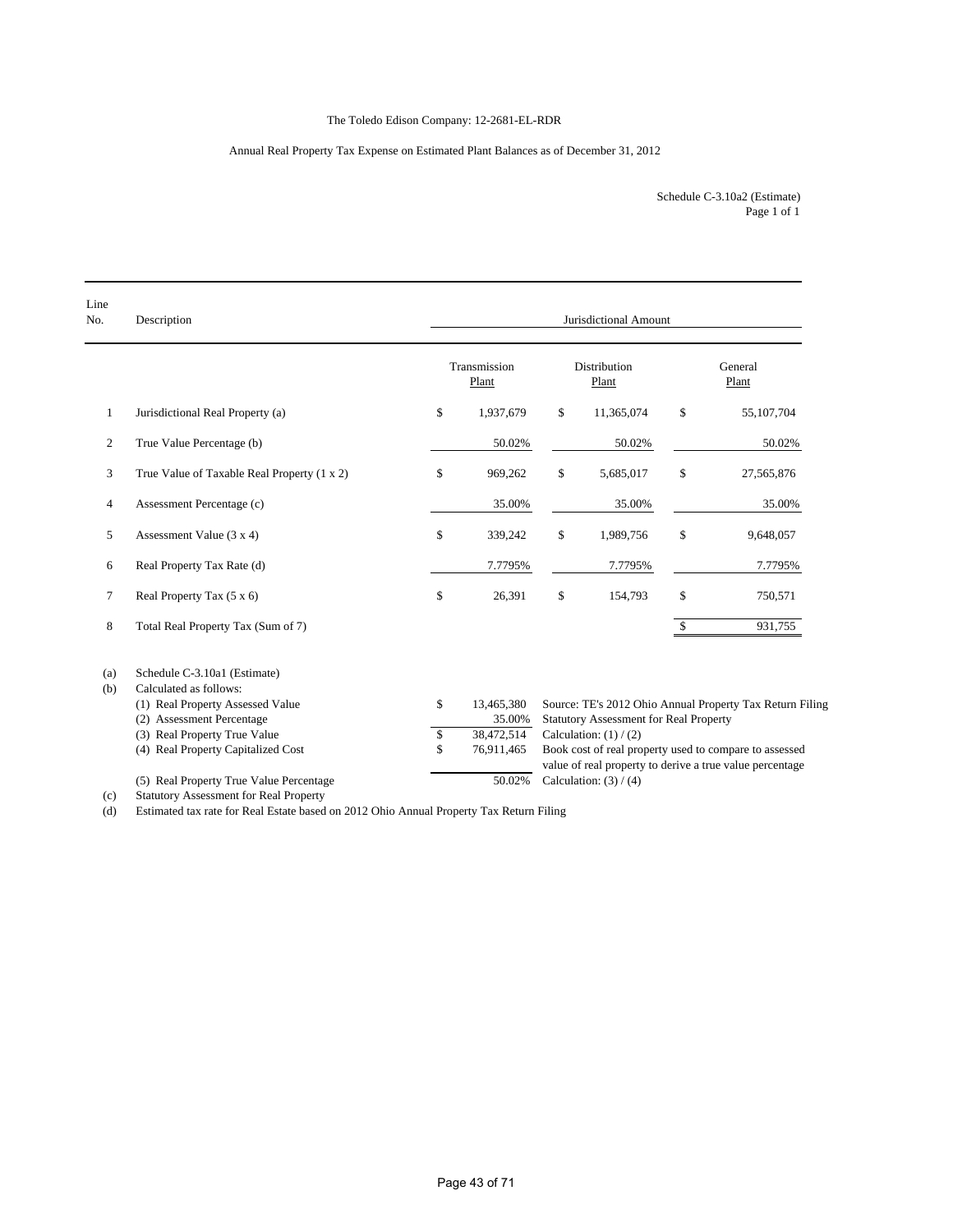The Toledo Edison Company: 12-2681-EL-RDR

Annual Real Property Tax Expense on Estimated Plant Balances as of December 31, 2012

Schedule C-3.10a2 (Estimate)
Page 1 of 1

| Line No. | Description | Jurisdictional Amount | | |
|---|---|---|---|---|
| | | Transmission Plant | Distribution Plant | General Plant |
| 1 | Jurisdictional Real Property (a) | $ 1,937,679 | $ 11,365,074 | $ 55,107,704 |
| 2 | True Value Percentage (b) | 50.02% | 50.02% | 50.02% |
| 3 | True Value of Taxable Real Property (1 x 2) | $ 969,262 | $ 5,685,017 | $ 27,565,876 |
| 4 | Assessment Percentage (c) | 35.00% | 35.00% | 35.00% |
| 5 | Assessment Value (3 x 4) | $ 339,242 | $ 1,989,756 | $ 9,648,057 |
| 6 | Real Property Tax Rate (d) | 7.7795% | 7.7795% | 7.7795% |
| 7 | Real Property Tax (5 x 6) | $ 26,391 | $ 154,793 | $ 750,571 |
| 8 | Total Real Property Tax (Sum of 7) | | | $ 931,755 |

(a) Schedule C-3.10a1 (Estimate)

(b) Calculated as follows:

| | | |
|---|---|---|
| (1) Real Property Assessed Value | $ 13,465,380 | Source: TE's 2012 Ohio Annual Property Tax Return Filing |
| (2) Assessment Percentage | 35.00% | Statutory Assessment for Real Property |
| (3) Real Property True Value | $ 38,472,514 | Calculation: (1) / (2) |
| (4) Real Property Capitalized Cost | $ 76,911,465 | Book cost of real property used to compare to assessed value of real property to derive a true value percentage |
| (5) Real Property True Value Percentage | 50.02% | Calculation: (3) / (4) |

(c) Statutory Assessment for Real Property

(d) Estimated tax rate for Real Estate based on 2012 Ohio Annual Property Tax Return Filing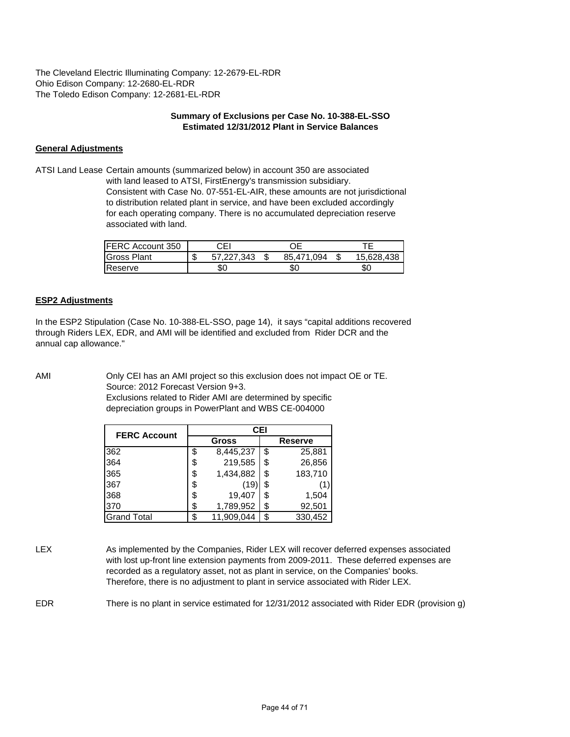The Cleveland Electric Illuminating Company: 12-2679-EL-RDR
Ohio Edison Company: 12-2680-EL-RDR
The Toledo Edison Company: 12-2681-EL-RDR

**Summary of Exclusions per Case No. 10-388-EL-SSO**
**Estimated 12/31/2012 Plant in Service Balances**

**General Adjustments**

ATSI Land Lease Certain amounts (summarized below) in account 350 are associated with land leased to ATSI, FirstEnergy's transmission subsidiary. Consistent with Case No. 07-551-EL-AIR, these amounts are not jurisdictional to distribution related plant in service, and have been excluded accordingly for each operating company. There is no accumulated depreciation reserve associated with land.

| FERC Account 350 | CEI | OE | TE |
|---|---|---|---|
| Gross Plant | $ 57,227,343 | $ 85,471,094 | $ 15,628,438 |
| Reserve | $0 | $0 | $0 |

**ESP2 Adjustments**

In the ESP2 Stipulation (Case No. 10-388-EL-SSO, page 14), it says "capital additions recovered through Riders LEX, EDR, and AMI will be identified and excluded from Rider DCR and the annual cap allowance."

AMI Only CEI has an AMI project so this exclusion does not impact OE or TE. Source: 2012 Forecast Version 9+3. Exclusions related to Rider AMI are determined by specific depreciation groups in PowerPlant and WBS CE-004000

| FERC Account | CEI | |
|---|---|---|
| | Gross | Reserve |
| 362 | $ 8,445,237 | $ 25,881 |
| 364 | $ 219,585 | $ 26,856 |
| 365 | $ 1,434,882 | $ 183,710 |
| 367 | $ (19) | $ (1) |
| 368 | $ 19,407 | $ 1,504 |
| 370 | $ 1,789,952 | $ 92,501 |
| Grand Total | $ 11,909,044 | $ 330,452 |

LEX As implemented by the Companies, Rider LEX will recover deferred expenses associated with lost up-front line extension payments from 2009-2011. These deferred expenses are recorded as a regulatory asset, not as plant in service, on the Companies' books. Therefore, there is no adjustment to plant in service associated with Rider LEX.

EDR There is no plant in service estimated for 12/31/2012 associated with Rider EDR (provision g)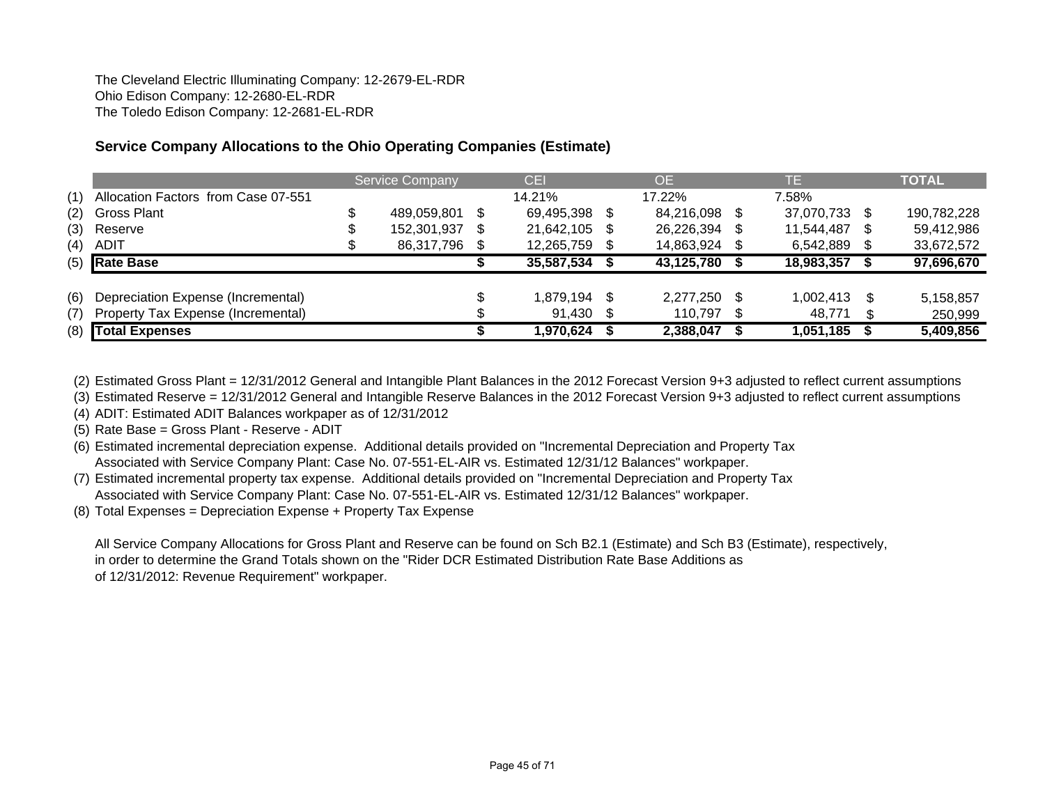The Cleveland Electric Illuminating Company: 12-2679-EL-RDR
Ohio Edison Company: 12-2680-EL-RDR
The Toledo Edison Company: 12-2681-EL-RDR

## Service Company Allocations to the Ohio Operating Companies (Estimate)

| | | Service Company | CEI | OE | TE | TOTAL |
|---|---|---|---|---|---|---|
| (1) | Allocation Factors from Case 07-551 | | 14.21% | 17.22% | 7.58% | |
| (2) | Gross Plant | $ 489,059,801 | $ 69,495,398 | $ 84,216,098 | $ 37,070,733 | $ 190,782,228 |
| (3) | Reserve | $ 152,301,937 | $ 21,642,105 | $ 26,226,394 | $ 11,544,487 | $ 59,412,986 |
| (4) | ADIT | $ 86,317,796 | $ 12,265,759 | $ 14,863,924 | $ 6,542,889 | $ 33,672,572 |
| (5) | **Rate Base** | | **$ 35,587,534** | **$ 43,125,780** | **$ 18,983,357** | **$ 97,696,670** |
| | | | | | | |
| (6) | Depreciation Expense (Incremental) | | $ 1,879,194 | $ 2,277,250 | $ 1,002,413 | $ 5,158,857 |
| (7) | Property Tax Expense (Incremental) | | $ 91,430 | $ 110,797 | $ 48,771 | $ 250,999 |
| (8) | **Total Expenses** | | **$ 1,970,624** | **$ 2,388,047** | **$ 1,051,185** | **$ 5,409,856** |

(2) Estimated Gross Plant = 12/31/2012 General and Intangible Plant Balances in the 2012 Forecast Version 9+3 adjusted to reflect current assumptions
(3) Estimated Reserve = 12/31/2012 General and Intangible Reserve Balances in the 2012 Forecast Version 9+3 adjusted to reflect current assumptions
(4) ADIT: Estimated ADIT Balances workpaper as of 12/31/2012
(5) Rate Base = Gross Plant - Reserve - ADIT
(6) Estimated incremental depreciation expense. Additional details provided on "Incremental Depreciation and Property Tax Associated with Service Company Plant: Case No. 07-551-EL-AIR vs. Estimated 12/31/12 Balances" workpaper.
(7) Estimated incremental property tax expense. Additional details provided on "Incremental Depreciation and Property Tax Associated with Service Company Plant: Case No. 07-551-EL-AIR vs. Estimated 12/31/12 Balances" workpaper.
(8) Total Expenses = Depreciation Expense + Property Tax Expense

All Service Company Allocations for Gross Plant and Reserve can be found on Sch B2.1 (Estimate) and Sch B3 (Estimate), respectively, in order to determine the Grand Totals shown on the "Rider DCR Estimated Distribution Rate Base Additions as of 12/31/2012: Revenue Requirement" workpaper.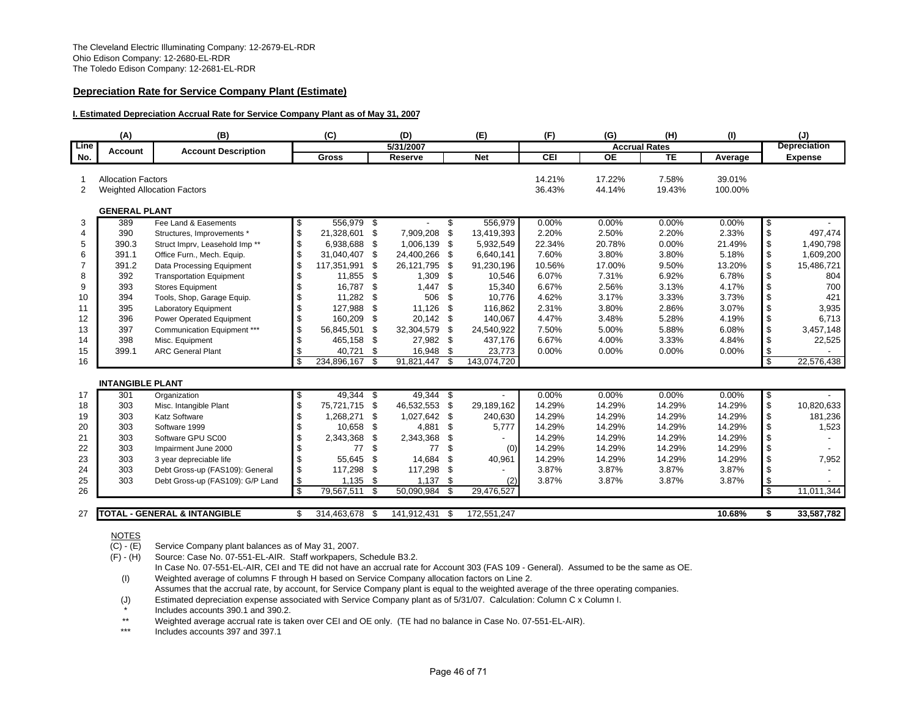The Cleveland Electric Illuminating Company: 12-2679-EL-RDR
Ohio Edison Company: 12-2680-EL-RDR
The Toledo Edison Company: 12-2681-EL-RDR

## Depreciation Rate for Service Company Plant (Estimate)

### I. Estimated Depreciation Accrual Rate for Service Company Plant as of May 31, 2007

| | (A) | (B) | (C) | (D) | (E) | (F) | (G) | (H) | (I) | (J) |
|---|---|---|---|---|---|---|---|---|---|---|
| Line No. | Account | Account Description | 5/31/2007 | | | Accrual Rates | | | | Depreciation |
| | | | Gross | Reserve | Net | CEI | OE | TE | Average | Expense |
| 1 | Allocation Factors | | | | | 14.21% | 17.22% | 7.58% | 39.01% | |
| 2 | Weighted Allocation Factors | | | | | 36.43% | 44.14% | 19.43% | 100.00% | |
| | **GENERAL PLANT** | | | | | | | | | |
| 3 | 389 | Fee Land & Easements | $ 556,979 | $ - | $ 556,979 | 0.00% | 0.00% | 0.00% | 0.00% | $ - |
| 4 | 390 | Structures, Improvements * | $ 21,328,601 | $ 7,909,208 | $ 13,419,393 | 2.20% | 2.50% | 2.20% | 2.33% | $ 497,474 |
| 5 | 390.3 | Struct Imprv, Leasehold Imp ** | $ 6,938,688 | $ 1,006,139 | $ 5,932,549 | 22.34% | 20.78% | 0.00% | 21.49% | $ 1,490,798 |
| 6 | 391.1 | Office Furn., Mech. Equip. | $ 31,040,407 | $ 24,400,266 | $ 6,640,141 | 7.60% | 3.80% | 3.80% | 5.18% | $ 1,609,200 |
| 7 | 391.2 | Data Processing Equipment | $ 117,351,991 | $ 26,121,795 | $ 91,230,196 | 10.56% | 17.00% | 9.50% | 13.20% | $ 15,486,721 |
| 8 | 392 | Transportation Equipment | $ 11,855 | $ 1,309 | $ 10,546 | 6.07% | 7.31% | 6.92% | 6.78% | $ 804 |
| 9 | 393 | Stores Equipment | $ 16,787 | $ 1,447 | $ 15,340 | 6.67% | 2.56% | 3.13% | 4.17% | $ 700 |
| 10 | 394 | Tools, Shop, Garage Equip. | $ 11,282 | $ 506 | $ 10,776 | 4.62% | 3.17% | 3.33% | 3.73% | $ 421 |
| 11 | 395 | Laboratory Equipment | $ 127,988 | $ 11,126 | $ 116,862 | 2.31% | 3.80% | 2.86% | 3.07% | $ 3,935 |
| 12 | 396 | Power Operated Equipment | $ 160,209 | $ 20,142 | $ 140,067 | 4.47% | 3.48% | 5.28% | 4.19% | $ 6,713 |
| 13 | 397 | Communication Equipment *** | $ 56,845,501 | $ 32,304,579 | $ 24,540,922 | 7.50% | 5.00% | 5.88% | 6.08% | $ 3,457,148 |
| 14 | 398 | Misc. Equipment | $ 465,158 | $ 27,982 | $ 437,176 | 6.67% | 4.00% | 3.33% | 4.84% | $ 22,525 |
| 15 | 399.1 | ARC General Plant | $ 40,721 | $ 16,948 | $ 23,773 | 0.00% | 0.00% | 0.00% | 0.00% | $ - |
| 16 | | | $ 234,896,167 | $ 91,821,447 | $ 143,074,720 | | | | | $ 22,576,438 |
| | **INTANGIBLE PLANT** | | | | | | | | | |
| 17 | 301 | Organization | $ 49,344 | $ 49,344 | $ - | 0.00% | 0.00% | 0.00% | 0.00% | $ - |
| 18 | 303 | Misc. Intangible Plant | $ 75,721,715 | $ 46,532,553 | $ 29,189,162 | 14.29% | 14.29% | 14.29% | 14.29% | $ 10,820,633 |
| 19 | 303 | Katz Software | $ 1,268,271 | $ 1,027,642 | $ 240,630 | 14.29% | 14.29% | 14.29% | 14.29% | $ 181,236 |
| 20 | 303 | Software 1999 | $ 10,658 | $ 4,881 | $ 5,777 | 14.29% | 14.29% | 14.29% | 14.29% | $ 1,523 |
| 21 | 303 | Software GPU SC00 | $ 2,343,368 | $ 2,343,368 | $ - | 14.29% | 14.29% | 14.29% | 14.29% | $ - |
| 22 | 303 | Impairment June 2000 | $ 77 | $ 77 | $ (0) | 14.29% | 14.29% | 14.29% | 14.29% | $ - |
| 23 | 303 | 3 year depreciable life | $ 55,645 | $ 14,684 | $ 40,961 | 14.29% | 14.29% | 14.29% | 14.29% | $ 7,952 |
| 24 | 303 | Debt Gross-up (FAS109): General | $ 117,298 | $ 117,298 | $ - | 3.87% | 3.87% | 3.87% | 3.87% | $ - |
| 25 | 303 | Debt Gross-up (FAS109): G/P Land | $ 1,135 | $ 1,137 | $ (2) | 3.87% | 3.87% | 3.87% | 3.87% | $ - |
| 26 | | | $ 79,567,511 | $ 50,090,984 | $ 29,476,527 | | | | | $ 11,011,344 |
| 27 | **TOTAL - GENERAL & INTANGIBLE** | | $ 314,463,678 | $ 141,912,431 | $ 172,551,247 | | | | **10.68%** | **$ 33,587,782** |

NOTES

(C) - (E) Service Company plant balances as of May 31, 2007.

(F) - (H) Source: Case No. 07-551-EL-AIR. Staff workpapers, Schedule B3.2.
In Case No. 07-551-EL-AIR, CEI and TE did not have an accrual rate for Account 303 (FAS 109 - General). Assumed to be the same as OE.

(I) Weighted average of columns F through H based on Service Company allocation factors on Line 2.
Assumes that the accrual rate, by account, for Service Company plant is equal to the weighted average of the three operating companies.

(J) Estimated depreciation expense associated with Service Company plant as of 5/31/07. Calculation: Column C x Column I.

\* Includes accounts 390.1 and 390.2.

\*\* Weighted average accrual rate is taken over CEI and OE only. (TE had no balance in Case No. 07-551-EL-AIR).

\*\*\* Includes accounts 397 and 397.1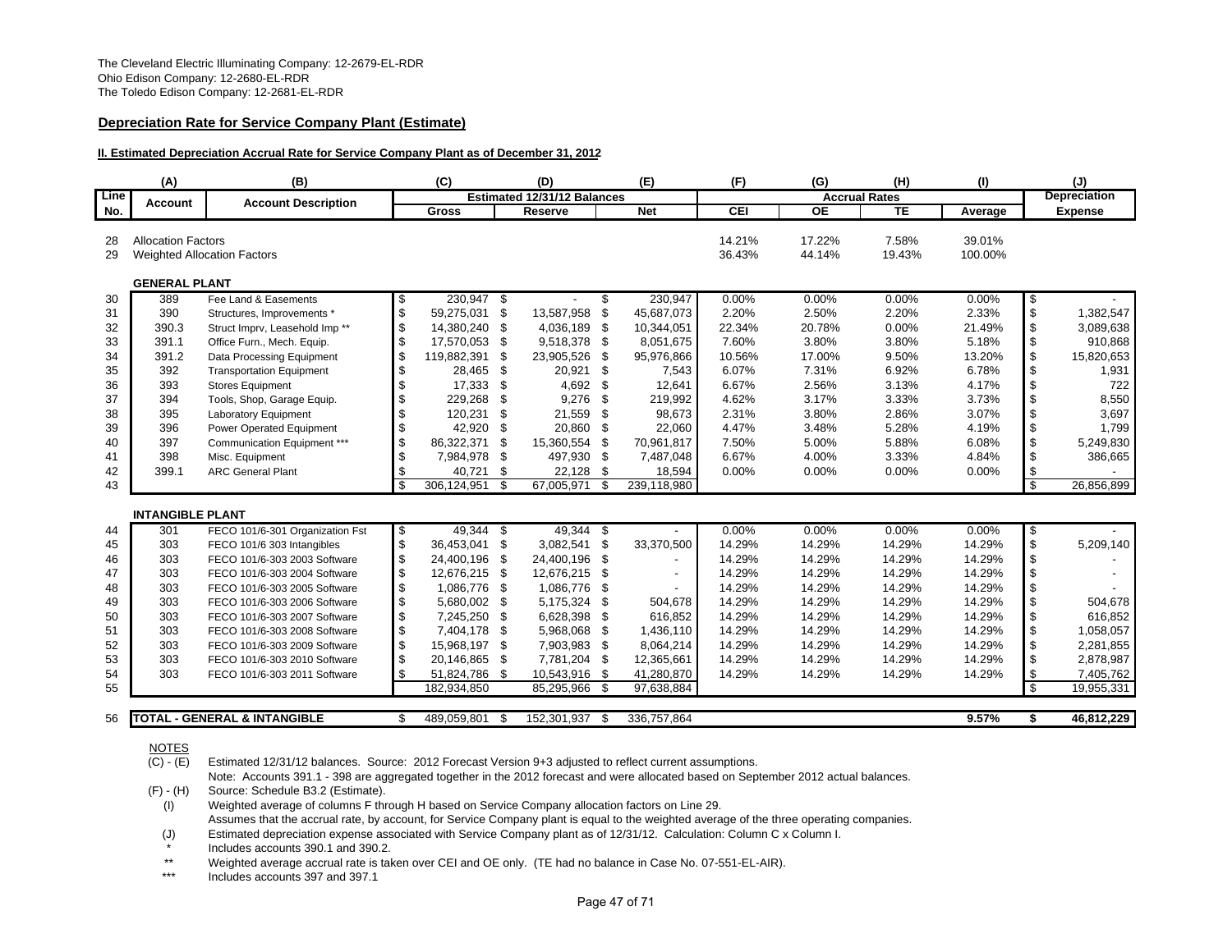The Cleveland Electric Illuminating Company: 12-2679-EL-RDR
Ohio Edison Company: 12-2680-EL-RDR
The Toledo Edison Company: 12-2681-EL-RDR

## Depreciation Rate for Service Company Plant (Estimate)

### II. Estimated Depreciation Accrual Rate for Service Company Plant as of December 31, 2012

| | (A) | (B) | (C) | (D) | (E) | (F) | (G) | (H) | (I) | (J) |
|---|---|---|---|---|---|---|---|---|---|---|
| Line | Account | Account Description | Estimated 12/31/12 Balances | | | Accrual Rates | | | | Depreciation |
| No. | | | Gross | Reserve | Net | CEI | OE | TE | Average | Expense |
| 28 | Allocation Factors | | | | | 14.21% | 17.22% | 7.58% | 39.01% | |
| 29 | Weighted Allocation Factors | | | | | 36.43% | 44.14% | 19.43% | 100.00% | |
| | **GENERAL PLANT** | | | | | | | | | |
| 30 | 389 | Fee Land & Easements | $ 230,947 | $ - | $ 230,947 | 0.00% | 0.00% | 0.00% | 0.00% | $ - |
| 31 | 390 | Structures, Improvements * | $ 59,275,031 | $ 13,587,958 | $ 45,687,073 | 2.20% | 2.50% | 2.20% | 2.33% | $ 1,382,547 |
| 32 | 390.3 | Struct Imprv, Leasehold Imp ** | $ 14,380,240 | $ 4,036,189 | $ 10,344,051 | 22.34% | 20.78% | 0.00% | 21.49% | $ 3,089,638 |
| 33 | 391.1 | Office Furn., Mech. Equip. | $ 17,570,053 | $ 9,518,378 | $ 8,051,675 | 7.60% | 3.80% | 3.80% | 5.18% | $ 910,868 |
| 34 | 391.2 | Data Processing Equipment | $ 119,882,391 | $ 23,905,526 | $ 95,976,866 | 10.56% | 17.00% | 9.50% | 13.20% | $ 15,820,653 |
| 35 | 392 | Transportation Equipment | $ 28,465 | $ 20,921 | $ 7,543 | 6.07% | 7.31% | 6.92% | 6.78% | $ 1,931 |
| 36 | 393 | Stores Equipment | $ 17,333 | $ 4,692 | $ 12,641 | 6.67% | 2.56% | 3.13% | 4.17% | $ 722 |
| 37 | 394 | Tools, Shop, Garage Equip. | $ 229,268 | $ 9,276 | $ 219,992 | 4.62% | 3.17% | 3.33% | 3.73% | $ 8,550 |
| 38 | 395 | Laboratory Equipment | $ 120,231 | $ 21,559 | $ 98,673 | 2.31% | 3.80% | 2.86% | 3.07% | $ 3,697 |
| 39 | 396 | Power Operated Equipment | $ 42,920 | $ 20,860 | $ 22,060 | 4.47% | 3.48% | 5.28% | 4.19% | $ 1,799 |
| 40 | 397 | Communication Equipment *** | $ 86,322,371 | $ 15,360,554 | $ 70,961,817 | 7.50% | 5.00% | 5.88% | 6.08% | $ 5,249,830 |
| 41 | 398 | Misc. Equipment | $ 7,984,978 | $ 497,930 | $ 7,487,048 | 6.67% | 4.00% | 3.33% | 4.84% | $ 386,665 |
| 42 | 399.1 | ARC General Plant | $ 40,721 | $ 22,128 | $ 18,594 | 0.00% | 0.00% | 0.00% | 0.00% | $ - |
| 43 | | | $ 306,124,951 | $ 67,005,971 | $ 239,118,980 | | | | | $ 26,856,899 |
| | **INTANGIBLE PLANT** | | | | | | | | | |
| 44 | 301 | FECO 101/6-301 Organization Fst | $ 49,344 | $ 49,344 | $ - | 0.00% | 0.00% | 0.00% | 0.00% | $ - |
| 45 | 303 | FECO 101/6 303 Intangibles | $ 36,453,041 | $ 3,082,541 | $ 33,370,500 | 14.29% | 14.29% | 14.29% | 14.29% | $ 5,209,140 |
| 46 | 303 | FECO 101/6-303 2003 Software | $ 24,400,196 | $ 24,400,196 | $ - | 14.29% | 14.29% | 14.29% | 14.29% | $ - |
| 47 | 303 | FECO 101/6-303 2004 Software | $ 12,676,215 | $ 12,676,215 | $ - | 14.29% | 14.29% | 14.29% | 14.29% | $ - |
| 48 | 303 | FECO 101/6-303 2005 Software | $ 1,086,776 | $ 1,086,776 | $ - | 14.29% | 14.29% | 14.29% | 14.29% | $ - |
| 49 | 303 | FECO 101/6-303 2006 Software | $ 5,680,002 | $ 5,175,324 | $ 504,678 | 14.29% | 14.29% | 14.29% | 14.29% | $ 504,678 |
| 50 | 303 | FECO 101/6-303 2007 Software | $ 7,245,250 | $ 6,628,398 | $ 616,852 | 14.29% | 14.29% | 14.29% | 14.29% | $ 616,852 |
| 51 | 303 | FECO 101/6-303 2008 Software | $ 7,404,178 | $ 5,968,068 | $ 1,436,110 | 14.29% | 14.29% | 14.29% | 14.29% | $ 1,058,057 |
| 52 | 303 | FECO 101/6-303 2009 Software | $ 15,968,197 | $ 7,903,983 | $ 8,064,214 | 14.29% | 14.29% | 14.29% | 14.29% | $ 2,281,855 |
| 53 | 303 | FECO 101/6-303 2010 Software | $ 20,146,865 | $ 7,781,204 | $ 12,365,661 | 14.29% | 14.29% | 14.29% | 14.29% | $ 2,878,987 |
| 54 | 303 | FECO 101/6-303 2011 Software | $ 51,824,786 | $ 10,543,916 | $ 41,280,870 | 14.29% | 14.29% | 14.29% | 14.29% | $ 7,405,762 |
| 55 | | | 182,934,850 | 85,295,966 | $ 97,638,884 | | | | | $ 19,955,331 |
| 56 | **TOTAL - GENERAL & INTANGIBLE** | | $ 489,059,801 | $ 152,301,937 | $ 336,757,864 | | | | **9.57%** | **$ 46,812,229** |

NOTES

(C) - (E) Estimated 12/31/12 balances. Source: 2012 Forecast Version 9+3 adjusted to reflect current assumptions.
Note: Accounts 391.1 - 398 are aggregated together in the 2012 forecast and were allocated based on September 2012 actual balances.

(F) - (H) Source: Schedule B3.2 (Estimate).

(I) Weighted average of columns F through H based on Service Company allocation factors on Line 29.
Assumes that the accrual rate, by account, for Service Company plant is equal to the weighted average of the three operating companies.

(J) Estimated depreciation expense associated with Service Company plant as of 12/31/12. Calculation: Column C x Column I.

\* Includes accounts 390.1 and 390.2.

\*\* Weighted average accrual rate is taken over CEI and OE only. (TE had no balance in Case No. 07-551-EL-AIR).

\*\*\* Includes accounts 397 and 397.1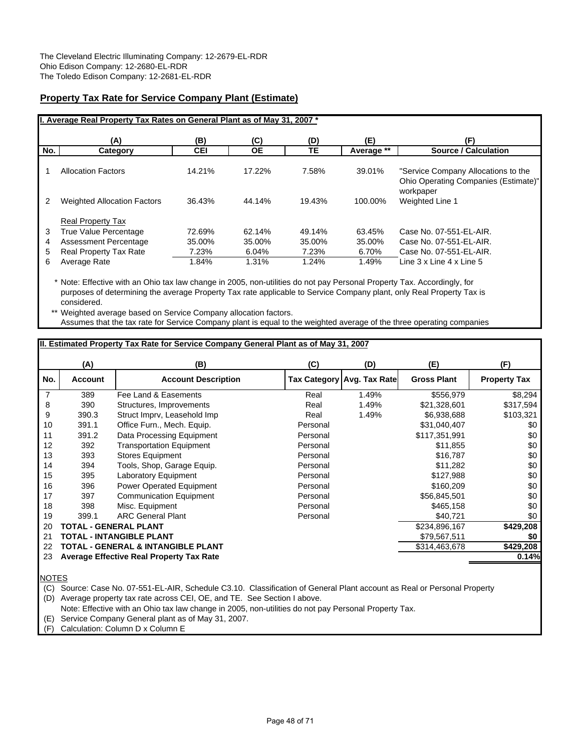The Cleveland Electric Illuminating Company: 12-2679-EL-RDR
Ohio Edison Company: 12-2680-EL-RDR
The Toledo Edison Company: 12-2681-EL-RDR

## Property Tax Rate for Service Company Plant (Estimate)

### I. Average Real Property Tax Rates on General Plant as of May 31, 2007 *

| | (A) | (B) | (C) | (D) | (E) | (F) |
|---|---|---|---|---|---|---|
| No. | Category | CEI | OE | TE | Average ** | Source / Calculation |
| 1 | Allocation Factors | 14.21% | 17.22% | 7.58% | 39.01% | "Service Company Allocations to the Ohio Operating Companies (Estimate)" workpaper |
| 2 | Weighted Allocation Factors | 36.43% | 44.14% | 19.43% | 100.00% | Weighted Line 1 |
| | Real Property Tax | | | | | |
| 3 | True Value Percentage | 72.69% | 62.14% | 49.14% | 63.45% | Case No. 07-551-EL-AIR. |
| 4 | Assessment Percentage | 35.00% | 35.00% | 35.00% | 35.00% | Case No. 07-551-EL-AIR. |
| 5 | Real Property Tax Rate | 7.23% | 6.04% | 7.23% | 6.70% | Case No. 07-551-EL-AIR. |
| 6 | Average Rate | 1.84% | 1.31% | 1.24% | 1.49% | Line 3 x Line 4 x Line 5 |

\* Note: Effective with an Ohio tax law change in 2005, non-utilities do not pay Personal Property Tax. Accordingly, for purposes of determining the average Property Tax rate applicable to Service Company plant, only Real Property Tax is considered.

\*\* Weighted average based on Service Company allocation factors.
Assumes that the tax rate for Service Company plant is equal to the weighted average of the three operating companies

### II. Estimated Property Tax Rate for Service Company General Plant as of May 31, 2007

| | (A) | (B) | (C) | (D) | (E) | (F) |
|---|---|---|---|---|---|---|
| No. | Account | Account Description | Tax Category | Avg. Tax Rate | Gross Plant | Property Tax |
| 7 | 389 | Fee Land & Easements | Real | 1.49% | $556,979 | $8,294 |
| 8 | 390 | Structures, Improvements | Real | 1.49% | $21,328,601 | $317,594 |
| 9 | 390.3 | Struct Imprv, Leasehold Imp | Real | 1.49% | $6,938,688 | $103,321 |
| 10 | 391.1 | Office Furn., Mech. Equip. | Personal | | $31,040,407 | $0 |
| 11 | 391.2 | Data Processing Equipment | Personal | | $117,351,991 | $0 |
| 12 | 392 | Transportation Equipment | Personal | | $11,855 | $0 |
| 13 | 393 | Stores Equipment | Personal | | $16,787 | $0 |
| 14 | 394 | Tools, Shop, Garage Equip. | Personal | | $11,282 | $0 |
| 15 | 395 | Laboratory Equipment | Personal | | $127,988 | $0 |
| 16 | 396 | Power Operated Equipment | Personal | | $160,209 | $0 |
| 17 | 397 | Communication Equipment | Personal | | $56,845,501 | $0 |
| 18 | 398 | Misc. Equipment | Personal | | $465,158 | $0 |
| 19 | 399.1 | ARC General Plant | Personal | | $40,721 | $0 |
| 20 | **TOTAL - GENERAL PLANT** | | | | $234,896,167 | **$429,208** |
| 21 | **TOTAL - INTANGIBLE PLANT** | | | | $79,567,511 | **$0** |
| 22 | **TOTAL - GENERAL & INTANGIBLE PLANT** | | | | $314,463,678 | **$429,208** |
| 23 | **Average Effective Real Property Tax Rate** | | | | | **0.14%** |

NOTES

(C) Source: Case No. 07-551-EL-AIR, Schedule C3.10. Classification of General Plant account as Real or Personal Property

(D) Average property tax rate across CEI, OE, and TE. See Section I above.
Note: Effective with an Ohio tax law change in 2005, non-utilities do not pay Personal Property Tax.

(E) Service Company General plant as of May 31, 2007.

(F) Calculation: Column D x Column E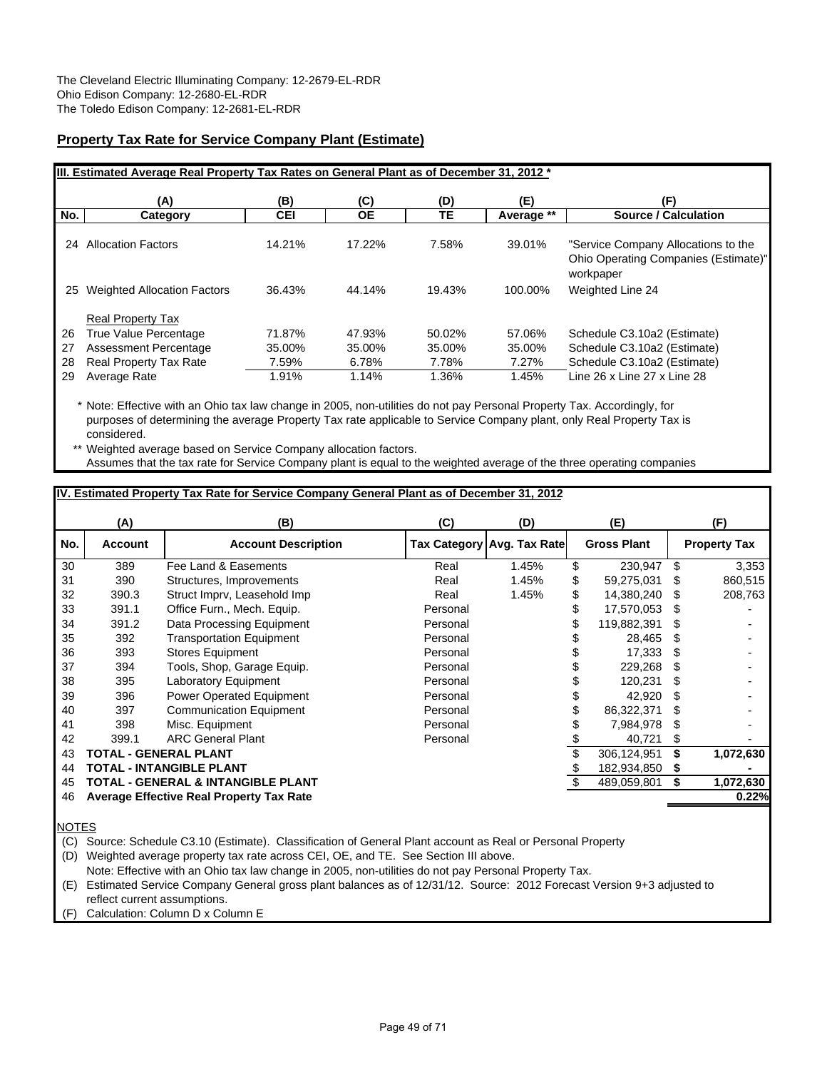The Cleveland Electric Illuminating Company: 12-2679-EL-RDR
Ohio Edison Company: 12-2680-EL-RDR
The Toledo Edison Company: 12-2681-EL-RDR

## Property Tax Rate for Service Company Plant (Estimate)

**III. Estimated Average Real Property Tax Rates on General Plant as of December 31, 2012 ***

| No. | (A) Category | (B) CEI | (C) OE | (D) TE | (E) Average ** | (F) Source / Calculation |
|---|---|---|---|---|---|---|
| 24 | Allocation Factors | 14.21% | 17.22% | 7.58% | 39.01% | "Service Company Allocations to the Ohio Operating Companies (Estimate)" workpaper |
| 25 | Weighted Allocation Factors | 36.43% | 44.14% | 19.43% | 100.00% | Weighted Line 24 |
| | Real Property Tax | | | | | |
| 26 | True Value Percentage | 71.87% | 47.93% | 50.02% | 57.06% | Schedule C3.10a2 (Estimate) |
| 27 | Assessment Percentage | 35.00% | 35.00% | 35.00% | 35.00% | Schedule C3.10a2 (Estimate) |
| 28 | Real Property Tax Rate | 7.59% | 6.78% | 7.78% | 7.27% | Schedule C3.10a2 (Estimate) |
| 29 | Average Rate | 1.91% | 1.14% | 1.36% | 1.45% | Line 26 x Line 27 x Line 28 |

\* Note: Effective with an Ohio tax law change in 2005, non-utilities do not pay Personal Property Tax. Accordingly, for purposes of determining the average Property Tax rate applicable to Service Company plant, only Real Property Tax is considered.

\*\* Weighted average based on Service Company allocation factors.
Assumes that the tax rate for Service Company plant is equal to the weighted average of the three operating companies

**IV. Estimated Property Tax Rate for Service Company General Plant as of December 31, 2012**

| No. | (A) Account | (B) Account Description | (C) Tax Category | (D) Avg. Tax Rate | (E) Gross Plant | (F) Property Tax |
|---|---|---|---|---|---|---|
| 30 | 389 | Fee Land & Easements | Real | 1.45% | $ 230,947 | $ 3,353 |
| 31 | 390 | Structures, Improvements | Real | 1.45% | $ 59,275,031 | $ 860,515 |
| 32 | 390.3 | Struct Imprv, Leasehold Imp | Real | 1.45% | $ 14,380,240 | $ 208,763 |
| 33 | 391.1 | Office Furn., Mech. Equip. | Personal | | $ 17,570,053 | $ - |
| 34 | 391.2 | Data Processing Equipment | Personal | | $ 119,882,391 | $ - |
| 35 | 392 | Transportation Equipment | Personal | | $ 28,465 | $ - |
| 36 | 393 | Stores Equipment | Personal | | $ 17,333 | $ - |
| 37 | 394 | Tools, Shop, Garage Equip. | Personal | | $ 229,268 | $ - |
| 38 | 395 | Laboratory Equipment | Personal | | $ 120,231 | $ - |
| 39 | 396 | Power Operated Equipment | Personal | | $ 42,920 | $ - |
| 40 | 397 | Communication Equipment | Personal | | $ 86,322,371 | $ - |
| 41 | 398 | Misc. Equipment | Personal | | $ 7,984,978 | $ - |
| 42 | 399.1 | ARC General Plant | Personal | | $ 40,721 | $ - |
| 43 | **TOTAL - GENERAL PLANT** | | | | $ 306,124,951 | **$ 1,072,630** |
| 44 | **TOTAL - INTANGIBLE PLANT** | | | | $ 182,934,850 | **$ -** |
| 45 | **TOTAL - GENERAL & INTANGIBLE PLANT** | | | | $ 489,059,801 | **$ 1,072,630** |
| 46 | **Average Effective Real Property Tax Rate** | | | | | **0.22%** |

NOTES

(C) Source: Schedule C3.10 (Estimate). Classification of General Plant account as Real or Personal Property

(D) Weighted average property tax rate across CEI, OE, and TE. See Section III above.
Note: Effective with an Ohio tax law change in 2005, non-utilities do not pay Personal Property Tax.

(E) Estimated Service Company General gross plant balances as of 12/31/12. Source: 2012 Forecast Version 9+3 adjusted to reflect current assumptions.

(F) Calculation: Column D x Column E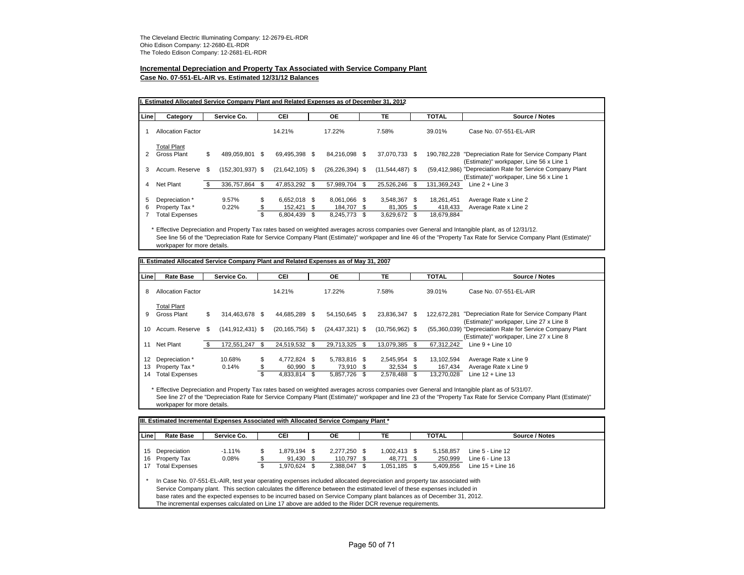The Cleveland Electric Illuminating Company: 12-2679-EL-RDR
Ohio Edison Company: 12-2680-EL-RDR
The Toledo Edison Company: 12-2681-EL-RDR

**Incremental Depreciation and Property Tax Associated with Service Company Plant**
**Case No. 07-551-EL-AIR vs. Estimated 12/31/12 Balances**

**I. Estimated Allocated Service Company Plant and Related Expenses as of December 31, 2012**

| Line | Category | Service Co. | CEI | OE | TE | TOTAL | Source / Notes |
|---|---|---|---|---|---|---|---|
| 1 | Allocation Factor | | 14.21% | 17.22% | 7.58% | 39.01% | Case No. 07-551-EL-AIR |
| | Total Plant | | | | | | |
| 2 | Gross Plant | $ 489,059,801 | $ 69,495,398 | $ 84,216,098 | $ 37,070,733 | $ 190,782,228 | "Depreciation Rate for Service Company Plant (Estimate)" workpaper, Line 56 x Line 1 |
| 3 | Accum. Reserve | $ (152,301,937) | $ (21,642,105) | $ (26,226,394) | $ (11,544,487) | $ (59,412,986) | "Depreciation Rate for Service Company Plant (Estimate)" workpaper, Line 56 x Line 1 |
| 4 | Net Plant | $ 336,757,864 | $ 47,853,292 | $ 57,989,704 | $ 25,526,246 | $ 131,369,243 | Line 2 + Line 3 |
| 5 | Depreciation * | 9.57% | $ 6,652,018 | $ 8,061,066 | $ 3,548,367 | $ 18,261,451 | Average Rate x Line 2 |
| 6 | Property Tax * | 0.22% | $ 152,421 | $ 184,707 | $ 81,305 | $ 418,433 | Average Rate x Line 2 |
| 7 | Total Expenses | | $ 6,804,439 | $ 8,245,773 | $ 3,629,672 | $ 18,679,884 | |

\* Effective Depreciation and Property Tax rates based on weighted averages across companies over General and Intangible plant, as of 12/31/12.
See line 56 of the "Depreciation Rate for Service Company Plant (Estimate)" workpaper and line 46 of the "Property Tax Rate for Service Company Plant (Estimate)" workpaper for more details.

**II. Estimated Allocated Service Company Plant and Related Expenses as of May 31, 2007**

| Line | Rate Base | Service Co. | CEI | OE | TE | TOTAL | Source / Notes |
|---|---|---|---|---|---|---|---|
| 8 | Allocation Factor | | 14.21% | 17.22% | 7.58% | 39.01% | Case No. 07-551-EL-AIR |
| | Total Plant | | | | | | |
| 9 | Gross Plant | $ 314,463,678 | $ 44,685,289 | $ 54,150,645 | $ 23,836,347 | $ 122,672,281 | "Depreciation Rate for Service Company Plant (Estimate)" workpaper, Line 27 x Line 8 |
| 10 | Accum. Reserve | $ (141,912,431) | $ (20,165,756) | $ (24,437,321) | $ (10,756,962) | $ (55,360,039) | "Depreciation Rate for Service Company Plant (Estimate)" workpaper, Line 27 x Line 8 |
| 11 | Net Plant | $ 172,551,247 | $ 24,519,532 | $ 29,713,325 | $ 13,079,385 | $ 67,312,242 | Line 9 + Line 10 |
| 12 | Depreciation * | 10.68% | $ 4,772,824 | $ 5,783,816 | $ 2,545,954 | $ 13,102,594 | Average Rate x Line 9 |
| 13 | Property Tax * | 0.14% | $ 60,990 | $ 73,910 | $ 32,534 | $ 167,434 | Average Rate x Line 9 |
| 14 | Total Expenses | | $ 4,833,814 | $ 5,857,726 | $ 2,578,488 | $ 13,270,028 | Line 12 + Line 13 |

\* Effective Depreciation and Property Tax rates based on weighted averages across companies over General and Intangible plant as of 5/31/07.
See line 27 of the "Depreciation Rate for Service Company Plant (Estimate)" workpaper and line 23 of the "Property Tax Rate for Service Company Plant (Estimate)" workpaper for more details.

**III. Estimated Incremental Expenses Associated with Allocated Service Company Plant \***

| Line | Rate Base | Service Co. | CEI | OE | TE | TOTAL | Source / Notes |
|---|---|---|---|---|---|---|---|
| 15 | Depreciation | -1.11% | $ 1,879,194 | $ 2,277,250 | $ 1,002,413 | $ 5,158,857 | Line 5 - Line 12 |
| 16 | Property Tax | 0.08% | $ 91,430 | $ 110,797 | $ 48,771 | $ 250,999 | Line 6 - Line 13 |
| 17 | Total Expenses | | $ 1,970,624 | $ 2,388,047 | $ 1,051,185 | $ 5,409,856 | Line 15 + Line 16 |

\* In Case No. 07-551-EL-AIR, test year operating expenses included allocated depreciation and property tax associated with Service Company plant. This section calculates the difference between the estimated level of these expenses included in base rates and the expected expenses to be incurred based on Service Company plant balances as of December 31, 2012. The incremental expenses calculated on Line 17 above are added to the Rider DCR revenue requirements.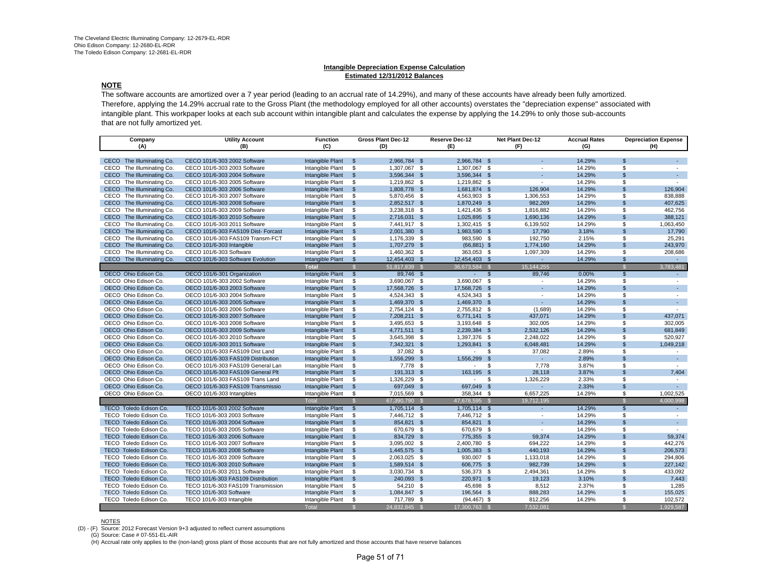The Cleveland Electric Illuminating Company: 12-2679-EL-RDR
Ohio Edison Company: 12-2680-EL-RDR
The Toledo Edison Company: 12-2681-EL-RDR

**Intangible Depreciation Expense Calculation**
**Estimated 12/31/2012 Balances**

## NOTE

The software accounts are amortized over a 7 year period (leading to an accrual rate of 14.29%), and many of these accounts have already been fully amortized. Therefore, applying the 14.29% accrual rate to the Gross Plant (the methodology employed for all other accounts) overstates the "depreciation expense" associated with intangible plant. This workpaper looks at each sub account within intangible plant and calculates the expense by applying the 14.29% to only those sub-accounts that are not fully amortized yet.

| Company (A) | Utility Account (B) | Function (C) | Gross Plant Dec-12 (D) | Reserve Dec-12 (E) | Net Plant Dec-12 (F) | Accrual Rates (G) | Depreciation Expense (H) |
|---|---|---|---|---|---|---|---|
| CECO The Illuminating Co. | CECO 101/6-303 2002 Software | Intangible Plant | $ 2,966,784 | $ 2,966,784 | $ - | 14.29% | $ - |
| CECO The Illuminating Co. | CECO 101/6-303 2003 Software | Intangible Plant | $ 1,307,067 | $ 1,307,067 | $ - | 14.29% | $ - |
| CECO The Illuminating Co. | CECO 101/6-303 2004 Software | Intangible Plant | $ 3,596,344 | $ 3,596,344 | $ - | 14.29% | $ - |
| CECO The Illuminating Co. | CECO 101/6-303 2005 Software | Intangible Plant | $ 1,219,862 | $ 1,219,862 | $ - | 14.29% | $ - |
| CECO The Illuminating Co. | CECO 101/6-303 2006 Software | Intangible Plant | $ 1,808,778 | $ 1,681,874 | $ 126,904 | 14.29% | $ 126,904 |
| CECO The Illuminating Co. | CECO 101/6-303 2007 Software | Intangible Plant | $ 5,870,456 | $ 4,563,903 | $ 1,306,553 | 14.29% | $ 838,888 |
| CECO The Illuminating Co. | CECO 101/6-303 2008 Software | Intangible Plant | $ 2,852,517 | $ 1,870,249 | $ 982,269 | 14.29% | $ 407,625 |
| CECO The Illuminating Co. | CECO 101/6-303 2009 Software | Intangible Plant | $ 3,238,318 | $ 1,421,436 | $ 1,816,882 | 14.29% | $ 462,756 |
| CECO The Illuminating Co. | CECO 101/6-303 2010 Software | Intangible Plant | $ 2,716,031 | $ 1,025,895 | $ 1,690,136 | 14.29% | $ 388,121 |
| CECO The Illuminating Co. | CECO 101/6-303 2011 Software | Intangible Plant | $ 7,441,917 | $ 1,302,415 | $ 6,139,502 | 14.29% | $ 1,063,450 |
| CECO The Illuminating Co. | CECO 101/6-303 FAS109 Dist- Forcast | Intangible Plant | $ 2,001,380 | $ 1,983,590 | $ 17,790 | 3.18% | $ 17,790 |
| CECO The Illuminating Co. | CECO 101/6-303 FAS109 Transm-FCT | Intangible Plant | $ 1,176,339 | $ 983,590 | $ 192,750 | 2.15% | $ 25,291 |
| CECO The Illuminating Co. | CECO 101/6-303 Intangible | Intangible Plant | $ 1,707,279 | $ (66,881) | $ 1,774,160 | 14.29% | $ 243,970 |
| CECO The Illuminating Co. | CECO 101/6-303 Software | Intangible Plant | $ 1,460,362 | $ 363,053 | $ 1,097,309 | 14.29% | $ 208,686 |
| CECO The Illuminating Co. | CECO 101/6-303 Software Evolution | Intangible Plant | $ 12,454,403 | $ 12,454,403 | $ - | 14.29% | $ - |
| | | Total | $ 51,817,839 | $ 36,673,584 | $ 15,144,255 | | $ 3,783,481 |
| OECO Ohio Edison Co. | OECO 101/6-301 Organization | Intangible Plant | $ 89,746 | $ - | $ 89,746 | 0.00% | $ - |
| OECO Ohio Edison Co. | OECO 101/6-303 2002 Software | Intangible Plant | $ 3,690,067 | $ 3,690,067 | $ - | 14.29% | $ - |
| OECO Ohio Edison Co. | OECO 101/6-303 2003 Software | Intangible Plant | $ 17,568,726 | $ 17,568,726 | $ - | 14.29% | $ - |
| OECO Ohio Edison Co. | OECO 101/6-303 2004 Software | Intangible Plant | $ 4,524,343 | $ 4,524,343 | $ - | 14.29% | $ - |
| OECO Ohio Edison Co. | OECO 101/6-303 2005 Software | Intangible Plant | $ 1,469,370 | $ 1,469,370 | $ - | 14.29% | $ - |
| OECO Ohio Edison Co. | OECO 101/6-303 2006 Software | Intangible Plant | $ 2,754,124 | $ 2,755,812 | $ (1,689) | 14.29% | $ - |
| OECO Ohio Edison Co. | OECO 101/6-303 2007 Software | Intangible Plant | $ 7,208,211 | $ 6,771,141 | $ 437,071 | 14.29% | $ 437,071 |
| OECO Ohio Edison Co. | OECO 101/6-303 2008 Software | Intangible Plant | $ 3,495,653 | $ 3,193,648 | $ 302,005 | 14.29% | $ 302,005 |
| OECO Ohio Edison Co. | OECO 101/6-303 2009 Software | Intangible Plant | $ 4,771,511 | $ 2,239,384 | $ 2,532,126 | 14.29% | $ 681,849 |
| OECO Ohio Edison Co. | OECO 101/6-303 2010 Software | Intangible Plant | $ 3,645,398 | $ 1,397,376 | $ 2,248,022 | 14.29% | $ 520,927 |
| OECO Ohio Edison Co. | OECO 101/6-303 2011 Software | Intangible Plant | $ 7,342,321 | $ 1,293,841 | $ 6,048,481 | 14.29% | $ 1,049,218 |
| OECO Ohio Edison Co. | OECO 101/6-303 FAS109 Dist Land | Intangible Plant | $ 37,082 | $ - | $ 37,082 | 2.89% | $ - |
| OECO Ohio Edison Co. | OECO 101/6-303 FAS109 Distribution | Intangible Plant | $ 1,556,299 | $ 1,556,299 | $ - | 2.89% | $ - |
| OECO Ohio Edison Co. | OECO 101/6-303 FAS109 General Lan | Intangible Plant | $ 7,778 | $ - | $ 7,778 | 3.87% | $ - |
| OECO Ohio Edison Co. | OECO 101/6-303 FAS109 General Plt | Intangible Plant | $ 191,313 | $ 163,195 | $ 28,118 | 3.87% | $ 7,404 |
| OECO Ohio Edison Co. | OECO 101/6-303 FAS109 Trans Land | Intangible Plant | $ 1,326,229 | $ - | $ 1,326,229 | 2.33% | $ - |
| OECO Ohio Edison Co. | OECO 101/6-303 FAS109 Transmissio | Intangible Plant | $ 697,049 | $ 697,049 | $ - | 2.33% | $ - |
| OECO Ohio Edison Co. | OECO 101/6-303 Intangibles | Intangible Plant | $ 7,015,569 | $ 358,344 | $ 6,657,225 | 14.29% | $ 1,002,525 |
| | | Total | $ 67,390,790 | $ 47,678,595 | $ 19,712,195 | | $ 4,000,998 |
| TECO Toledo Edison Co. | TECO 101/6-303 2002 Software | Intangible Plant | $ 1,705,114 | $ 1,705,114 | $ - | 14.29% | $ - |
| TECO Toledo Edison Co. | TECO 101/6-303 2003 Software | Intangible Plant | $ 7,446,712 | $ 7,446,712 | $ - | 14.29% | $ - |
| TECO Toledo Edison Co. | TECO 101/6-303 2004 Software | Intangible Plant | $ 854,821 | $ 854,821 | $ - | 14.29% | $ - |
| TECO Toledo Edison Co. | TECO 101/6-303 2005 Software | Intangible Plant | $ 670,679 | $ 670,679 | $ - | 14.29% | $ - |
| TECO Toledo Edison Co. | TECO 101/6-303 2006 Software | Intangible Plant | $ 834,729 | $ 775,355 | $ 59,374 | 14.29% | $ 59,374 |
| TECO Toledo Edison Co. | TECO 101/6-303 2007 Software | Intangible Plant | $ 3,095,002 | $ 2,400,780 | $ 694,222 | 14.29% | $ 442,276 |
| TECO Toledo Edison Co. | TECO 101/6-303 2008 Software | Intangible Plant | $ 1,445,575 | $ 1,005,383 | $ 440,193 | 14.29% | $ 206,573 |
| TECO Toledo Edison Co. | TECO 101/6-303 2009 Software | Intangible Plant | $ 2,063,025 | $ 930,007 | $ 1,133,018 | 14.29% | $ 294,806 |
| TECO Toledo Edison Co. | TECO 101/6-303 2010 Software | Intangible Plant | $ 1,589,514 | $ 606,775 | $ 982,739 | 14.29% | $ 227,142 |
| TECO Toledo Edison Co. | TECO 101/6-303 2011 Software | Intangible Plant | $ 3,030,734 | $ 536,373 | $ 2,494,361 | 14.29% | $ 433,092 |
| TECO Toledo Edison Co. | TECO 101/6-303 FAS109 Distribution | Intangible Plant | $ 240,093 | $ 220,971 | $ 19,123 | 3.10% | $ 7,443 |
| TECO Toledo Edison Co. | TECO 101/6-303 FAS109 Transmission | Intangible Plant | $ 54,210 | $ 45,698 | $ 8,512 | 2.37% | $ 1,285 |
| TECO Toledo Edison Co. | TECO 101/6-303 Software | Intangible Plant | $ 1,084,847 | $ 196,564 | $ 888,283 | 14.29% | $ 155,025 |
| TECO Toledo Edison Co. | TECO 101/6-303 Intangible | Intangible Plant | $ 717,789 | $ (94,467) | $ 812,256 | 14.29% | $ 102,572 |
| | | Total | $ 24,832,845 | $ 17,300,763 | $ 7,532,081 | | $ 1,929,587 |

NOTES

(D) - (F) Source: 2012 Forecast Version 9+3 adjusted to reflect current assumptions

(G) Source: Case # 07-551-EL-AIR

(H) Accrual rate only applies to the (non-land) gross plant of those accounts that are not fully amortized and those accounts that have reserve balances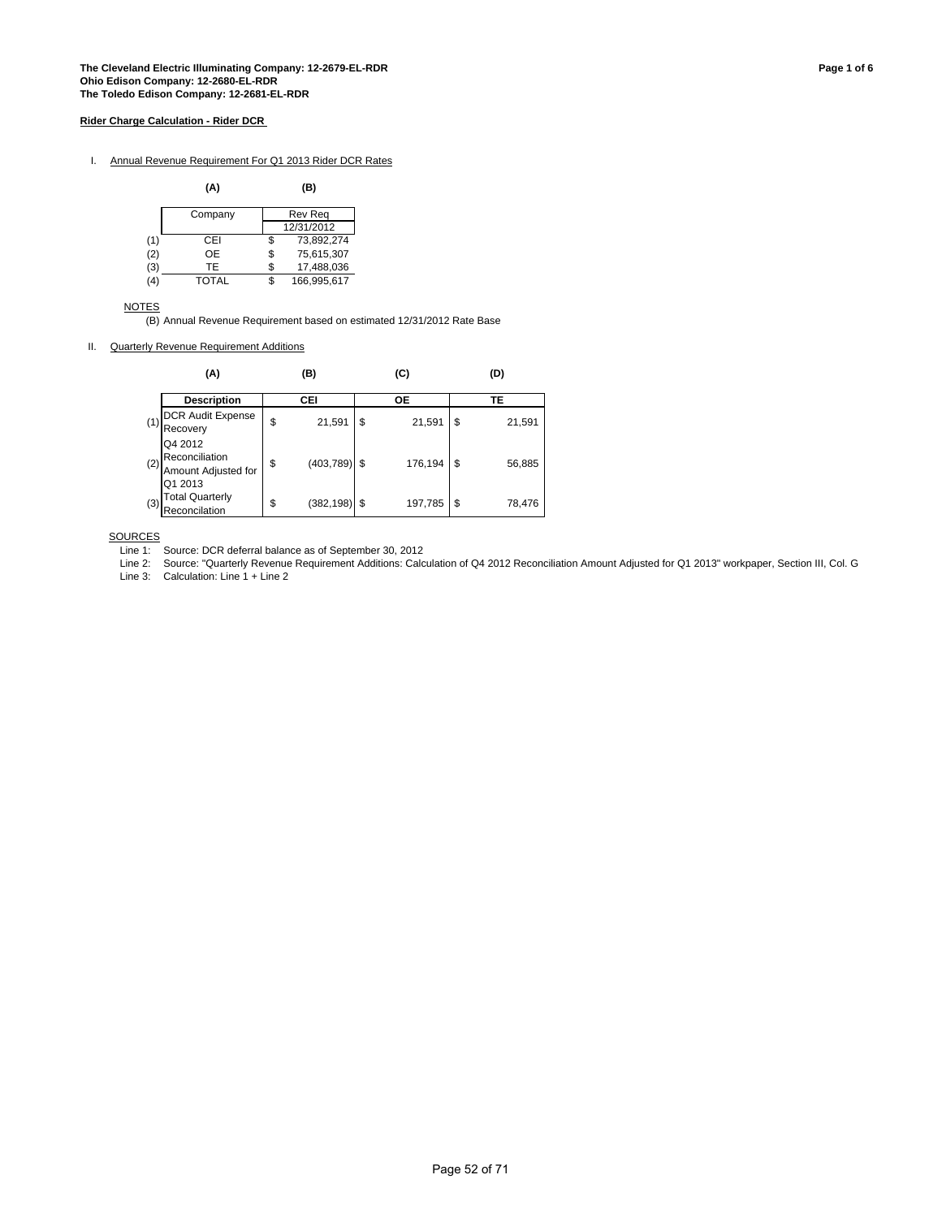**The Cleveland Electric Illuminating Company: 12-2679-EL-RDR**
**Ohio Edison Company: 12-2680-EL-RDR**
**The Toledo Edison Company: 12-2681-EL-RDR**

**Rider Charge Calculation - Rider DCR**

I. Annual Revenue Requirement For Q1 2013 Rider DCR Rates

| | (A) | (B) |
|---|---|---|
| | Company | Rev Req 12/31/2012 |
| (1) | CEI | $ 73,892,274 |
| (2) | OE | $ 75,615,307 |
| (3) | TE | $ 17,488,036 |
| (4) | TOTAL | $ 166,995,617 |

NOTES

(B) Annual Revenue Requirement based on estimated 12/31/2012 Rate Base

II. Quarterly Revenue Requirement Additions

| | (A) | (B) | (C) | (D) |
|---|---|---|---|---|
| | **Description** | **CEI** | **OE** | **TE** |
| (1) | DCR Audit Expense Recovery | $ 21,591 | $ 21,591 | $ 21,591 |
| (2) | Q4 2012 Reconciliation Amount Adjusted for Q1 2013 | $ (403,789) | $ 176,194 | $ 56,885 |
| (3) | Total Quarterly Reconcilation | $ (382,198) | $ 197,785 | $ 78,476 |

SOURCES

Line 1: Source: DCR deferral balance as of September 30, 2012

Line 2: Source: "Quarterly Revenue Requirement Additions: Calculation of Q4 2012 Reconciliation Amount Adjusted for Q1 2013" workpaper, Section III, Col. G

Line 3: Calculation: Line 1 + Line 2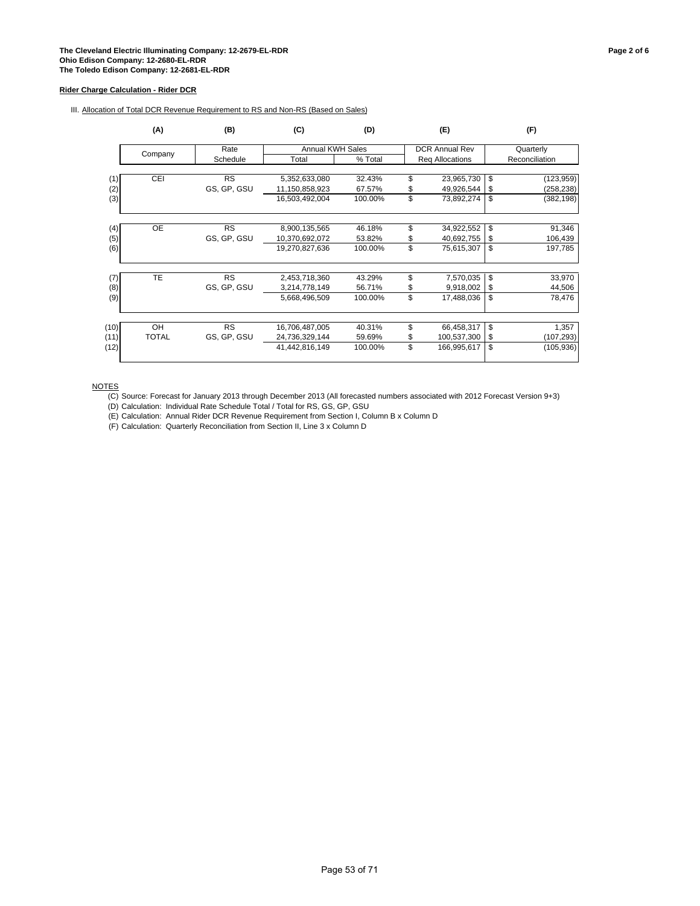**The Cleveland Electric Illuminating Company: 12-2679-EL-RDR**
**Ohio Edison Company: 12-2680-EL-RDR**
**The Toledo Edison Company: 12-2681-EL-RDR**

**Rider Charge Calculation - Rider DCR**

III. Allocation of Total DCR Revenue Requirement to RS and Non-RS (Based on Sales)

| | (A) | (B) | (C) | (D) | (E) | (F) |
|---|---|---|---|---|---|---|
| | Company | Rate Schedule | Annual KWH Sales Total | Annual KWH Sales % Total | DCR Annual Rev Req Allocations | Quarterly Reconciliation |
| (1) | CEI | RS | 5,352,633,080 | 32.43% | $ 23,965,730 | $ (123,959) |
| (2) | | GS, GP, GSU | 11,150,858,923 | 67.57% | $ 49,926,544 | $ (258,238) |
| (3) | | | 16,503,492,004 | 100.00% | $ 73,892,274 | $ (382,198) |
| (4) | OE | RS | 8,900,135,565 | 46.18% | $ 34,922,552 | $ 91,346 |
| (5) | | GS, GP, GSU | 10,370,692,072 | 53.82% | $ 40,692,755 | $ 106,439 |
| (6) | | | 19,270,827,636 | 100.00% | $ 75,615,307 | $ 197,785 |
| (7) | TE | RS | 2,453,718,360 | 43.29% | $ 7,570,035 | $ 33,970 |
| (8) | | GS, GP, GSU | 3,214,778,149 | 56.71% | $ 9,918,002 | $ 44,506 |
| (9) | | | 5,668,496,509 | 100.00% | $ 17,488,036 | $ 78,476 |
| (10) | OH | RS | 16,706,487,005 | 40.31% | $ 66,458,317 | $ 1,357 |
| (11) | TOTAL | GS, GP, GSU | 24,736,329,144 | 59.69% | $ 100,537,300 | $ (107,293) |
| (12) | | | 41,442,816,149 | 100.00% | $ 166,995,617 | $ (105,936) |

NOTES

(C) Source: Forecast for January 2013 through December 2013 (All forecasted numbers associated with 2012 Forecast Version 9+3)

(D) Calculation: Individual Rate Schedule Total / Total for RS, GS, GP, GSU

(E) Calculation: Annual Rider DCR Revenue Requirement from Section I, Column B x Column D

(F) Calculation: Quarterly Reconciliation from Section II, Line 3 x Column D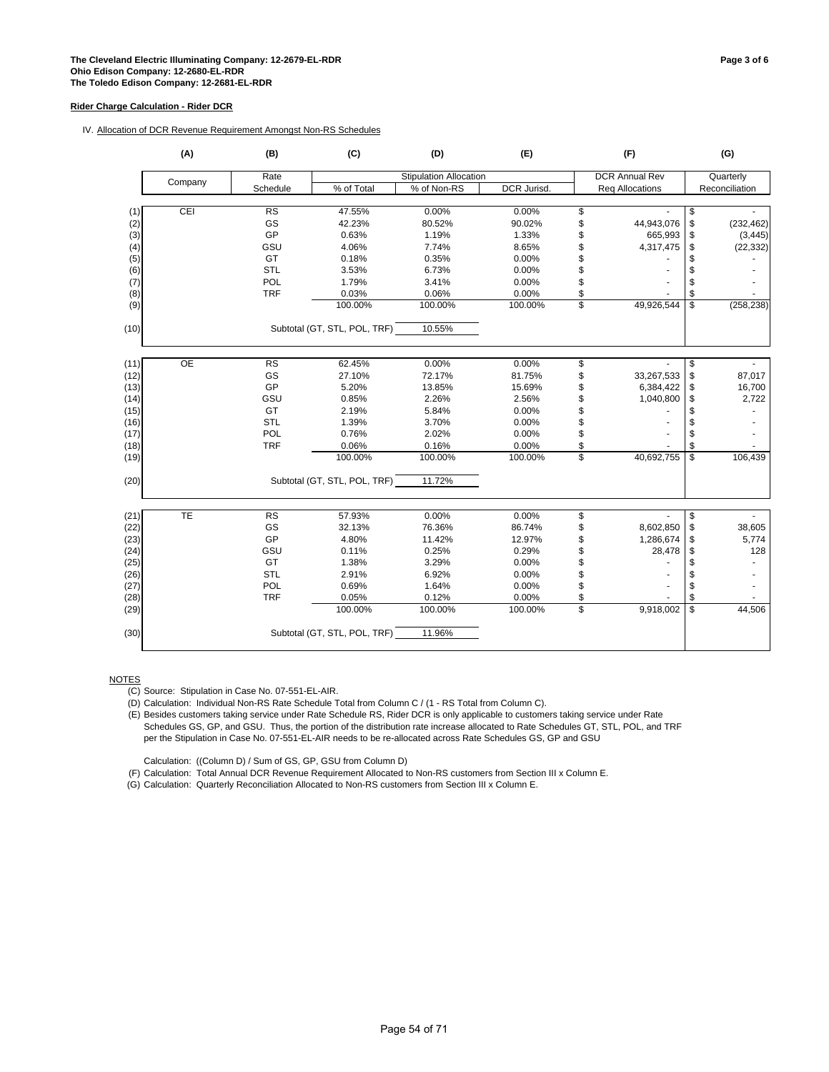**The Cleveland Electric Illuminating Company: 12-2679-EL-RDR**
**Ohio Edison Company: 12-2680-EL-RDR**
**The Toledo Edison Company: 12-2681-EL-RDR**

**Rider Charge Calculation - Rider DCR**

IV. Allocation of DCR Revenue Requirement Amongst Non-RS Schedules

| | (A) | (B) | (C) | (D) | (E) | (F) | (G) |
|---|---|---|---|---|---|---|---|
| | Company | Rate Schedule | Stipulation Allocation % of Total | % of Non-RS | DCR Jurisd. | DCR Annual Rev Req Allocations | Quarterly Reconciliation |
| (1) | CEI | RS | 47.55% | 0.00% | 0.00% | $ - | $ - |
| (2) | | GS | 42.23% | 80.52% | 90.02% | $ 44,943,076 | $ (232,462) |
| (3) | | GP | 0.63% | 1.19% | 1.33% | $ 665,993 | $ (3,445) |
| (4) | | GSU | 4.06% | 7.74% | 8.65% | $ 4,317,475 | $ (22,332) |
| (5) | | GT | 0.18% | 0.35% | 0.00% | $ - | $ - |
| (6) | | STL | 3.53% | 6.73% | 0.00% | $ - | $ - |
| (7) | | POL | 1.79% | 3.41% | 0.00% | $ - | $ - |
| (8) | | TRF | 0.03% | 0.06% | 0.00% | $ - | $ - |
| (9) | | | 100.00% | 100.00% | 100.00% | $ 49,926,544 | $ (258,238) |
| (10) | | | Subtotal (GT, STL, POL, TRF) | 10.55% | | | |
| (11) | OE | RS | 62.45% | 0.00% | 0.00% | $ - | $ - |
| (12) | | GS | 27.10% | 72.17% | 81.75% | $ 33,267,533 | $ 87,017 |
| (13) | | GP | 5.20% | 13.85% | 15.69% | $ 6,384,422 | $ 16,700 |
| (14) | | GSU | 0.85% | 2.26% | 2.56% | $ 1,040,800 | $ 2,722 |
| (15) | | GT | 2.19% | 5.84% | 0.00% | $ - | $ - |
| (16) | | STL | 1.39% | 3.70% | 0.00% | $ - | $ - |
| (17) | | POL | 0.76% | 2.02% | 0.00% | $ - | $ - |
| (18) | | TRF | 0.06% | 0.16% | 0.00% | $ - | $ - |
| (19) | | | 100.00% | 100.00% | 100.00% | $ 40,692,755 | $ 106,439 |
| (20) | | | Subtotal (GT, STL, POL, TRF) | 11.72% | | | |
| (21) | TE | RS | 57.93% | 0.00% | 0.00% | $ - | $ - |
| (22) | | GS | 32.13% | 76.36% | 86.74% | $ 8,602,850 | $ 38,605 |
| (23) | | GP | 4.80% | 11.42% | 12.97% | $ 1,286,674 | $ 5,774 |
| (24) | | GSU | 0.11% | 0.25% | 0.29% | $ 28,478 | $ 128 |
| (25) | | GT | 1.38% | 3.29% | 0.00% | $ - | $ - |
| (26) | | STL | 2.91% | 6.92% | 0.00% | $ - | $ - |
| (27) | | POL | 0.69% | 1.64% | 0.00% | $ - | $ - |
| (28) | | TRF | 0.05% | 0.12% | 0.00% | $ - | $ - |
| (29) | | | 100.00% | 100.00% | 100.00% | $ 9,918,002 | $ 44,506 |
| (30) | | | Subtotal (GT, STL, POL, TRF) | 11.96% | | | |

NOTES

(C) Source: Stipulation in Case No. 07-551-EL-AIR.

(D) Calculation: Individual Non-RS Rate Schedule Total from Column C / (1 - RS Total from Column C).

(E) Besides customers taking service under Rate Schedule RS, Rider DCR is only applicable to customers taking service under Rate Schedules GS, GP, and GSU. Thus, the portion of the distribution rate increase allocated to Rate Schedules GT, STL, POL, and TRF per the Stipulation in Case No. 07-551-EL-AIR needs to be re-allocated across Rate Schedules GS, GP and GSU

Calculation: ((Column D) / Sum of GS, GP, GSU from Column D)

(F) Calculation: Total Annual DCR Revenue Requirement Allocated to Non-RS customers from Section III x Column E.

(G) Calculation: Quarterly Reconciliation Allocated to Non-RS customers from Section III x Column E.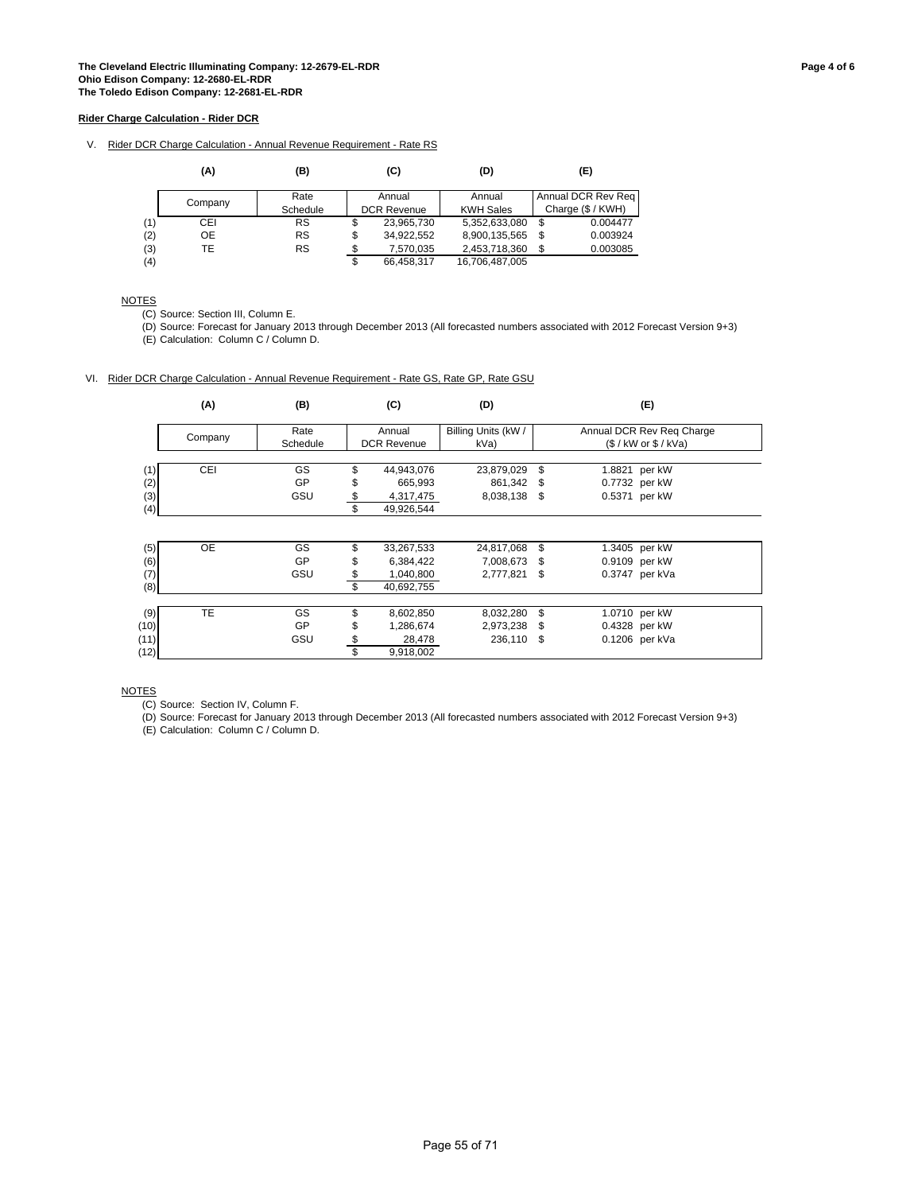**The Cleveland Electric Illuminating Company: 12-2679-EL-RDR**
**Ohio Edison Company: 12-2680-EL-RDR**
**The Toledo Edison Company: 12-2681-EL-RDR**

**Rider Charge Calculation - Rider DCR**

V. Rider DCR Charge Calculation - Annual Revenue Requirement - Rate RS

| | (A) | (B) | (C) | (D) | (E) |
|---|---|---|---|---|---|
| | Company | Rate Schedule | Annual DCR Revenue | Annual KWH Sales | Annual DCR Rev Req Charge ($ / KWH) |
| (1) | CEI | RS | $ 23,965,730 | 5,352,633,080 | $ 0.004477 |
| (2) | OE | RS | $ 34,922,552 | 8,900,135,565 | $ 0.003924 |
| (3) | TE | RS | $ 7,570,035 | 2,453,718,360 | $ 0.003085 |
| (4) | | | $ 66,458,317 | 16,706,487,005 | |

NOTES

(C) Source: Section III, Column E.

(D) Source: Forecast for January 2013 through December 2013 (All forecasted numbers associated with 2012 Forecast Version 9+3)

(E) Calculation: Column C / Column D.

VI. Rider DCR Charge Calculation - Annual Revenue Requirement - Rate GS, Rate GP, Rate GSU

| | (A) | (B) | (C) | (D) | (E) |
|---|---|---|---|---|---|
| | Company | Rate Schedule | Annual DCR Revenue | Billing Units (kW / kVa) | Annual DCR Rev Req Charge ($ / kW or $ / kVa) |
| (1) | CEI | GS | $ 44,943,076 | 23,879,029 | $ 1.8821 per kW |
| (2) | | GP | $ 665,993 | 861,342 | $ 0.7732 per kW |
| (3) | | GSU | $ 4,317,475 | 8,038,138 | $ 0.5371 per kW |
| (4) | | | $ 49,926,544 | | |
| (5) | OE | GS | $ 33,267,533 | 24,817,068 | $ 1.3405 per kW |
| (6) | | GP | $ 6,384,422 | 7,008,673 | $ 0.9109 per kW |
| (7) | | GSU | $ 1,040,800 | 2,777,821 | $ 0.3747 per kVa |
| (8) | | | $ 40,692,755 | | |
| (9) | TE | GS | $ 8,602,850 | 8,032,280 | $ 1.0710 per kW |
| (10) | | GP | $ 1,286,674 | 2,973,238 | $ 0.4328 per kW |
| (11) | | GSU | $ 28,478 | 236,110 | $ 0.1206 per kVa |
| (12) | | | $ 9,918,002 | | |

NOTES

(C) Source: Section IV, Column F.

(D) Source: Forecast for January 2013 through December 2013 (All forecasted numbers associated with 2012 Forecast Version 9+3)

(E) Calculation: Column C / Column D.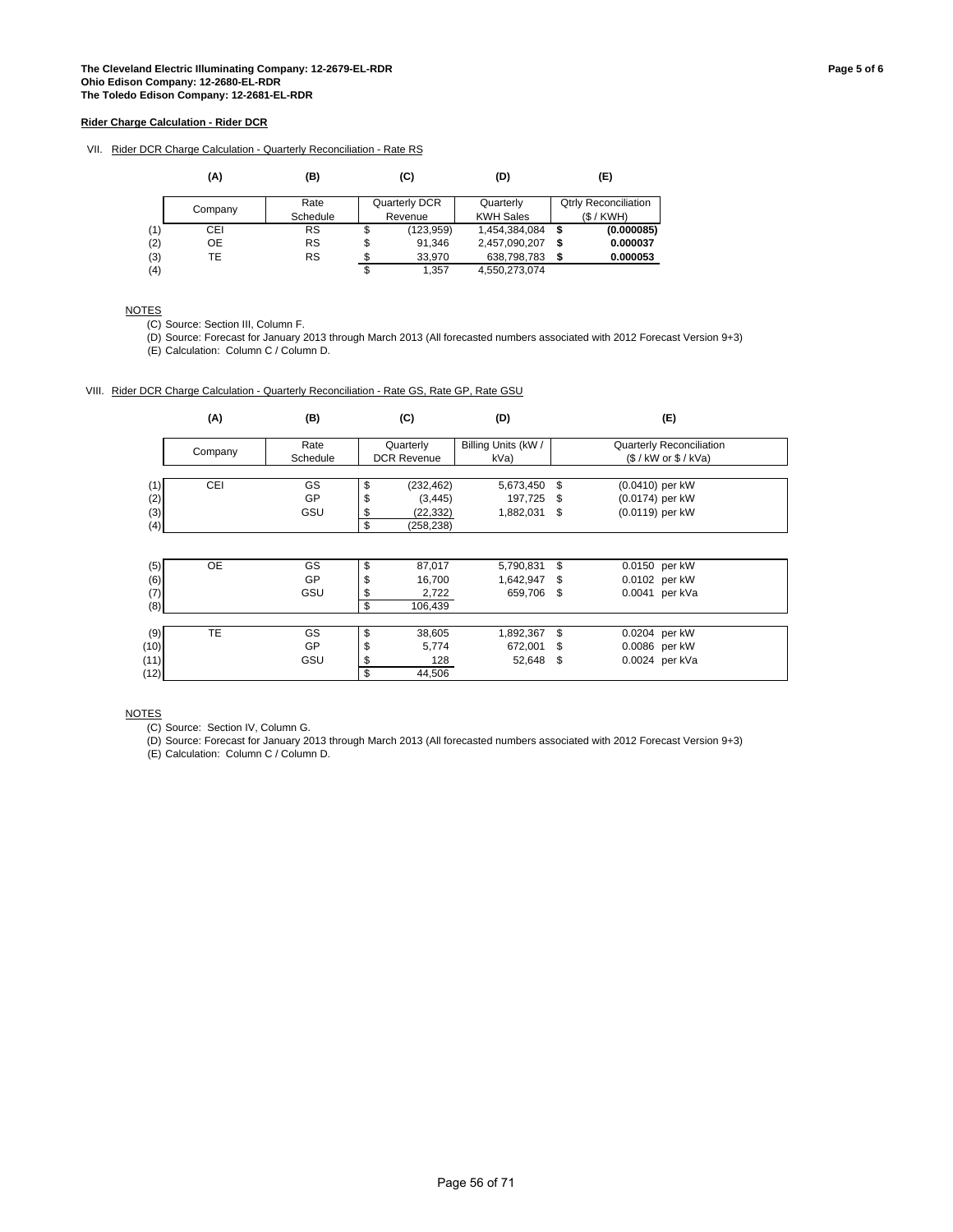**The Cleveland Electric Illuminating Company: 12-2679-EL-RDR**
**Ohio Edison Company: 12-2680-EL-RDR**
**The Toledo Edison Company: 12-2681-EL-RDR**

**Rider Charge Calculation - Rider DCR**

VII. Rider DCR Charge Calculation - Quarterly Reconciliation - Rate RS

| | (A) | (B) | (C) | (D) | (E) |
|---|---|---|---|---|---|
| | Company | Rate Schedule | Quarterly DCR Revenue | Quarterly KWH Sales | Qtrly Reconciliation ($ / KWH) |
| (1) | CEI | RS | $ (123,959) | 1,454,384,084 | **$ (0.000085)** |
| (2) | OE | RS | $ 91,346 | 2,457,090,207 | **$ 0.000037** |
| (3) | TE | RS | $ 33,970 | 638,798,783 | **$ 0.000053** |
| (4) | | | $ 1,357 | 4,550,273,074 | |

NOTES

(C) Source: Section III, Column F.

(D) Source: Forecast for January 2013 through March 2013 (All forecasted numbers associated with 2012 Forecast Version 9+3)

(E) Calculation: Column C / Column D.

VIII. Rider DCR Charge Calculation - Quarterly Reconciliation - Rate GS, Rate GP, Rate GSU

| | (A) | (B) | (C) | (D) | (E) |
|---|---|---|---|---|---|
| | Company | Rate Schedule | Quarterly DCR Revenue | Billing Units (kW / kVa) | Quarterly Reconciliation ($ / kW or $ / kVa) |
| (1) | CEI | GS | $ (232,462) | 5,673,450 | $ (0.0410) per kW |
| (2) | | GP | $ (3,445) | 197,725 | $ (0.0174) per kW |
| (3) | | GSU | $ (22,332) | 1,882,031 | $ (0.0119) per kW |
| (4) | | | $ (258,238) | | |
| (5) | OE | GS | $ 87,017 | 5,790,831 | $ 0.0150 per kW |
| (6) | | GP | $ 16,700 | 1,642,947 | $ 0.0102 per kW |
| (7) | | GSU | $ 2,722 | 659,706 | $ 0.0041 per kVa |
| (8) | | | $ 106,439 | | |
| (9) | TE | GS | $ 38,605 | 1,892,367 | $ 0.0204 per kW |
| (10) | | GP | $ 5,774 | 672,001 | $ 0.0086 per kW |
| (11) | | GSU | $ 128 | 52,648 | $ 0.0024 per kVa |
| (12) | | | $ 44,506 | | |

NOTES

(C) Source: Section IV, Column G.

(D) Source: Forecast for January 2013 through March 2013 (All forecasted numbers associated with 2012 Forecast Version 9+3)

(E) Calculation: Column C / Column D.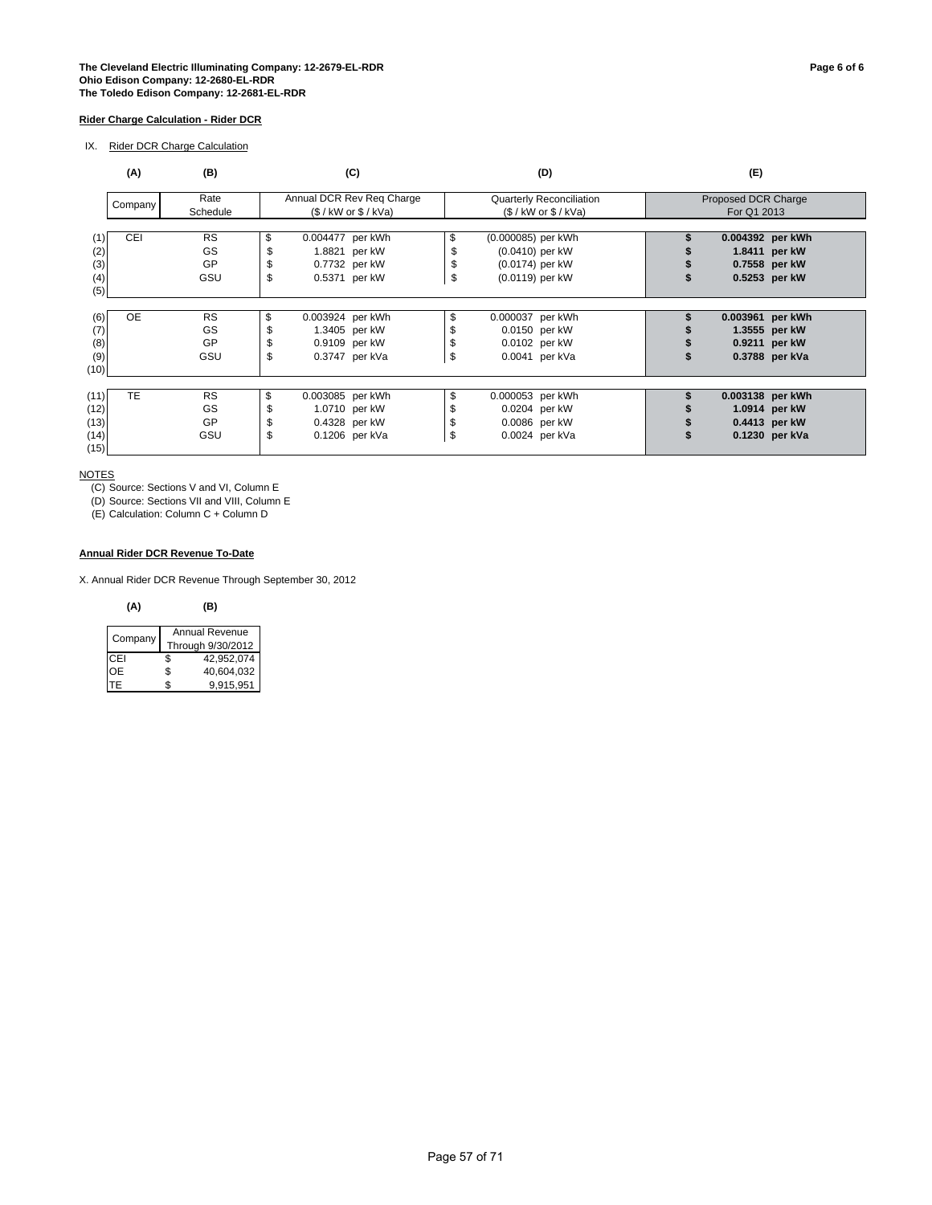**The Cleveland Electric Illuminating Company: 12-2679-EL-RDR**
**Ohio Edison Company: 12-2680-EL-RDR**
**The Toledo Edison Company: 12-2681-EL-RDR**

**Rider Charge Calculation - Rider DCR**

IX. Rider DCR Charge Calculation

| | (A) | (B) | (C) | (D) | (E) |
|---|---|---|---|---|---|
| | Company | Rate Schedule | Annual DCR Rev Req Charge ($ / kW or $ / kVa) | Quarterly Reconciliation ($ / kW or $ / kVa) | Proposed DCR Charge For Q1 2013 |
| (1) | CEI | RS | $ 0.004477 per kWh | $ (0.000085) per kWh | **$ 0.004392 per kWh** |
| (2) | | GS | $ 1.8821 per kW | $ (0.0410) per kW | **$ 1.8411 per kW** |
| (3) | | GP | $ 0.7732 per kW | $ (0.0174) per kW | **$ 0.7558 per kW** |
| (4) | | GSU | $ 0.5371 per kW | $ (0.0119) per kW | **$ 0.5253 per kW** |
| (5) | | | | | |
| (6) | OE | RS | $ 0.003924 per kWh | $ 0.000037 per kWh | **$ 0.003961 per kWh** |
| (7) | | GS | $ 1.3405 per kW | $ 0.0150 per kW | **$ 1.3555 per kW** |
| (8) | | GP | $ 0.9109 per kW | $ 0.0102 per kW | **$ 0.9211 per kW** |
| (9) | | GSU | $ 0.3747 per kVa | $ 0.0041 per kVa | **$ 0.3788 per kVa** |
| (10) | | | | | |
| (11) | TE | RS | $ 0.003085 per kWh | $ 0.000053 per kWh | **$ 0.003138 per kWh** |
| (12) | | GS | $ 1.0710 per kW | $ 0.0204 per kW | **$ 1.0914 per kW** |
| (13) | | GP | $ 0.4328 per kW | $ 0.0086 per kW | **$ 0.4413 per kW** |
| (14) | | GSU | $ 0.1206 per kVa | $ 0.0024 per kVa | **$ 0.1230 per kVa** |
| (15) | | | | | |

NOTES

(C) Source: Sections V and VI, Column E

(D) Source: Sections VII and VIII, Column E

(E) Calculation: Column C + Column D

**Annual Rider DCR Revenue To-Date**

X. Annual Rider DCR Revenue Through September 30, 2012

| (A) | (B) |
|---|---|
| Company | Annual Revenue Through 9/30/2012 |
| CEI | $ 42,952,074 |
| OE | $ 40,604,032 |
| TE | $ 9,915,951 |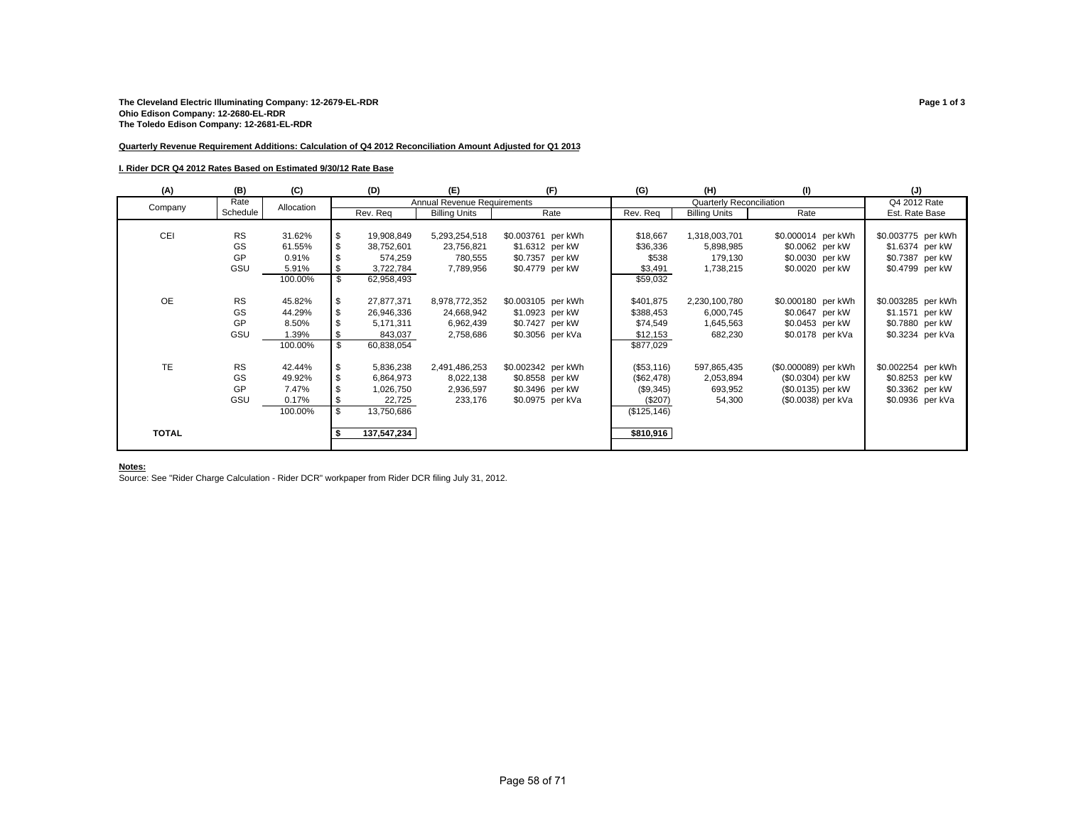**The Cleveland Electric Illuminating Company: 12-2679-EL-RDR**
**Ohio Edison Company: 12-2680-EL-RDR**
**The Toledo Edison Company: 12-2681-EL-RDR**

**Quarterly Revenue Requirement Additions: Calculation of Q4 2012 Reconciliation Amount Adjusted for Q1 2013**

**I. Rider DCR Q4 2012 Rates Based on Estimated 9/30/12 Rate Base**

| (A) | (B) | (C) | (D) | (E) | (F) | (G) | (H) | (I) | (J) |
|---|---|---|---|---|---|---|---|---|---|
| | | | Annual Revenue Requirements | | | Quarterly Reconciliation | | | Q4 2012 Rate |
| Company | Rate Schedule | Allocation | Rev. Req | Billing Units | Rate | Rev. Req | Billing Units | Rate | Est. Rate Base |
| CEI | RS | 31.62% | $ 19,908,849 | 5,293,254,518 | $0.003761 per kWh | $18,667 | 1,318,003,701 | $0.000014 per kWh | $0.003775 per kWh |
| | GS | 61.55% | $ 38,752,601 | 23,756,821 | $1.6312 per kW | $36,336 | 5,898,985 | $0.0062 per kW | $1.6374 per kW |
| | GP | 0.91% | $ 574,259 | 780,555 | $0.7357 per kW | $538 | 179,130 | $0.0030 per kW | $0.7387 per kW |
| | GSU | 5.91% | $ 3,722,784 | 7,789,956 | $0.4779 per kW | $3,491 | 1,738,215 | $0.0020 per kW | $0.4799 per kW |
| | | 100.00% | $ 62,958,493 | | | $59,032 | | | |
| OE | RS | 45.82% | $ 27,877,371 | 8,978,772,352 | $0.003105 per kWh | $401,875 | 2,230,100,780 | $0.000180 per kWh | $0.003285 per kWh |
| | GS | 44.29% | $ 26,946,336 | 24,668,942 | $1.0923 per kW | $388,453 | 6,000,745 | $0.0647 per kW | $1.1571 per kW |
| | GP | 8.50% | $ 5,171,311 | 6,962,439 | $0.7427 per kW | $74,549 | 1,645,563 | $0.0453 per kW | $0.7880 per kW |
| | GSU | 1.39% | $ 843,037 | 2,758,686 | $0.3056 per kVa | $12,153 | 682,230 | $0.0178 per kVa | $0.3234 per kVa |
| | | 100.00% | $ 60,838,054 | | | $877,029 | | | |
| TE | RS | 42.44% | $ 5,836,238 | 2,491,486,253 | $0.002342 per kWh | ($53,116) | 597,865,435 | ($0.000089) per kWh | $0.002254 per kWh |
| | GS | 49.92% | $ 6,864,973 | 8,022,138 | $0.8558 per kW | ($62,478) | 2,053,894 | ($0.0304) per kW | $0.8253 per kW |
| | GP | 7.47% | $ 1,026,750 | 2,936,597 | $0.3496 per kW | ($9,345) | 693,952 | ($0.0135) per kW | $0.3362 per kW |
| | GSU | 0.17% | $ 22,725 | 233,176 | $0.0975 per kVa | ($207) | 54,300 | ($0.0038) per kVa | $0.0936 per kVa |
| | | 100.00% | $ 13,750,686 | | | ($125,146) | | | |
| **TOTAL** | | | **$ 137,547,234** | | | **$810,916** | | | |

**Notes:**
Source: See "Rider Charge Calculation - Rider DCR" workpaper from Rider DCR filing July 31, 2012.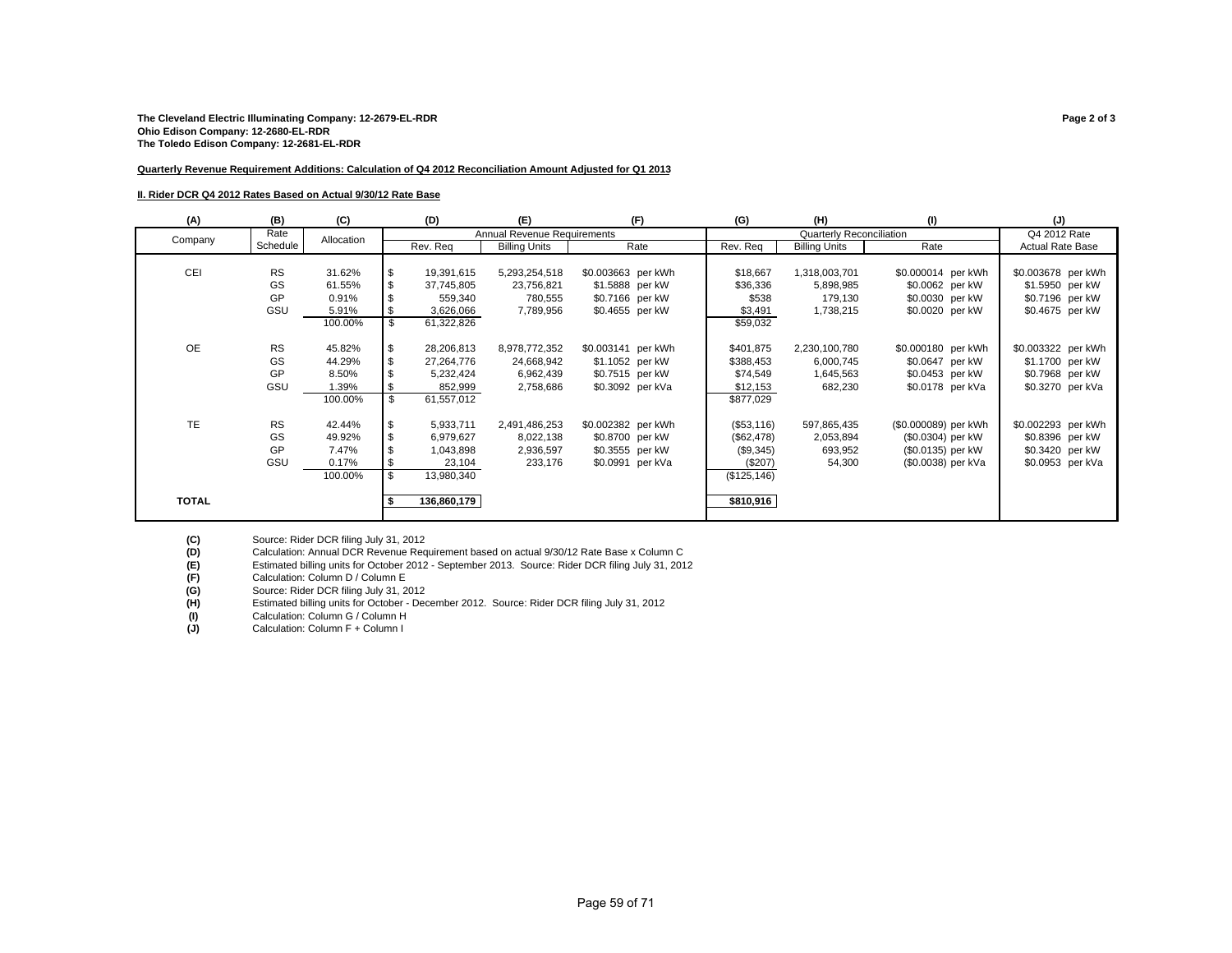**The Cleveland Electric Illuminating Company: 12-2679-EL-RDR**
**Ohio Edison Company: 12-2680-EL-RDR**
**The Toledo Edison Company: 12-2681-EL-RDR**

**Quarterly Revenue Requirement Additions: Calculation of Q4 2012 Reconciliation Amount Adjusted for Q1 2013**

**II. Rider DCR Q4 2012 Rates Based on Actual 9/30/12 Rate Base**

| (A) | (B) | (C) | (D) | (E) | (F) | (G) | (H) | (I) | (J) |
|---|---|---|---|---|---|---|---|---|---|
| Company | Rate Schedule | Allocation | Annual Revenue Requirements | | | Quarterly Reconciliation | | | Q4 2012 Rate |
| | | | Rev. Req | Billing Units | Rate | Rev. Req | Billing Units | Rate | Actual Rate Base |
| CEI | RS | 31.62% | $ 19,391,615 | 5,293,254,518 | $0.003663 per kWh | $18,667 | 1,318,003,701 | $0.000014 per kWh | $0.003678 per kWh |
| | GS | 61.55% | $ 37,745,805 | 23,756,821 | $1.5888 per kW | $36,336 | 5,898,985 | $0.0062 per kW | $1.5950 per kW |
| | GP | 0.91% | $ 559,340 | 780,555 | $0.7166 per kW | $538 | 179,130 | $0.0030 per kW | $0.7196 per kW |
| | GSU | 5.91% | $ 3,626,066 | 7,789,956 | $0.4655 per kW | $3,491 | 1,738,215 | $0.0020 per kW | $0.4675 per kW |
| | | 100.00% | $ 61,322,826 | | | $59,032 | | | |
| OE | RS | 45.82% | $ 28,206,813 | 8,978,772,352 | $0.003141 per kWh | $401,875 | 2,230,100,780 | $0.000180 per kWh | $0.003322 per kWh |
| | GS | 44.29% | $ 27,264,776 | 24,668,942 | $1.1052 per kW | $388,453 | 6,000,745 | $0.0647 per kW | $1.1700 per kW |
| | GP | 8.50% | $ 5,232,424 | 6,962,439 | $0.7515 per kW | $74,549 | 1,645,563 | $0.0453 per kW | $0.7968 per kW |
| | GSU | 1.39% | $ 852,999 | 2,758,686 | $0.3092 per kVa | $12,153 | 682,230 | $0.0178 per kVa | $0.3270 per kVa |
| | | 100.00% | $ 61,557,012 | | | $877,029 | | | |
| TE | RS | 42.44% | $ 5,933,711 | 2,491,486,253 | $0.002382 per kWh | ($53,116) | 597,865,435 | ($0.000089) per kWh | $0.002293 per kWh |
| | GS | 49.92% | $ 6,979,627 | 8,022,138 | $0.8700 per kW | ($62,478) | 2,053,894 | ($0.0304) per kW | $0.8396 per kW |
| | GP | 7.47% | $ 1,043,898 | 2,936,597 | $0.3555 per kW | ($9,345) | 693,952 | ($0.0135) per kW | $0.3420 per kW |
| | GSU | 0.17% | $ 23,104 | 233,176 | $0.0991 per kVa | ($207) | 54,300 | ($0.0038) per kVa | $0.0953 per kVa |
| | | 100.00% | $ 13,980,340 | | | ($125,146) | | | |
| **TOTAL** | | | **$ 136,860,179** | | | **$810,916** | | | |

**(C)** Source: Rider DCR filing July 31, 2012
**(D)** Calculation: Annual DCR Revenue Requirement based on actual 9/30/12 Rate Base x Column C
**(E)** Estimated billing units for October 2012 - September 2013. Source: Rider DCR filing July 31, 2012
**(F)** Calculation: Column D / Column E
**(G)** Source: Rider DCR filing July 31, 2012
**(H)** Estimated billing units for October - December 2012. Source: Rider DCR filing July 31, 2012
**(I)** Calculation: Column G / Column H
**(J)** Calculation: Column F + Column I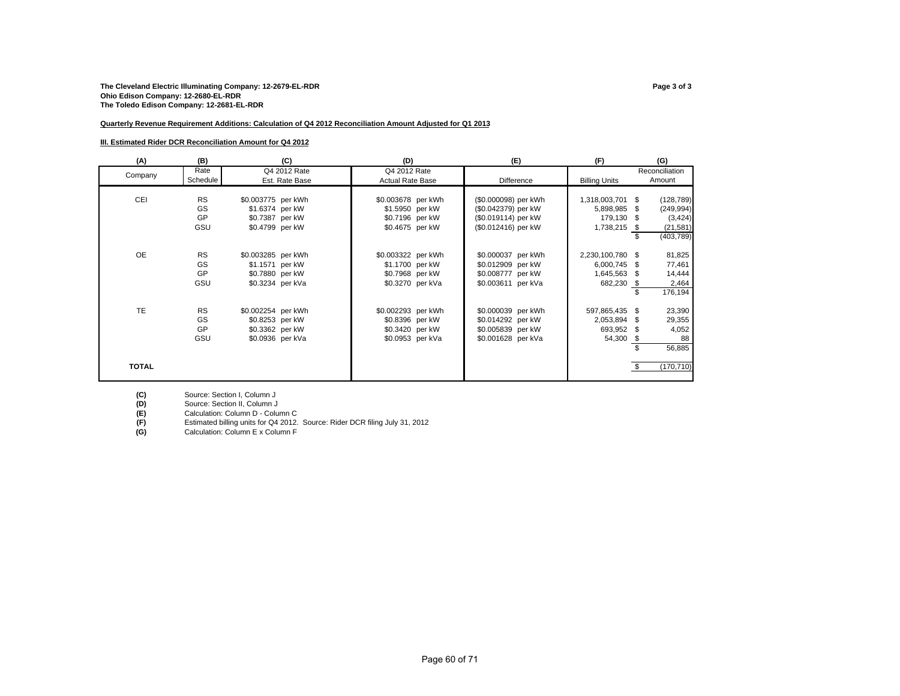**The Cleveland Electric Illuminating Company: 12-2679-EL-RDR**
**Ohio Edison Company: 12-2680-EL-RDR**
**The Toledo Edison Company: 12-2681-EL-RDR**

**Page 3 of 3**

**Quarterly Revenue Requirement Additions: Calculation of Q4 2012 Reconciliation Amount Adjusted for Q1 2013**

**III. Estimated Rider DCR Reconciliation Amount for Q4 2012**

| (A) | (B) | (C) | (D) | (E) | (F) | (G) |
|---|---|---|---|---|---|---|
| Company | Rate Schedule | Q4 2012 Rate Est. Rate Base | Q4 2012 Rate Actual Rate Base | Difference | Billing Units | Reconciliation Amount |
| CEI | RS | $0.003775 per kWh | $0.003678 per kWh | ($0.000098) per kWh | 1,318,003,701 | $ (128,789) |
| | GS | $1.6374 per kW | $1.5950 per kW | ($0.042379) per kW | 5,898,985 | $ (249,994) |
| | GP | $0.7387 per kW | $0.7196 per kW | ($0.019114) per kW | 179,130 | $ (3,424) |
| | GSU | $0.4799 per kW | $0.4675 per kW | ($0.012416) per kW | 1,738,215 | $ (21,581) |
| | | | | | | $ (403,789) |
| OE | RS | $0.003285 per kWh | $0.003322 per kWh | $0.000037 per kWh | 2,230,100,780 | $ 81,825 |
| | GS | $1.1571 per kW | $1.1700 per kW | $0.012909 per kW | 6,000,745 | $ 77,461 |
| | GP | $0.7880 per kW | $0.7968 per kW | $0.008777 per kW | 1,645,563 | $ 14,444 |
| | GSU | $0.3234 per kVa | $0.3270 per kVa | $0.003611 per kVa | 682,230 | $ 2,464 |
| | | | | | | $ 176,194 |
| TE | RS | $0.002254 per kWh | $0.002293 per kWh | $0.000039 per kWh | 597,865,435 | $ 23,390 |
| | GS | $0.8253 per kW | $0.8396 per kW | $0.014292 per kW | 2,053,894 | $ 29,355 |
| | GP | $0.3362 per kW | $0.3420 per kW | $0.005839 per kW | 693,952 | $ 4,052 |
| | GSU | $0.0936 per kVa | $0.0953 per kVa | $0.001628 per kVa | 54,300 | $ 88 |
| | | | | | | $ 56,885 |
| **TOTAL** | | | | | | $ (170,710) |

**(C)** Source: Section I, Column J
**(D)** Source: Section II, Column J
**(E)** Calculation: Column D - Column C
**(F)** Estimated billing units for Q4 2012. Source: Rider DCR filing July 31, 2012
**(G)** Calculation: Column E x Column F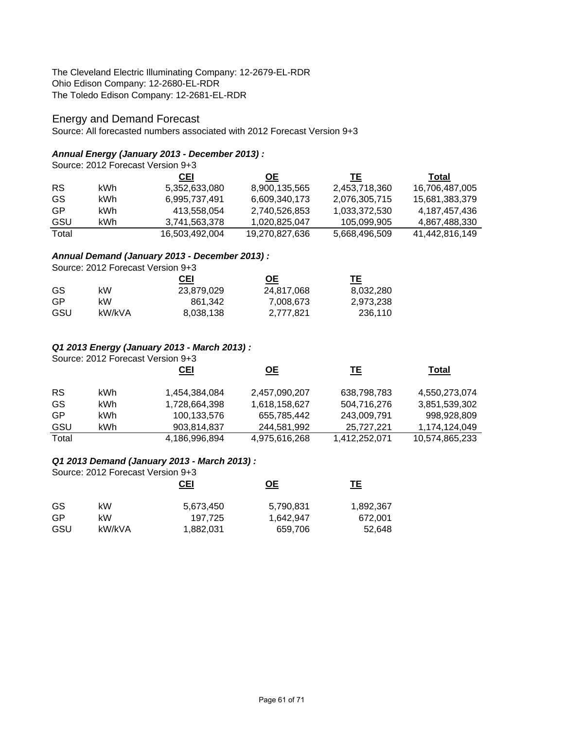The Cleveland Electric Illuminating Company: 12-2679-EL-RDR
Ohio Edison Company: 12-2680-EL-RDR
The Toledo Edison Company: 12-2681-EL-RDR

## Energy and Demand Forecast

Source: All forecasted numbers associated with 2012 Forecast Version 9+3

### *Annual Energy (January 2013 - December 2013) :*

Source: 2012 Forecast Version 9+3

| | | CEI | OE | TE | Total |
|---|---|---|---|---|---|
| RS | kWh | 5,352,633,080 | 8,900,135,565 | 2,453,718,360 | 16,706,487,005 |
| GS | kWh | 6,995,737,491 | 6,609,340,173 | 2,076,305,715 | 15,681,383,379 |
| GP | kWh | 413,558,054 | 2,740,526,853 | 1,033,372,530 | 4,187,457,436 |
| GSU | kWh | 3,741,563,378 | 1,020,825,047 | 105,099,905 | 4,867,488,330 |
| Total | | 16,503,492,004 | 19,270,827,636 | 5,668,496,509 | 41,442,816,149 |

### *Annual Demand (January 2013 - December 2013) :*

Source: 2012 Forecast Version 9+3

| | | CEI | OE | TE |
|---|---|---|---|---|
| GS | kW | 23,879,029 | 24,817,068 | 8,032,280 |
| GP | kW | 861,342 | 7,008,673 | 2,973,238 |
| GSU | kW/kVA | 8,038,138 | 2,777,821 | 236,110 |

### *Q1 2013 Energy (January 2013 - March 2013) :*

Source: 2012 Forecast Version 9+3

| | | CEI | OE | TE | Total |
|---|---|---|---|---|---|
| RS | kWh | 1,454,384,084 | 2,457,090,207 | 638,798,783 | 4,550,273,074 |
| GS | kWh | 1,728,664,398 | 1,618,158,627 | 504,716,276 | 3,851,539,302 |
| GP | kWh | 100,133,576 | 655,785,442 | 243,009,791 | 998,928,809 |
| GSU | kWh | 903,814,837 | 244,581,992 | 25,727,221 | 1,174,124,049 |
| Total | | 4,186,996,894 | 4,975,616,268 | 1,412,252,071 | 10,574,865,233 |

### *Q1 2013 Demand (January 2013 - March 2013) :*

Source: 2012 Forecast Version 9+3

| | | CEI | OE | TE |
|---|---|---|---|---|
| GS | kW | 5,673,450 | 5,790,831 | 1,892,367 |
| GP | kW | 197,725 | 1,642,947 | 672,001 |
| GSU | kW/kVA | 1,882,031 | 659,706 | 52,648 |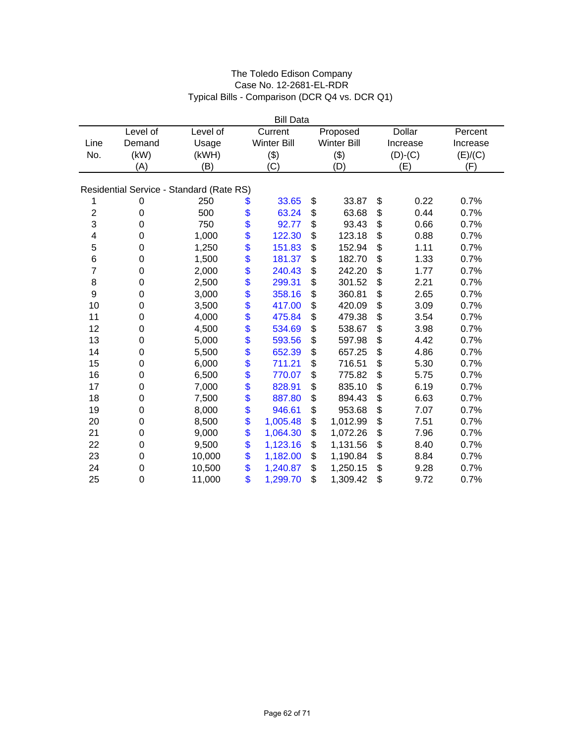The Toledo Edison Company
Case No. 12-2681-EL-RDR
Typical Bills - Comparison (DCR Q4 vs. DCR Q1)

| | | | Bill Data | | | |
|---|---|---|---|---|---|---|
| Line No. | Level of Demand (kW) (A) | Level of Usage (kWH) (B) | Current Winter Bill ($) (C) | Proposed Winter Bill ($) (D) | Dollar Increase (D)-(C) (E) | Percent Increase (E)/(C) (F) |
| **Residential Service - Standard (Rate RS)** | | | | | | |
| 1 | 0 | 250 | $ 33.65 | $ 33.87 | $ 0.22 | 0.7% |
| 2 | 0 | 500 | $ 63.24 | $ 63.68 | $ 0.44 | 0.7% |
| 3 | 0 | 750 | $ 92.77 | $ 93.43 | $ 0.66 | 0.7% |
| 4 | 0 | 1,000 | $ 122.30 | $ 123.18 | $ 0.88 | 0.7% |
| 5 | 0 | 1,250 | $ 151.83 | $ 152.94 | $ 1.11 | 0.7% |
| 6 | 0 | 1,500 | $ 181.37 | $ 182.70 | $ 1.33 | 0.7% |
| 7 | 0 | 2,000 | $ 240.43 | $ 242.20 | $ 1.77 | 0.7% |
| 8 | 0 | 2,500 | $ 299.31 | $ 301.52 | $ 2.21 | 0.7% |
| 9 | 0 | 3,000 | $ 358.16 | $ 360.81 | $ 2.65 | 0.7% |
| 10 | 0 | 3,500 | $ 417.00 | $ 420.09 | $ 3.09 | 0.7% |
| 11 | 0 | 4,000 | $ 475.84 | $ 479.38 | $ 3.54 | 0.7% |
| 12 | 0 | 4,500 | $ 534.69 | $ 538.67 | $ 3.98 | 0.7% |
| 13 | 0 | 5,000 | $ 593.56 | $ 597.98 | $ 4.42 | 0.7% |
| 14 | 0 | 5,500 | $ 652.39 | $ 657.25 | $ 4.86 | 0.7% |
| 15 | 0 | 6,000 | $ 711.21 | $ 716.51 | $ 5.30 | 0.7% |
| 16 | 0 | 6,500 | $ 770.07 | $ 775.82 | $ 5.75 | 0.7% |
| 17 | 0 | 7,000 | $ 828.91 | $ 835.10 | $ 6.19 | 0.7% |
| 18 | 0 | 7,500 | $ 887.80 | $ 894.43 | $ 6.63 | 0.7% |
| 19 | 0 | 8,000 | $ 946.61 | $ 953.68 | $ 7.07 | 0.7% |
| 20 | 0 | 8,500 | $ 1,005.48 | $ 1,012.99 | $ 7.51 | 0.7% |
| 21 | 0 | 9,000 | $ 1,064.30 | $ 1,072.26 | $ 7.96 | 0.7% |
| 22 | 0 | 9,500 | $ 1,123.16 | $ 1,131.56 | $ 8.40 | 0.7% |
| 23 | 0 | 10,000 | $ 1,182.00 | $ 1,190.84 | $ 8.84 | 0.7% |
| 24 | 0 | 10,500 | $ 1,240.87 | $ 1,250.15 | $ 9.28 | 0.7% |
| 25 | 0 | 11,000 | $ 1,299.70 | $ 1,309.42 | $ 9.72 | 0.7% |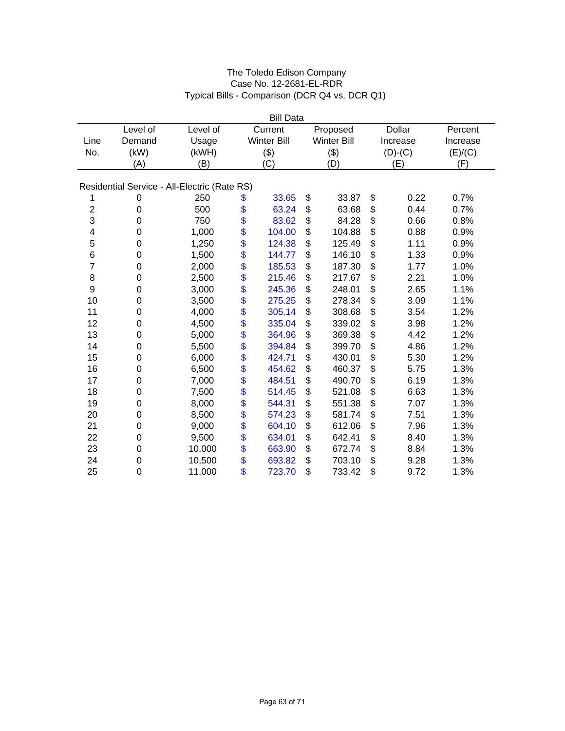The Toledo Edison Company
Case No. 12-2681-EL-RDR
Typical Bills - Comparison (DCR Q4 vs. DCR Q1)

| | | | Bill Data | | | |
|---|---|---|---|---|---|---|
| Line No. | Level of Demand (kW) (A) | Level of Usage (kWH) (B) | Current Winter Bill ($) (C) | Proposed Winter Bill ($) (D) | Dollar Increase (D)-(C) (E) | Percent Increase (E)/(C) (F) |
| **Residential Service - All-Electric (Rate RS)** | | | | | | |
| 1 | 0 | 250 | $ 33.65 | $ 33.87 | $ 0.22 | 0.7% |
| 2 | 0 | 500 | $ 63.24 | $ 63.68 | $ 0.44 | 0.7% |
| 3 | 0 | 750 | $ 83.62 | $ 84.28 | $ 0.66 | 0.8% |
| 4 | 0 | 1,000 | $ 104.00 | $ 104.88 | $ 0.88 | 0.9% |
| 5 | 0 | 1,250 | $ 124.38 | $ 125.49 | $ 1.11 | 0.9% |
| 6 | 0 | 1,500 | $ 144.77 | $ 146.10 | $ 1.33 | 0.9% |
| 7 | 0 | 2,000 | $ 185.53 | $ 187.30 | $ 1.77 | 1.0% |
| 8 | 0 | 2,500 | $ 215.46 | $ 217.67 | $ 2.21 | 1.0% |
| 9 | 0 | 3,000 | $ 245.36 | $ 248.01 | $ 2.65 | 1.1% |
| 10 | 0 | 3,500 | $ 275.25 | $ 278.34 | $ 3.09 | 1.1% |
| 11 | 0 | 4,000 | $ 305.14 | $ 308.68 | $ 3.54 | 1.2% |
| 12 | 0 | 4,500 | $ 335.04 | $ 339.02 | $ 3.98 | 1.2% |
| 13 | 0 | 5,000 | $ 364.96 | $ 369.38 | $ 4.42 | 1.2% |
| 14 | 0 | 5,500 | $ 394.84 | $ 399.70 | $ 4.86 | 1.2% |
| 15 | 0 | 6,000 | $ 424.71 | $ 430.01 | $ 5.30 | 1.2% |
| 16 | 0 | 6,500 | $ 454.62 | $ 460.37 | $ 5.75 | 1.3% |
| 17 | 0 | 7,000 | $ 484.51 | $ 490.70 | $ 6.19 | 1.3% |
| 18 | 0 | 7,500 | $ 514.45 | $ 521.08 | $ 6.63 | 1.3% |
| 19 | 0 | 8,000 | $ 544.31 | $ 551.38 | $ 7.07 | 1.3% |
| 20 | 0 | 8,500 | $ 574.23 | $ 581.74 | $ 7.51 | 1.3% |
| 21 | 0 | 9,000 | $ 604.10 | $ 612.06 | $ 7.96 | 1.3% |
| 22 | 0 | 9,500 | $ 634.01 | $ 642.41 | $ 8.40 | 1.3% |
| 23 | 0 | 10,000 | $ 663.90 | $ 672.74 | $ 8.84 | 1.3% |
| 24 | 0 | 10,500 | $ 693.82 | $ 703.10 | $ 9.28 | 1.3% |
| 25 | 0 | 11,000 | $ 723.70 | $ 733.42 | $ 9.72 | 1.3% |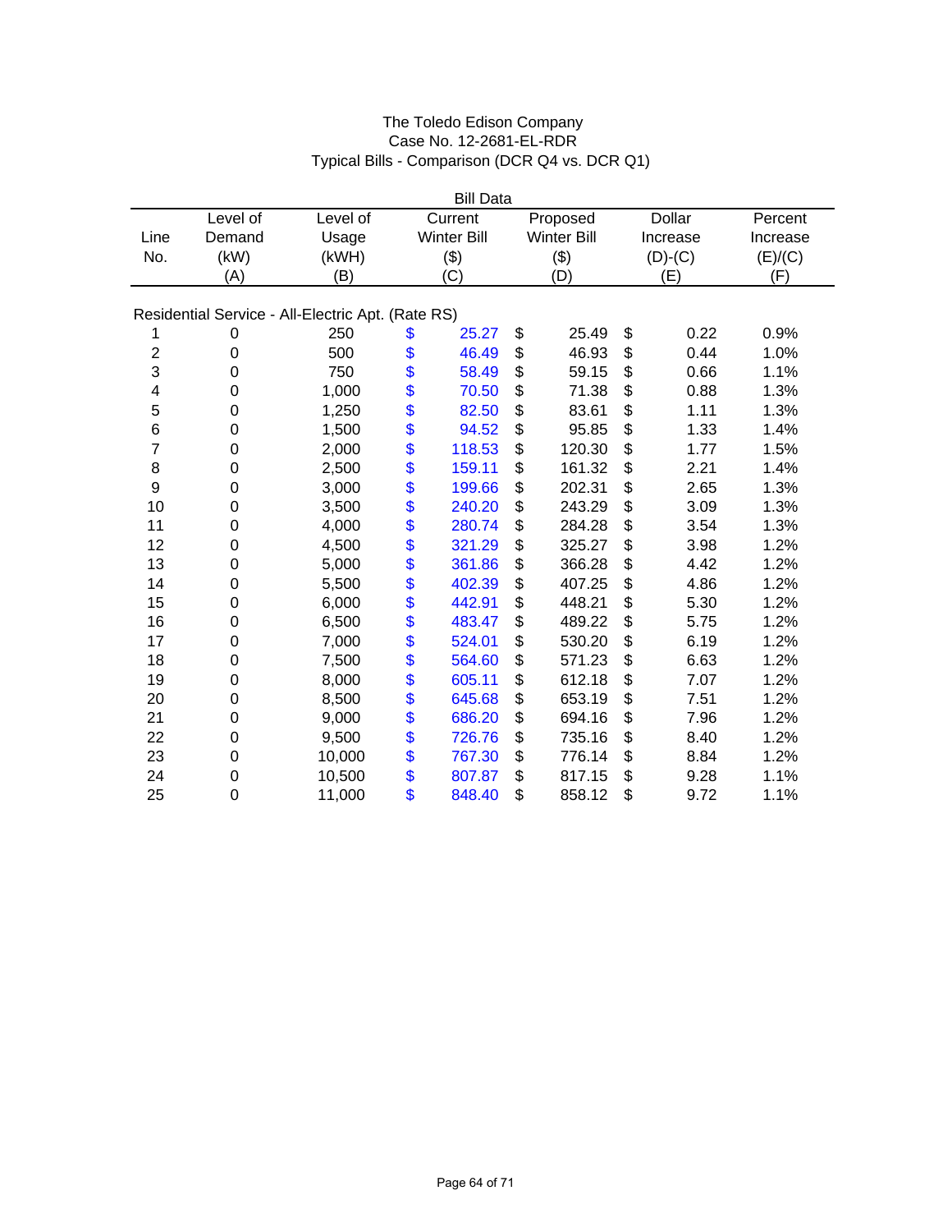# The Toledo Edison Company
## Case No. 12-2681-EL-RDR
## Typical Bills - Comparison (DCR Q4 vs. DCR Q1)

| | | | Bill Data | | | |
|---|---|---|---|---|---|---|
| Line No. | Level of Demand (kW) (A) | Level of Usage (kWH) (B) | Current Winter Bill ($) (C) | Proposed Winter Bill ($) (D) | Dollar Increase (D)-(C) (E) | Percent Increase (E)/(C) (F) |
| **Residential Service - All-Electric Apt. (Rate RS)** | | | | | | |
| 1 | 0 | 250 | $ 25.27 | $ 25.49 | $ 0.22 | 0.9% |
| 2 | 0 | 500 | $ 46.49 | $ 46.93 | $ 0.44 | 1.0% |
| 3 | 0 | 750 | $ 58.49 | $ 59.15 | $ 0.66 | 1.1% |
| 4 | 0 | 1,000 | $ 70.50 | $ 71.38 | $ 0.88 | 1.3% |
| 5 | 0 | 1,250 | $ 82.50 | $ 83.61 | $ 1.11 | 1.3% |
| 6 | 0 | 1,500 | $ 94.52 | $ 95.85 | $ 1.33 | 1.4% |
| 7 | 0 | 2,000 | $ 118.53 | $ 120.30 | $ 1.77 | 1.5% |
| 8 | 0 | 2,500 | $ 159.11 | $ 161.32 | $ 2.21 | 1.4% |
| 9 | 0 | 3,000 | $ 199.66 | $ 202.31 | $ 2.65 | 1.3% |
| 10 | 0 | 3,500 | $ 240.20 | $ 243.29 | $ 3.09 | 1.3% |
| 11 | 0 | 4,000 | $ 280.74 | $ 284.28 | $ 3.54 | 1.3% |
| 12 | 0 | 4,500 | $ 321.29 | $ 325.27 | $ 3.98 | 1.2% |
| 13 | 0 | 5,000 | $ 361.86 | $ 366.28 | $ 4.42 | 1.2% |
| 14 | 0 | 5,500 | $ 402.39 | $ 407.25 | $ 4.86 | 1.2% |
| 15 | 0 | 6,000 | $ 442.91 | $ 448.21 | $ 5.30 | 1.2% |
| 16 | 0 | 6,500 | $ 483.47 | $ 489.22 | $ 5.75 | 1.2% |
| 17 | 0 | 7,000 | $ 524.01 | $ 530.20 | $ 6.19 | 1.2% |
| 18 | 0 | 7,500 | $ 564.60 | $ 571.23 | $ 6.63 | 1.2% |
| 19 | 0 | 8,000 | $ 605.11 | $ 612.18 | $ 7.07 | 1.2% |
| 20 | 0 | 8,500 | $ 645.68 | $ 653.19 | $ 7.51 | 1.2% |
| 21 | 0 | 9,000 | $ 686.20 | $ 694.16 | $ 7.96 | 1.2% |
| 22 | 0 | 9,500 | $ 726.76 | $ 735.16 | $ 8.40 | 1.2% |
| 23 | 0 | 10,000 | $ 767.30 | $ 776.14 | $ 8.84 | 1.2% |
| 24 | 0 | 10,500 | $ 807.87 | $ 817.15 | $ 9.28 | 1.1% |
| 25 | 0 | 11,000 | $ 848.40 | $ 858.12 | $ 9.72 | 1.1% |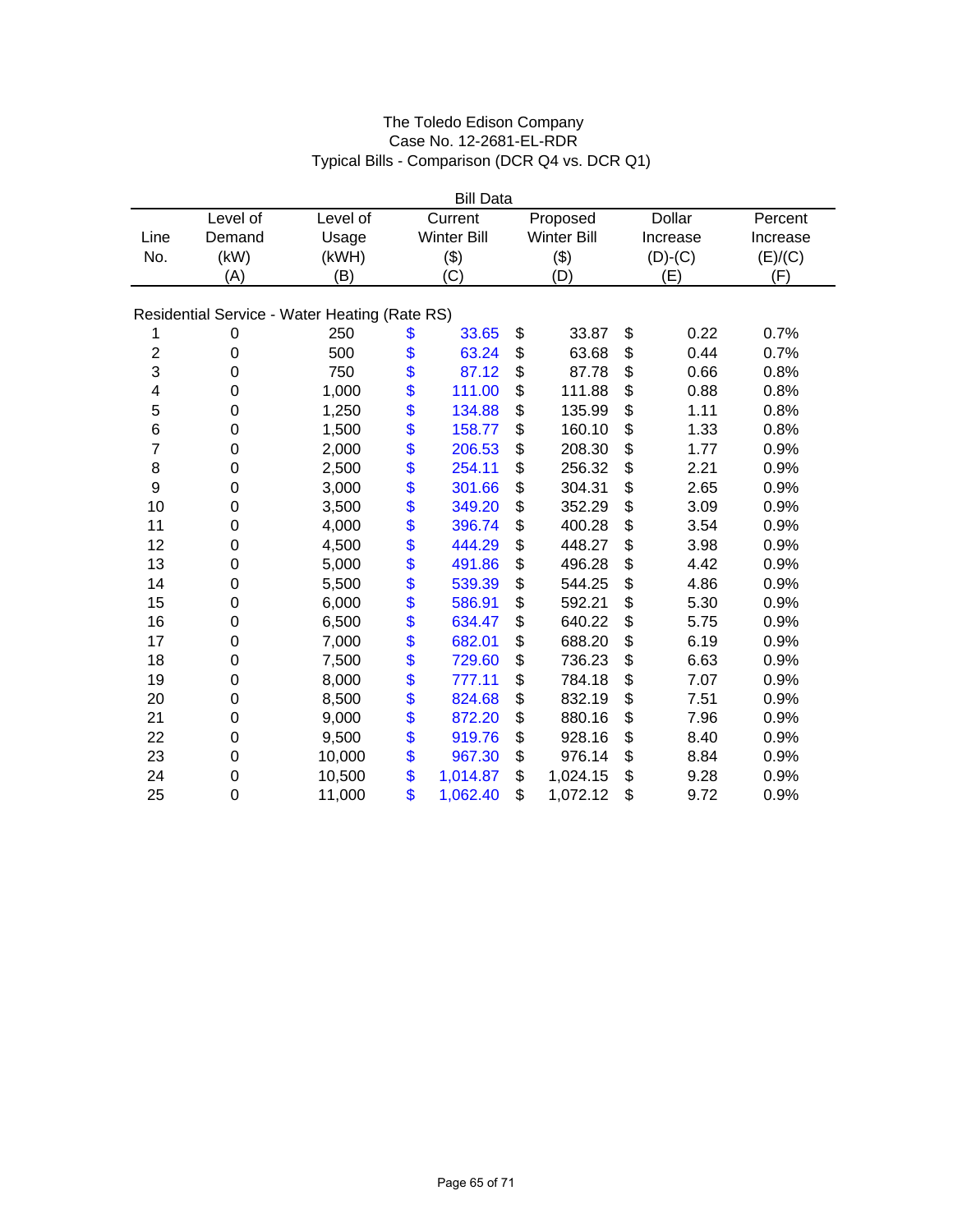# The Toledo Edison Company
## Case No. 12-2681-EL-RDR
### Typical Bills - Comparison (DCR Q4 vs. DCR Q1)

| | | Bill Data | | | | |
|---|---|---|---|---|---|---|
| Line No. | Level of Demand (kW) (A) | Level of Usage (kWH) (B) | Current Winter Bill ($) (C) | Proposed Winter Bill ($) (D) | Dollar Increase (D)-(C) (E) | Percent Increase (E)/(C) (F) |
| **Residential Service - Water Heating (Rate RS)** | | | | | | |
| 1 | 0 | 250 | $ 33.65 | $ 33.87 | $ 0.22 | 0.7% |
| 2 | 0 | 500 | $ 63.24 | $ 63.68 | $ 0.44 | 0.7% |
| 3 | 0 | 750 | $ 87.12 | $ 87.78 | $ 0.66 | 0.8% |
| 4 | 0 | 1,000 | $ 111.00 | $ 111.88 | $ 0.88 | 0.8% |
| 5 | 0 | 1,250 | $ 134.88 | $ 135.99 | $ 1.11 | 0.8% |
| 6 | 0 | 1,500 | $ 158.77 | $ 160.10 | $ 1.33 | 0.8% |
| 7 | 0 | 2,000 | $ 206.53 | $ 208.30 | $ 1.77 | 0.9% |
| 8 | 0 | 2,500 | $ 254.11 | $ 256.32 | $ 2.21 | 0.9% |
| 9 | 0 | 3,000 | $ 301.66 | $ 304.31 | $ 2.65 | 0.9% |
| 10 | 0 | 3,500 | $ 349.20 | $ 352.29 | $ 3.09 | 0.9% |
| 11 | 0 | 4,000 | $ 396.74 | $ 400.28 | $ 3.54 | 0.9% |
| 12 | 0 | 4,500 | $ 444.29 | $ 448.27 | $ 3.98 | 0.9% |
| 13 | 0 | 5,000 | $ 491.86 | $ 496.28 | $ 4.42 | 0.9% |
| 14 | 0 | 5,500 | $ 539.39 | $ 544.25 | $ 4.86 | 0.9% |
| 15 | 0 | 6,000 | $ 586.91 | $ 592.21 | $ 5.30 | 0.9% |
| 16 | 0 | 6,500 | $ 634.47 | $ 640.22 | $ 5.75 | 0.9% |
| 17 | 0 | 7,000 | $ 682.01 | $ 688.20 | $ 6.19 | 0.9% |
| 18 | 0 | 7,500 | $ 729.60 | $ 736.23 | $ 6.63 | 0.9% |
| 19 | 0 | 8,000 | $ 777.11 | $ 784.18 | $ 7.07 | 0.9% |
| 20 | 0 | 8,500 | $ 824.68 | $ 832.19 | $ 7.51 | 0.9% |
| 21 | 0 | 9,000 | $ 872.20 | $ 880.16 | $ 7.96 | 0.9% |
| 22 | 0 | 9,500 | $ 919.76 | $ 928.16 | $ 8.40 | 0.9% |
| 23 | 0 | 10,000 | $ 967.30 | $ 976.14 | $ 8.84 | 0.9% |
| 24 | 0 | 10,500 | $ 1,014.87 | $ 1,024.15 | $ 9.28 | 0.9% |
| 25 | 0 | 11,000 | $ 1,062.40 | $ 1,072.12 | $ 9.72 | 0.9% |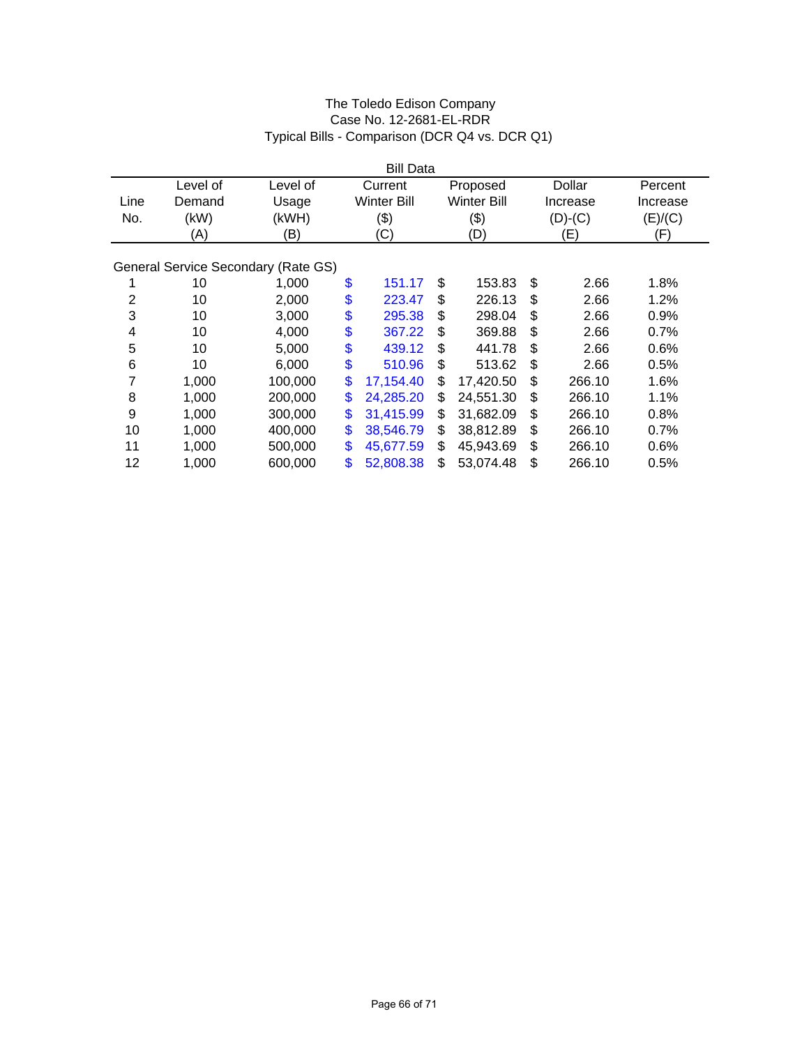The Toledo Edison Company
Case No. 12-2681-EL-RDR
Typical Bills - Comparison (DCR Q4 vs. DCR Q1)

| | | Bill Data | | | | |
|---|---|---|---|---|---|---|
| Line No. | Level of Demand (kW) (A) | Level of Usage (kWH) (B) | Current Winter Bill ($) (C) | Proposed Winter Bill ($) (D) | Dollar Increase (D)-(C) (E) | Percent Increase (E)/(C) (F) |
| General Service Secondary (Rate GS) | | | | | | |
| 1 | 10 | 1,000 | $ 151.17 | $ 153.83 | $ 2.66 | 1.8% |
| 2 | 10 | 2,000 | $ 223.47 | $ 226.13 | $ 2.66 | 1.2% |
| 3 | 10 | 3,000 | $ 295.38 | $ 298.04 | $ 2.66 | 0.9% |
| 4 | 10 | 4,000 | $ 367.22 | $ 369.88 | $ 2.66 | 0.7% |
| 5 | 10 | 5,000 | $ 439.12 | $ 441.78 | $ 2.66 | 0.6% |
| 6 | 10 | 6,000 | $ 510.96 | $ 513.62 | $ 2.66 | 0.5% |
| 7 | 1,000 | 100,000 | $ 17,154.40 | $ 17,420.50 | $ 266.10 | 1.6% |
| 8 | 1,000 | 200,000 | $ 24,285.20 | $ 24,551.30 | $ 266.10 | 1.1% |
| 9 | 1,000 | 300,000 | $ 31,415.99 | $ 31,682.09 | $ 266.10 | 0.8% |
| 10 | 1,000 | 400,000 | $ 38,546.79 | $ 38,812.89 | $ 266.10 | 0.7% |
| 11 | 1,000 | 500,000 | $ 45,677.59 | $ 45,943.69 | $ 266.10 | 0.6% |
| 12 | 1,000 | 600,000 | $ 52,808.38 | $ 53,074.48 | $ 266.10 | 0.5% |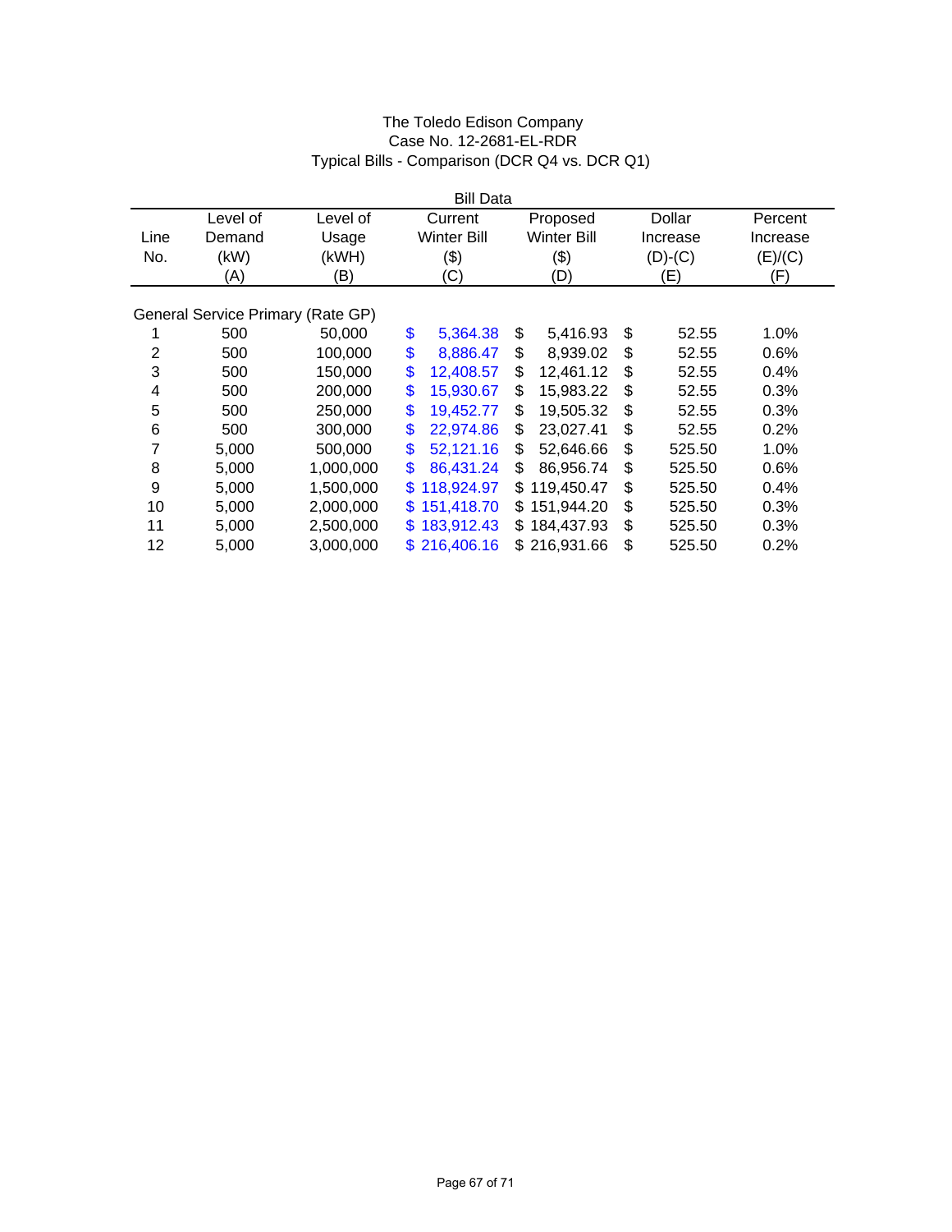The Toledo Edison Company
Case No. 12-2681-EL-RDR
Typical Bills - Comparison (DCR Q4 vs. DCR Q1)

| | | Bill Data | | | | |
|---|---|---|---|---|---|---|
| Line No. | Level of Demand (kW) (A) | Level of Usage (kWH) (B) | Current Winter Bill ($) (C) | Proposed Winter Bill ($) (D) | Dollar Increase (D)-(C) (E) | Percent Increase (E)/(C) (F) |
| General Service Primary (Rate GP) | | | | | | |
| 1 | 500 | 50,000 | $ 5,364.38 | $ 5,416.93 | $ 52.55 | 1.0% |
| 2 | 500 | 100,000 | $ 8,886.47 | $ 8,939.02 | $ 52.55 | 0.6% |
| 3 | 500 | 150,000 | $ 12,408.57 | $ 12,461.12 | $ 52.55 | 0.4% |
| 4 | 500 | 200,000 | $ 15,930.67 | $ 15,983.22 | $ 52.55 | 0.3% |
| 5 | 500 | 250,000 | $ 19,452.77 | $ 19,505.32 | $ 52.55 | 0.3% |
| 6 | 500 | 300,000 | $ 22,974.86 | $ 23,027.41 | $ 52.55 | 0.2% |
| 7 | 5,000 | 500,000 | $ 52,121.16 | $ 52,646.66 | $ 525.50 | 1.0% |
| 8 | 5,000 | 1,000,000 | $ 86,431.24 | $ 86,956.74 | $ 525.50 | 0.6% |
| 9 | 5,000 | 1,500,000 | $ 118,924.97 | $ 119,450.47 | $ 525.50 | 0.4% |
| 10 | 5,000 | 2,000,000 | $ 151,418.70 | $ 151,944.20 | $ 525.50 | 0.3% |
| 11 | 5,000 | 2,500,000 | $ 183,912.43 | $ 184,437.93 | $ 525.50 | 0.3% |
| 12 | 5,000 | 3,000,000 | $ 216,406.16 | $ 216,931.66 | $ 525.50 | 0.2% |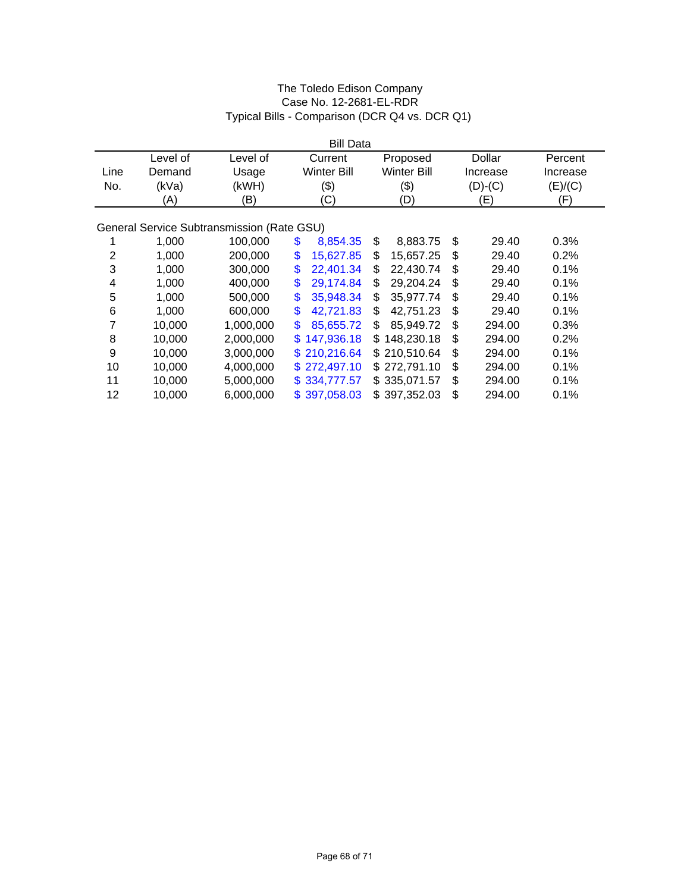The Toledo Edison Company
Case No. 12-2681-EL-RDR
Typical Bills - Comparison (DCR Q4 vs. DCR Q1)

| Line No. | Level of Demand (kVa) (A) | Level of Usage (kWH) (B) | Current Winter Bill ($) (C) | Proposed Winter Bill ($) (D) | Dollar Increase (D)-(C) (E) | Percent Increase (E)/(C) (F) |
|---|---|---|---|---|---|---|
| | | | Bill Data | | | |
| General Service Subtransmission (Rate GSU) | | | | | | |
| 1 | 1,000 | 100,000 | $ 8,854.35 | $ 8,883.75 | $ 29.40 | 0.3% |
| 2 | 1,000 | 200,000 | $ 15,627.85 | $ 15,657.25 | $ 29.40 | 0.2% |
| 3 | 1,000 | 300,000 | $ 22,401.34 | $ 22,430.74 | $ 29.40 | 0.1% |
| 4 | 1,000 | 400,000 | $ 29,174.84 | $ 29,204.24 | $ 29.40 | 0.1% |
| 5 | 1,000 | 500,000 | $ 35,948.34 | $ 35,977.74 | $ 29.40 | 0.1% |
| 6 | 1,000 | 600,000 | $ 42,721.83 | $ 42,751.23 | $ 29.40 | 0.1% |
| 7 | 10,000 | 1,000,000 | $ 85,655.72 | $ 85,949.72 | $ 294.00 | 0.3% |
| 8 | 10,000 | 2,000,000 | $ 147,936.18 | $ 148,230.18 | $ 294.00 | 0.2% |
| 9 | 10,000 | 3,000,000 | $ 210,216.64 | $ 210,510.64 | $ 294.00 | 0.1% |
| 10 | 10,000 | 4,000,000 | $ 272,497.10 | $ 272,791.10 | $ 294.00 | 0.1% |
| 11 | 10,000 | 5,000,000 | $ 334,777.57 | $ 335,071.57 | $ 294.00 | 0.1% |
| 12 | 10,000 | 6,000,000 | $ 397,058.03 | $ 397,352.03 | $ 294.00 | 0.1% |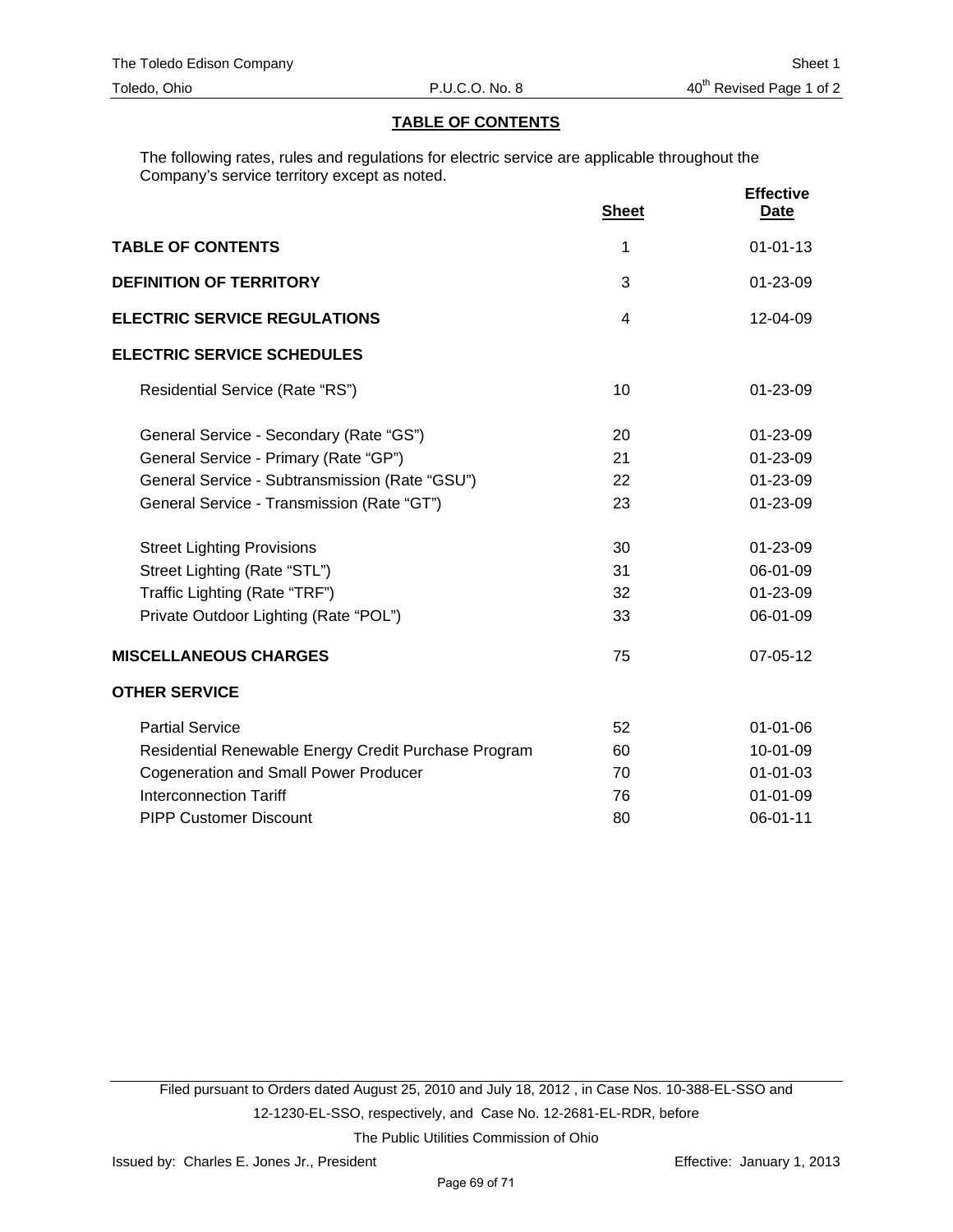The Toledo Edison Company | Sheet 1
Toledo, Ohio | P.U.C.O. No. 8 | 40th Revised Page 1 of 2

## TABLE OF CONTENTS

The following rates, rules and regulations for electric service are applicable throughout the Company's service territory except as noted.

| | Sheet | Effective Date |
|---|---|---|
| **TABLE OF CONTENTS** | 1 | 01-01-13 |
| **DEFINITION OF TERRITORY** | 3 | 01-23-09 |
| **ELECTRIC SERVICE REGULATIONS** | 4 | 12-04-09 |
| **ELECTRIC SERVICE SCHEDULES** | | |
| Residential Service (Rate "RS") | 10 | 01-23-09 |
| General Service - Secondary (Rate "GS") | 20 | 01-23-09 |
| General Service - Primary (Rate "GP") | 21 | 01-23-09 |
| General Service - Subtransmission (Rate "GSU") | 22 | 01-23-09 |
| General Service - Transmission (Rate "GT") | 23 | 01-23-09 |
| Street Lighting Provisions | 30 | 01-23-09 |
| Street Lighting (Rate "STL") | 31 | 06-01-09 |
| Traffic Lighting (Rate "TRF") | 32 | 01-23-09 |
| Private Outdoor Lighting (Rate "POL") | 33 | 06-01-09 |
| **MISCELLANEOUS CHARGES** | 75 | 07-05-12 |
| **OTHER SERVICE** | | |
| Partial Service | 52 | 01-01-06 |
| Residential Renewable Energy Credit Purchase Program | 60 | 10-01-09 |
| Cogeneration and Small Power Producer | 70 | 01-01-03 |
| Interconnection Tariff | 76 | 01-01-09 |
| PIPP Customer Discount | 80 | 06-01-11 |

Filed pursuant to Orders dated August 25, 2010 and July 18, 2012 , in Case Nos. 10-388-EL-SSO and 12-1230-EL-SSO, respectively, and Case No. 12-2681-EL-RDR, before The Public Utilities Commission of Ohio

Issued by: Charles E. Jones Jr., President | Effective: January 1, 2013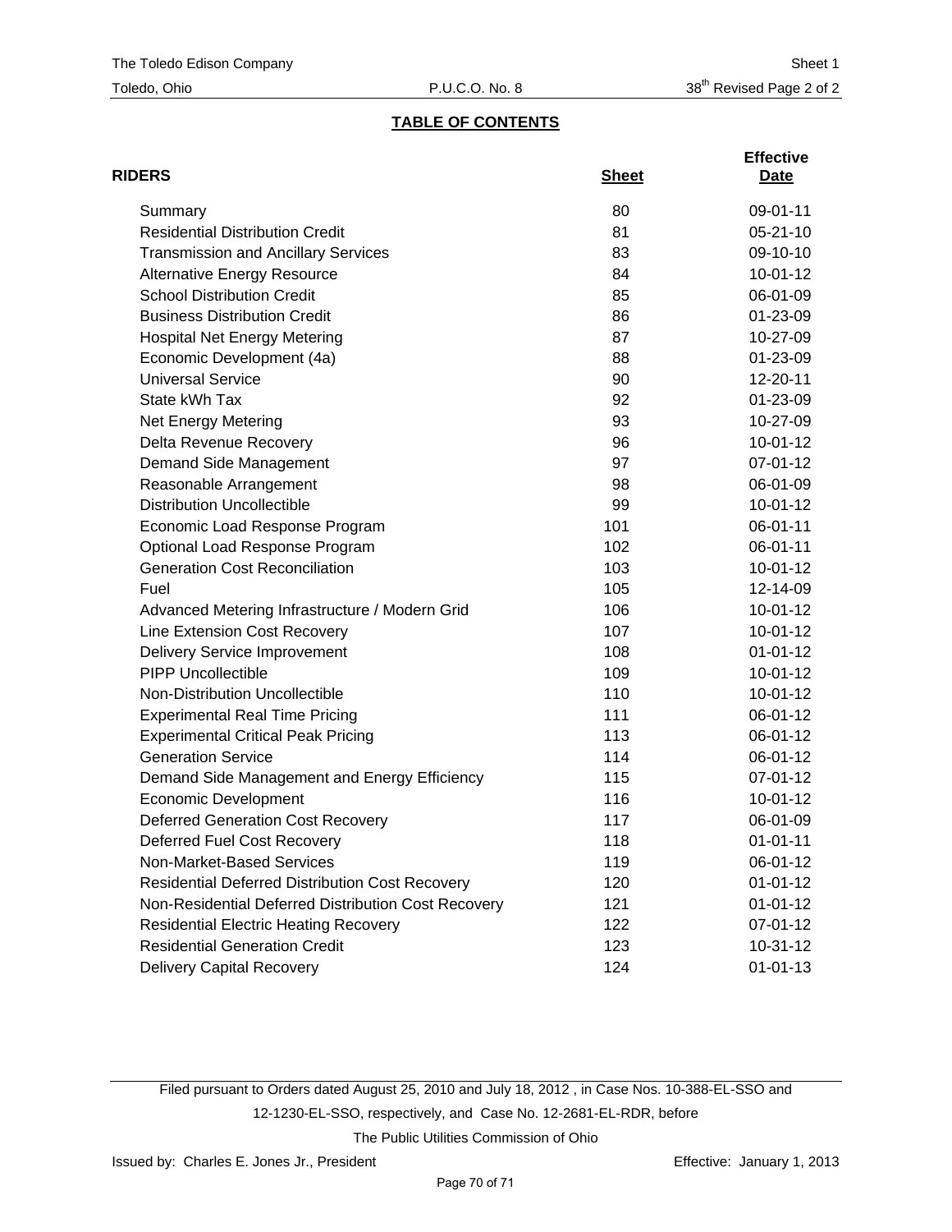## TABLE OF CONTENTS

| RIDERS | Sheet | Effective Date |
|---|---|---|
| Summary | 80 | 09-01-11 |
| Residential Distribution Credit | 81 | 05-21-10 |
| Transmission and Ancillary Services | 83 | 09-10-10 |
| Alternative Energy Resource | 84 | 10-01-12 |
| School Distribution Credit | 85 | 06-01-09 |
| Business Distribution Credit | 86 | 01-23-09 |
| Hospital Net Energy Metering | 87 | 10-27-09 |
| Economic Development (4a) | 88 | 01-23-09 |
| Universal Service | 90 | 12-20-11 |
| State kWh Tax | 92 | 01-23-09 |
| Net Energy Metering | 93 | 10-27-09 |
| Delta Revenue Recovery | 96 | 10-01-12 |
| Demand Side Management | 97 | 07-01-12 |
| Reasonable Arrangement | 98 | 06-01-09 |
| Distribution Uncollectible | 99 | 10-01-12 |
| Economic Load Response Program | 101 | 06-01-11 |
| Optional Load Response Program | 102 | 06-01-11 |
| Generation Cost Reconciliation | 103 | 10-01-12 |
| Fuel | 105 | 12-14-09 |
| Advanced Metering Infrastructure / Modern Grid | 106 | 10-01-12 |
| Line Extension Cost Recovery | 107 | 10-01-12 |
| Delivery Service Improvement | 108 | 01-01-12 |
| PIPP Uncollectible | 109 | 10-01-12 |
| Non-Distribution Uncollectible | 110 | 10-01-12 |
| Experimental Real Time Pricing | 111 | 06-01-12 |
| Experimental Critical Peak Pricing | 113 | 06-01-12 |
| Generation Service | 114 | 06-01-12 |
| Demand Side Management and Energy Efficiency | 115 | 07-01-12 |
| Economic Development | 116 | 10-01-12 |
| Deferred Generation Cost Recovery | 117 | 06-01-09 |
| Deferred Fuel Cost Recovery | 118 | 01-01-11 |
| Non-Market-Based Services | 119 | 06-01-12 |
| Residential Deferred Distribution Cost Recovery | 120 | 01-01-12 |
| Non-Residential Deferred Distribution Cost Recovery | 121 | 01-01-12 |
| Residential Electric Heating Recovery | 122 | 07-01-12 |
| Residential Generation Credit | 123 | 10-31-12 |
| Delivery Capital Recovery | 124 | 01-01-13 |

Filed pursuant to Orders dated August 25, 2010 and July 18, 2012 , in Case Nos. 10-388-EL-SSO and 12-1230-EL-SSO, respectively, and Case No. 12-2681-EL-RDR, before The Public Utilities Commission of Ohio

Issued by: Charles E. Jones Jr., President

Effective: January 1, 2013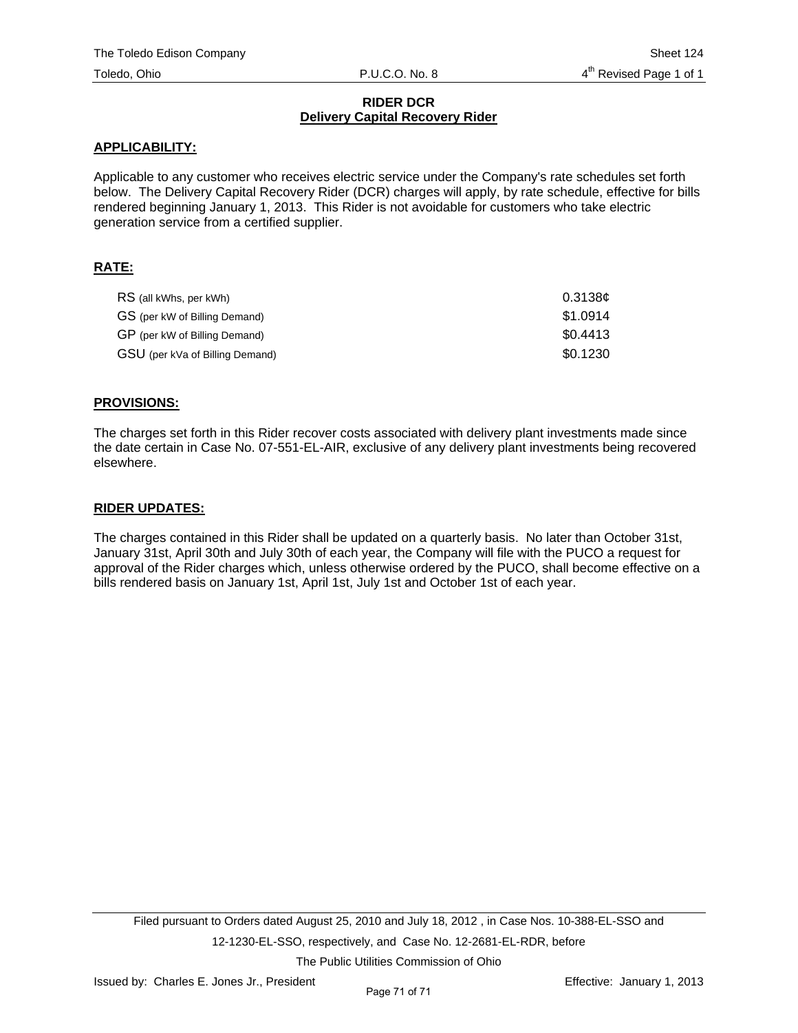## RIDER DCR
**Delivery Capital Recovery Rider**

**APPLICABILITY:**

Applicable to any customer who receives electric service under the Company's rate schedules set forth below. The Delivery Capital Recovery Rider (DCR) charges will apply, by rate schedule, effective for bills rendered beginning January 1, 2013. This Rider is not avoidable for customers who take electric generation service from a certified supplier.

**RATE:**

| | |
|---|---|
| RS (all kWhs, per kWh) | 0.3138¢ |
| GS (per kW of Billing Demand) | $1.0914 |
| GP (per kW of Billing Demand) | $0.4413 |
| GSU (per kVa of Billing Demand) | $0.1230 |

**PROVISIONS:**

The charges set forth in this Rider recover costs associated with delivery plant investments made since the date certain in Case No. 07-551-EL-AIR, exclusive of any delivery plant investments being recovered elsewhere.

**RIDER UPDATES:**

The charges contained in this Rider shall be updated on a quarterly basis. No later than October 31st, January 31st, April 30th and July 30th of each year, the Company will file with the PUCO a request for approval of the Rider charges which, unless otherwise ordered by the PUCO, shall become effective on a bills rendered basis on January 1st, April 1st, July 1st and October 1st of each year.

Filed pursuant to Orders dated August 25, 2010 and July 18, 2012 , in Case Nos. 10-388-EL-SSO and 12-1230-EL-SSO, respectively, and Case No. 12-2681-EL-RDR, before The Public Utilities Commission of Ohio

Issued by: Charles E. Jones Jr., President

Effective: January 1, 2013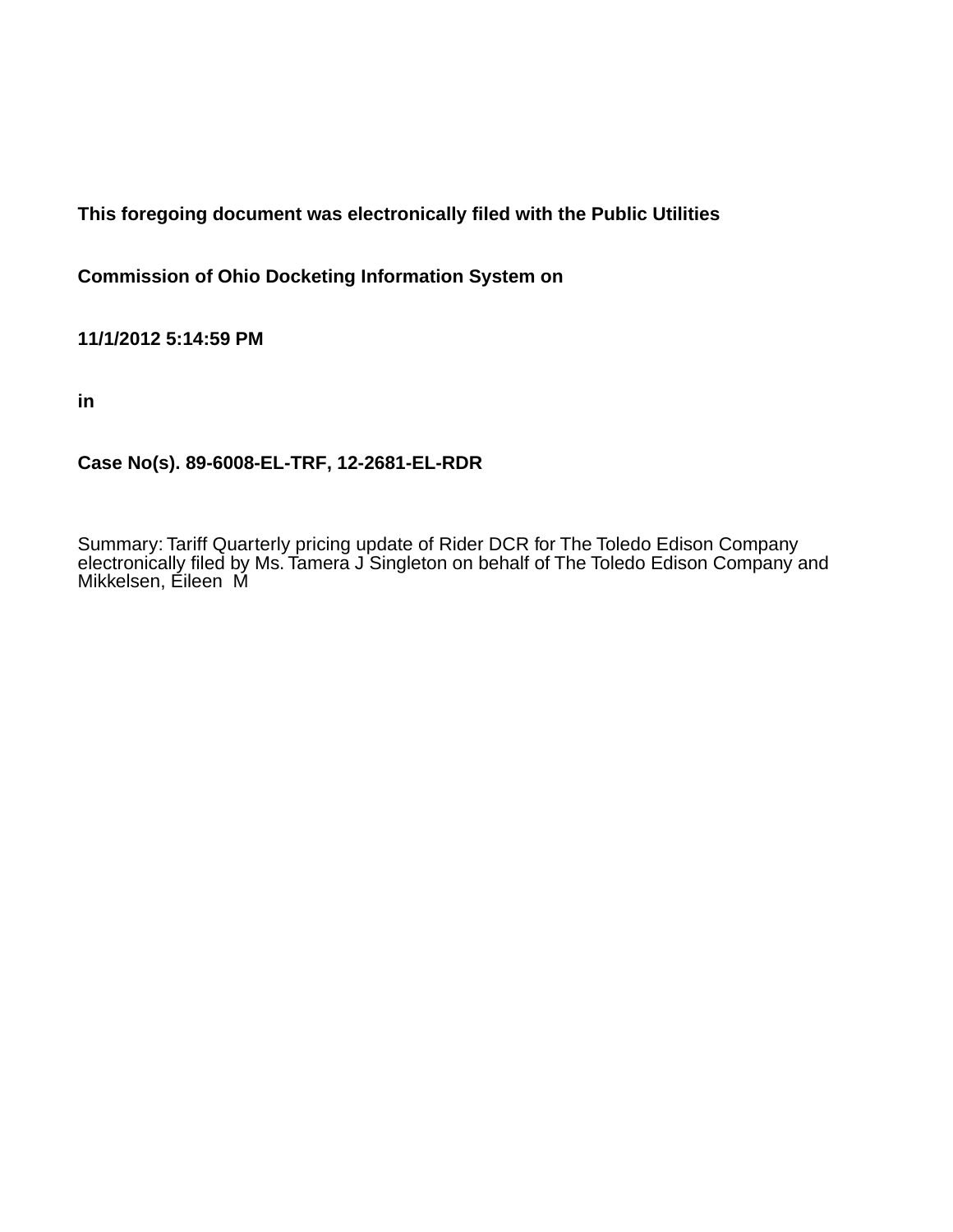**This foregoing document was electronically filed with the Public Utilities**

**Commission of Ohio Docketing Information System on**

**11/1/2012 5:14:59 PM**

**in**

**Case No(s). 89-6008-EL-TRF, 12-2681-EL-RDR**

Summary: Tariff Quarterly pricing update of Rider DCR for The Toledo Edison Company electronically filed by Ms. Tamera J Singleton on behalf of The Toledo Edison Company and Mikkelsen, Eileen M